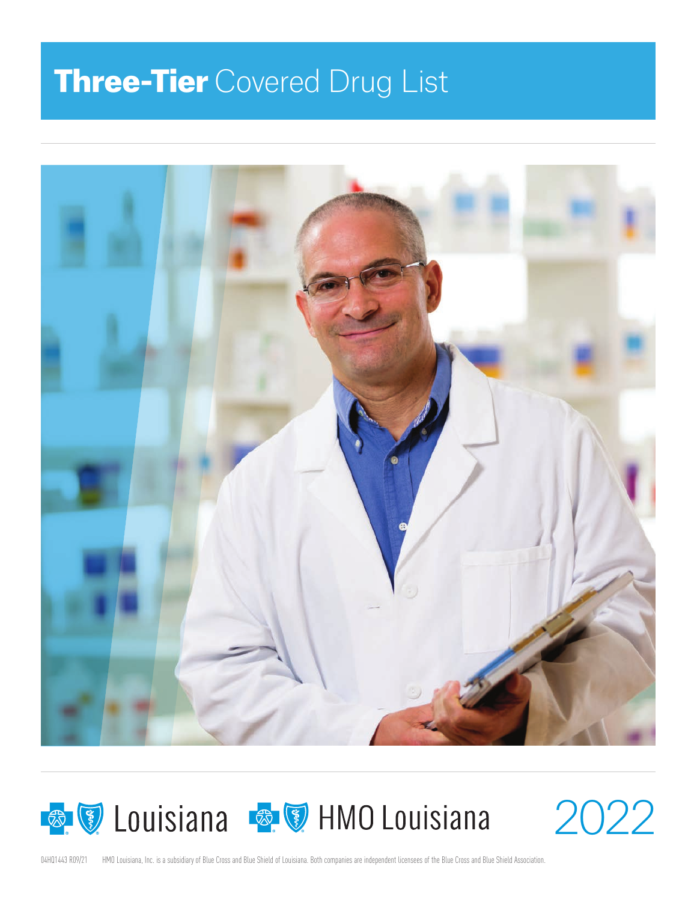# **Three-Tier** Covered Drug List

Louisiana HMO Louisiana

2022

04HQ1443 R09/21 HMO Louisiana, Inc. is a subsidiary of Blue Cross and Blue Shield of Louisiana. Both companies are independent licensees of the Blue Cross and Blue Shield Association.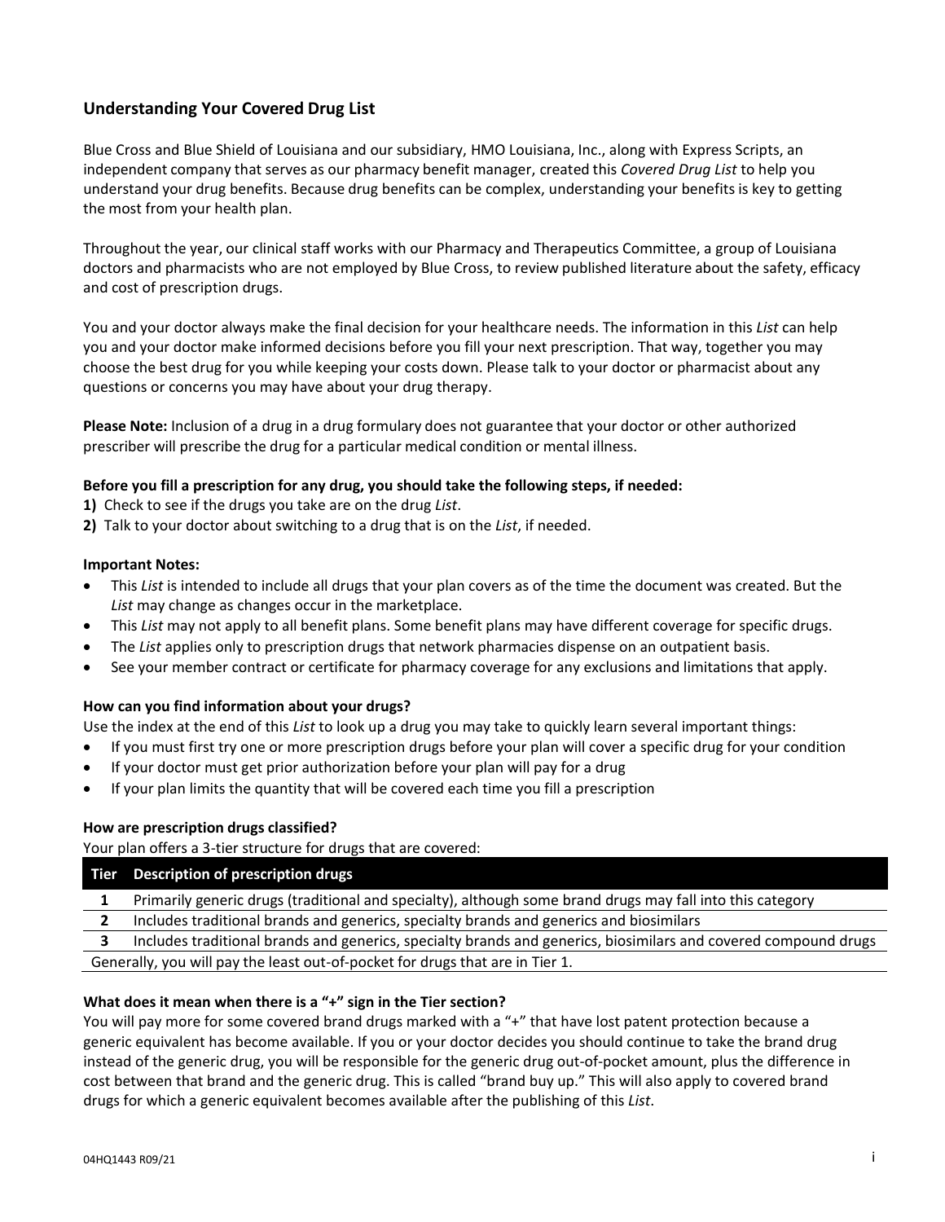## Understanding Your Covered Drug List

Blue Cross and Blue Shield of Louisiana and our subsidiary, HMO Louisiana, Inc., along with Express Scripts, an independent company that serves as our pharmacy benefit manager, created this *Covered Drug List* to help you understand your drug benefits. Because drug benefits can be complex, understanding your benefits is key to getting the most from your health plan.

Throughout the year, our clinical staff works with our Pharmacy and Therapeutics Committee, a group of Louisiana doctors and pharmacists who are not employed by Blue Cross, to review published literature about the safety, efficacy and cost of prescription drugs.

You and your doctor always make the final decision for your healthcare needs. The information in this *List* can help you and your doctor make informed decisions before you fill your next prescription. That way, together you may choose the best drug for you while keeping your costs down. Please talk to your doctor or pharmacist about any questions or concerns you may have about your drug therapy.

**Please Note:** Inclusion of a drug in a drug formulary does not guarantee that your doctor or other authorized prescriber will prescribe the drug for a particular medical condition or mental illness.

**Before you fill a prescription for any drug, you should take the following steps, if needed:**

**1)** Check to see if the drugs you take are on the drug *List*.
**2)** Talk to your doctor about switching to a drug that is on the *List*, if needed.

**Important Notes:**

- This *List* is intended to include all drugs that your plan covers as of the time the document was created. But the *List* may change as changes occur in the marketplace.
- This *List* may not apply to all benefit plans. Some benefit plans may have different coverage for specific drugs.
- The *List* applies only to prescription drugs that network pharmacies dispense on an outpatient basis.
- See your member contract or certificate for pharmacy coverage for any exclusions and limitations that apply.

**How can you find information about your drugs?**
Use the index at the end of this *List* to look up a drug you may take to quickly learn several important things:

- If you must first try one or more prescription drugs before your plan will cover a specific drug for your condition
- If your doctor must get prior authorization before your plan will pay for a drug
- If your plan limits the quantity that will be covered each time you fill a prescription

**How are prescription drugs classified?**
Your plan offers a 3-tier structure for drugs that are covered:

| Tier | Description of prescription drugs |
|---|---|
| 1 | Primarily generic drugs (traditional and specialty), although some brand drugs may fall into this category |
| 2 | Includes traditional brands and generics, specialty brands and generics and biosimilars |
| 3 | Includes traditional brands and generics, specialty brands and generics, biosimilars and covered compound drugs |

Generally, you will pay the least out-of-pocket for drugs that are in Tier 1.

**What does it mean when there is a "+" sign in the Tier section?**
You will pay more for some covered brand drugs marked with a "+" that have lost patent protection because a generic equivalent has become available. If you or your doctor decides you should continue to take the brand drug instead of the generic drug, you will be responsible for the generic drug out-of-pocket amount, plus the difference in cost between that brand and the generic drug. This is called "brand buy up." This will also apply to covered brand drugs for which a generic equivalent becomes available after the publishing of this *List*.

04HQ1443 R09/21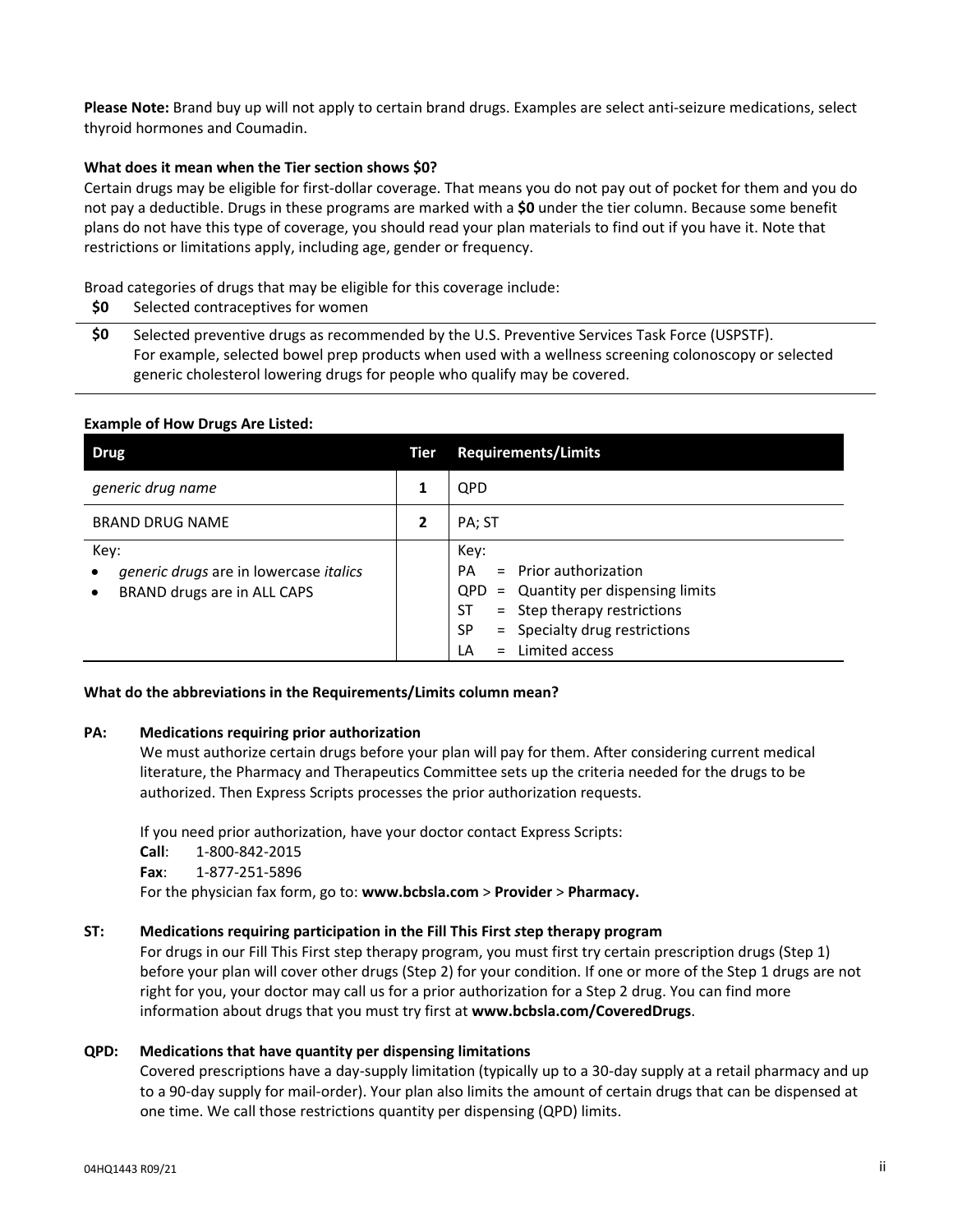**Please Note:** Brand buy up will not apply to certain brand drugs. Examples are select anti-seizure medications, select thyroid hormones and Coumadin.

**What does it mean when the Tier section shows $0?**

Certain drugs may be eligible for first-dollar coverage. That means you do not pay out of pocket for them and you do not pay a deductible. Drugs in these programs are marked with a **$0** under the tier column. Because some benefit plans do not have this type of coverage, you should read your plan materials to find out if you have it. Note that restrictions or limitations apply, including age, gender or frequency.

Broad categories of drugs that may be eligible for this coverage include:

| | |
|---|---|
| **$0** | Selected contraceptives for women |
| **$0** | Selected preventive drugs as recommended by the U.S. Preventive Services Task Force (USPSTF). For example, selected bowel prep products when used with a wellness screening colonoscopy or selected generic cholesterol lowering drugs for people who qualify may be covered. |

**Example of How Drugs Are Listed:**

| Drug | Tier | Requirements/Limits |
|---|---|---|
| *generic drug name* | **1** | QPD |
| BRAND DRUG NAME | **2** | PA; ST |
| Key:<br>• *generic drugs* are in lowercase *italics*<br>• BRAND drugs are in ALL CAPS | | Key:<br>PA = Prior authorization<br>QPD = Quantity per dispensing limits<br>ST = Step therapy restrictions<br>SP = Specialty drug restrictions<br>LA = Limited access |

**What do the abbreviations in the Requirements/Limits column mean?**

**PA: Medications requiring prior authorization**

We must authorize certain drugs before your plan will pay for them. After considering current medical literature, the Pharmacy and Therapeutics Committee sets up the criteria needed for the drugs to be authorized. Then Express Scripts processes the prior authorization requests.

If you need prior authorization, have your doctor contact Express Scripts:

**Call**: 1-800-842-2015

**Fax**: 1-877-251-5896

For the physician fax form, go to: **www.bcbsla.com** > **Provider** > **Pharmacy.**

**ST: Medications requiring participation in the Fill This First *s*tep therapy program**

For drugs in our Fill This First step therapy program, you must first try certain prescription drugs (Step 1) before your plan will cover other drugs (Step 2) for your condition. If one or more of the Step 1 drugs are not right for you, your doctor may call us for a prior authorization for a Step 2 drug. You can find more information about drugs that you must try first at **www.bcbsla.com/CoveredDrugs**.

**QPD: Medications that have quantity per dispensing limitations**

Covered prescriptions have a day-supply limitation (typically up to a 30-day supply at a retail pharmacy and up to a 90-day supply for mail-order). Your plan also limits the amount of certain drugs that can be dispensed at one time. We call those restrictions quantity per dispensing (QPD) limits.

04HQ1443 R09/21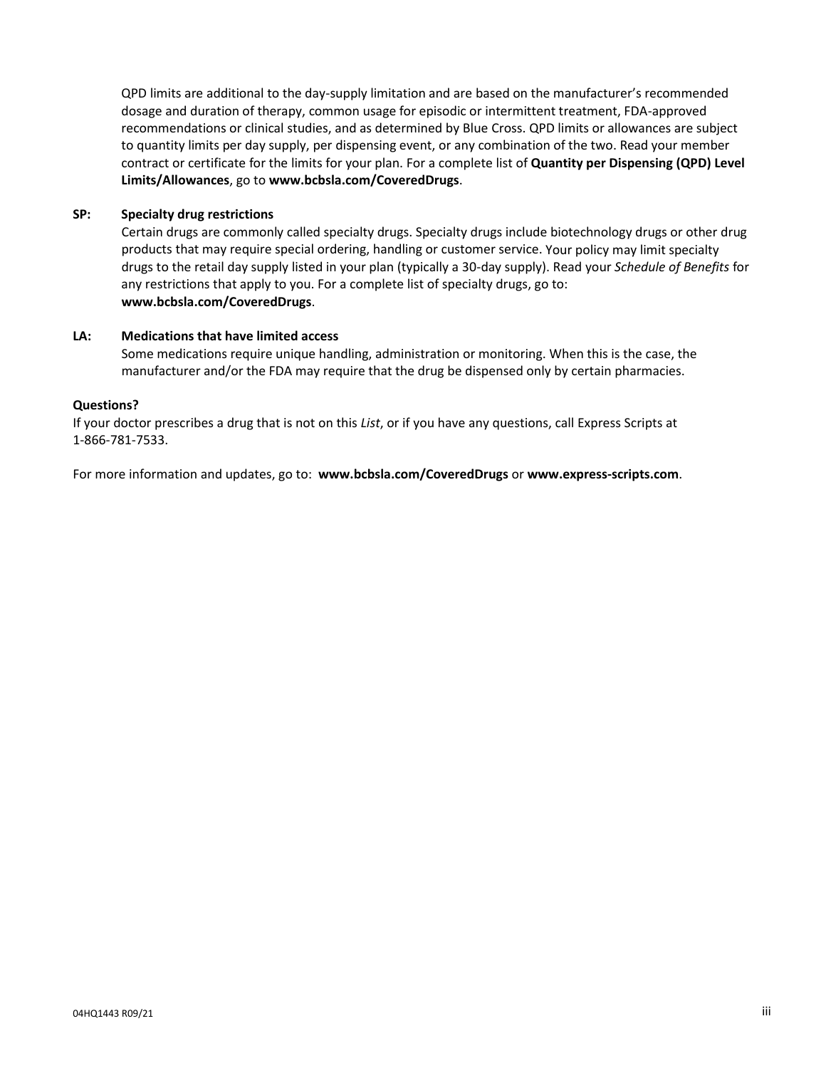QPD limits are additional to the day-supply limitation and are based on the manufacturer's recommended dosage and duration of therapy, common usage for episodic or intermittent treatment, FDA-approved recommendations or clinical studies, and as determined by Blue Cross. QPD limits or allowances are subject to quantity limits per day supply, per dispensing event, or any combination of the two. Read your member contract or certificate for the limits for your plan. For a complete list of **Quantity per Dispensing (QPD) Level Limits/Allowances**, go to **www.bcbsla.com/CoveredDrugs**.

**SP: Specialty drug restrictions**

Certain drugs are commonly called specialty drugs. Specialty drugs include biotechnology drugs or other drug products that may require special ordering, handling or customer service. Your policy may limit specialty drugs to the retail day supply listed in your plan (typically a 30-day supply). Read your *Schedule of Benefits* for any restrictions that apply to you. For a complete list of specialty drugs, go to: **www.bcbsla.com/CoveredDrugs**.

**LA: Medications that have limited access**

Some medications require unique handling, administration or monitoring. When this is the case, the manufacturer and/or the FDA may require that the drug be dispensed only by certain pharmacies.

**Questions?**

If your doctor prescribes a drug that is not on this *List*, or if you have any questions, call Express Scripts at 1-866-781-7533.

For more information and updates, go to: **www.bcbsla.com/CoveredDrugs** or **www.express-scripts.com**.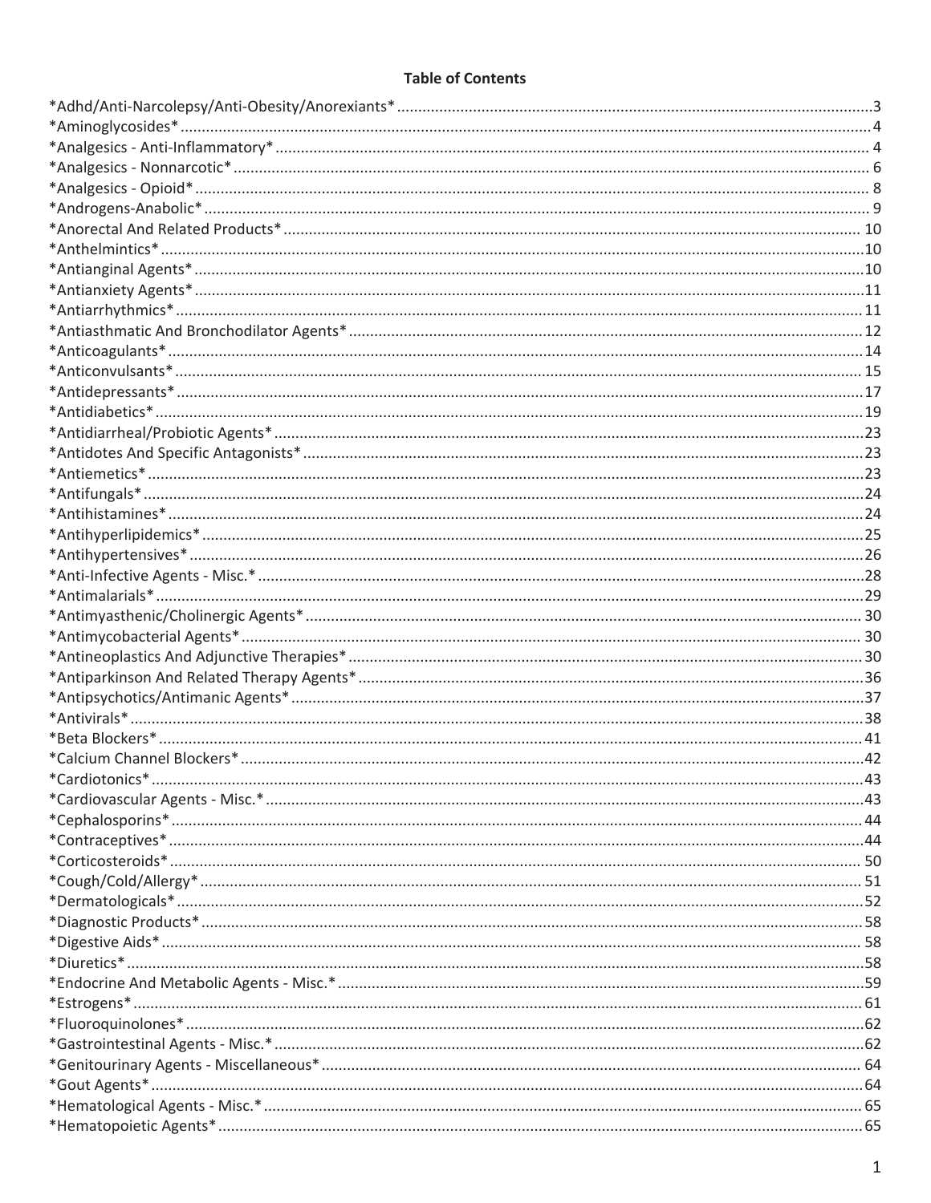# Table of Contents

*Adhd/Anti-Narcolepsy/Anti-Obesity/Anorexiants*....................3
*Aminoglycosides*....................4
*Analgesics - Anti-Inflammatory*....................4
*Analgesics - Nonnarcotic*....................6
*Analgesics - Opioid*....................8
*Androgens-Anabolic*....................9
*Anorectal And Related Products*....................10
*Anthelmintics*....................10
*Antianginal Agents*....................10
*Antianxiety Agents*....................11
*Antiarrhythmics*....................11
*Antiasthmatic And Bronchodilator Agents*....................12
*Anticoagulants*....................14
*Anticonvulsants*....................15
*Antidepressants*....................17
*Antidiabetics*....................19
*Antidiarrheal/Probiotic Agents*....................23
*Antidotes And Specific Antagonists*....................23
*Antiemetics*....................23
*Antifungals*....................24
*Antihistamines*....................24
*Antihyperlipidemics*....................25
*Antihypertensives*....................26
*Anti-Infective Agents - Misc.*....................28
*Antimalarials*....................29
*Antimyasthenic/Cholinergic Agents*....................30
*Antimycobacterial Agents*....................30
*Antineoplastics And Adjunctive Therapies*....................30
*Antiparkinson And Related Therapy Agents*....................36
*Antipsychotics/Antimanic Agents*....................37
*Antivirals*....................38
*Beta Blockers*....................41
*Calcium Channel Blockers*....................42
*Cardiotonics*....................43
*Cardiovascular Agents - Misc.*....................43
*Cephalosporins*....................44
*Contraceptives*....................44
*Corticosteroids*....................50
*Cough/Cold/Allergy*....................51
*Dermatologicals*....................52
*Diagnostic Products*....................58
*Digestive Aids*....................58
*Diuretics*....................58
*Endocrine And Metabolic Agents - Misc.*....................59
*Estrogens*....................61
*Fluoroquinolones*....................62
*Gastrointestinal Agents - Misc.*....................62
*Genitourinary Agents - Miscellaneous*....................64
*Gout Agents*....................64
*Hematological Agents - Misc.*....................65
*Hematopoietic Agents*....................65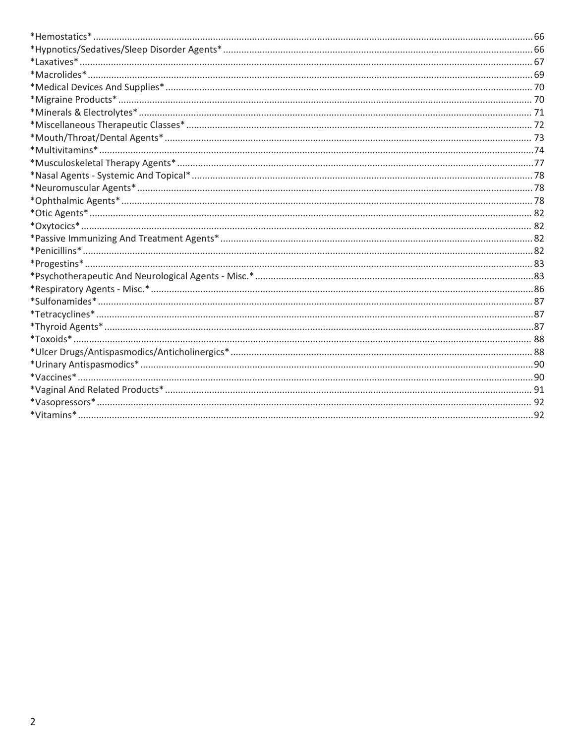*Hemostatics* ........ 66
*Hypnotics/Sedatives/Sleep Disorder Agents* ........ 66
*Laxatives* ........ 67
*Macrolides* ........ 69
*Medical Devices And Supplies* ........ 70
*Migraine Products* ........ 70
*Minerals & Electrolytes* ........ 71
*Miscellaneous Therapeutic Classes* ........ 72
*Mouth/Throat/Dental Agents* ........ 73
*Multivitamins* ........ 74
*Musculoskeletal Therapy Agents* ........ 77
*Nasal Agents - Systemic And Topical* ........ 78
*Neuromuscular Agents* ........ 78
*Ophthalmic Agents* ........ 78
*Otic Agents* ........ 82
*Oxytocics* ........ 82
*Passive Immunizing And Treatment Agents* ........ 82
*Penicillins* ........ 82
*Progestins* ........ 83
*Psychotherapeutic And Neurological Agents - Misc.* ........ 83
*Respiratory Agents - Misc.* ........ 86
*Sulfonamides* ........ 87
*Tetracyclines* ........ 87
*Thyroid Agents* ........ 87
*Toxoids* ........ 88
*Ulcer Drugs/Antispasmodics/Anticholinergics* ........ 88
*Urinary Antispasmodics* ........ 90
*Vaccines* ........ 90
*Vaginal And Related Products* ........ 91
*Vasopressors* ........ 92
*Vitamins* ........ 92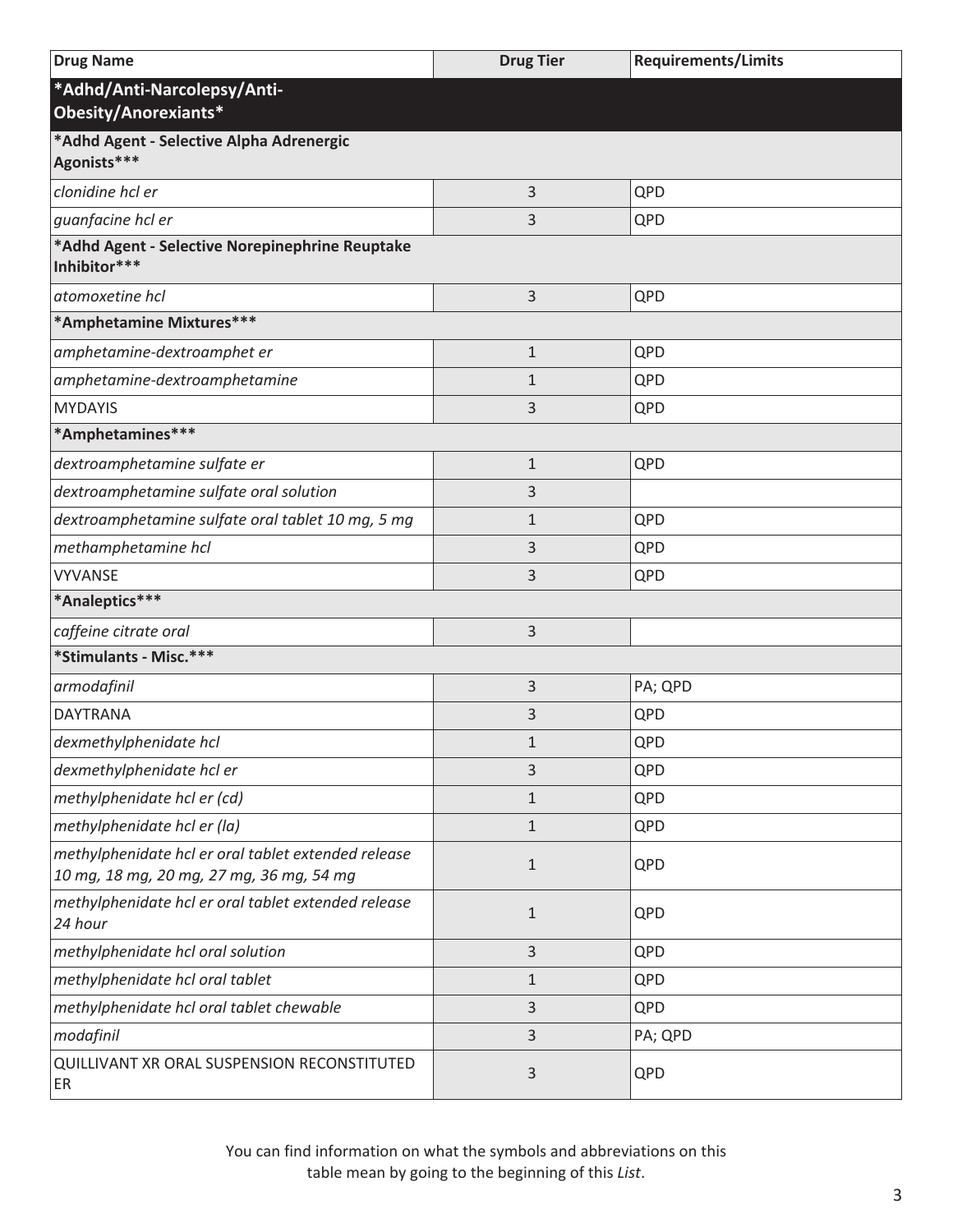| Drug Name | Drug Tier | Requirements/Limits |
|---|---|---|
| ***Adhd/Anti-Narcolepsy/Anti-Obesity/Anorexiants*** | | |
| ***Adhd Agent - Selective Alpha Adrenergic Agonists***** | | |
| *clonidine hcl er* | 3 | QPD |
| *guanfacine hcl er* | 3 | QPD |
| ***Adhd Agent - Selective Norepinephrine Reuptake Inhibitor***** | | |
| *atomoxetine hcl* | 3 | QPD |
| ***Amphetamine Mixtures***** | | |
| *amphetamine-dextroamphet er* | 1 | QPD |
| *amphetamine-dextroamphetamine* | 1 | QPD |
| MYDAYIS | 3 | QPD |
| ***Amphetamines***** | | |
| *dextroamphetamine sulfate er* | 1 | QPD |
| *dextroamphetamine sulfate oral solution* | 3 | |
| *dextroamphetamine sulfate oral tablet 10 mg, 5 mg* | 1 | QPD |
| *methamphetamine hcl* | 3 | QPD |
| VYVANSE | 3 | QPD |
| ***Analeptics***** | | |
| *caffeine citrate oral* | 3 | |
| ***Stimulants - Misc.***** | | |
| *armodafinil* | 3 | PA; QPD |
| DAYTRANA | 3 | QPD |
| *dexmethylphenidate hcl* | 1 | QPD |
| *dexmethylphenidate hcl er* | 3 | QPD |
| *methylphenidate hcl er (cd)* | 1 | QPD |
| *methylphenidate hcl er (la)* | 1 | QPD |
| *methylphenidate hcl er oral tablet extended release 10 mg, 18 mg, 20 mg, 27 mg, 36 mg, 54 mg* | 1 | QPD |
| *methylphenidate hcl er oral tablet extended release 24 hour* | 1 | QPD |
| *methylphenidate hcl oral solution* | 3 | QPD |
| *methylphenidate hcl oral tablet* | 1 | QPD |
| *methylphenidate hcl oral tablet chewable* | 3 | QPD |
| *modafinil* | 3 | PA; QPD |
| QUILLIVANT XR ORAL SUSPENSION RECONSTITUTED ER | 3 | QPD |

You can find information on what the symbols and abbreviations on this table mean by going to the beginning of this *List*.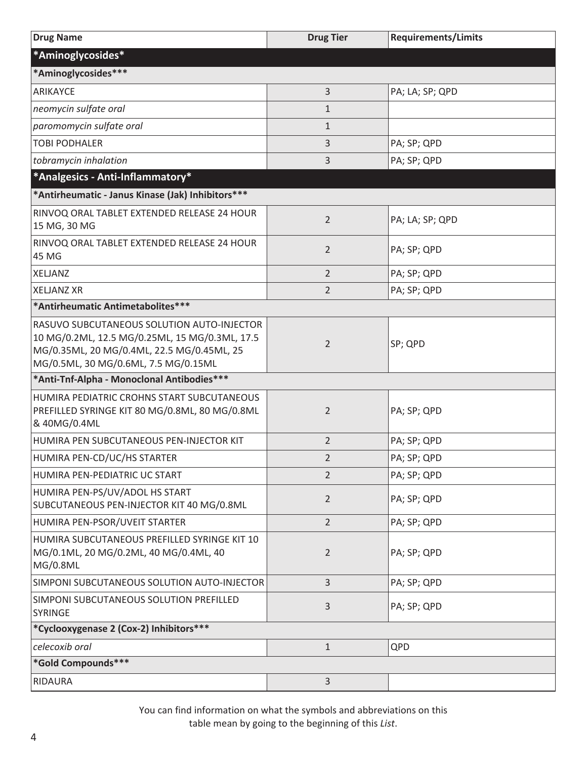| Drug Name | Drug Tier | Requirements/Limits |
|---|---|---|
| ***Aminoglycosides*** | | |
| ***Aminoglycosides***** | | |
| ARIKAYCE | 3 | PA; LA; SP; QPD |
| *neomycin sulfate oral* | 1 | |
| *paromomycin sulfate oral* | 1 | |
| TOBI PODHALER | 3 | PA; SP; QPD |
| *tobramycin inhalation* | 3 | PA; SP; QPD |
| ***Analgesics - Anti-Inflammatory*** | | |
| ***Antirheumatic - Janus Kinase (Jak) Inhibitors***** | | |
| RINVOQ ORAL TABLET EXTENDED RELEASE 24 HOUR 15 MG, 30 MG | 2 | PA; LA; SP; QPD |
| RINVOQ ORAL TABLET EXTENDED RELEASE 24 HOUR 45 MG | 2 | PA; SP; QPD |
| XELJANZ | 2 | PA; SP; QPD |
| XELJANZ XR | 2 | PA; SP; QPD |
| ***Antirheumatic Antimetabolites***** | | |
| RASUVO SUBCUTANEOUS SOLUTION AUTO-INJECTOR 10 MG/0.2ML, 12.5 MG/0.25ML, 15 MG/0.3ML, 17.5 MG/0.35ML, 20 MG/0.4ML, 22.5 MG/0.45ML, 25 MG/0.5ML, 30 MG/0.6ML, 7.5 MG/0.15ML | 2 | SP; QPD |
| ***Anti-Tnf-Alpha - Monoclonal Antibodies***** | | |
| HUMIRA PEDIATRIC CROHNS START SUBCUTANEOUS PREFILLED SYRINGE KIT 80 MG/0.8ML, 80 MG/0.8ML & 40MG/0.4ML | 2 | PA; SP; QPD |
| HUMIRA PEN SUBCUTANEOUS PEN-INJECTOR KIT | 2 | PA; SP; QPD |
| HUMIRA PEN-CD/UC/HS STARTER | 2 | PA; SP; QPD |
| HUMIRA PEN-PEDIATRIC UC START | 2 | PA; SP; QPD |
| HUMIRA PEN-PS/UV/ADOL HS START SUBCUTANEOUS PEN-INJECTOR KIT 40 MG/0.8ML | 2 | PA; SP; QPD |
| HUMIRA PEN-PSOR/UVEIT STARTER | 2 | PA; SP; QPD |
| HUMIRA SUBCUTANEOUS PREFILLED SYRINGE KIT 10 MG/0.1ML, 20 MG/0.2ML, 40 MG/0.4ML, 40 MG/0.8ML | 2 | PA; SP; QPD |
| SIMPONI SUBCUTANEOUS SOLUTION AUTO-INJECTOR | 3 | PA; SP; QPD |
| SIMPONI SUBCUTANEOUS SOLUTION PREFILLED SYRINGE | 3 | PA; SP; QPD |
| ***Cyclooxygenase 2 (Cox-2) Inhibitors***** | | |
| *celecoxib oral* | 1 | QPD |
| ***Gold Compounds***** | | |
| RIDAURA | 3 | |

You can find information on what the symbols and abbreviations on this table mean by going to the beginning of this *List*.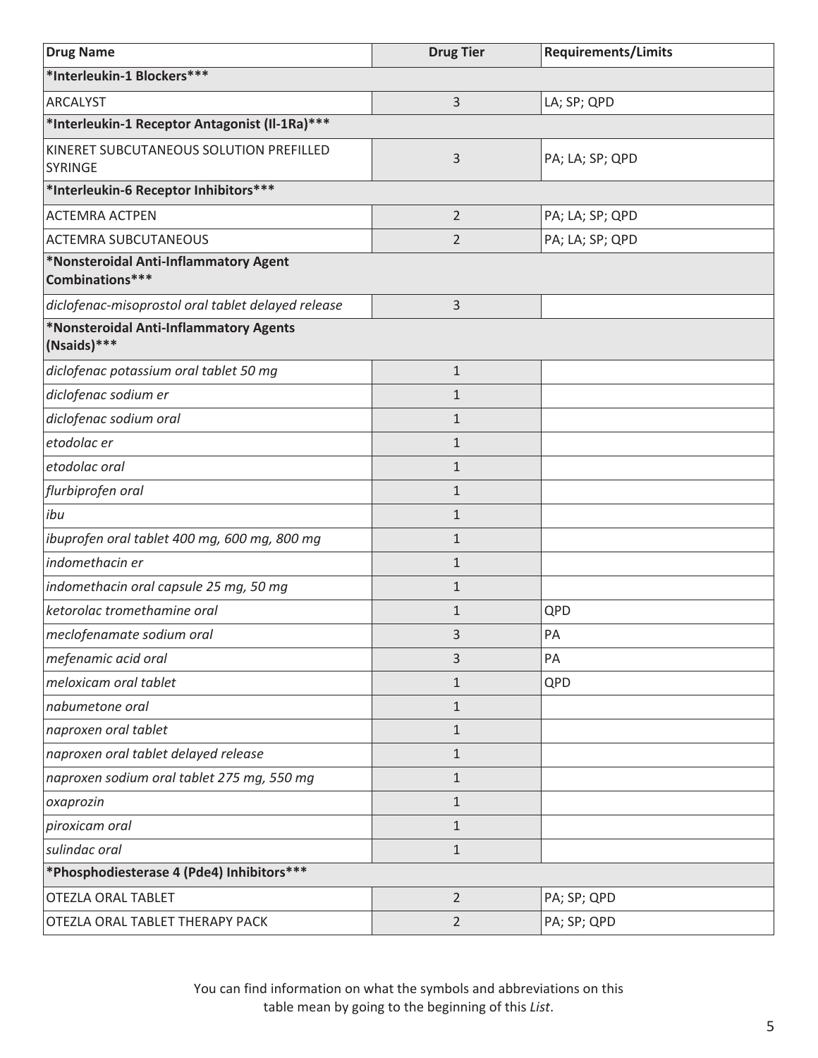| Drug Name | Drug Tier | Requirements/Limits |
|---|---|---|
| ***Interleukin-1 Blockers***** | | |
| ARCALYST | 3 | LA; SP; QPD |
| ***Interleukin-1 Receptor Antagonist (Il-1Ra)***** | | |
| KINERET SUBCUTANEOUS SOLUTION PREFILLED SYRINGE | 3 | PA; LA; SP; QPD |
| ***Interleukin-6 Receptor Inhibitors***** | | |
| ACTEMRA ACTPEN | 2 | PA; LA; SP; QPD |
| ACTEMRA SUBCUTANEOUS | 2 | PA; LA; SP; QPD |
| ***Nonsteroidal Anti-Inflammatory Agent Combinations***** | | |
| *diclofenac-misoprostol oral tablet delayed release* | 3 | |
| ***Nonsteroidal Anti-Inflammatory Agents (Nsaids)***** | | |
| *diclofenac potassium oral tablet 50 mg* | 1 | |
| *diclofenac sodium er* | 1 | |
| *diclofenac sodium oral* | 1 | |
| *etodolac er* | 1 | |
| *etodolac oral* | 1 | |
| *flurbiprofen oral* | 1 | |
| *ibu* | 1 | |
| *ibuprofen oral tablet 400 mg, 600 mg, 800 mg* | 1 | |
| *indomethacin er* | 1 | |
| *indomethacin oral capsule 25 mg, 50 mg* | 1 | |
| *ketorolac tromethamine oral* | 1 | QPD |
| *meclofenamate sodium oral* | 3 | PA |
| *mefenamic acid oral* | 3 | PA |
| *meloxicam oral tablet* | 1 | QPD |
| *nabumetone oral* | 1 | |
| *naproxen oral tablet* | 1 | |
| *naproxen oral tablet delayed release* | 1 | |
| *naproxen sodium oral tablet 275 mg, 550 mg* | 1 | |
| *oxaprozin* | 1 | |
| *piroxicam oral* | 1 | |
| *sulindac oral* | 1 | |
| ***Phosphodiesterase 4 (Pde4) Inhibitors***** | | |
| OTEZLA ORAL TABLET | 2 | PA; SP; QPD |
| OTEZLA ORAL TABLET THERAPY PACK | 2 | PA; SP; QPD |

You can find information on what the symbols and abbreviations on this table mean by going to the beginning of this *List*.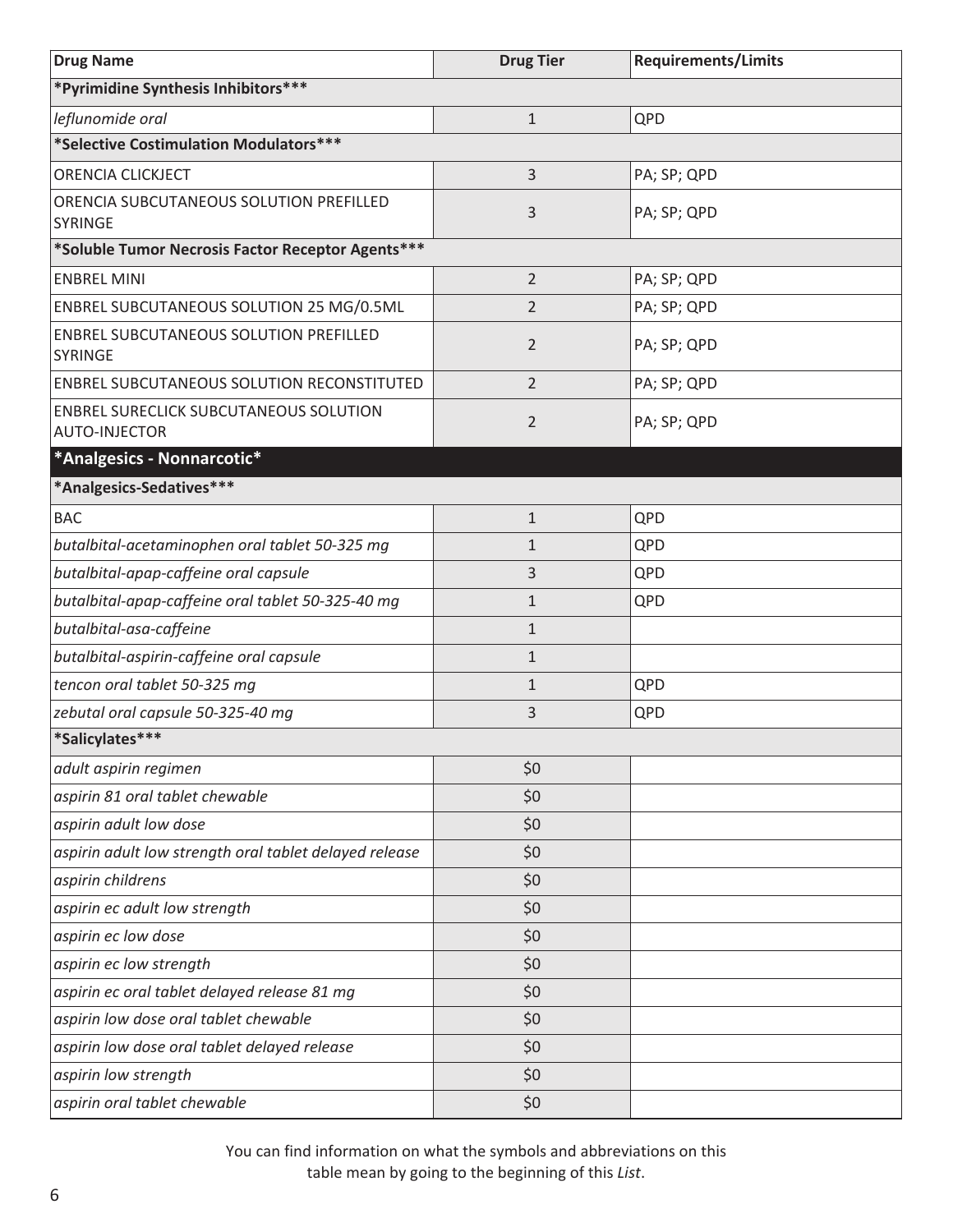| Drug Name | Drug Tier | Requirements/Limits |
|---|---|---|
| ***Pyrimidine Synthesis Inhibitors***** | | |
| *leflunomide oral* | 1 | QPD |
| ***Selective Costimulation Modulators***** | | |
| ORENCIA CLICKJECT | 3 | PA; SP; QPD |
| ORENCIA SUBCUTANEOUS SOLUTION PREFILLED SYRINGE | 3 | PA; SP; QPD |
| ***Soluble Tumor Necrosis Factor Receptor Agents***** | | |
| ENBREL MINI | 2 | PA; SP; QPD |
| ENBREL SUBCUTANEOUS SOLUTION 25 MG/0.5ML | 2 | PA; SP; QPD |
| ENBREL SUBCUTANEOUS SOLUTION PREFILLED SYRINGE | 2 | PA; SP; QPD |
| ENBREL SUBCUTANEOUS SOLUTION RECONSTITUTED | 2 | PA; SP; QPD |
| ENBREL SURECLICK SUBCUTANEOUS SOLUTION AUTO-INJECTOR | 2 | PA; SP; QPD |
| ***Analgesics - Nonnarcotic*** | | |
| ***Analgesics-Sedatives***** | | |
| BAC | 1 | QPD |
| *butalbital-acetaminophen oral tablet 50-325 mg* | 1 | QPD |
| *butalbital-apap-caffeine oral capsule* | 3 | QPD |
| *butalbital-apap-caffeine oral tablet 50-325-40 mg* | 1 | QPD |
| *butalbital-asa-caffeine* | 1 | |
| *butalbital-aspirin-caffeine oral capsule* | 1 | |
| *tencon oral tablet 50-325 mg* | 1 | QPD |
| *zebutal oral capsule 50-325-40 mg* | 3 | QPD |
| ***Salicylates***** | | |
| *adult aspirin regimen* | $0 | |
| *aspirin 81 oral tablet chewable* | $0 | |
| *aspirin adult low dose* | $0 | |
| *aspirin adult low strength oral tablet delayed release* | $0 | |
| *aspirin childrens* | $0 | |
| *aspirin ec adult low strength* | $0 | |
| *aspirin ec low dose* | $0 | |
| *aspirin ec low strength* | $0 | |
| *aspirin ec oral tablet delayed release 81 mg* | $0 | |
| *aspirin low dose oral tablet chewable* | $0 | |
| *aspirin low dose oral tablet delayed release* | $0 | |
| *aspirin low strength* | $0 | |
| *aspirin oral tablet chewable* | $0 | |

You can find information on what the symbols and abbreviations on this table mean by going to the beginning of this *List*.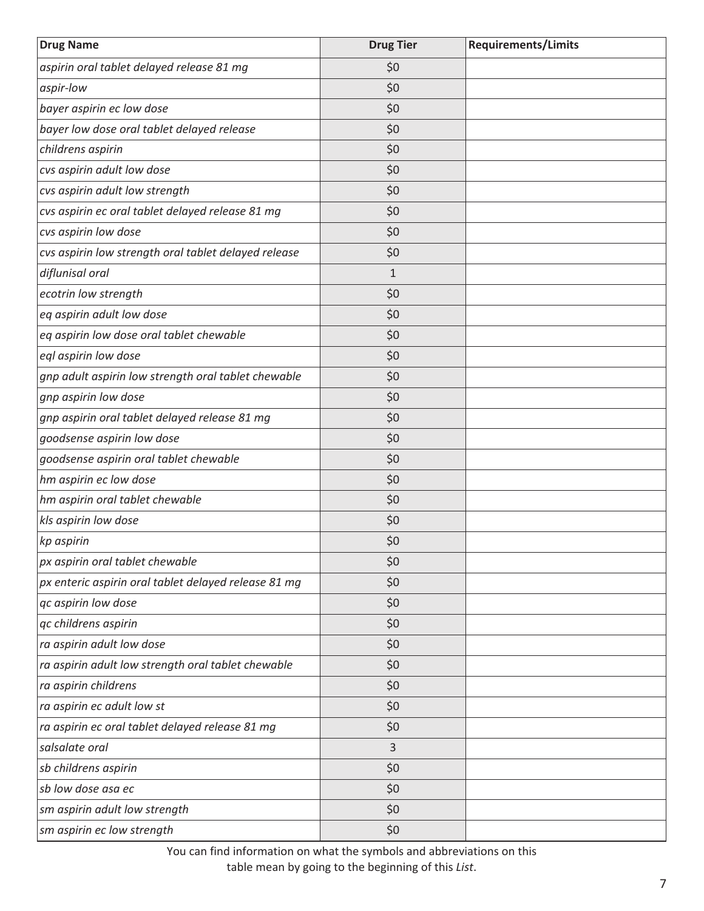| Drug Name | Drug Tier | Requirements/Limits |
| --- | --- | --- |
| *aspirin oral tablet delayed release 81 mg* | $0 | |
| *aspir-low* | $0 | |
| *bayer aspirin ec low dose* | $0 | |
| *bayer low dose oral tablet delayed release* | $0 | |
| *childrens aspirin* | $0 | |
| *cvs aspirin adult low dose* | $0 | |
| *cvs aspirin adult low strength* | $0 | |
| *cvs aspirin ec oral tablet delayed release 81 mg* | $0 | |
| *cvs aspirin low dose* | $0 | |
| *cvs aspirin low strength oral tablet delayed release* | $0 | |
| *diflunisal oral* | 1 | |
| *ecotrin low strength* | $0 | |
| *eq aspirin adult low dose* | $0 | |
| *eq aspirin low dose oral tablet chewable* | $0 | |
| *eql aspirin low dose* | $0 | |
| *gnp adult aspirin low strength oral tablet chewable* | $0 | |
| *gnp aspirin low dose* | $0 | |
| *gnp aspirin oral tablet delayed release 81 mg* | $0 | |
| *goodsense aspirin low dose* | $0 | |
| *goodsense aspirin oral tablet chewable* | $0 | |
| *hm aspirin ec low dose* | $0 | |
| *hm aspirin oral tablet chewable* | $0 | |
| *kls aspirin low dose* | $0 | |
| *kp aspirin* | $0 | |
| *px aspirin oral tablet chewable* | $0 | |
| *px enteric aspirin oral tablet delayed release 81 mg* | $0 | |
| *qc aspirin low dose* | $0 | |
| *qc childrens aspirin* | $0 | |
| *ra aspirin adult low dose* | $0 | |
| *ra aspirin adult low strength oral tablet chewable* | $0 | |
| *ra aspirin childrens* | $0 | |
| *ra aspirin ec adult low st* | $0 | |
| *ra aspirin ec oral tablet delayed release 81 mg* | $0 | |
| *salsalate oral* | 3 | |
| *sb childrens aspirin* | $0 | |
| *sb low dose asa ec* | $0 | |
| *sm aspirin adult low strength* | $0 | |
| *sm aspirin ec low strength* | $0 | |

You can find information on what the symbols and abbreviations on this table mean by going to the beginning of this *List*.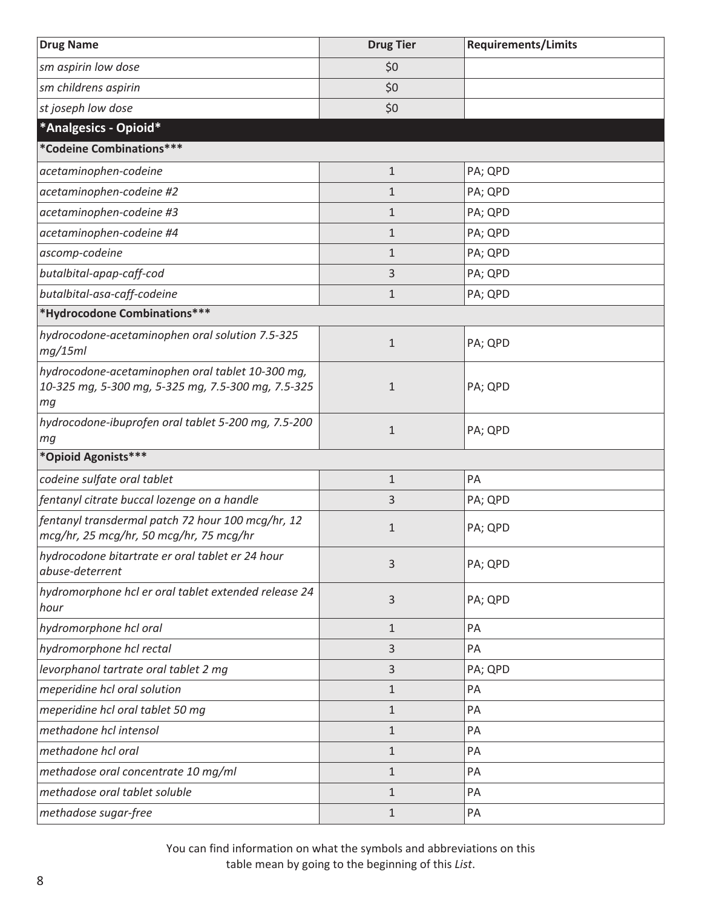| Drug Name | Drug Tier | Requirements/Limits |
| --- | --- | --- |
| *sm aspirin low dose* | $0 | |
| *sm childrens aspirin* | $0 | |
| *st joseph low dose* | $0 | |
| **\*Analgesics - Opioid\*** | | |
| **\*Codeine Combinations\*\*\*** | | |
| *acetaminophen-codeine* | 1 | PA; QPD |
| *acetaminophen-codeine #2* | 1 | PA; QPD |
| *acetaminophen-codeine #3* | 1 | PA; QPD |
| *acetaminophen-codeine #4* | 1 | PA; QPD |
| *ascomp-codeine* | 1 | PA; QPD |
| *butalbital-apap-caff-cod* | 3 | PA; QPD |
| *butalbital-asa-caff-codeine* | 1 | PA; QPD |
| **\*Hydrocodone Combinations\*\*\*** | | |
| *hydrocodone-acetaminophen oral solution 7.5-325 mg/15ml* | 1 | PA; QPD |
| *hydrocodone-acetaminophen oral tablet 10-300 mg, 10-325 mg, 5-300 mg, 5-325 mg, 7.5-300 mg, 7.5-325 mg* | 1 | PA; QPD |
| *hydrocodone-ibuprofen oral tablet 5-200 mg, 7.5-200 mg* | 1 | PA; QPD |
| **\*Opioid Agonists\*\*\*** | | |
| *codeine sulfate oral tablet* | 1 | PA |
| *fentanyl citrate buccal lozenge on a handle* | 3 | PA; QPD |
| *fentanyl transdermal patch 72 hour 100 mcg/hr, 12 mcg/hr, 25 mcg/hr, 50 mcg/hr, 75 mcg/hr* | 1 | PA; QPD |
| *hydrocodone bitartrate er oral tablet er 24 hour abuse-deterrent* | 3 | PA; QPD |
| *hydromorphone hcl er oral tablet extended release 24 hour* | 3 | PA; QPD |
| *hydromorphone hcl oral* | 1 | PA |
| *hydromorphone hcl rectal* | 3 | PA |
| *levorphanol tartrate oral tablet 2 mg* | 3 | PA; QPD |
| *meperidine hcl oral solution* | 1 | PA |
| *meperidine hcl oral tablet 50 mg* | 1 | PA |
| *methadone hcl intensol* | 1 | PA |
| *methadone hcl oral* | 1 | PA |
| *methadose oral concentrate 10 mg/ml* | 1 | PA |
| *methadose oral tablet soluble* | 1 | PA |
| *methadose sugar-free* | 1 | PA |

You can find information on what the symbols and abbreviations on this table mean by going to the beginning of this *List*.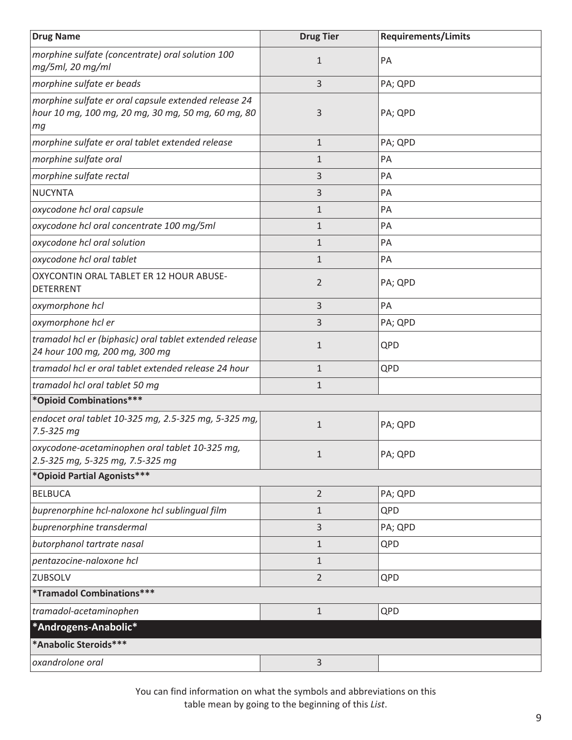| Drug Name | Drug Tier | Requirements/Limits |
|---|---|---|
| *morphine sulfate (concentrate) oral solution 100 mg/5ml, 20 mg/ml* | 1 | PA |
| *morphine sulfate er beads* | 3 | PA; QPD |
| *morphine sulfate er oral capsule extended release 24 hour 10 mg, 100 mg, 20 mg, 30 mg, 50 mg, 60 mg, 80 mg* | 3 | PA; QPD |
| *morphine sulfate er oral tablet extended release* | 1 | PA; QPD |
| *morphine sulfate oral* | 1 | PA |
| *morphine sulfate rectal* | 3 | PA |
| NUCYNTA | 3 | PA |
| *oxycodone hcl oral capsule* | 1 | PA |
| *oxycodone hcl oral concentrate 100 mg/5ml* | 1 | PA |
| *oxycodone hcl oral solution* | 1 | PA |
| *oxycodone hcl oral tablet* | 1 | PA |
| OXYCONTIN ORAL TABLET ER 12 HOUR ABUSE-DETERRENT | 2 | PA; QPD |
| *oxymorphone hcl* | 3 | PA |
| *oxymorphone hcl er* | 3 | PA; QPD |
| *tramadol hcl er (biphasic) oral tablet extended release 24 hour 100 mg, 200 mg, 300 mg* | 1 | QPD |
| *tramadol hcl er oral tablet extended release 24 hour* | 1 | QPD |
| *tramadol hcl oral tablet 50 mg* | 1 | |
| **\*Opioid Combinations\*\*\*** | | |
| *endocet oral tablet 10-325 mg, 2.5-325 mg, 5-325 mg, 7.5-325 mg* | 1 | PA; QPD |
| *oxycodone-acetaminophen oral tablet 10-325 mg, 2.5-325 mg, 5-325 mg, 7.5-325 mg* | 1 | PA; QPD |
| **\*Opioid Partial Agonists\*\*\*** | | |
| BELBUCA | 2 | PA; QPD |
| *buprenorphine hcl-naloxone hcl sublingual film* | 1 | QPD |
| *buprenorphine transdermal* | 3 | PA; QPD |
| *butorphanol tartrate nasal* | 1 | QPD |
| *pentazocine-naloxone hcl* | 1 | |
| ZUBSOLV | 2 | QPD |
| **\*Tramadol Combinations\*\*\*** | | |
| *tramadol-acetaminophen* | 1 | QPD |
| **\*Androgens-Anabolic\*** | | |
| **\*Anabolic Steroids\*\*\*** | | |
| *oxandrolone oral* | 3 | |

You can find information on what the symbols and abbreviations on this table mean by going to the beginning of this *List*.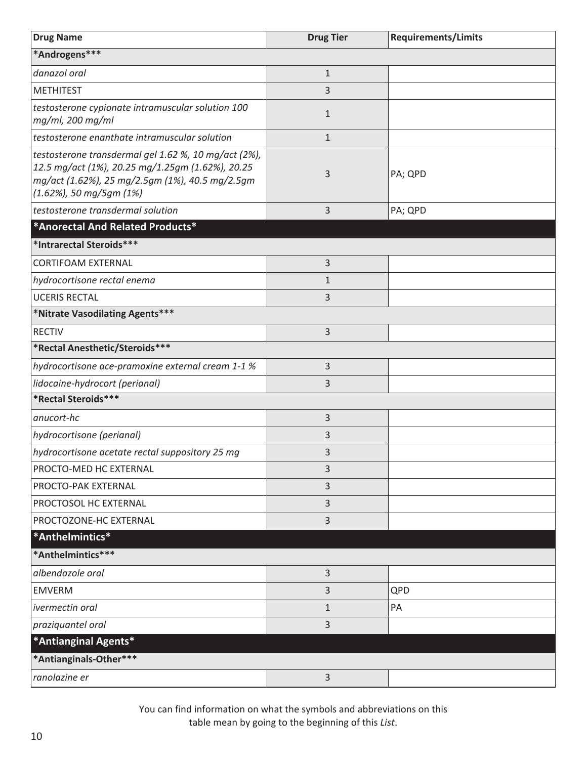| Drug Name | Drug Tier | Requirements/Limits |
|---|---|---|
| ***Androgens***** | | |
| *danazol oral* | 1 | |
| METHITEST | 3 | |
| *testosterone cypionate intramuscular solution 100 mg/ml, 200 mg/ml* | 1 | |
| *testosterone enanthate intramuscular solution* | 1 | |
| *testosterone transdermal gel 1.62 %, 10 mg/act (2%), 12.5 mg/act (1%), 20.25 mg/1.25gm (1.62%), 20.25 mg/act (1.62%), 25 mg/2.5gm (1%), 40.5 mg/2.5gm (1.62%), 50 mg/5gm (1%)* | 3 | PA; QPD |
| *testosterone transdermal solution* | 3 | PA; QPD |
| ***Anorectal And Related Products*** | | |
| ***Intrarectal Steroids***** | | |
| CORTIFOAM EXTERNAL | 3 | |
| *hydrocortisone rectal enema* | 1 | |
| UCERIS RECTAL | 3 | |
| ***Nitrate Vasodilating Agents***** | | |
| RECTIV | 3 | |
| ***Rectal Anesthetic/Steroids***** | | |
| *hydrocortisone ace-pramoxine external cream 1-1 %* | 3 | |
| *lidocaine-hydrocort (perianal)* | 3 | |
| ***Rectal Steroids***** | | |
| *anucort-hc* | 3 | |
| *hydrocortisone (perianal)* | 3 | |
| *hydrocortisone acetate rectal suppository 25 mg* | 3 | |
| PROCTO-MED HC EXTERNAL | 3 | |
| PROCTO-PAK EXTERNAL | 3 | |
| PROCTOSOL HC EXTERNAL | 3 | |
| PROCTOZONE-HC EXTERNAL | 3 | |
| ***Anthelmintics*** | | |
| ***Anthelmintics***** | | |
| *albendazole oral* | 3 | |
| EMVERM | 3 | QPD |
| *ivermectin oral* | 1 | PA |
| *praziquantel oral* | 3 | |
| ***Antianginal Agents*** | | |
| ***Antianginals-Other***** | | |
| *ranolazine er* | 3 | |

You can find information on what the symbols and abbreviations on this table mean by going to the beginning of this *List*.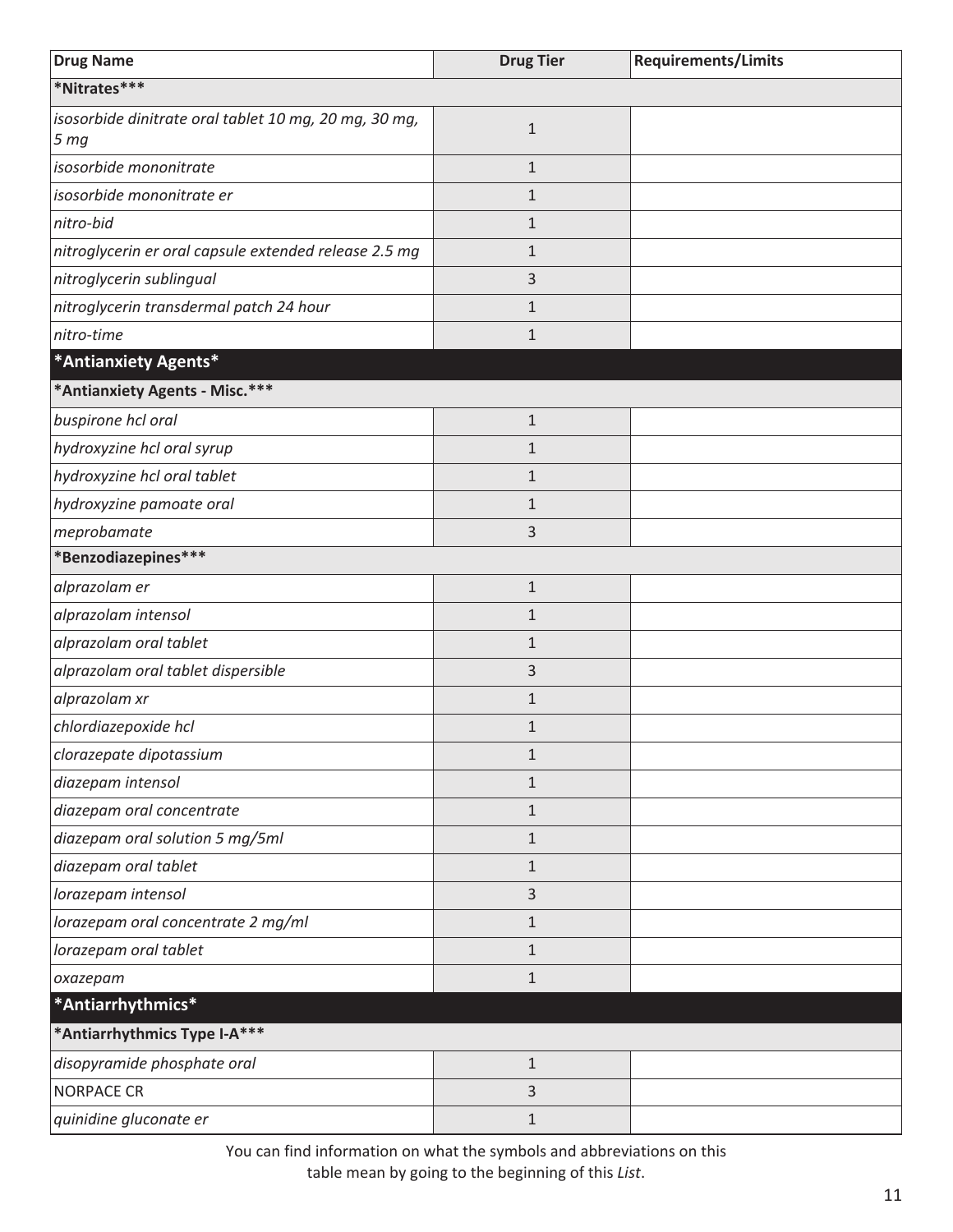| Drug Name | Drug Tier | Requirements/Limits |
|---|---|---|
| **\*Nitrates\*\*\*** | | |
| *isosorbide dinitrate oral tablet 10 mg, 20 mg, 30 mg, 5 mg* | 1 | |
| *isosorbide mononitrate* | 1 | |
| *isosorbide mononitrate er* | 1 | |
| *nitro-bid* | 1 | |
| *nitroglycerin er oral capsule extended release 2.5 mg* | 1 | |
| *nitroglycerin sublingual* | 3 | |
| *nitroglycerin transdermal patch 24 hour* | 1 | |
| *nitro-time* | 1 | |
| **\*Antianxiety Agents\*** | | |
| **\*Antianxiety Agents - Misc.\*\*\*** | | |
| *buspirone hcl oral* | 1 | |
| *hydroxyzine hcl oral syrup* | 1 | |
| *hydroxyzine hcl oral tablet* | 1 | |
| *hydroxyzine pamoate oral* | 1 | |
| *meprobamate* | 3 | |
| **\*Benzodiazepines\*\*\*** | | |
| *alprazolam er* | 1 | |
| *alprazolam intensol* | 1 | |
| *alprazolam oral tablet* | 1 | |
| *alprazolam oral tablet dispersible* | 3 | |
| *alprazolam xr* | 1 | |
| *chlordiazepoxide hcl* | 1 | |
| *clorazepate dipotassium* | 1 | |
| *diazepam intensol* | 1 | |
| *diazepam oral concentrate* | 1 | |
| *diazepam oral solution 5 mg/5ml* | 1 | |
| *diazepam oral tablet* | 1 | |
| *lorazepam intensol* | 3 | |
| *lorazepam oral concentrate 2 mg/ml* | 1 | |
| *lorazepam oral tablet* | 1 | |
| *oxazepam* | 1 | |
| **\*Antiarrhythmics\*** | | |
| **\*Antiarrhythmics Type I-A\*\*\*** | | |
| *disopyramide phosphate oral* | 1 | |
| NORPACE CR | 3 | |
| *quinidine gluconate er* | 1 | |

You can find information on what the symbols and abbreviations on this table mean by going to the beginning of this *List*.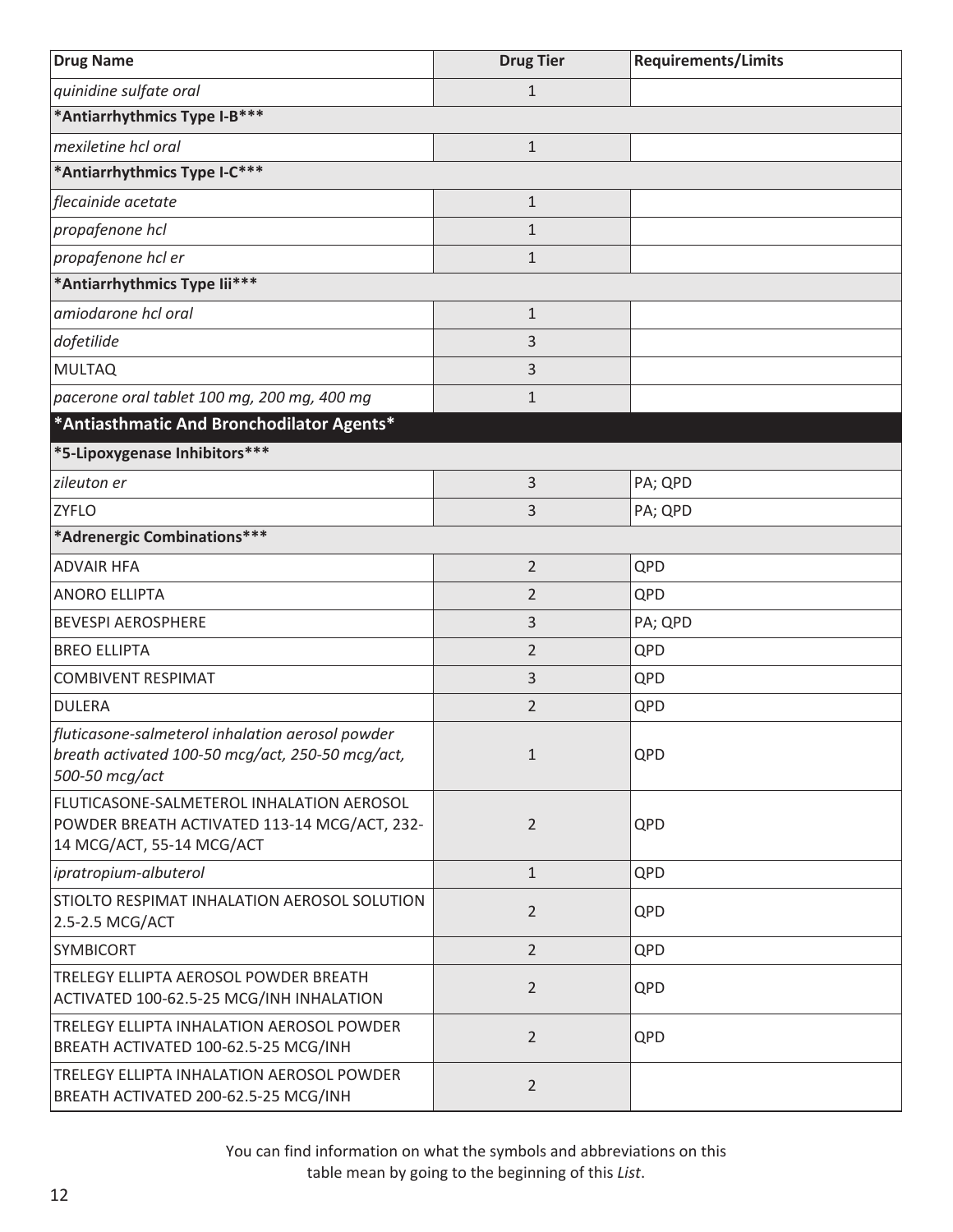| Drug Name | Drug Tier | Requirements/Limits |
|---|---|---|
| *quinidine sulfate oral* | 1 | |
| ***Antiarrhythmics Type I-B***** | | |
| *mexiletine hcl oral* | 1 | |
| ***Antiarrhythmics Type I-C***** | | |
| *flecainide acetate* | 1 | |
| *propafenone hcl* | 1 | |
| *propafenone hcl er* | 1 | |
| ***Antiarrhythmics Type Iii***** | | |
| *amiodarone hcl oral* | 1 | |
| *dofetilide* | 3 | |
| MULTAQ | 3 | |
| *pacerone oral tablet 100 mg, 200 mg, 400 mg* | 1 | |
| ***Antiasthmatic And Bronchodilator Agents*** | | |
| ***5-Lipoxygenase Inhibitors***** | | |
| *zileuton er* | 3 | PA; QPD |
| ZYFLO | 3 | PA; QPD |
| ***Adrenergic Combinations***** | | |
| ADVAIR HFA | 2 | QPD |
| ANORO ELLIPTA | 2 | QPD |
| BEVESPI AEROSPHERE | 3 | PA; QPD |
| BREO ELLIPTA | 2 | QPD |
| COMBIVENT RESPIMAT | 3 | QPD |
| DULERA | 2 | QPD |
| *fluticasone-salmeterol inhalation aerosol powder breath activated 100-50 mcg/act, 250-50 mcg/act, 500-50 mcg/act* | 1 | QPD |
| FLUTICASONE-SALMETEROL INHALATION AEROSOL POWDER BREATH ACTIVATED 113-14 MCG/ACT, 232-14 MCG/ACT, 55-14 MCG/ACT | 2 | QPD |
| *ipratropium-albuterol* | 1 | QPD |
| STIOLTO RESPIMAT INHALATION AEROSOL SOLUTION 2.5-2.5 MCG/ACT | 2 | QPD |
| SYMBICORT | 2 | QPD |
| TRELEGY ELLIPTA AEROSOL POWDER BREATH ACTIVATED 100-62.5-25 MCG/INH INHALATION | 2 | QPD |
| TRELEGY ELLIPTA INHALATION AEROSOL POWDER BREATH ACTIVATED 100-62.5-25 MCG/INH | 2 | QPD |
| TRELEGY ELLIPTA INHALATION AEROSOL POWDER BREATH ACTIVATED 200-62.5-25 MCG/INH | 2 | |

You can find information on what the symbols and abbreviations on this table mean by going to the beginning of this *List*.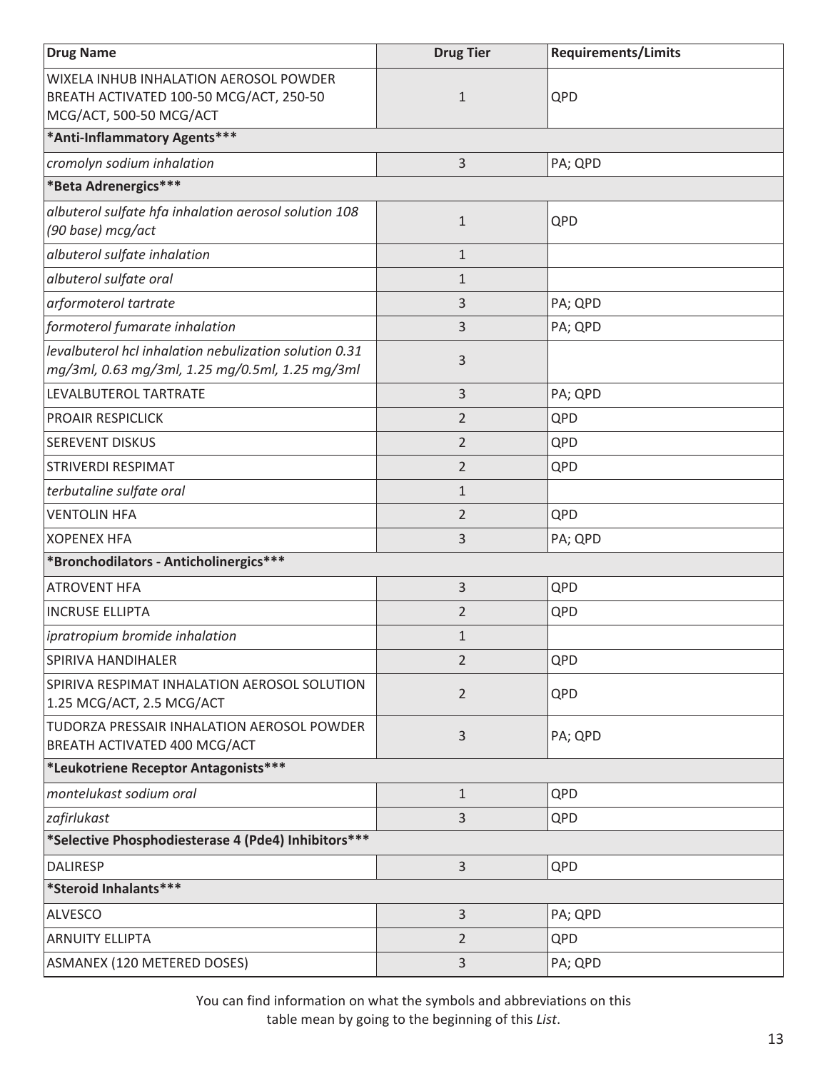| Drug Name | Drug Tier | Requirements/Limits |
|---|---|---|
| WIXELA INHUB INHALATION AEROSOL POWDER BREATH ACTIVATED 100-50 MCG/ACT, 250-50 MCG/ACT, 500-50 MCG/ACT | 1 | QPD |
| **\*Anti-Inflammatory Agents\*\*\*** | | |
| *cromolyn sodium inhalation* | 3 | PA; QPD |
| **\*Beta Adrenergics\*\*\*** | | |
| *albuterol sulfate hfa inhalation aerosol solution 108 (90 base) mcg/act* | 1 | QPD |
| *albuterol sulfate inhalation* | 1 | |
| *albuterol sulfate oral* | 1 | |
| *arformoterol tartrate* | 3 | PA; QPD |
| *formoterol fumarate inhalation* | 3 | PA; QPD |
| *levalbuterol hcl inhalation nebulization solution 0.31 mg/3ml, 0.63 mg/3ml, 1.25 mg/0.5ml, 1.25 mg/3ml* | 3 | |
| LEVALBUTEROL TARTRATE | 3 | PA; QPD |
| PROAIR RESPICLICK | 2 | QPD |
| SEREVENT DISKUS | 2 | QPD |
| STRIVERDI RESPIMAT | 2 | QPD |
| *terbutaline sulfate oral* | 1 | |
| VENTOLIN HFA | 2 | QPD |
| XOPENEX HFA | 3 | PA; QPD |
| **\*Bronchodilators - Anticholinergics\*\*\*** | | |
| ATROVENT HFA | 3 | QPD |
| INCRUSE ELLIPTA | 2 | QPD |
| *ipratropium bromide inhalation* | 1 | |
| SPIRIVA HANDIHALER | 2 | QPD |
| SPIRIVA RESPIMAT INHALATION AEROSOL SOLUTION 1.25 MCG/ACT, 2.5 MCG/ACT | 2 | QPD |
| TUDORZA PRESSAIR INHALATION AEROSOL POWDER BREATH ACTIVATED 400 MCG/ACT | 3 | PA; QPD |
| **\*Leukotriene Receptor Antagonists\*\*\*** | | |
| *montelukast sodium oral* | 1 | QPD |
| *zafirlukast* | 3 | QPD |
| **\*Selective Phosphodiesterase 4 (Pde4) Inhibitors\*\*\*** | | |
| DALIRESP | 3 | QPD |
| **\*Steroid Inhalants\*\*\*** | | |
| ALVESCO | 3 | PA; QPD |
| ARNUITY ELLIPTA | 2 | QPD |
| ASMANEX (120 METERED DOSES) | 3 | PA; QPD |

You can find information on what the symbols and abbreviations on this table mean by going to the beginning of this *List*.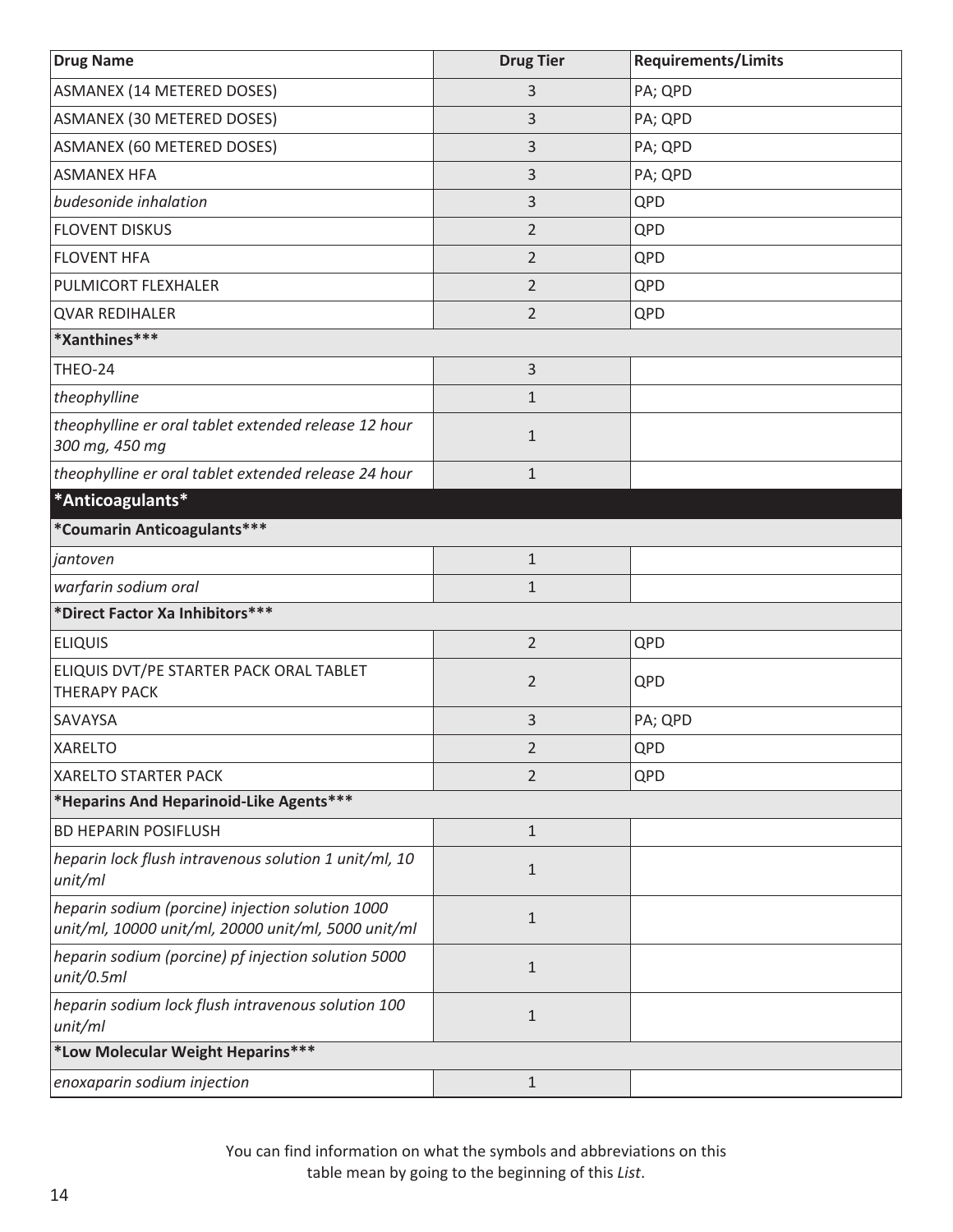| Drug Name | Drug Tier | Requirements/Limits |
|---|---|---|
| ASMANEX (14 METERED DOSES) | 3 | PA; QPD |
| ASMANEX (30 METERED DOSES) | 3 | PA; QPD |
| ASMANEX (60 METERED DOSES) | 3 | PA; QPD |
| ASMANEX HFA | 3 | PA; QPD |
| *budesonide inhalation* | 3 | QPD |
| FLOVENT DISKUS | 2 | QPD |
| FLOVENT HFA | 2 | QPD |
| PULMICORT FLEXHALER | 2 | QPD |
| QVAR REDIHALER | 2 | QPD |
| **\*Xanthines\*\*\*** | | |
| THEO-24 | 3 | |
| *theophylline* | 1 | |
| *theophylline er oral tablet extended release 12 hour 300 mg, 450 mg* | 1 | |
| *theophylline er oral tablet extended release 24 hour* | 1 | |
| **\*Anticoagulants\*** | | |
| **\*Coumarin Anticoagulants\*\*\*** | | |
| *jantoven* | 1 | |
| *warfarin sodium oral* | 1 | |
| **\*Direct Factor Xa Inhibitors\*\*\*** | | |
| ELIQUIS | 2 | QPD |
| ELIQUIS DVT/PE STARTER PACK ORAL TABLET THERAPY PACK | 2 | QPD |
| SAVAYSA | 3 | PA; QPD |
| XARELTO | 2 | QPD |
| XARELTO STARTER PACK | 2 | QPD |
| **\*Heparins And Heparinoid-Like Agents\*\*\*** | | |
| BD HEPARIN POSIFLUSH | 1 | |
| *heparin lock flush intravenous solution 1 unit/ml, 10 unit/ml* | 1 | |
| *heparin sodium (porcine) injection solution 1000 unit/ml, 10000 unit/ml, 20000 unit/ml, 5000 unit/ml* | 1 | |
| *heparin sodium (porcine) pf injection solution 5000 unit/0.5ml* | 1 | |
| *heparin sodium lock flush intravenous solution 100 unit/ml* | 1 | |
| **\*Low Molecular Weight Heparins\*\*\*** | | |
| *enoxaparin sodium injection* | 1 | |

You can find information on what the symbols and abbreviations on this table mean by going to the beginning of this *List*.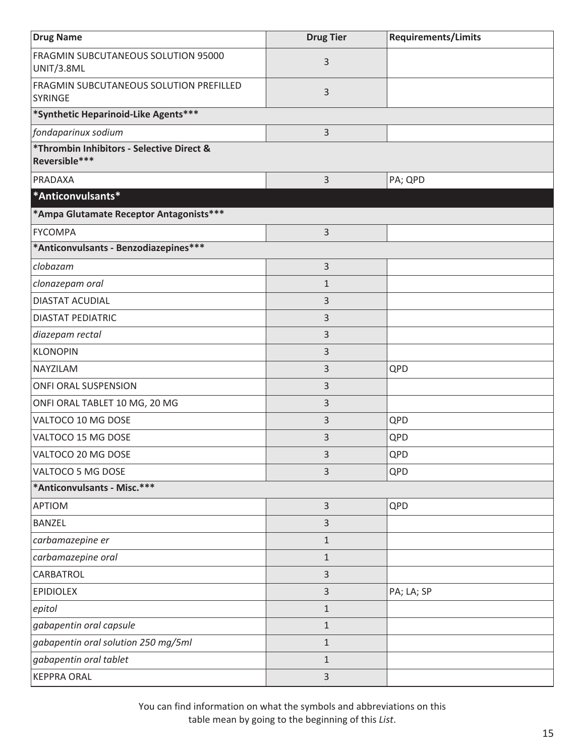| Drug Name | Drug Tier | Requirements/Limits |
|---|---|---|
| FRAGMIN SUBCUTANEOUS SOLUTION 95000 UNIT/3.8ML | 3 | |
| FRAGMIN SUBCUTANEOUS SOLUTION PREFILLED SYRINGE | 3 | |
| **\*Synthetic Heparinoid-Like Agents\*\*\*** | | |
| *fondaparinux sodium* | 3 | |
| **\*Thrombin Inhibitors - Selective Direct & Reversible\*\*\*** | | |
| PRADAXA | 3 | PA; QPD |
| **\*Anticonvulsants\*** | | |
| **\*Ampa Glutamate Receptor Antagonists\*\*\*** | | |
| FYCOMPA | 3 | |
| **\*Anticonvulsants - Benzodiazepines\*\*\*** | | |
| *clobazam* | 3 | |
| *clonazepam oral* | 1 | |
| DIASTAT ACUDIAL | 3 | |
| DIASTAT PEDIATRIC | 3 | |
| *diazepam rectal* | 3 | |
| KLONOPIN | 3 | |
| NAYZILAM | 3 | QPD |
| ONFI ORAL SUSPENSION | 3 | |
| ONFI ORAL TABLET 10 MG, 20 MG | 3 | |
| VALTOCO 10 MG DOSE | 3 | QPD |
| VALTOCO 15 MG DOSE | 3 | QPD |
| VALTOCO 20 MG DOSE | 3 | QPD |
| VALTOCO 5 MG DOSE | 3 | QPD |
| **\*Anticonvulsants - Misc.\*\*\*** | | |
| APTIOM | 3 | QPD |
| BANZEL | 3 | |
| *carbamazepine er* | 1 | |
| *carbamazepine oral* | 1 | |
| CARBATROL | 3 | |
| EPIDIOLEX | 3 | PA; LA; SP |
| *epitol* | 1 | |
| *gabapentin oral capsule* | 1 | |
| *gabapentin oral solution 250 mg/5ml* | 1 | |
| *gabapentin oral tablet* | 1 | |
| KEPPRA ORAL | 3 | |

You can find information on what the symbols and abbreviations on this table mean by going to the beginning of this *List*.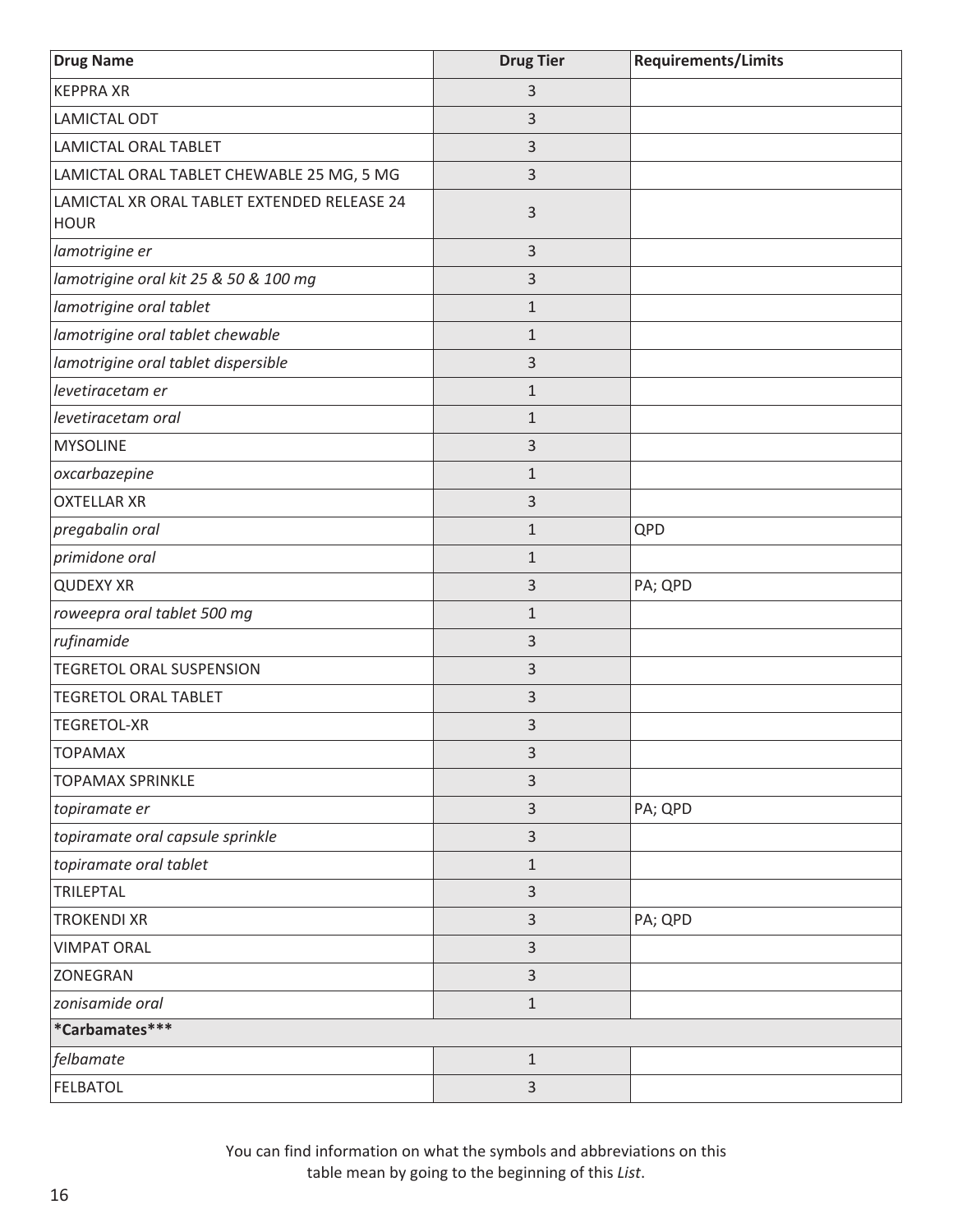| Drug Name | Drug Tier | Requirements/Limits |
|---|---|---|
| KEPPRA XR | 3 | |
| LAMICTAL ODT | 3 | |
| LAMICTAL ORAL TABLET | 3 | |
| LAMICTAL ORAL TABLET CHEWABLE 25 MG, 5 MG | 3 | |
| LAMICTAL XR ORAL TABLET EXTENDED RELEASE 24 HOUR | 3 | |
| *lamotrigine er* | 3 | |
| *lamotrigine oral kit 25 & 50 & 100 mg* | 3 | |
| *lamotrigine oral tablet* | 1 | |
| *lamotrigine oral tablet chewable* | 1 | |
| *lamotrigine oral tablet dispersible* | 3 | |
| *levetiracetam er* | 1 | |
| *levetiracetam oral* | 1 | |
| MYSOLINE | 3 | |
| *oxcarbazepine* | 1 | |
| OXTELLAR XR | 3 | |
| *pregabalin oral* | 1 | QPD |
| *primidone oral* | 1 | |
| QUDEXY XR | 3 | PA; QPD |
| *roweepra oral tablet 500 mg* | 1 | |
| *rufinamide* | 3 | |
| TEGRETOL ORAL SUSPENSION | 3 | |
| TEGRETOL ORAL TABLET | 3 | |
| TEGRETOL-XR | 3 | |
| TOPAMAX | 3 | |
| TOPAMAX SPRINKLE | 3 | |
| *topiramate er* | 3 | PA; QPD |
| *topiramate oral capsule sprinkle* | 3 | |
| *topiramate oral tablet* | 1 | |
| TRILEPTAL | 3 | |
| TROKENDI XR | 3 | PA; QPD |
| VIMPAT ORAL | 3 | |
| ZONEGRAN | 3 | |
| *zonisamide oral* | 1 | |
| ***Carbamates*** | | |
| *felbamate* | 1 | |
| FELBATOL | 3 | |

You can find information on what the symbols and abbreviations on this table mean by going to the beginning of this *List*.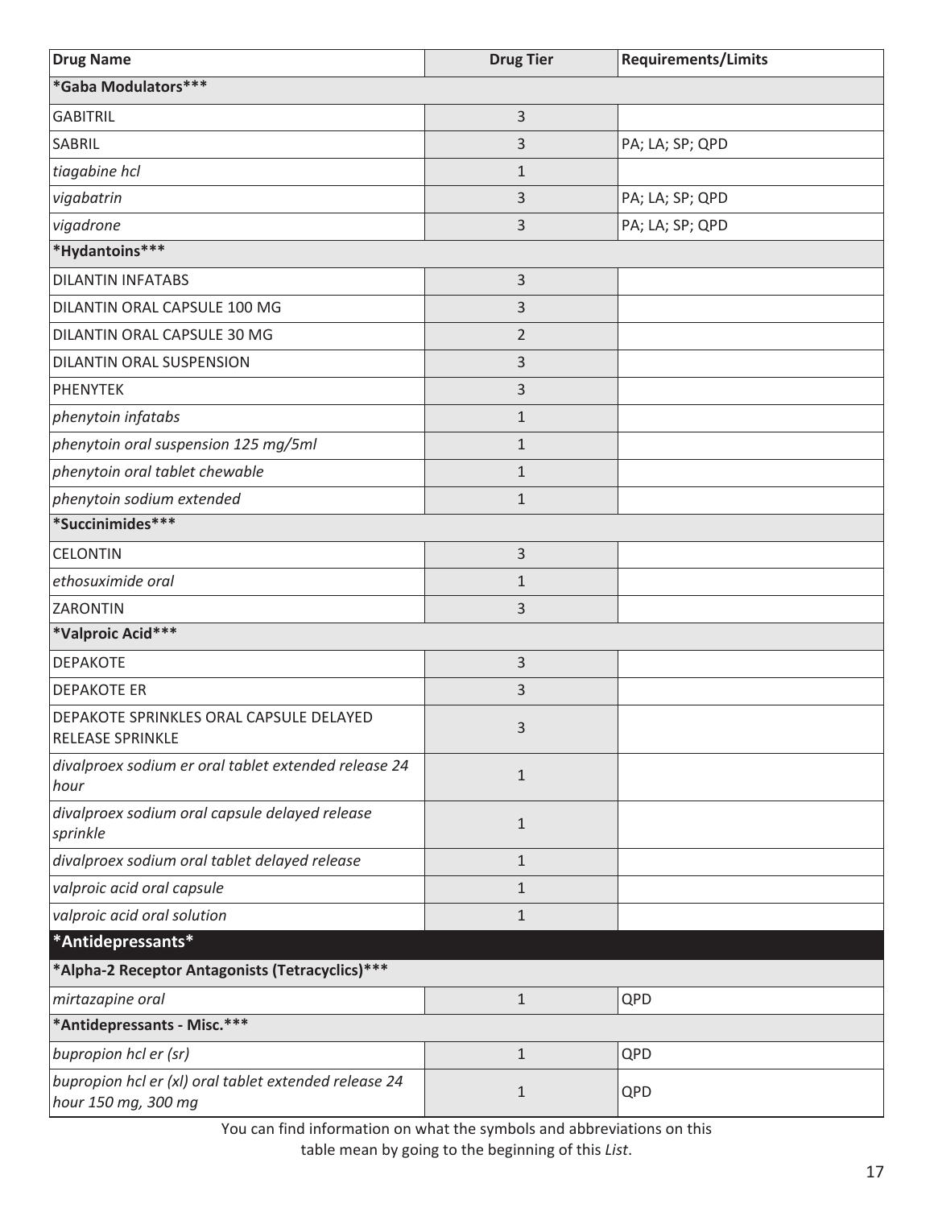| Drug Name | Drug Tier | Requirements/Limits |
|---|---|---|
| **\*Gaba Modulators\*\*\*** | | |
| GABITRIL | 3 | |
| SABRIL | 3 | PA; LA; SP; QPD |
| *tiagabine hcl* | 1 | |
| *vigabatrin* | 3 | PA; LA; SP; QPD |
| *vigadrone* | 3 | PA; LA; SP; QPD |
| **\*Hydantoins\*\*\*** | | |
| DILANTIN INFATABS | 3 | |
| DILANTIN ORAL CAPSULE 100 MG | 3 | |
| DILANTIN ORAL CAPSULE 30 MG | 2 | |
| DILANTIN ORAL SUSPENSION | 3 | |
| PHENYTEK | 3 | |
| *phenytoin infatabs* | 1 | |
| *phenytoin oral suspension 125 mg/5ml* | 1 | |
| *phenytoin oral tablet chewable* | 1 | |
| *phenytoin sodium extended* | 1 | |
| **\*Succinimides\*\*\*** | | |
| CELONTIN | 3 | |
| *ethosuximide oral* | 1 | |
| ZARONTIN | 3 | |
| **\*Valproic Acid\*\*\*** | | |
| DEPAKOTE | 3 | |
| DEPAKOTE ER | 3 | |
| DEPAKOTE SPRINKLES ORAL CAPSULE DELAYED RELEASE SPRINKLE | 3 | |
| *divalproex sodium er oral tablet extended release 24 hour* | 1 | |
| *divalproex sodium oral capsule delayed release sprinkle* | 1 | |
| *divalproex sodium oral tablet delayed release* | 1 | |
| *valproic acid oral capsule* | 1 | |
| *valproic acid oral solution* | 1 | |
| **\*Antidepressants\*** | | |
| **\*Alpha-2 Receptor Antagonists (Tetracyclics)\*\*\*** | | |
| *mirtazapine oral* | 1 | QPD |
| **\*Antidepressants - Misc.\*\*\*** | | |
| *bupropion hcl er (sr)* | 1 | QPD |
| *bupropion hcl er (xl) oral tablet extended release 24 hour 150 mg, 300 mg* | 1 | QPD |

You can find information on what the symbols and abbreviations on this table mean by going to the beginning of this *List*.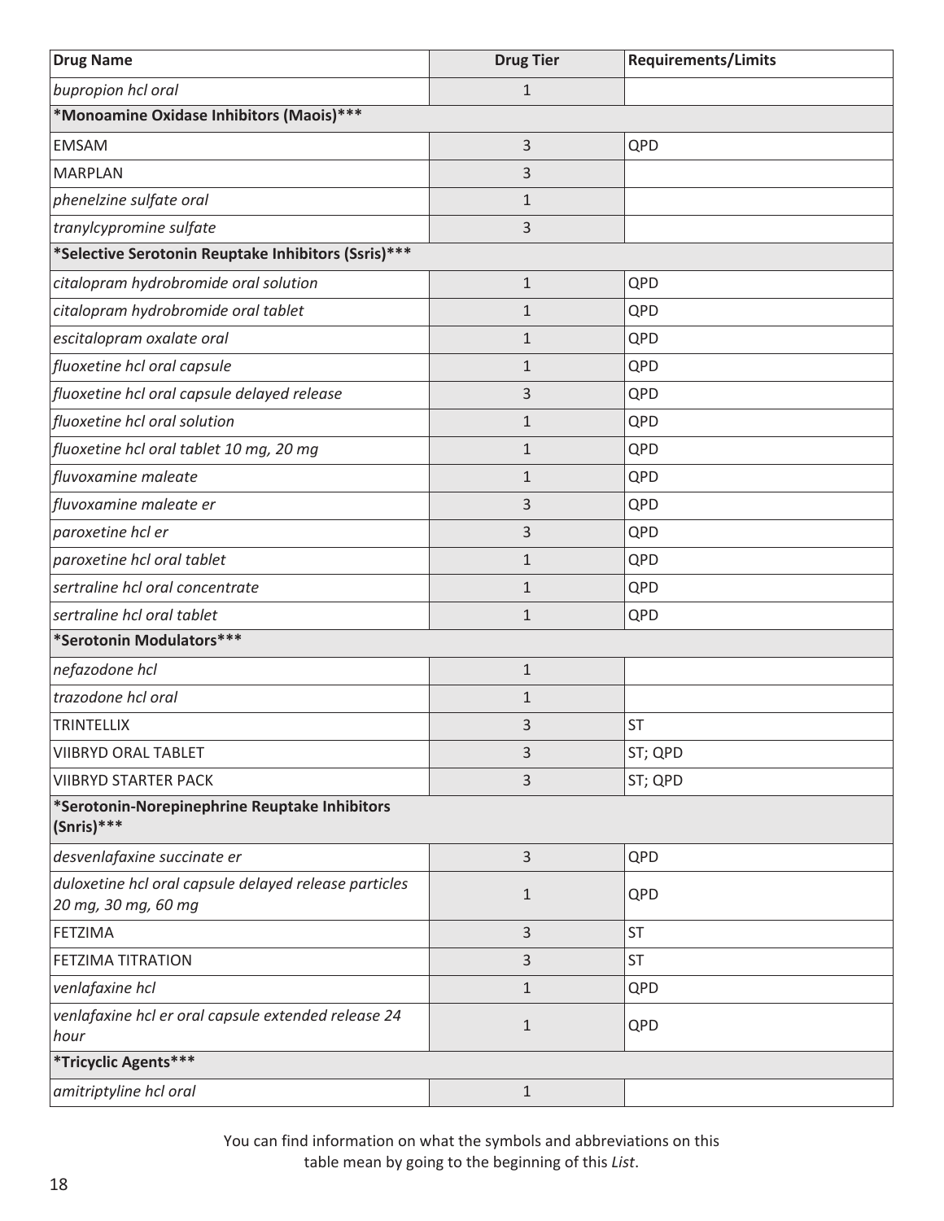| Drug Name | Drug Tier | Requirements/Limits |
|---|---|---|
| *bupropion hcl oral* | 1 | |
| **\*Monoamine Oxidase Inhibitors (Maois)\*\*\*** | | |
| EMSAM | 3 | QPD |
| MARPLAN | 3 | |
| *phenelzine sulfate oral* | 1 | |
| *tranylcypromine sulfate* | 3 | |
| **\*Selective Serotonin Reuptake Inhibitors (Ssris)\*\*\*** | | |
| *citalopram hydrobromide oral solution* | 1 | QPD |
| *citalopram hydrobromide oral tablet* | 1 | QPD |
| *escitalopram oxalate oral* | 1 | QPD |
| *fluoxetine hcl oral capsule* | 1 | QPD |
| *fluoxetine hcl oral capsule delayed release* | 3 | QPD |
| *fluoxetine hcl oral solution* | 1 | QPD |
| *fluoxetine hcl oral tablet 10 mg, 20 mg* | 1 | QPD |
| *fluvoxamine maleate* | 1 | QPD |
| *fluvoxamine maleate er* | 3 | QPD |
| *paroxetine hcl er* | 3 | QPD |
| *paroxetine hcl oral tablet* | 1 | QPD |
| *sertraline hcl oral concentrate* | 1 | QPD |
| *sertraline hcl oral tablet* | 1 | QPD |
| **\*Serotonin Modulators\*\*\*** | | |
| *nefazodone hcl* | 1 | |
| *trazodone hcl oral* | 1 | |
| TRINTELLIX | 3 | ST |
| VIIBRYD ORAL TABLET | 3 | ST; QPD |
| VIIBRYD STARTER PACK | 3 | ST; QPD |
| **\*Serotonin-Norepinephrine Reuptake Inhibitors (Snris)\*\*\*** | | |
| *desvenlafaxine succinate er* | 3 | QPD |
| *duloxetine hcl oral capsule delayed release particles 20 mg, 30 mg, 60 mg* | 1 | QPD |
| FETZIMA | 3 | ST |
| FETZIMA TITRATION | 3 | ST |
| *venlafaxine hcl* | 1 | QPD |
| *venlafaxine hcl er oral capsule extended release 24 hour* | 1 | QPD |
| **\*Tricyclic Agents\*\*\*** | | |
| *amitriptyline hcl oral* | 1 | |

You can find information on what the symbols and abbreviations on this table mean by going to the beginning of this *List*.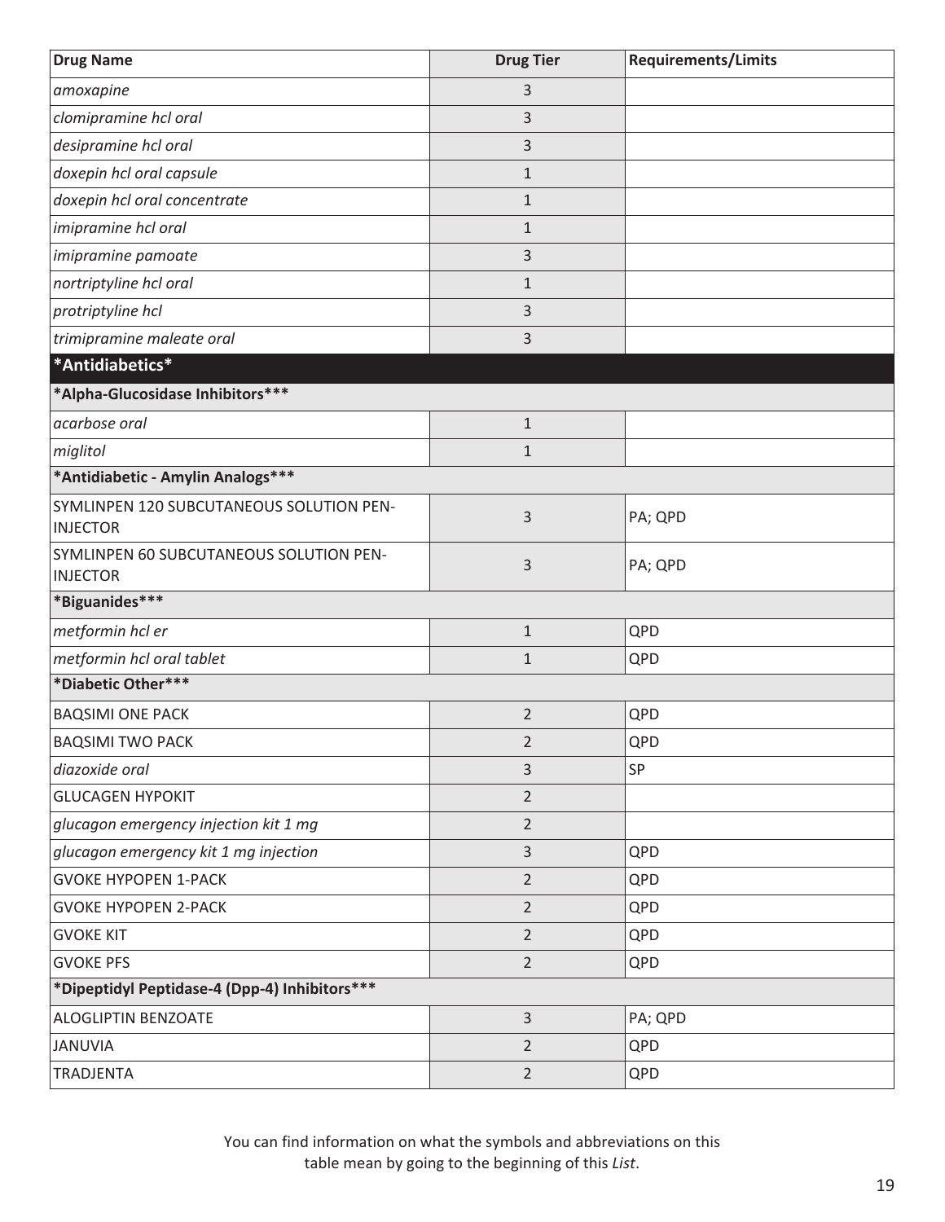| Drug Name | Drug Tier | Requirements/Limits |
|---|---|---|
| *amoxapine* | 3 | |
| *clomipramine hcl oral* | 3 | |
| *desipramine hcl oral* | 3 | |
| *doxepin hcl oral capsule* | 1 | |
| *doxepin hcl oral concentrate* | 1 | |
| *imipramine hcl oral* | 1 | |
| *imipramine pamoate* | 3 | |
| *nortriptyline hcl oral* | 1 | |
| *protriptyline hcl* | 3 | |
| *trimipramine maleate oral* | 3 | |
| ***Antidiabetics*** | | |
| ***Alpha-Glucosidase Inhibitors***** | | |
| *acarbose oral* | 1 | |
| *miglitol* | 1 | |
| ***Antidiabetic - Amylin Analogs***** | | |
| SYMLINPEN 120 SUBCUTANEOUS SOLUTION PEN-INJECTOR | 3 | PA; QPD |
| SYMLINPEN 60 SUBCUTANEOUS SOLUTION PEN-INJECTOR | 3 | PA; QPD |
| ***Biguanides***** | | |
| *metformin hcl er* | 1 | QPD |
| *metformin hcl oral tablet* | 1 | QPD |
| ***Diabetic Other***** | | |
| BAQSIMI ONE PACK | 2 | QPD |
| BAQSIMI TWO PACK | 2 | QPD |
| *diazoxide oral* | 3 | SP |
| GLUCAGEN HYPOKIT | 2 | |
| *glucagon emergency injection kit 1 mg* | 2 | |
| *glucagon emergency kit 1 mg injection* | 3 | QPD |
| GVOKE HYPOPEN 1-PACK | 2 | QPD |
| GVOKE HYPOPEN 2-PACK | 2 | QPD |
| GVOKE KIT | 2 | QPD |
| GVOKE PFS | 2 | QPD |
| ***Dipeptidyl Peptidase-4 (Dpp-4) Inhibitors***** | | |
| ALOGLIPTIN BENZOATE | 3 | PA; QPD |
| JANUVIA | 2 | QPD |
| TRADJENTA | 2 | QPD |

You can find information on what the symbols and abbreviations on this table mean by going to the beginning of this *List*.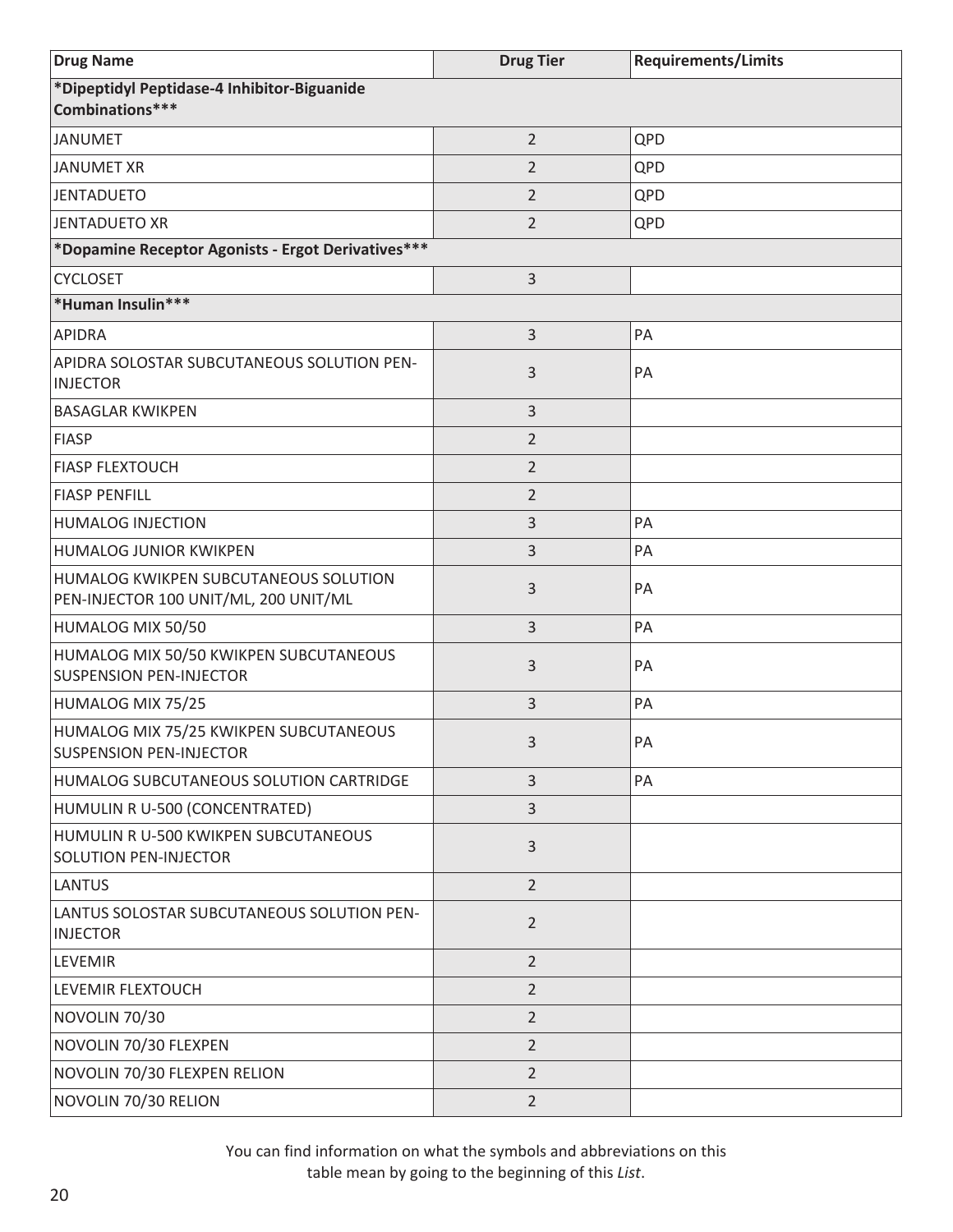| Drug Name | Drug Tier | Requirements/Limits |
|---|---|---|
| **\*Dipeptidyl Peptidase-4 Inhibitor-Biguanide Combinations\*\*\*** | | |
| JANUMET | 2 | QPD |
| JANUMET XR | 2 | QPD |
| JENTADUETO | 2 | QPD |
| JENTADUETO XR | 2 | QPD |
| **\*Dopamine Receptor Agonists - Ergot Derivatives\*\*\*** | | |
| CYCLOSET | 3 | |
| **\*Human Insulin\*\*\*** | | |
| APIDRA | 3 | PA |
| APIDRA SOLOSTAR SUBCUTANEOUS SOLUTION PEN-INJECTOR | 3 | PA |
| BASAGLAR KWIKPEN | 3 | |
| FIASP | 2 | |
| FIASP FLEXTOUCH | 2 | |
| FIASP PENFILL | 2 | |
| HUMALOG INJECTION | 3 | PA |
| HUMALOG JUNIOR KWIKPEN | 3 | PA |
| HUMALOG KWIKPEN SUBCUTANEOUS SOLUTION PEN-INJECTOR 100 UNIT/ML, 200 UNIT/ML | 3 | PA |
| HUMALOG MIX 50/50 | 3 | PA |
| HUMALOG MIX 50/50 KWIKPEN SUBCUTANEOUS SUSPENSION PEN-INJECTOR | 3 | PA |
| HUMALOG MIX 75/25 | 3 | PA |
| HUMALOG MIX 75/25 KWIKPEN SUBCUTANEOUS SUSPENSION PEN-INJECTOR | 3 | PA |
| HUMALOG SUBCUTANEOUS SOLUTION CARTRIDGE | 3 | PA |
| HUMULIN R U-500 (CONCENTRATED) | 3 | |
| HUMULIN R U-500 KWIKPEN SUBCUTANEOUS SOLUTION PEN-INJECTOR | 3 | |
| LANTUS | 2 | |
| LANTUS SOLOSTAR SUBCUTANEOUS SOLUTION PEN-INJECTOR | 2 | |
| LEVEMIR | 2 | |
| LEVEMIR FLEXTOUCH | 2 | |
| NOVOLIN 70/30 | 2 | |
| NOVOLIN 70/30 FLEXPEN | 2 | |
| NOVOLIN 70/30 FLEXPEN RELION | 2 | |
| NOVOLIN 70/30 RELION | 2 | |

You can find information on what the symbols and abbreviations on this table mean by going to the beginning of this *List*.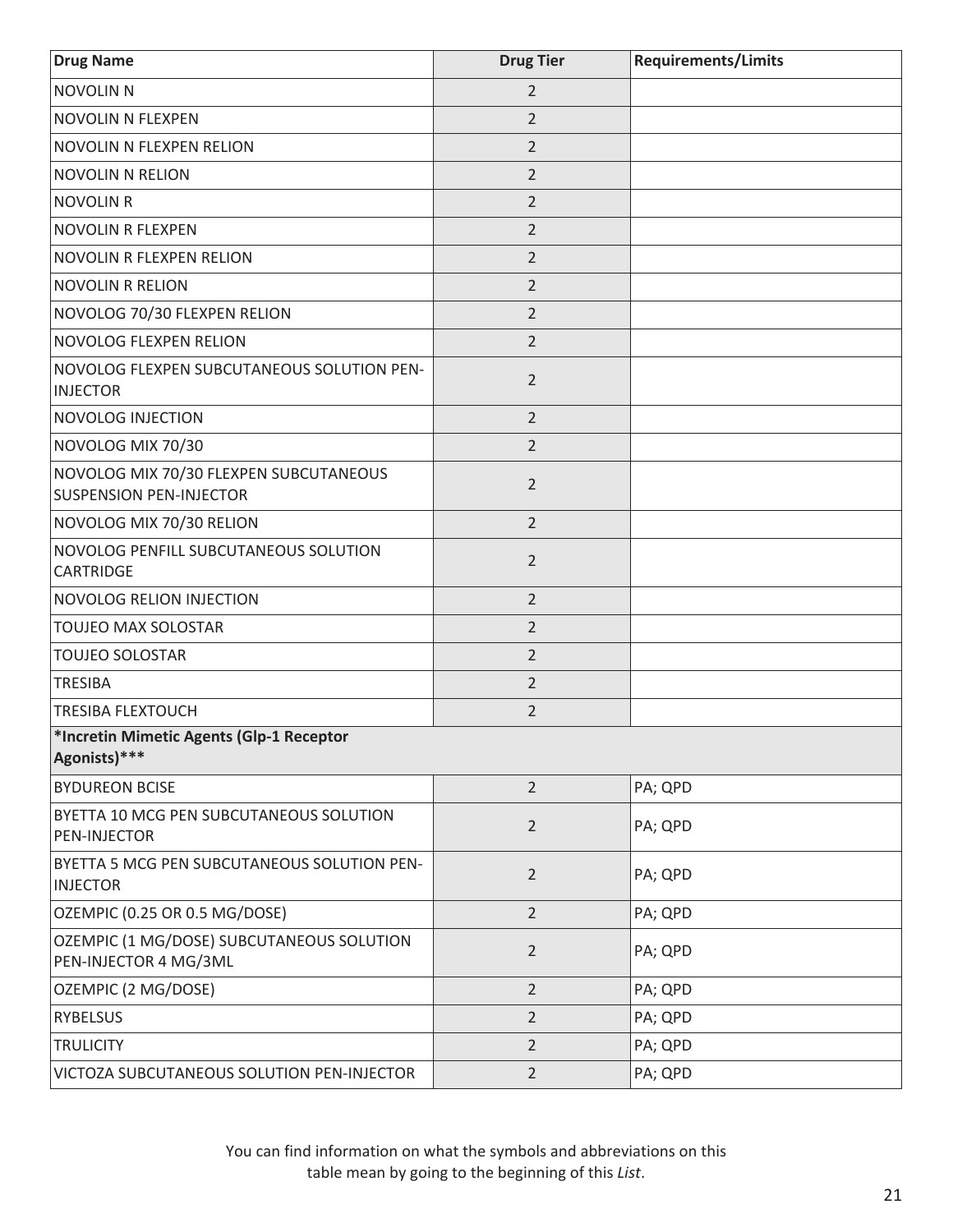| Drug Name | Drug Tier | Requirements/Limits |
| --- | --- | --- |
| NOVOLIN N | 2 | |
| NOVOLIN N FLEXPEN | 2 | |
| NOVOLIN N FLEXPEN RELION | 2 | |
| NOVOLIN N RELION | 2 | |
| NOVOLIN R | 2 | |
| NOVOLIN R FLEXPEN | 2 | |
| NOVOLIN R FLEXPEN RELION | 2 | |
| NOVOLIN R RELION | 2 | |
| NOVOLOG 70/30 FLEXPEN RELION | 2 | |
| NOVOLOG FLEXPEN RELION | 2 | |
| NOVOLOG FLEXPEN SUBCUTANEOUS SOLUTION PEN-INJECTOR | 2 | |
| NOVOLOG INJECTION | 2 | |
| NOVOLOG MIX 70/30 | 2 | |
| NOVOLOG MIX 70/30 FLEXPEN SUBCUTANEOUS SUSPENSION PEN-INJECTOR | 2 | |
| NOVOLOG MIX 70/30 RELION | 2 | |
| NOVOLOG PENFILL SUBCUTANEOUS SOLUTION CARTRIDGE | 2 | |
| NOVOLOG RELION INJECTION | 2 | |
| TOUJEO MAX SOLOSTAR | 2 | |
| TOUJEO SOLOSTAR | 2 | |
| TRESIBA | 2 | |
| TRESIBA FLEXTOUCH | 2 | |
| **\*Incretin Mimetic Agents (Glp-1 Receptor Agonists)\*\*\*** | | |
| BYDUREON BCISE | 2 | PA; QPD |
| BYETTA 10 MCG PEN SUBCUTANEOUS SOLUTION PEN-INJECTOR | 2 | PA; QPD |
| BYETTA 5 MCG PEN SUBCUTANEOUS SOLUTION PEN-INJECTOR | 2 | PA; QPD |
| OZEMPIC (0.25 OR 0.5 MG/DOSE) | 2 | PA; QPD |
| OZEMPIC (1 MG/DOSE) SUBCUTANEOUS SOLUTION PEN-INJECTOR 4 MG/3ML | 2 | PA; QPD |
| OZEMPIC (2 MG/DOSE) | 2 | PA; QPD |
| RYBELSUS | 2 | PA; QPD |
| TRULICITY | 2 | PA; QPD |
| VICTOZA SUBCUTANEOUS SOLUTION PEN-INJECTOR | 2 | PA; QPD |

You can find information on what the symbols and abbreviations on this table mean by going to the beginning of this *List*.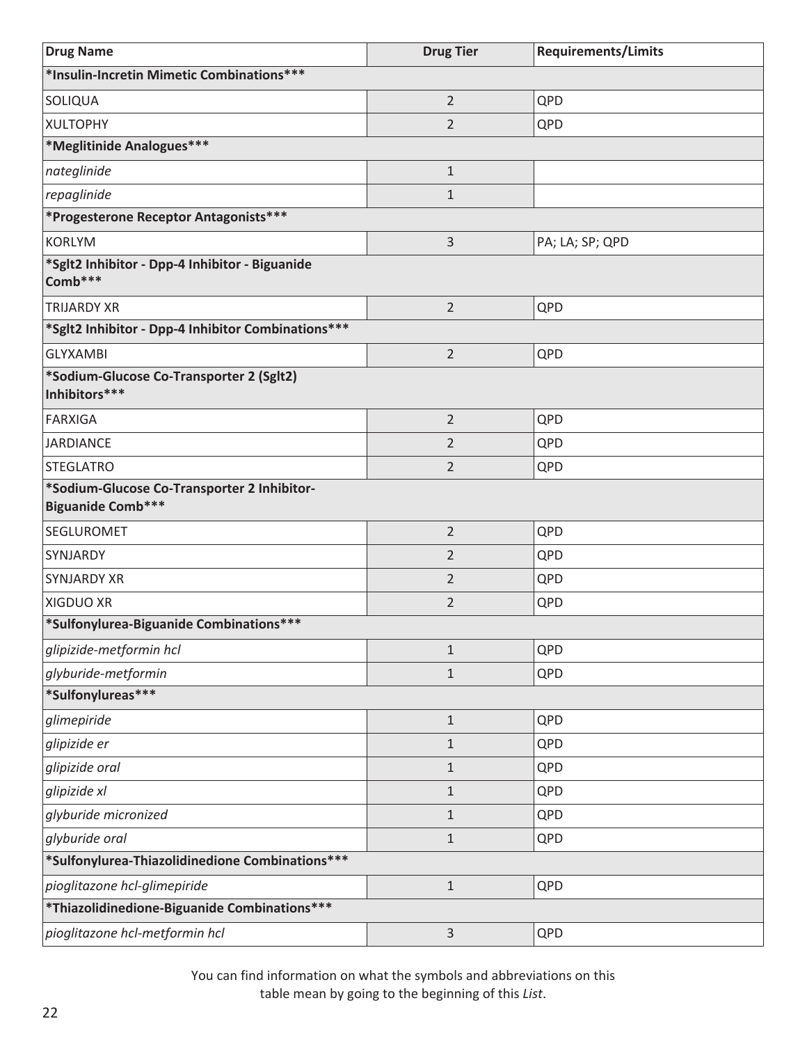| Drug Name | Drug Tier | Requirements/Limits |
|---|---|---|
| ***Insulin-Incretin Mimetic Combinations***** | | |
| SOLIQUA | 2 | QPD |
| XULTOPHY | 2 | QPD |
| ***Meglitinide Analogues***** | | |
| *nateglinide* | 1 | |
| *repaglinide* | 1 | |
| ***Progesterone Receptor Antagonists***** | | |
| KORLYM | 3 | PA; LA; SP; QPD |
| ***Sglt2 Inhibitor - Dpp-4 Inhibitor - Biguanide Comb***** | | |
| TRIJARDY XR | 2 | QPD |
| ***Sglt2 Inhibitor - Dpp-4 Inhibitor Combinations***** | | |
| GLYXAMBI | 2 | QPD |
| ***Sodium-Glucose Co-Transporter 2 (Sglt2) Inhibitors***** | | |
| FARXIGA | 2 | QPD |
| JARDIANCE | 2 | QPD |
| STEGLATRO | 2 | QPD |
| ***Sodium-Glucose Co-Transporter 2 Inhibitor-Biguanide Comb***** | | |
| SEGLUROMET | 2 | QPD |
| SYNJARDY | 2 | QPD |
| SYNJARDY XR | 2 | QPD |
| XIGDUO XR | 2 | QPD |
| ***Sulfonylurea-Biguanide Combinations***** | | |
| *glipizide-metformin hcl* | 1 | QPD |
| *glyburide-metformin* | 1 | QPD |
| ***Sulfonylureas***** | | |
| *glimepiride* | 1 | QPD |
| *glipizide er* | 1 | QPD |
| *glipizide oral* | 1 | QPD |
| *glipizide xl* | 1 | QPD |
| *glyburide micronized* | 1 | QPD |
| *glyburide oral* | 1 | QPD |
| ***Sulfonylurea-Thiazolidinedione Combinations***** | | |
| *pioglitazone hcl-glimepiride* | 1 | QPD |
| ***Thiazolidinedione-Biguanide Combinations***** | | |
| *pioglitazone hcl-metformin hcl* | 3 | QPD |

You can find information on what the symbols and abbreviations on this table mean by going to the beginning of this *List*.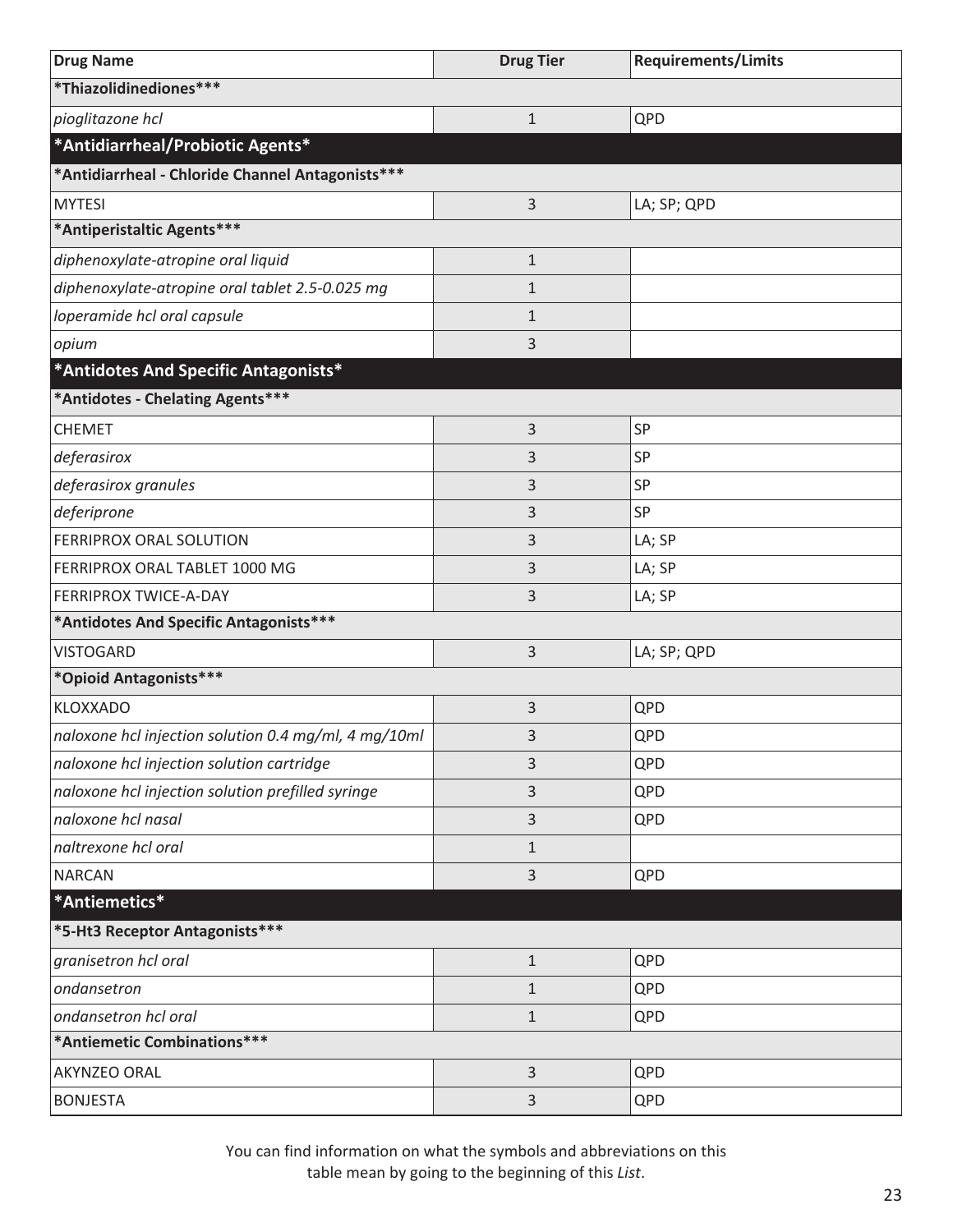| Drug Name | Drug Tier | Requirements/Limits |
| --- | --- | --- |
| ***Thiazolidinediones***** | | |
| *pioglitazone hcl* | 1 | QPD |
| ***Antidiarrheal/Probiotic Agents*** | | |
| ***Antidiarrheal - Chloride Channel Antagonists***** | | |
| MYTESI | 3 | LA; SP; QPD |
| ***Antiperistaltic Agents***** | | |
| *diphenoxylate-atropine oral liquid* | 1 | |
| *diphenoxylate-atropine oral tablet 2.5-0.025 mg* | 1 | |
| *loperamide hcl oral capsule* | 1 | |
| *opium* | 3 | |
| ***Antidotes And Specific Antagonists*** | | |
| ***Antidotes - Chelating Agents***** | | |
| CHEMET | 3 | SP |
| *deferasirox* | 3 | SP |
| *deferasirox granules* | 3 | SP |
| *deferiprone* | 3 | SP |
| FERRIPROX ORAL SOLUTION | 3 | LA; SP |
| FERRIPROX ORAL TABLET 1000 MG | 3 | LA; SP |
| FERRIPROX TWICE-A-DAY | 3 | LA; SP |
| ***Antidotes And Specific Antagonists***** | | |
| VISTOGARD | 3 | LA; SP; QPD |
| ***Opioid Antagonists***** | | |
| KLOXXADO | 3 | QPD |
| *naloxone hcl injection solution 0.4 mg/ml, 4 mg/10ml* | 3 | QPD |
| *naloxone hcl injection solution cartridge* | 3 | QPD |
| *naloxone hcl injection solution prefilled syringe* | 3 | QPD |
| *naloxone hcl nasal* | 3 | QPD |
| *naltrexone hcl oral* | 1 | |
| NARCAN | 3 | QPD |
| ***Antiemetics*** | | |
| ***5-Ht3 Receptor Antagonists***** | | |
| *granisetron hcl oral* | 1 | QPD |
| *ondansetron* | 1 | QPD |
| *ondansetron hcl oral* | 1 | QPD |
| ***Antiemetic Combinations***** | | |
| AKYNZEO ORAL | 3 | QPD |
| BONJESTA | 3 | QPD |

You can find information on what the symbols and abbreviations on this table mean by going to the beginning of this *List*.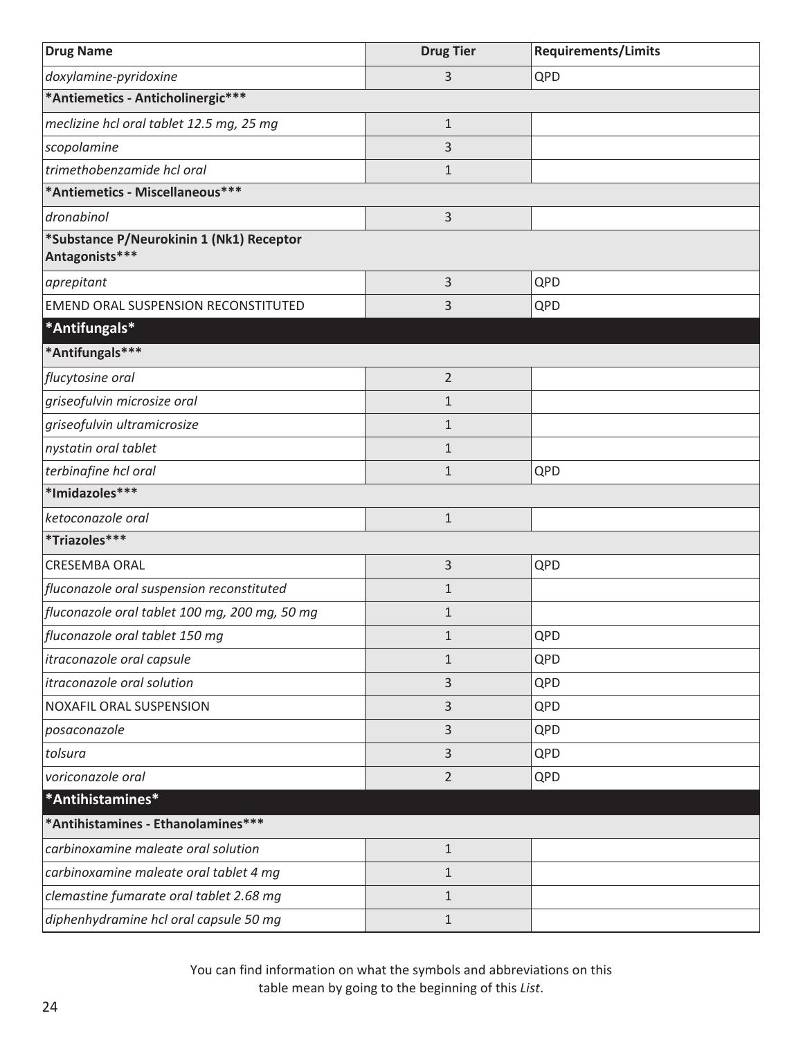| Drug Name | Drug Tier | Requirements/Limits |
|---|---|---|
| *doxylamine-pyridoxine* | 3 | QPD |
| **\*Antiemetics - Anticholinergic\*\*\*** | | |
| *meclizine hcl oral tablet 12.5 mg, 25 mg* | 1 | |
| *scopolamine* | 3 | |
| *trimethobenzamide hcl oral* | 1 | |
| **\*Antiemetics - Miscellaneous\*\*\*** | | |
| *dronabinol* | 3 | |
| **\*Substance P/Neurokinin 1 (Nk1) Receptor Antagonists\*\*\*** | | |
| *aprepitant* | 3 | QPD |
| EMEND ORAL SUSPENSION RECONSTITUTED | 3 | QPD |
| **\*Antifungals\*** | | |
| **\*Antifungals\*\*\*** | | |
| *flucytosine oral* | 2 | |
| *griseofulvin microsize oral* | 1 | |
| *griseofulvin ultramicrosize* | 1 | |
| *nystatin oral tablet* | 1 | |
| *terbinafine hcl oral* | 1 | QPD |
| **\*Imidazoles\*\*\*** | | |
| *ketoconazole oral* | 1 | |
| **\*Triazoles\*\*\*** | | |
| CRESEMBA ORAL | 3 | QPD |
| *fluconazole oral suspension reconstituted* | 1 | |
| *fluconazole oral tablet 100 mg, 200 mg, 50 mg* | 1 | |
| *fluconazole oral tablet 150 mg* | 1 | QPD |
| *itraconazole oral capsule* | 1 | QPD |
| *itraconazole oral solution* | 3 | QPD |
| NOXAFIL ORAL SUSPENSION | 3 | QPD |
| *posaconazole* | 3 | QPD |
| *tolsura* | 3 | QPD |
| *voriconazole oral* | 2 | QPD |
| **\*Antihistamines\*** | | |
| **\*Antihistamines - Ethanolamines\*\*\*** | | |
| *carbinoxamine maleate oral solution* | 1 | |
| *carbinoxamine maleate oral tablet 4 mg* | 1 | |
| *clemastine fumarate oral tablet 2.68 mg* | 1 | |
| *diphenhydramine hcl oral capsule 50 mg* | 1 | |

You can find information on what the symbols and abbreviations on this table mean by going to the beginning of this *List*.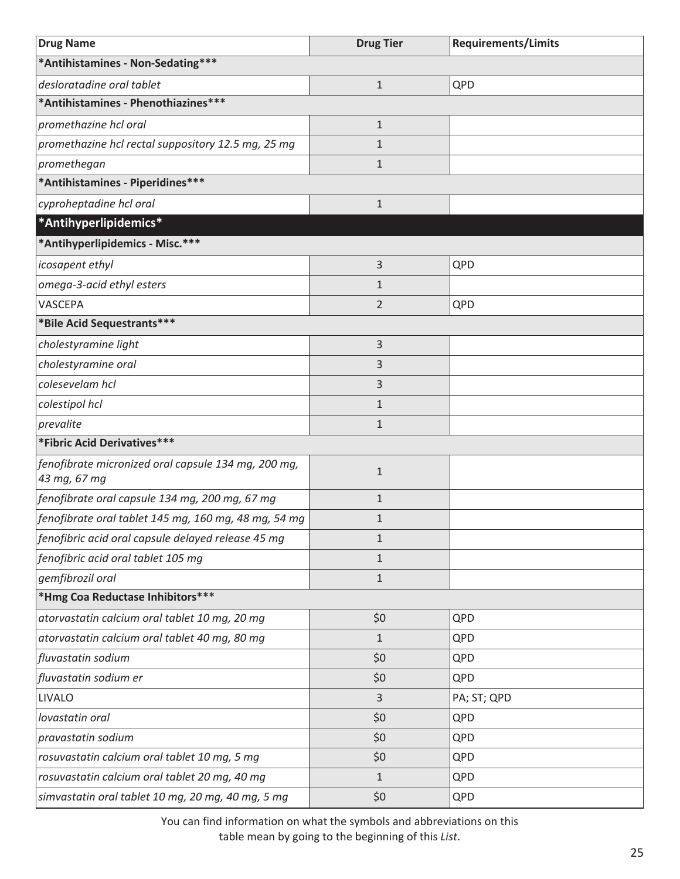| Drug Name | Drug Tier | Requirements/Limits |
|---|---|---|
| **\*Antihistamines - Non-Sedating\*\*\*** | | |
| *desloratadine oral tablet* | 1 | QPD |
| **\*Antihistamines - Phenothiazines\*\*\*** | | |
| *promethazine hcl oral* | 1 | |
| *promethazine hcl rectal suppository 12.5 mg, 25 mg* | 1 | |
| *promethegan* | 1 | |
| **\*Antihistamines - Piperidines\*\*\*** | | |
| *cyproheptadine hcl oral* | 1 | |
| **\*Antihyperlipidemics\*** | | |
| **\*Antihyperlipidemics - Misc.\*\*\*** | | |
| *icosapent ethyl* | 3 | QPD |
| *omega-3-acid ethyl esters* | 1 | |
| VASCEPA | 2 | QPD |
| **\*Bile Acid Sequestrants\*\*\*** | | |
| *cholestyramine light* | 3 | |
| *cholestyramine oral* | 3 | |
| *colesevelam hcl* | 3 | |
| *colestipol hcl* | 1 | |
| *prevalite* | 1 | |
| **\*Fibric Acid Derivatives\*\*\*** | | |
| *fenofibrate micronized oral capsule 134 mg, 200 mg, 43 mg, 67 mg* | 1 | |
| *fenofibrate oral capsule 134 mg, 200 mg, 67 mg* | 1 | |
| *fenofibrate oral tablet 145 mg, 160 mg, 48 mg, 54 mg* | 1 | |
| *fenofibric acid oral capsule delayed release 45 mg* | 1 | |
| *fenofibric acid oral tablet 105 mg* | 1 | |
| *gemfibrozil oral* | 1 | |
| **\*Hmg Coa Reductase Inhibitors\*\*\*** | | |
| *atorvastatin calcium oral tablet 10 mg, 20 mg* | $0 | QPD |
| *atorvastatin calcium oral tablet 40 mg, 80 mg* | 1 | QPD |
| *fluvastatin sodium* | $0 | QPD |
| *fluvastatin sodium er* | $0 | QPD |
| LIVALO | 3 | PA; ST; QPD |
| *lovastatin oral* | $0 | QPD |
| *pravastatin sodium* | $0 | QPD |
| *rosuvastatin calcium oral tablet 10 mg, 5 mg* | $0 | QPD |
| *rosuvastatin calcium oral tablet 20 mg, 40 mg* | 1 | QPD |
| *simvastatin oral tablet 10 mg, 20 mg, 40 mg, 5 mg* | $0 | QPD |

You can find information on what the symbols and abbreviations on this table mean by going to the beginning of this *List*.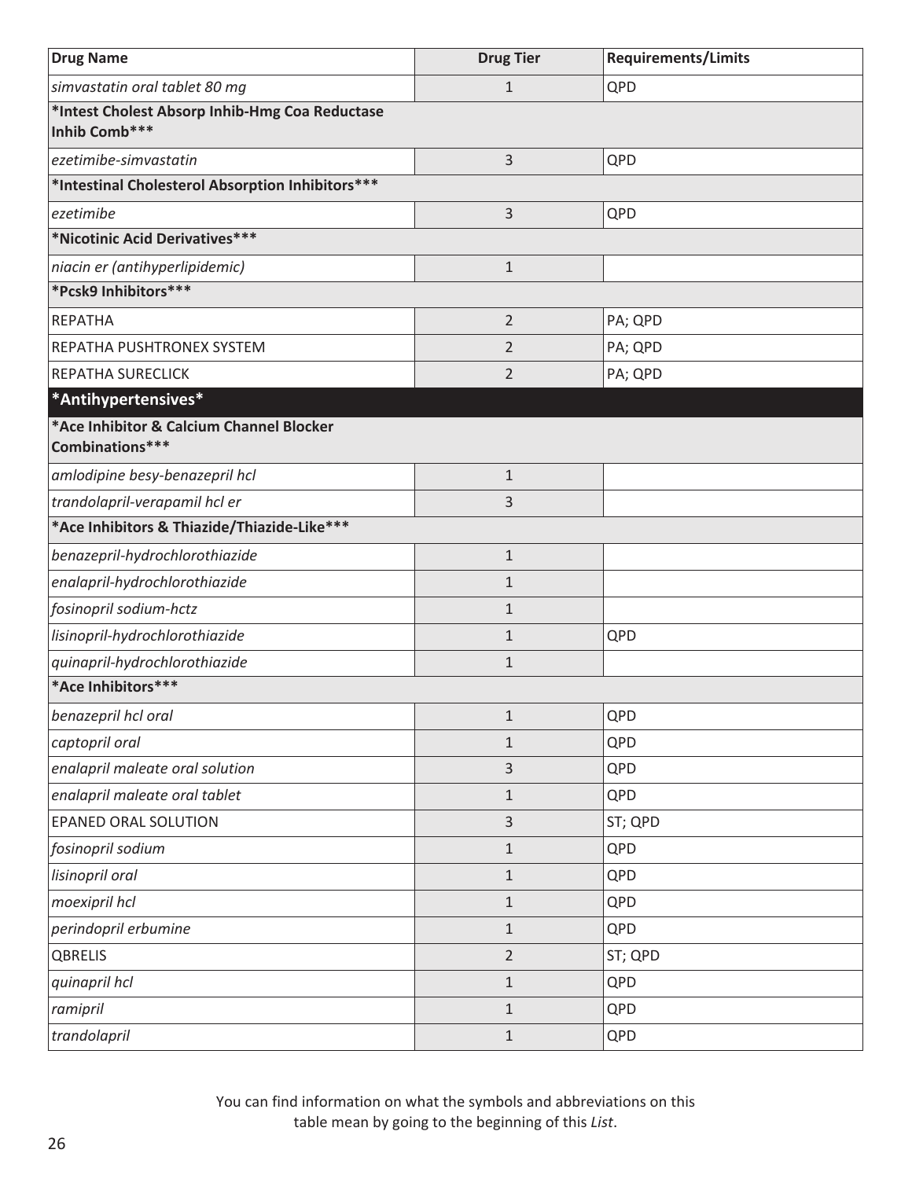| Drug Name | Drug Tier | Requirements/Limits |
|---|---|---|
| *simvastatin oral tablet 80 mg* | 1 | QPD |
| **\*Intest Cholest Absorp Inhib-Hmg Coa Reductase Inhib Comb\*\*\*** | | |
| *ezetimibe-simvastatin* | 3 | QPD |
| **\*Intestinal Cholesterol Absorption Inhibitors\*\*\*** | | |
| *ezetimibe* | 3 | QPD |
| **\*Nicotinic Acid Derivatives\*\*\*** | | |
| *niacin er (antihyperlipidemic)* | 1 | |
| **\*Pcsk9 Inhibitors\*\*\*** | | |
| REPATHA | 2 | PA; QPD |
| REPATHA PUSHTRONEX SYSTEM | 2 | PA; QPD |
| REPATHA SURECLICK | 2 | PA; QPD |
| **\*Antihypertensives\*** | | |
| **\*Ace Inhibitor & Calcium Channel Blocker Combinations\*\*\*** | | |
| *amlodipine besy-benazepril hcl* | 1 | |
| *trandolapril-verapamil hcl er* | 3 | |
| **\*Ace Inhibitors & Thiazide/Thiazide-Like\*\*\*** | | |
| *benazepril-hydrochlorothiazide* | 1 | |
| *enalapril-hydrochlorothiazide* | 1 | |
| *fosinopril sodium-hctz* | 1 | |
| *lisinopril-hydrochlorothiazide* | 1 | QPD |
| *quinapril-hydrochlorothiazide* | 1 | |
| **\*Ace Inhibitors\*\*\*** | | |
| *benazepril hcl oral* | 1 | QPD |
| *captopril oral* | 1 | QPD |
| *enalapril maleate oral solution* | 3 | QPD |
| *enalapril maleate oral tablet* | 1 | QPD |
| EPANED ORAL SOLUTION | 3 | ST; QPD |
| *fosinopril sodium* | 1 | QPD |
| *lisinopril oral* | 1 | QPD |
| *moexipril hcl* | 1 | QPD |
| *perindopril erbumine* | 1 | QPD |
| QBRELIS | 2 | ST; QPD |
| *quinapril hcl* | 1 | QPD |
| *ramipril* | 1 | QPD |
| *trandolapril* | 1 | QPD |

You can find information on what the symbols and abbreviations on this table mean by going to the beginning of this *List*.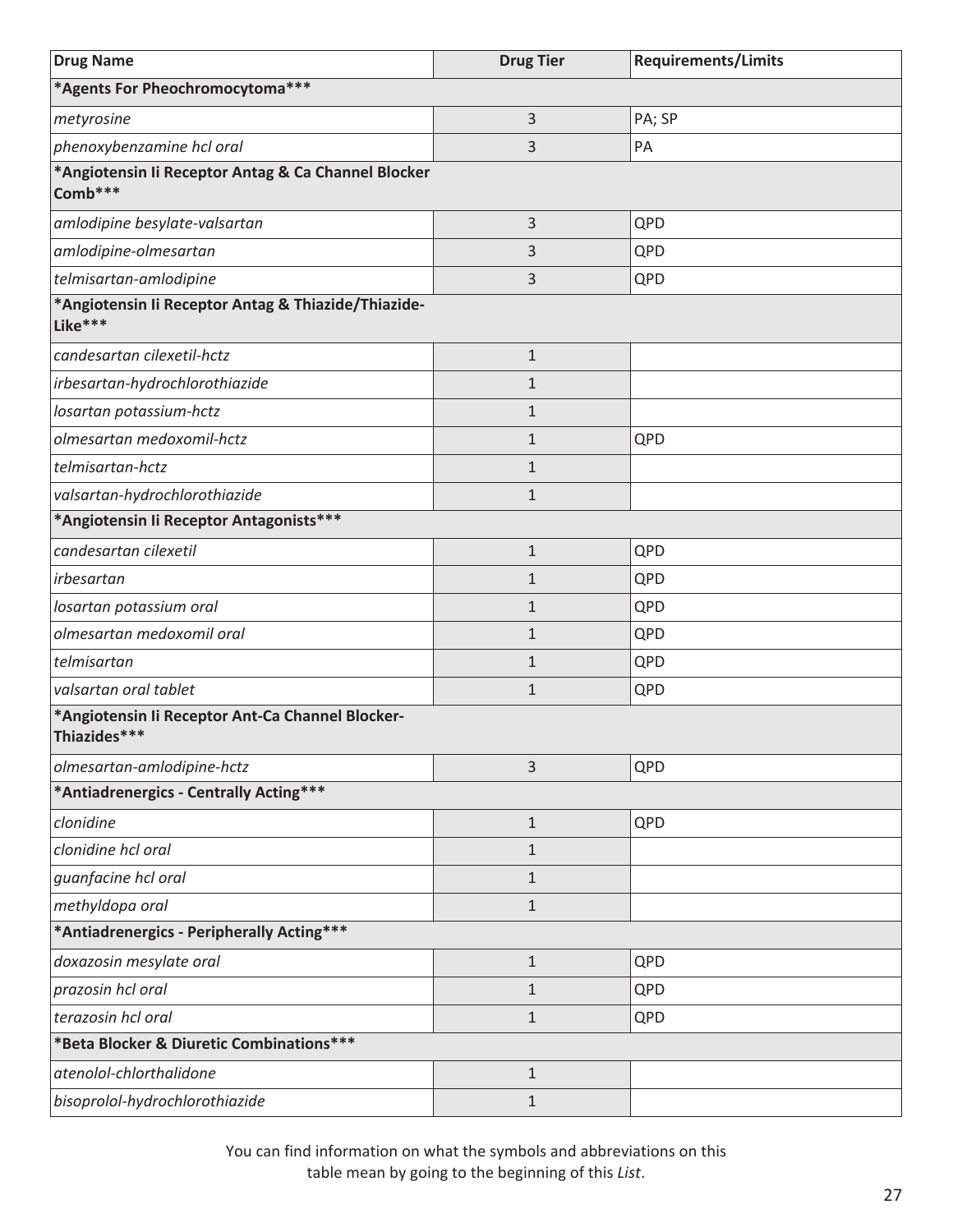| Drug Name | Drug Tier | Requirements/Limits |
| --- | --- | --- |
| ***Agents For Pheochromocytoma***** | | |
| *metyrosine* | 3 | PA; SP |
| *phenoxybenzamine hcl oral* | 3 | PA |
| ***Angiotensin Ii Receptor Antag & Ca Channel Blocker Comb***** | | |
| *amlodipine besylate-valsartan* | 3 | QPD |
| *amlodipine-olmesartan* | 3 | QPD |
| *telmisartan-amlodipine* | 3 | QPD |
| ***Angiotensin Ii Receptor Antag & Thiazide/Thiazide-Like***** | | |
| *candesartan cilexetil-hctz* | 1 | |
| *irbesartan-hydrochlorothiazide* | 1 | |
| *losartan potassium-hctz* | 1 | |
| *olmesartan medoxomil-hctz* | 1 | QPD |
| *telmisartan-hctz* | 1 | |
| *valsartan-hydrochlorothiazide* | 1 | |
| ***Angiotensin Ii Receptor Antagonists***** | | |
| *candesartan cilexetil* | 1 | QPD |
| *irbesartan* | 1 | QPD |
| *losartan potassium oral* | 1 | QPD |
| *olmesartan medoxomil oral* | 1 | QPD |
| *telmisartan* | 1 | QPD |
| *valsartan oral tablet* | 1 | QPD |
| ***Angiotensin Ii Receptor Ant-Ca Channel Blocker-Thiazides***** | | |
| *olmesartan-amlodipine-hctz* | 3 | QPD |
| ***Antiadrenergics - Centrally Acting***** | | |
| *clonidine* | 1 | QPD |
| *clonidine hcl oral* | 1 | |
| *guanfacine hcl oral* | 1 | |
| *methyldopa oral* | 1 | |
| ***Antiadrenergics - Peripherally Acting***** | | |
| *doxazosin mesylate oral* | 1 | QPD |
| *prazosin hcl oral* | 1 | QPD |
| *terazosin hcl oral* | 1 | QPD |
| ***Beta Blocker & Diuretic Combinations***** | | |
| *atenolol-chlorthalidone* | 1 | |
| *bisoprolol-hydrochlorothiazide* | 1 | |

You can find information on what the symbols and abbreviations on this table mean by going to the beginning of this *List*.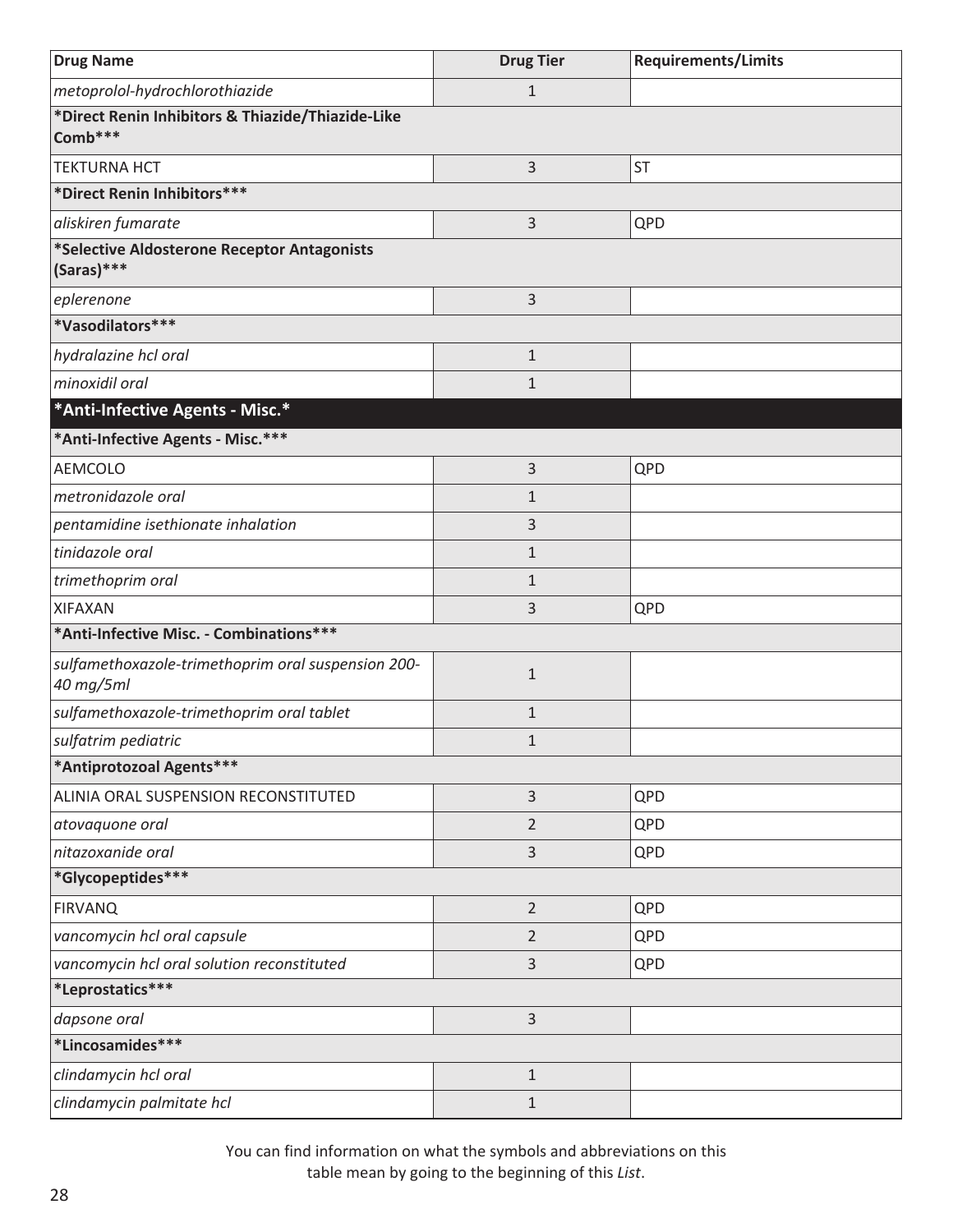| Drug Name | Drug Tier | Requirements/Limits |
|---|---|---|
| *metoprolol-hydrochlorothiazide* | 1 | |
| ***Direct Renin Inhibitors & Thiazide/Thiazide-Like Comb***** | | |
| TEKTURNA HCT | 3 | ST |
| ***Direct Renin Inhibitors***** | | |
| *aliskiren fumarate* | 3 | QPD |
| ***Selective Aldosterone Receptor Antagonists (Saras)***** | | |
| *eplerenone* | 3 | |
| ***Vasodilators***** | | |
| *hydralazine hcl oral* | 1 | |
| *minoxidil oral* | 1 | |
| ***Anti-Infective Agents - Misc.*** | | |
| ***Anti-Infective Agents - Misc.***** | | |
| AEMCOLO | 3 | QPD |
| *metronidazole oral* | 1 | |
| *pentamidine isethionate inhalation* | 3 | |
| *tinidazole oral* | 1 | |
| *trimethoprim oral* | 1 | |
| XIFAXAN | 3 | QPD |
| ***Anti-Infective Misc. - Combinations***** | | |
| *sulfamethoxazole-trimethoprim oral suspension 200-40 mg/5ml* | 1 | |
| *sulfamethoxazole-trimethoprim oral tablet* | 1 | |
| *sulfatrim pediatric* | 1 | |
| ***Antiprotozoal Agents***** | | |
| ALINIA ORAL SUSPENSION RECONSTITUTED | 3 | QPD |
| *atovaquone oral* | 2 | QPD |
| *nitazoxanide oral* | 3 | QPD |
| ***Glycopeptides***** | | |
| FIRVANQ | 2 | QPD |
| *vancomycin hcl oral capsule* | 2 | QPD |
| *vancomycin hcl oral solution reconstituted* | 3 | QPD |
| ***Leprostatics***** | | |
| *dapsone oral* | 3 | |
| ***Lincosamides***** | | |
| *clindamycin hcl oral* | 1 | |
| *clindamycin palmitate hcl* | 1 | |

You can find information on what the symbols and abbreviations on this table mean by going to the beginning of this *List*.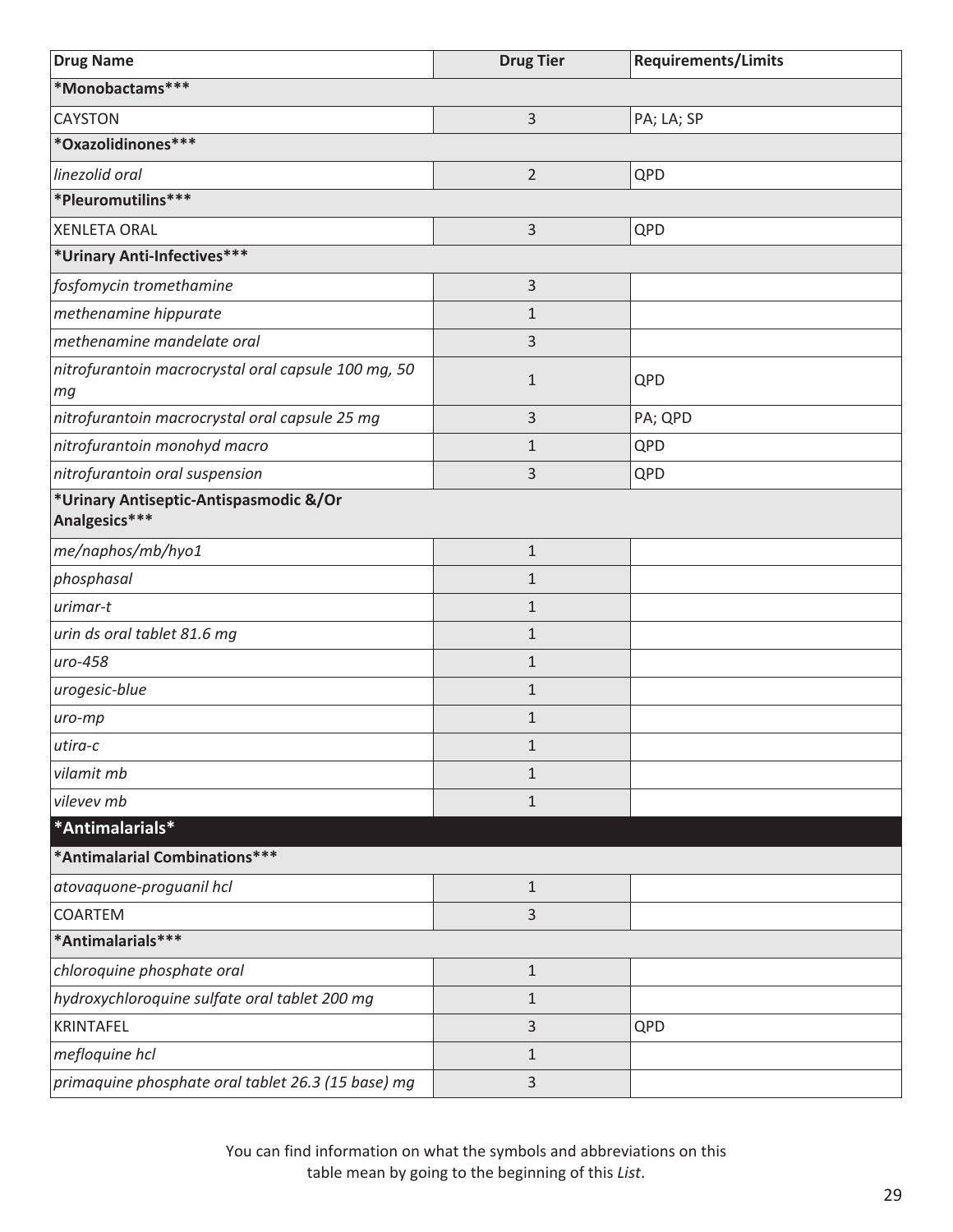| Drug Name | Drug Tier | Requirements/Limits |
|---|---|---|
| **\*Monobactams\*\*\*** | | |
| CAYSTON | 3 | PA; LA; SP |
| **\*Oxazolidinones\*\*\*** | | |
| *linezolid oral* | 2 | QPD |
| **\*Pleuromutilins\*\*\*** | | |
| XENLETA ORAL | 3 | QPD |
| **\*Urinary Anti-Infectives\*\*\*** | | |
| *fosfomycin tromethamine* | 3 | |
| *methenamine hippurate* | 1 | |
| *methenamine mandelate oral* | 3 | |
| *nitrofurantoin macrocrystal oral capsule 100 mg, 50 mg* | 1 | QPD |
| *nitrofurantoin macrocrystal oral capsule 25 mg* | 3 | PA; QPD |
| *nitrofurantoin monohyd macro* | 1 | QPD |
| *nitrofurantoin oral suspension* | 3 | QPD |
| **\*Urinary Antiseptic-Antispasmodic &/Or Analgesics\*\*\*** | | |
| *me/naphos/mb/hyo1* | 1 | |
| *phosphasal* | 1 | |
| *urimar-t* | 1 | |
| *urin ds oral tablet 81.6 mg* | 1 | |
| *uro-458* | 1 | |
| *urogesic-blue* | 1 | |
| *uro-mp* | 1 | |
| *utira-c* | 1 | |
| *vilamit mb* | 1 | |
| *vilevev mb* | 1 | |
| **\*Antimalarials\*** | | |
| **\*Antimalarial Combinations\*\*\*** | | |
| *atovaquone-proguanil hcl* | 1 | |
| COARTEM | 3 | |
| **\*Antimalarials\*\*\*** | | |
| *chloroquine phosphate oral* | 1 | |
| *hydroxychloroquine sulfate oral tablet 200 mg* | 1 | |
| KRINTAFEL | 3 | QPD |
| *mefloquine hcl* | 1 | |
| *primaquine phosphate oral tablet 26.3 (15 base) mg* | 3 | |

You can find information on what the symbols and abbreviations on this table mean by going to the beginning of this *List*.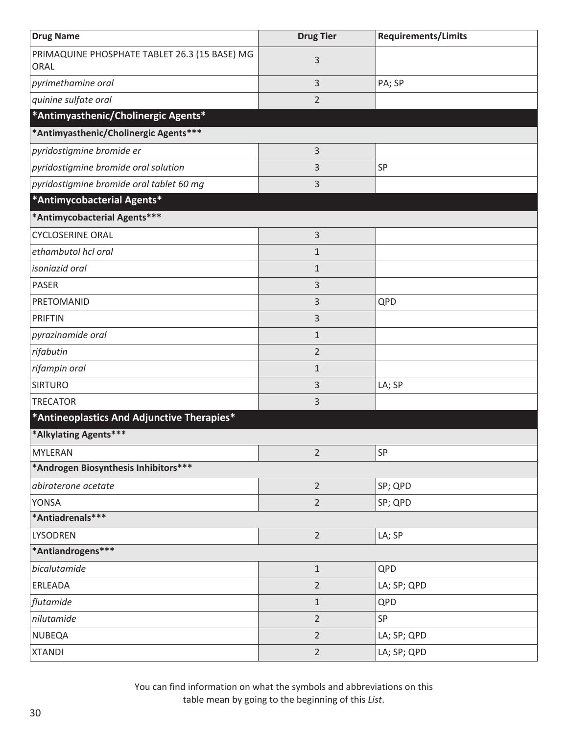| Drug Name | Drug Tier | Requirements/Limits |
|---|---|---|
| PRIMAQUINE PHOSPHATE TABLET 26.3 (15 BASE) MG ORAL | 3 | |
| *pyrimethamine oral* | 3 | PA; SP |
| *quinine sulfate oral* | 2 | |
| **\*Antimyasthenic/Cholinergic Agents\*** | | |
| **\*Antimyasthenic/Cholinergic Agents\*\*\*** | | |
| *pyridostigmine bromide er* | 3 | |
| *pyridostigmine bromide oral solution* | 3 | SP |
| *pyridostigmine bromide oral tablet 60 mg* | 3 | |
| **\*Antimycobacterial Agents\*** | | |
| **\*Antimycobacterial Agents\*\*\*** | | |
| CYCLOSERINE ORAL | 3 | |
| *ethambutol hcl oral* | 1 | |
| *isoniazid oral* | 1 | |
| PASER | 3 | |
| PRETOMANID | 3 | QPD |
| PRIFTIN | 3 | |
| *pyrazinamide oral* | 1 | |
| *rifabutin* | 2 | |
| *rifampin oral* | 1 | |
| SIRTURO | 3 | LA; SP |
| TRECATOR | 3 | |
| **\*Antineoplastics And Adjunctive Therapies\*** | | |
| **\*Alkylating Agents\*\*\*** | | |
| MYLERAN | 2 | SP |
| **\*Androgen Biosynthesis Inhibitors\*\*\*** | | |
| *abiraterone acetate* | 2 | SP; QPD |
| YONSA | 2 | SP; QPD |
| **\*Antiadrenals\*\*\*** | | |
| LYSODREN | 2 | LA; SP |
| **\*Antiandrogens\*\*\*** | | |
| *bicalutamide* | 1 | QPD |
| ERLEADA | 2 | LA; SP; QPD |
| *flutamide* | 1 | QPD |
| *nilutamide* | 2 | SP |
| NUBEQA | 2 | LA; SP; QPD |
| XTANDI | 2 | LA; SP; QPD |

You can find information on what the symbols and abbreviations on this table mean by going to the beginning of this *List*.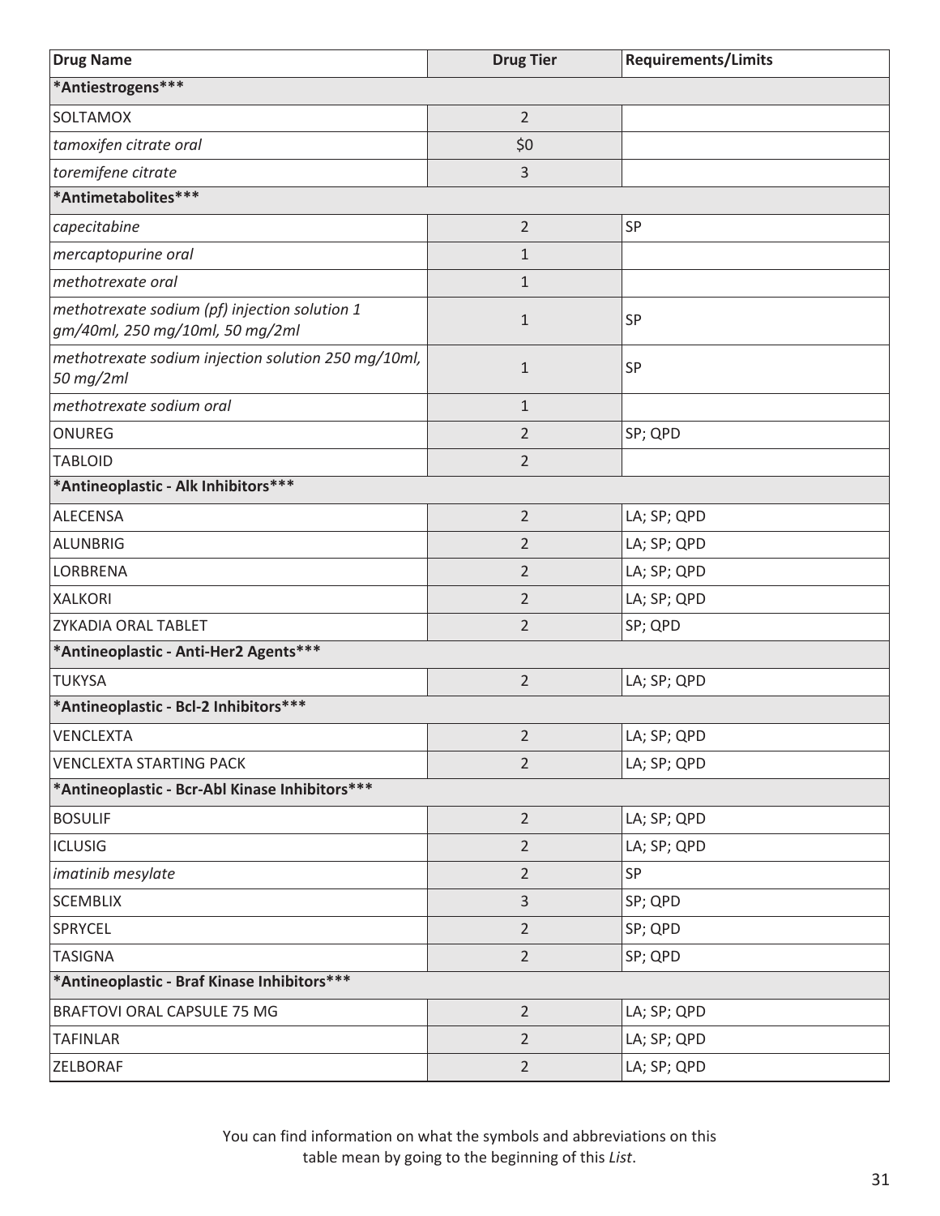| Drug Name | Drug Tier | Requirements/Limits |
|---|---|---|
| **\*Antiestrogens\*\*\*** | | |
| SOLTAMOX | 2 | |
| *tamoxifen citrate oral* | $0 | |
| *toremifene citrate* | 3 | |
| **\*Antimetabolites\*\*\*** | | |
| *capecitabine* | 2 | SP |
| *mercaptopurine oral* | 1 | |
| *methotrexate oral* | 1 | |
| *methotrexate sodium (pf) injection solution 1 gm/40ml, 250 mg/10ml, 50 mg/2ml* | 1 | SP |
| *methotrexate sodium injection solution 250 mg/10ml, 50 mg/2ml* | 1 | SP |
| *methotrexate sodium oral* | 1 | |
| ONUREG | 2 | SP; QPD |
| TABLOID | 2 | |
| **\*Antineoplastic - Alk Inhibitors\*\*\*** | | |
| ALECENSA | 2 | LA; SP; QPD |
| ALUNBRIG | 2 | LA; SP; QPD |
| LORBRENA | 2 | LA; SP; QPD |
| XALKORI | 2 | LA; SP; QPD |
| ZYKADIA ORAL TABLET | 2 | SP; QPD |
| **\*Antineoplastic - Anti-Her2 Agents\*\*\*** | | |
| TUKYSA | 2 | LA; SP; QPD |
| **\*Antineoplastic - Bcl-2 Inhibitors\*\*\*** | | |
| VENCLEXTA | 2 | LA; SP; QPD |
| VENCLEXTA STARTING PACK | 2 | LA; SP; QPD |
| **\*Antineoplastic - Bcr-Abl Kinase Inhibitors\*\*\*** | | |
| BOSULIF | 2 | LA; SP; QPD |
| ICLUSIG | 2 | LA; SP; QPD |
| *imatinib mesylate* | 2 | SP |
| SCEMBLIX | 3 | SP; QPD |
| SPRYCEL | 2 | SP; QPD |
| TASIGNA | 2 | SP; QPD |
| **\*Antineoplastic - Braf Kinase Inhibitors\*\*\*** | | |
| BRAFTOVI ORAL CAPSULE 75 MG | 2 | LA; SP; QPD |
| TAFINLAR | 2 | LA; SP; QPD |
| ZELBORAF | 2 | LA; SP; QPD |

You can find information on what the symbols and abbreviations on this table mean by going to the beginning of this *List*.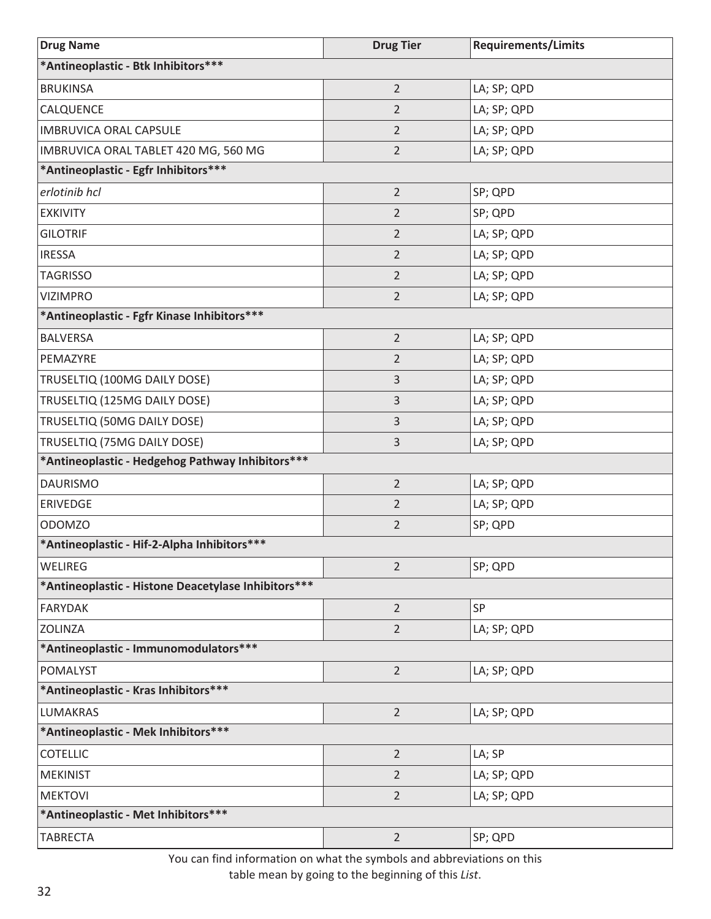| Drug Name | Drug Tier | Requirements/Limits |
|---|---|---|
| **\*Antineoplastic - Btk Inhibitors\*\*\*** | | |
| BRUKINSA | 2 | LA; SP; QPD |
| CALQUENCE | 2 | LA; SP; QPD |
| IMBRUVICA ORAL CAPSULE | 2 | LA; SP; QPD |
| IMBRUVICA ORAL TABLET 420 MG, 560 MG | 2 | LA; SP; QPD |
| **\*Antineoplastic - Egfr Inhibitors\*\*\*** | | |
| *erlotinib hcl* | 2 | SP; QPD |
| EXKIVITY | 2 | SP; QPD |
| GILOTRIF | 2 | LA; SP; QPD |
| IRESSA | 2 | LA; SP; QPD |
| TAGRISSO | 2 | LA; SP; QPD |
| VIZIMPRO | 2 | LA; SP; QPD |
| **\*Antineoplastic - Fgfr Kinase Inhibitors\*\*\*** | | |
| BALVERSA | 2 | LA; SP; QPD |
| PEMAZYRE | 2 | LA; SP; QPD |
| TRUSELTIQ (100MG DAILY DOSE) | 3 | LA; SP; QPD |
| TRUSELTIQ (125MG DAILY DOSE) | 3 | LA; SP; QPD |
| TRUSELTIQ (50MG DAILY DOSE) | 3 | LA; SP; QPD |
| TRUSELTIQ (75MG DAILY DOSE) | 3 | LA; SP; QPD |
| **\*Antineoplastic - Hedgehog Pathway Inhibitors\*\*\*** | | |
| DAURISMO | 2 | LA; SP; QPD |
| ERIVEDGE | 2 | LA; SP; QPD |
| ODOMZO | 2 | SP; QPD |
| **\*Antineoplastic - Hif-2-Alpha Inhibitors\*\*\*** | | |
| WELIREG | 2 | SP; QPD |
| **\*Antineoplastic - Histone Deacetylase Inhibitors\*\*\*** | | |
| FARYDAK | 2 | SP |
| ZOLINZA | 2 | LA; SP; QPD |
| **\*Antineoplastic - Immunomodulators\*\*\*** | | |
| POMALYST | 2 | LA; SP; QPD |
| **\*Antineoplastic - Kras Inhibitors\*\*\*** | | |
| LUMAKRAS | 2 | LA; SP; QPD |
| **\*Antineoplastic - Mek Inhibitors\*\*\*** | | |
| COTELLIC | 2 | LA; SP |
| MEKINIST | 2 | LA; SP; QPD |
| MEKTOVI | 2 | LA; SP; QPD |
| **\*Antineoplastic - Met Inhibitors\*\*\*** | | |
| TABRECTA | 2 | SP; QPD |

You can find information on what the symbols and abbreviations on this table mean by going to the beginning of this *List*.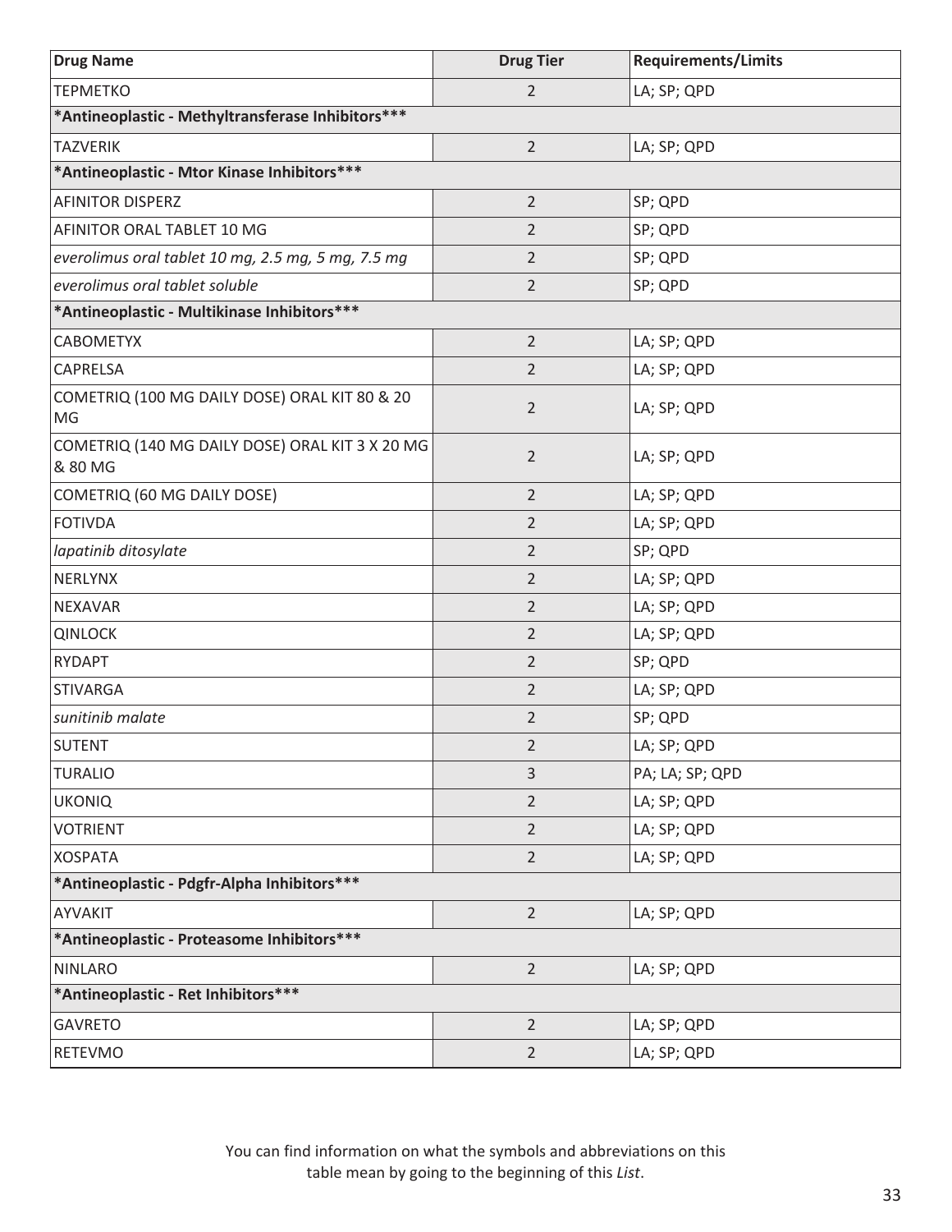| Drug Name | Drug Tier | Requirements/Limits |
|---|---|---|
| TEPMETKO | 2 | LA; SP; QPD |
| ***Antineoplastic - Methyltransferase Inhibitors***** | | |
| TAZVERIK | 2 | LA; SP; QPD |
| ***Antineoplastic - Mtor Kinase Inhibitors***** | | |
| AFINITOR DISPERZ | 2 | SP; QPD |
| AFINITOR ORAL TABLET 10 MG | 2 | SP; QPD |
| *everolimus oral tablet 10 mg, 2.5 mg, 5 mg, 7.5 mg* | 2 | SP; QPD |
| *everolimus oral tablet soluble* | 2 | SP; QPD |
| ***Antineoplastic - Multikinase Inhibitors***** | | |
| CABOMETYX | 2 | LA; SP; QPD |
| CAPRELSA | 2 | LA; SP; QPD |
| COMETRIQ (100 MG DAILY DOSE) ORAL KIT 80 & 20 MG | 2 | LA; SP; QPD |
| COMETRIQ (140 MG DAILY DOSE) ORAL KIT 3 X 20 MG & 80 MG | 2 | LA; SP; QPD |
| COMETRIQ (60 MG DAILY DOSE) | 2 | LA; SP; QPD |
| FOTIVDA | 2 | LA; SP; QPD |
| *lapatinib ditosylate* | 2 | SP; QPD |
| NERLYNX | 2 | LA; SP; QPD |
| NEXAVAR | 2 | LA; SP; QPD |
| QINLOCK | 2 | LA; SP; QPD |
| RYDAPT | 2 | SP; QPD |
| STIVARGA | 2 | LA; SP; QPD |
| *sunitinib malate* | 2 | SP; QPD |
| SUTENT | 2 | LA; SP; QPD |
| TURALIO | 3 | PA; LA; SP; QPD |
| UKONIQ | 2 | LA; SP; QPD |
| VOTRIENT | 2 | LA; SP; QPD |
| XOSPATA | 2 | LA; SP; QPD |
| ***Antineoplastic - Pdgfr-Alpha Inhibitors***** | | |
| AYVAKIT | 2 | LA; SP; QPD |
| ***Antineoplastic - Proteasome Inhibitors***** | | |
| NINLARO | 2 | LA; SP; QPD |
| ***Antineoplastic - Ret Inhibitors***** | | |
| GAVRETO | 2 | LA; SP; QPD |
| RETEVMO | 2 | LA; SP; QPD |

You can find information on what the symbols and abbreviations on this table mean by going to the beginning of this *List*.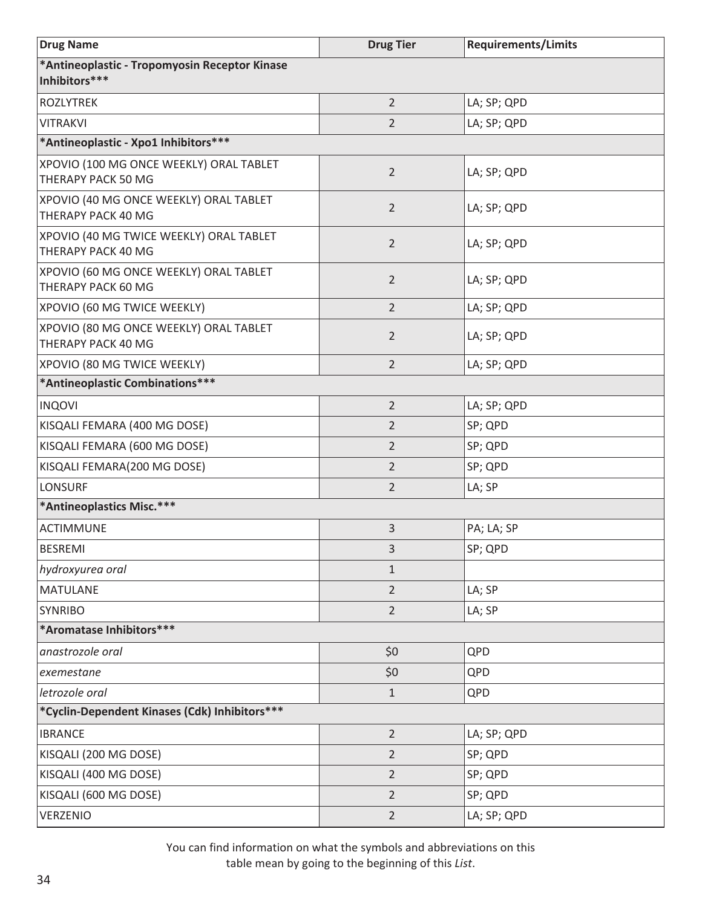| Drug Name | Drug Tier | Requirements/Limits |
|---|---|---|
| ***Antineoplastic - Tropomyosin Receptor Kinase Inhibitors***** | | |
| ROZLYTREK | 2 | LA; SP; QPD |
| VITRAKVI | 2 | LA; SP; QPD |
| ***Antineoplastic - Xpo1 Inhibitors***** | | |
| XPOVIO (100 MG ONCE WEEKLY) ORAL TABLET THERAPY PACK 50 MG | 2 | LA; SP; QPD |
| XPOVIO (40 MG ONCE WEEKLY) ORAL TABLET THERAPY PACK 40 MG | 2 | LA; SP; QPD |
| XPOVIO (40 MG TWICE WEEKLY) ORAL TABLET THERAPY PACK 40 MG | 2 | LA; SP; QPD |
| XPOVIO (60 MG ONCE WEEKLY) ORAL TABLET THERAPY PACK 60 MG | 2 | LA; SP; QPD |
| XPOVIO (60 MG TWICE WEEKLY) | 2 | LA; SP; QPD |
| XPOVIO (80 MG ONCE WEEKLY) ORAL TABLET THERAPY PACK 40 MG | 2 | LA; SP; QPD |
| XPOVIO (80 MG TWICE WEEKLY) | 2 | LA; SP; QPD |
| ***Antineoplastic Combinations***** | | |
| INQOVI | 2 | LA; SP; QPD |
| KISQALI FEMARA (400 MG DOSE) | 2 | SP; QPD |
| KISQALI FEMARA (600 MG DOSE) | 2 | SP; QPD |
| KISQALI FEMARA(200 MG DOSE) | 2 | SP; QPD |
| LONSURF | 2 | LA; SP |
| ***Antineoplastics Misc.***** | | |
| ACTIMMUNE | 3 | PA; LA; SP |
| BESREMI | 3 | SP; QPD |
| *hydroxyurea oral* | 1 | |
| MATULANE | 2 | LA; SP |
| SYNRIBO | 2 | LA; SP |
| ***Aromatase Inhibitors***** | | |
| *anastrozole oral* | $0 | QPD |
| *exemestane* | $0 | QPD |
| *letrozole oral* | 1 | QPD |
| ***Cyclin-Dependent Kinases (Cdk) Inhibitors***** | | |
| IBRANCE | 2 | LA; SP; QPD |
| KISQALI (200 MG DOSE) | 2 | SP; QPD |
| KISQALI (400 MG DOSE) | 2 | SP; QPD |
| KISQALI (600 MG DOSE) | 2 | SP; QPD |
| VERZENIO | 2 | LA; SP; QPD |

You can find information on what the symbols and abbreviations on this table mean by going to the beginning of this *List*.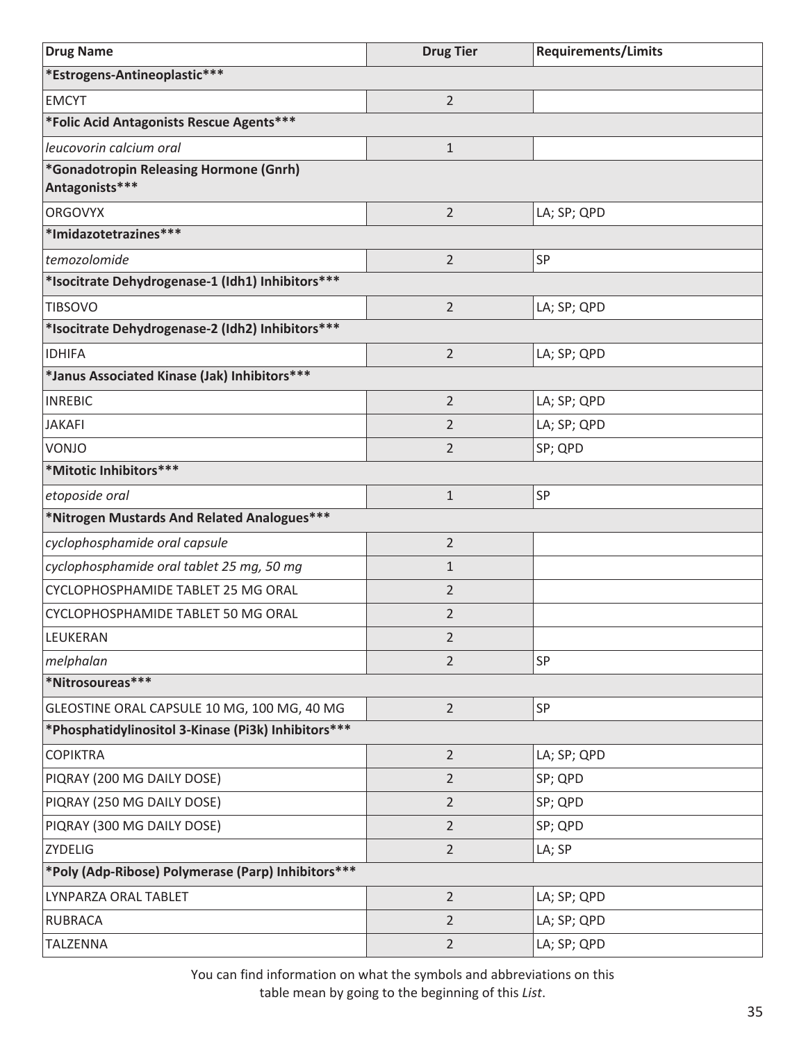| Drug Name | Drug Tier | Requirements/Limits |
|---|---|---|
| **\*Estrogens-Antineoplastic\*\*\*** | | |
| EMCYT | 2 | |
| **\*Folic Acid Antagonists Rescue Agents\*\*\*** | | |
| *leucovorin calcium oral* | 1 | |
| **\*Gonadotropin Releasing Hormone (Gnrh) Antagonists\*\*\*** | | |
| ORGOVYX | 2 | LA; SP; QPD |
| **\*Imidazotetrazines\*\*\*** | | |
| *temozolomide* | 2 | SP |
| **\*Isocitrate Dehydrogenase-1 (Idh1) Inhibitors\*\*\*** | | |
| TIBSOVO | 2 | LA; SP; QPD |
| **\*Isocitrate Dehydrogenase-2 (Idh2) Inhibitors\*\*\*** | | |
| IDHIFA | 2 | LA; SP; QPD |
| **\*Janus Associated Kinase (Jak) Inhibitors\*\*\*** | | |
| INREBIC | 2 | LA; SP; QPD |
| JAKAFI | 2 | LA; SP; QPD |
| VONJO | 2 | SP; QPD |
| **\*Mitotic Inhibitors\*\*\*** | | |
| *etoposide oral* | 1 | SP |
| **\*Nitrogen Mustards And Related Analogues\*\*\*** | | |
| *cyclophosphamide oral capsule* | 2 | |
| *cyclophosphamide oral tablet 25 mg, 50 mg* | 1 | |
| CYCLOPHOSPHAMIDE TABLET 25 MG ORAL | 2 | |
| CYCLOPHOSPHAMIDE TABLET 50 MG ORAL | 2 | |
| LEUKERAN | 2 | |
| *melphalan* | 2 | SP |
| **\*Nitrosoureas\*\*\*** | | |
| GLEOSTINE ORAL CAPSULE 10 MG, 100 MG, 40 MG | 2 | SP |
| **\*Phosphatidylinositol 3-Kinase (Pi3k) Inhibitors\*\*\*** | | |
| COPIKTRA | 2 | LA; SP; QPD |
| PIQRAY (200 MG DAILY DOSE) | 2 | SP; QPD |
| PIQRAY (250 MG DAILY DOSE) | 2 | SP; QPD |
| PIQRAY (300 MG DAILY DOSE) | 2 | SP; QPD |
| ZYDELIG | 2 | LA; SP |
| **\*Poly (Adp-Ribose) Polymerase (Parp) Inhibitors\*\*\*** | | |
| LYNPARZA ORAL TABLET | 2 | LA; SP; QPD |
| RUBRACA | 2 | LA; SP; QPD |
| TALZENNA | 2 | LA; SP; QPD |

You can find information on what the symbols and abbreviations on this table mean by going to the beginning of this *List*.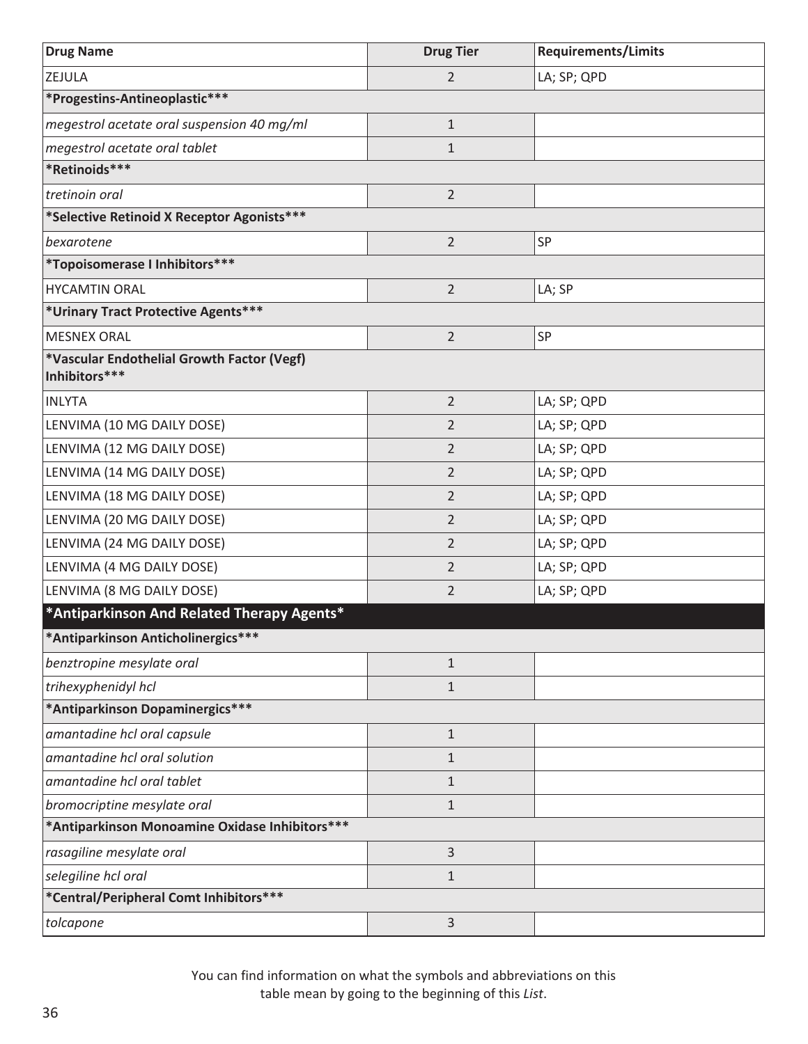| Drug Name | Drug Tier | Requirements/Limits |
|---|---|---|
| ZEJULA | 2 | LA; SP; QPD |
| **\*Progestins-Antineoplastic\*\*\*** | | |
| *megestrol acetate oral suspension 40 mg/ml* | 1 | |
| *megestrol acetate oral tablet* | 1 | |
| **\*Retinoids\*\*\*** | | |
| *tretinoin oral* | 2 | |
| **\*Selective Retinoid X Receptor Agonists\*\*\*** | | |
| *bexarotene* | 2 | SP |
| **\*Topoisomerase I Inhibitors\*\*\*** | | |
| HYCAMTIN ORAL | 2 | LA; SP |
| **\*Urinary Tract Protective Agents\*\*\*** | | |
| MESNEX ORAL | 2 | SP |
| **\*Vascular Endothelial Growth Factor (Vegf) Inhibitors\*\*\*** | | |
| INLYTA | 2 | LA; SP; QPD |
| LENVIMA (10 MG DAILY DOSE) | 2 | LA; SP; QPD |
| LENVIMA (12 MG DAILY DOSE) | 2 | LA; SP; QPD |
| LENVIMA (14 MG DAILY DOSE) | 2 | LA; SP; QPD |
| LENVIMA (18 MG DAILY DOSE) | 2 | LA; SP; QPD |
| LENVIMA (20 MG DAILY DOSE) | 2 | LA; SP; QPD |
| LENVIMA (24 MG DAILY DOSE) | 2 | LA; SP; QPD |
| LENVIMA (4 MG DAILY DOSE) | 2 | LA; SP; QPD |
| LENVIMA (8 MG DAILY DOSE) | 2 | LA; SP; QPD |
| **\*Antiparkinson And Related Therapy Agents\*** | | |
| **\*Antiparkinson Anticholinergics\*\*\*** | | |
| *benztropine mesylate oral* | 1 | |
| *trihexyphenidyl hcl* | 1 | |
| **\*Antiparkinson Dopaminergics\*\*\*** | | |
| *amantadine hcl oral capsule* | 1 | |
| *amantadine hcl oral solution* | 1 | |
| *amantadine hcl oral tablet* | 1 | |
| *bromocriptine mesylate oral* | 1 | |
| **\*Antiparkinson Monoamine Oxidase Inhibitors\*\*\*** | | |
| *rasagiline mesylate oral* | 3 | |
| *selegiline hcl oral* | 1 | |
| **\*Central/Peripheral Comt Inhibitors\*\*\*** | | |
| *tolcapone* | 3 | |

You can find information on what the symbols and abbreviations on this table mean by going to the beginning of this *List*.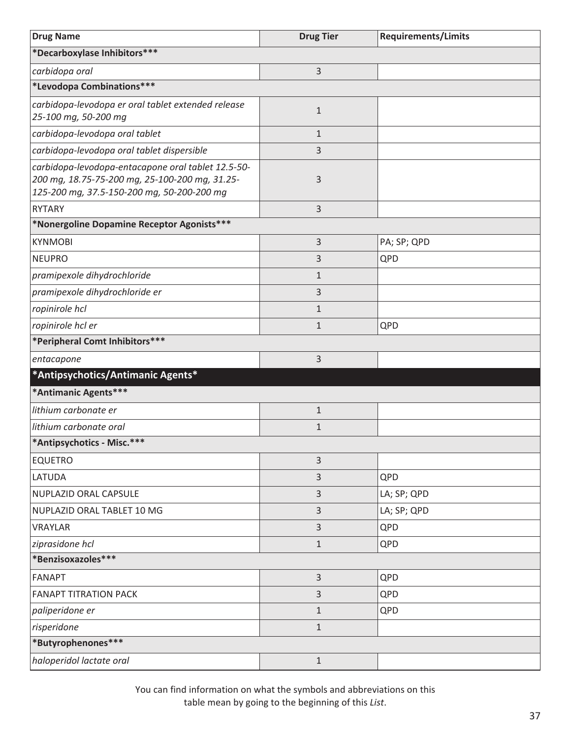| Drug Name | Drug Tier | Requirements/Limits |
|---|---|---|
| **\*Decarboxylase Inhibitors\*\*\*** | | |
| *carbidopa oral* | 3 | |
| **\*Levodopa Combinations\*\*\*** | | |
| *carbidopa-levodopa er oral tablet extended release 25-100 mg, 50-200 mg* | 1 | |
| *carbidopa-levodopa oral tablet* | 1 | |
| *carbidopa-levodopa oral tablet dispersible* | 3 | |
| *carbidopa-levodopa-entacapone oral tablet 12.5-50-200 mg, 18.75-75-200 mg, 25-100-200 mg, 31.25-125-200 mg, 37.5-150-200 mg, 50-200-200 mg* | 3 | |
| RYTARY | 3 | |
| **\*Nonergoline Dopamine Receptor Agonists\*\*\*** | | |
| KYNMOBI | 3 | PA; SP; QPD |
| NEUPRO | 3 | QPD |
| *pramipexole dihydrochloride* | 1 | |
| *pramipexole dihydrochloride er* | 3 | |
| *ropinirole hcl* | 1 | |
| *ropinirole hcl er* | 1 | QPD |
| **\*Peripheral Comt Inhibitors\*\*\*** | | |
| *entacapone* | 3 | |
| **\*Antipsychotics/Antimanic Agents\*** | | |
| **\*Antimanic Agents\*\*\*** | | |
| *lithium carbonate er* | 1 | |
| *lithium carbonate oral* | 1 | |
| **\*Antipsychotics - Misc.\*\*\*** | | |
| EQUETRO | 3 | |
| LATUDA | 3 | QPD |
| NUPLAZID ORAL CAPSULE | 3 | LA; SP; QPD |
| NUPLAZID ORAL TABLET 10 MG | 3 | LA; SP; QPD |
| VRAYLAR | 3 | QPD |
| *ziprasidone hcl* | 1 | QPD |
| **\*Benzisoxazoles\*\*\*** | | |
| FANAPT | 3 | QPD |
| FANAPT TITRATION PACK | 3 | QPD |
| *paliperidone er* | 1 | QPD |
| *risperidone* | 1 | |
| **\*Butyrophenones\*\*\*** | | |
| *haloperidol lactate oral* | 1 | |

You can find information on what the symbols and abbreviations on this table mean by going to the beginning of this *List*.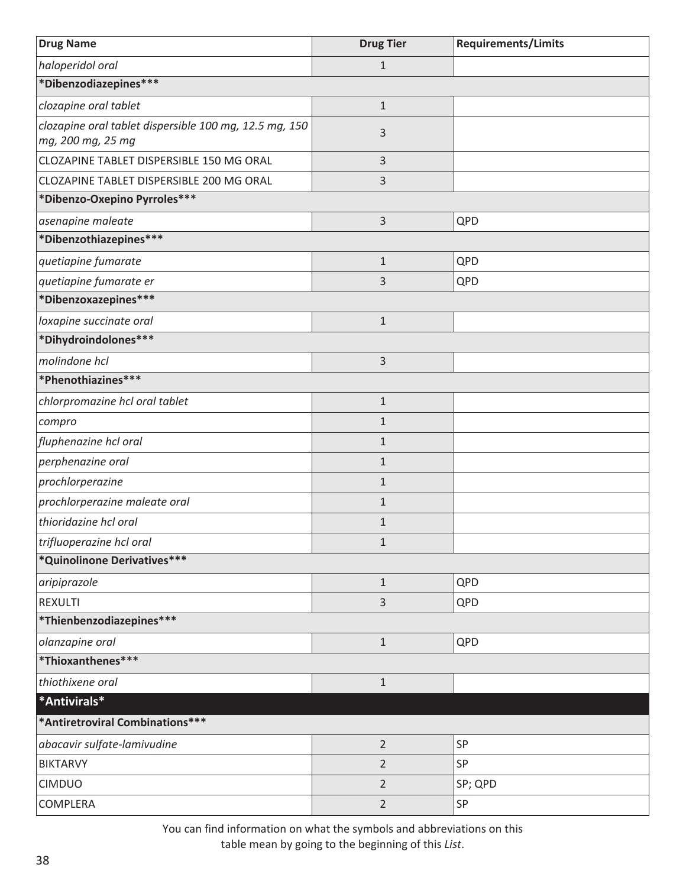| Drug Name | Drug Tier | Requirements/Limits |
|---|---|---|
| *haloperidol oral* | 1 | |
| ***Dibenzodiazepines*** | | |
| *clozapine oral tablet* | 1 | |
| *clozapine oral tablet dispersible 100 mg, 12.5 mg, 150 mg, 200 mg, 25 mg* | 3 | |
| CLOZAPINE TABLET DISPERSIBLE 150 MG ORAL | 3 | |
| CLOZAPINE TABLET DISPERSIBLE 200 MG ORAL | 3 | |
| ***Dibenzo-Oxepino Pyrroles*** | | |
| *asenapine maleate* | 3 | QPD |
| ***Dibenzothiazepines*** | | |
| *quetiapine fumarate* | 1 | QPD |
| *quetiapine fumarate er* | 3 | QPD |
| ***Dibenzoxazepines*** | | |
| *loxapine succinate oral* | 1 | |
| ***Dihydroindolones*** | | |
| *molindone hcl* | 3 | |
| ***Phenothiazines*** | | |
| *chlorpromazine hcl oral tablet* | 1 | |
| *compro* | 1 | |
| *fluphenazine hcl oral* | 1 | |
| *perphenazine oral* | 1 | |
| *prochlorperazine* | 1 | |
| *prochlorperazine maleate oral* | 1 | |
| *thioridazine hcl oral* | 1 | |
| *trifluoperazine hcl oral* | 1 | |
| ***Quinolinone Derivatives*** | | |
| *aripiprazole* | 1 | QPD |
| REXULTI | 3 | QPD |
| ***Thienbenzodiazepines*** | | |
| *olanzapine oral* | 1 | QPD |
| ***Thioxanthenes*** | | |
| *thiothixene oral* | 1 | |
| ***Antivirals*** | | |
| ***Antiretroviral Combinations*** | | |
| *abacavir sulfate-lamivudine* | 2 | SP |
| BIKTARVY | 2 | SP |
| CIMDUO | 2 | SP; QPD |
| COMPLERA | 2 | SP |

You can find information on what the symbols and abbreviations on this table mean by going to the beginning of this *List*.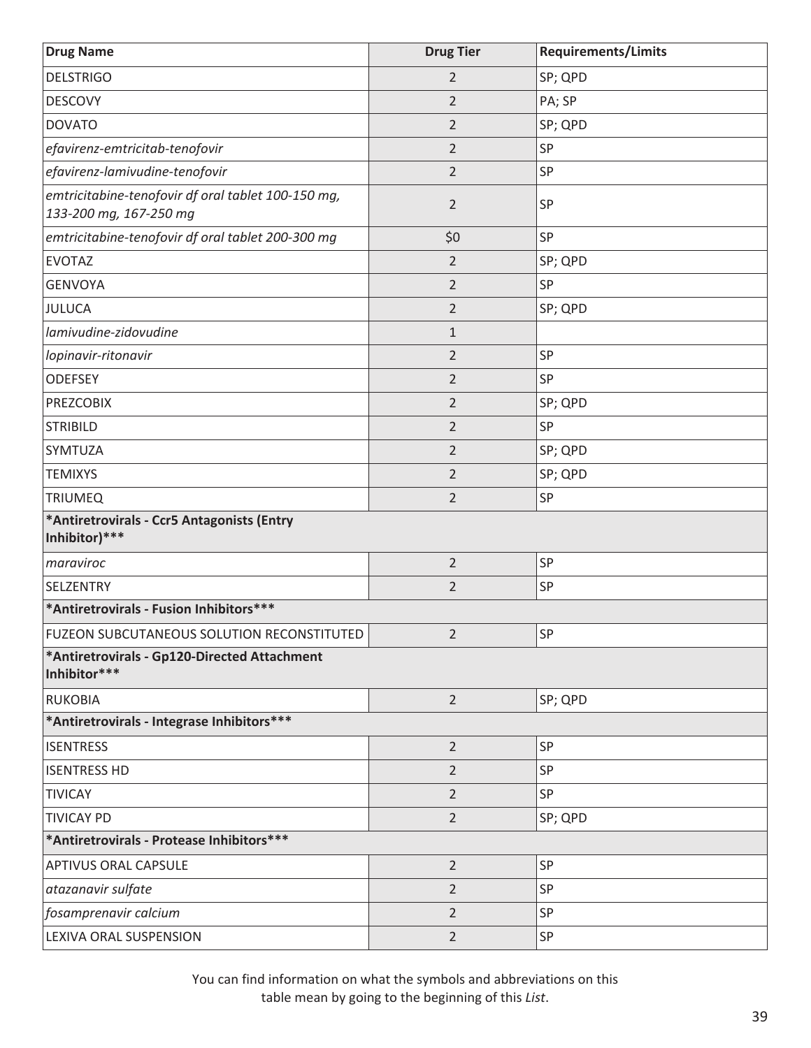| Drug Name | Drug Tier | Requirements/Limits |
|---|---|---|
| DELSTRIGO | 2 | SP; QPD |
| DESCOVY | 2 | PA; SP |
| DOVATO | 2 | SP; QPD |
| *efavirenz-emtricitab-tenofovir* | 2 | SP |
| *efavirenz-lamivudine-tenofovir* | 2 | SP |
| *emtricitabine-tenofovir df oral tablet 100-150 mg, 133-200 mg, 167-250 mg* | 2 | SP |
| *emtricitabine-tenofovir df oral tablet 200-300 mg* | $0 | SP |
| EVOTAZ | 2 | SP; QPD |
| GENVOYA | 2 | SP |
| JULUCA | 2 | SP; QPD |
| *lamivudine-zidovudine* | 1 | |
| *lopinavir-ritonavir* | 2 | SP |
| ODEFSEY | 2 | SP |
| PREZCOBIX | 2 | SP; QPD |
| STRIBILD | 2 | SP |
| SYMTUZA | 2 | SP; QPD |
| TEMIXYS | 2 | SP; QPD |
| TRIUMEQ | 2 | SP |
| **\*Antiretrovirals - Ccr5 Antagonists (Entry Inhibitor)\*\*\*** | | |
| *maraviroc* | 2 | SP |
| SELZENTRY | 2 | SP |
| **\*Antiretrovirals - Fusion Inhibitors\*\*\*** | | |
| FUZEON SUBCUTANEOUS SOLUTION RECONSTITUTED | 2 | SP |
| **\*Antiretrovirals - Gp120-Directed Attachment Inhibitor\*\*\*** | | |
| RUKOBIA | 2 | SP; QPD |
| **\*Antiretrovirals - Integrase Inhibitors\*\*\*** | | |
| ISENTRESS | 2 | SP |
| ISENTRESS HD | 2 | SP |
| TIVICAY | 2 | SP |
| TIVICAY PD | 2 | SP; QPD |
| **\*Antiretrovirals - Protease Inhibitors\*\*\*** | | |
| APTIVUS ORAL CAPSULE | 2 | SP |
| *atazanavir sulfate* | 2 | SP |
| *fosamprenavir calcium* | 2 | SP |
| LEXIVA ORAL SUSPENSION | 2 | SP |

You can find information on what the symbols and abbreviations on this table mean by going to the beginning of this *List*.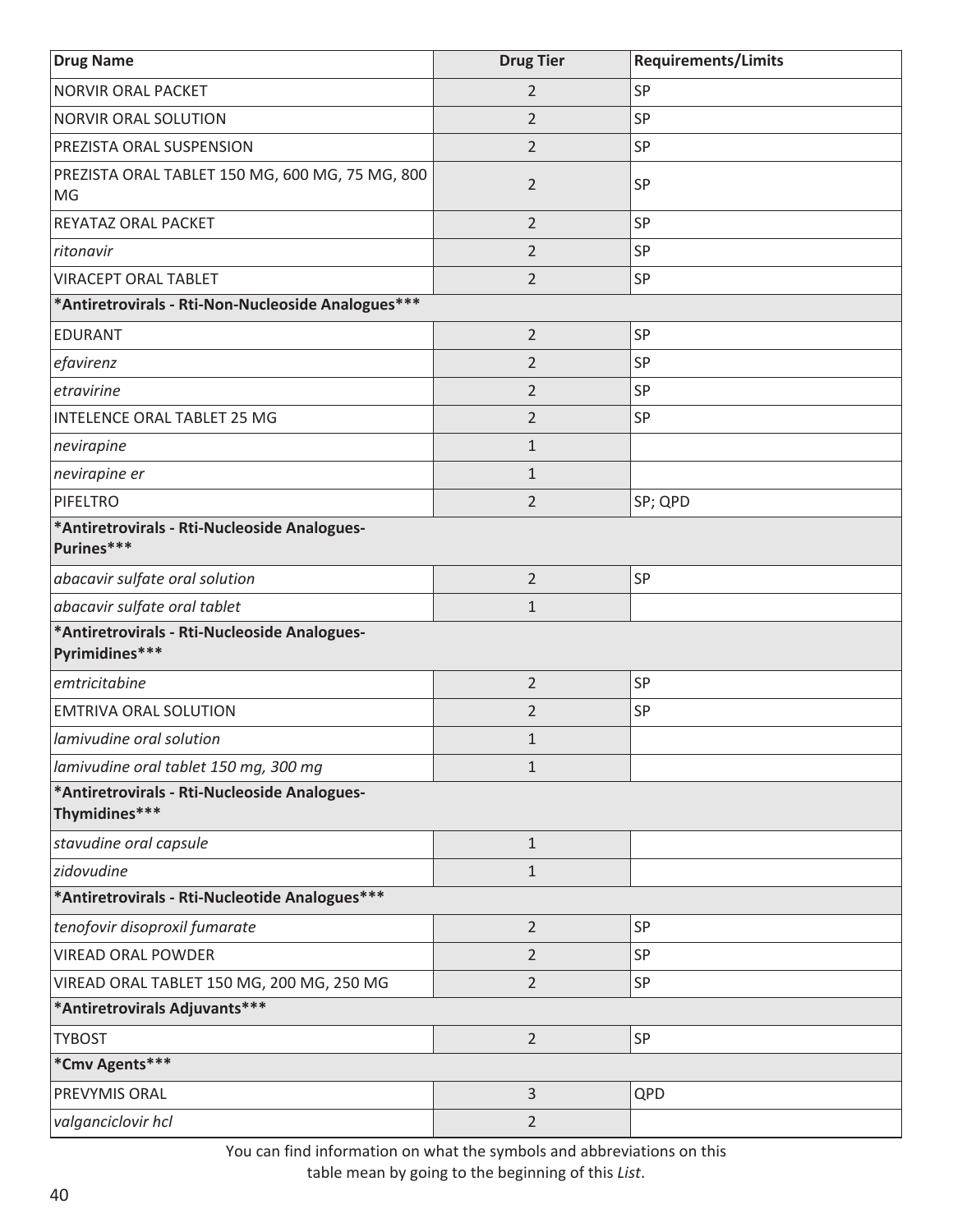| Drug Name | Drug Tier | Requirements/Limits |
|---|---|---|
| NORVIR ORAL PACKET | 2 | SP |
| NORVIR ORAL SOLUTION | 2 | SP |
| PREZISTA ORAL SUSPENSION | 2 | SP |
| PREZISTA ORAL TABLET 150 MG, 600 MG, 75 MG, 800 MG | 2 | SP |
| REYATAZ ORAL PACKET | 2 | SP |
| *ritonavir* | 2 | SP |
| VIRACEPT ORAL TABLET | 2 | SP |
| **\*Antiretrovirals - Rti-Non-Nucleoside Analogues\*\*\*** | | |
| EDURANT | 2 | SP |
| *efavirenz* | 2 | SP |
| *etravirine* | 2 | SP |
| INTELENCE ORAL TABLET 25 MG | 2 | SP |
| *nevirapine* | 1 | |
| *nevirapine er* | 1 | |
| PIFELTRO | 2 | SP; QPD |
| **\*Antiretrovirals - Rti-Nucleoside Analogues-Purines\*\*\*** | | |
| *abacavir sulfate oral solution* | 2 | SP |
| *abacavir sulfate oral tablet* | 1 | |
| **\*Antiretrovirals - Rti-Nucleoside Analogues-Pyrimidines\*\*\*** | | |
| *emtricitabine* | 2 | SP |
| EMTRIVA ORAL SOLUTION | 2 | SP |
| *lamivudine oral solution* | 1 | |
| *lamivudine oral tablet 150 mg, 300 mg* | 1 | |
| **\*Antiretrovirals - Rti-Nucleoside Analogues-Thymidines\*\*\*** | | |
| *stavudine oral capsule* | 1 | |
| *zidovudine* | 1 | |
| **\*Antiretrovirals - Rti-Nucleotide Analogues\*\*\*** | | |
| *tenofovir disoproxil fumarate* | 2 | SP |
| VIREAD ORAL POWDER | 2 | SP |
| VIREAD ORAL TABLET 150 MG, 200 MG, 250 MG | 2 | SP |
| **\*Antiretrovirals Adjuvants\*\*\*** | | |
| TYBOST | 2 | SP |
| **\*Cmv Agents\*\*\*** | | |
| PREVYMIS ORAL | 3 | QPD |
| *valganciclovir hcl* | 2 | |

You can find information on what the symbols and abbreviations on this table mean by going to the beginning of this *List*.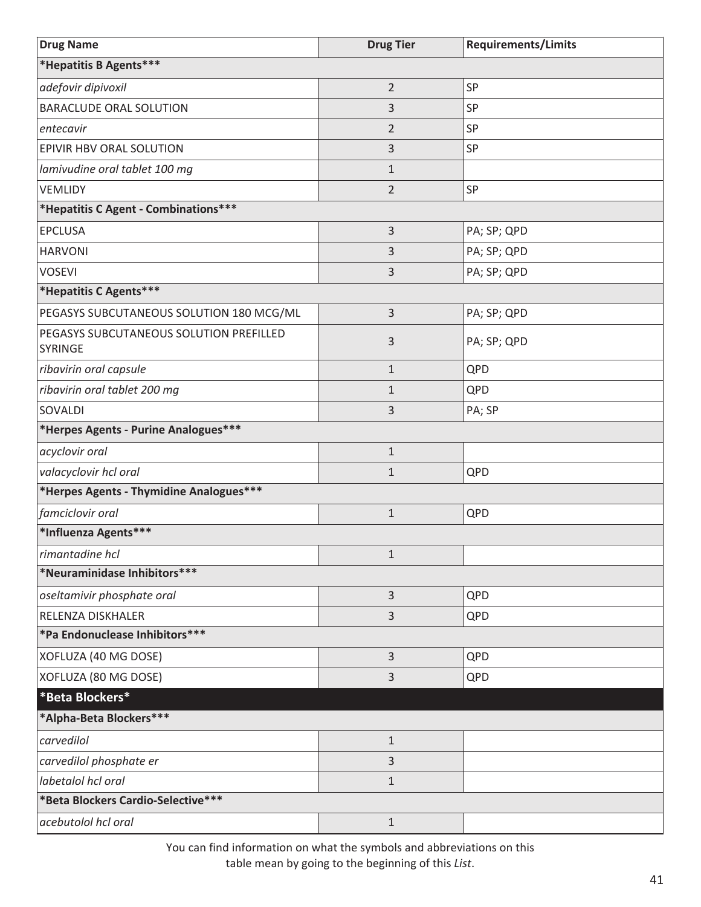| Drug Name | Drug Tier | Requirements/Limits |
|---|---|---|
| ***Hepatitis B Agents*** | | |
| *adefovir dipivoxil* | 2 | SP |
| BARACLUDE ORAL SOLUTION | 3 | SP |
| *entecavir* | 2 | SP |
| EPIVIR HBV ORAL SOLUTION | 3 | SP |
| *lamivudine oral tablet 100 mg* | 1 | |
| VEMLIDY | 2 | SP |
| ***Hepatitis C Agent - Combinations*** | | |
| EPCLUSA | 3 | PA; SP; QPD |
| HARVONI | 3 | PA; SP; QPD |
| VOSEVI | 3 | PA; SP; QPD |
| ***Hepatitis C Agents*** | | |
| PEGASYS SUBCUTANEOUS SOLUTION 180 MCG/ML | 3 | PA; SP; QPD |
| PEGASYS SUBCUTANEOUS SOLUTION PREFILLED SYRINGE | 3 | PA; SP; QPD |
| *ribavirin oral capsule* | 1 | QPD |
| *ribavirin oral tablet 200 mg* | 1 | QPD |
| SOVALDI | 3 | PA; SP |
| ***Herpes Agents - Purine Analogues*** | | |
| *acyclovir oral* | 1 | |
| *valacyclovir hcl oral* | 1 | QPD |
| ***Herpes Agents - Thymidine Analogues*** | | |
| *famciclovir oral* | 1 | QPD |
| ***Influenza Agents*** | | |
| *rimantadine hcl* | 1 | |
| ***Neuraminidase Inhibitors*** | | |
| *oseltamivir phosphate oral* | 3 | QPD |
| RELENZA DISKHALER | 3 | QPD |
| ***Pa Endonuclease Inhibitors*** | | |
| XOFLUZA (40 MG DOSE) | 3 | QPD |
| XOFLUZA (80 MG DOSE) | 3 | QPD |
| ***Beta Blockers*** | | |
| ***Alpha-Beta Blockers*** | | |
| *carvedilol* | 1 | |
| *carvedilol phosphate er* | 3 | |
| *labetalol hcl oral* | 1 | |
| ***Beta Blockers Cardio-Selective*** | | |
| *acebutolol hcl oral* | 1 | |

You can find information on what the symbols and abbreviations on this table mean by going to the beginning of this *List*.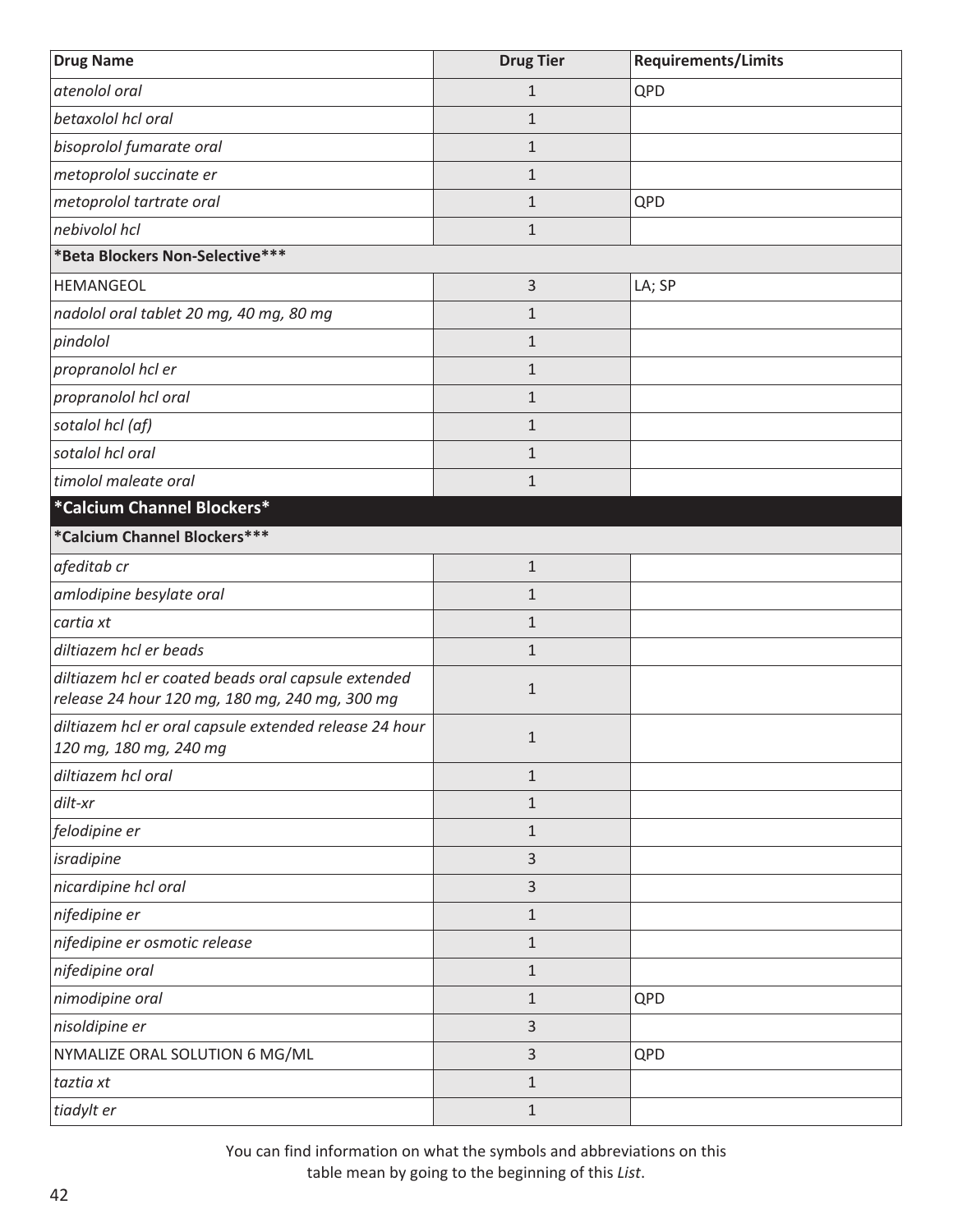| Drug Name | Drug Tier | Requirements/Limits |
| --- | --- | --- |
| *atenolol oral* | 1 | QPD |
| *betaxolol hcl oral* | 1 | |
| *bisoprolol fumarate oral* | 1 | |
| *metoprolol succinate er* | 1 | |
| *metoprolol tartrate oral* | 1 | QPD |
| *nebivolol hcl* | 1 | |
| **\*Beta Blockers Non-Selective\*\*\*** | | |
| HEMANGEOL | 3 | LA; SP |
| *nadolol oral tablet 20 mg, 40 mg, 80 mg* | 1 | |
| *pindolol* | 1 | |
| *propranolol hcl er* | 1 | |
| *propranolol hcl oral* | 1 | |
| *sotalol hcl (af)* | 1 | |
| *sotalol hcl oral* | 1 | |
| *timolol maleate oral* | 1 | |
| **\*Calcium Channel Blockers\*** | | |
| **\*Calcium Channel Blockers\*\*\*** | | |
| *afeditab cr* | 1 | |
| *amlodipine besylate oral* | 1 | |
| *cartia xt* | 1 | |
| *diltiazem hcl er beads* | 1 | |
| *diltiazem hcl er coated beads oral capsule extended release 24 hour 120 mg, 180 mg, 240 mg, 300 mg* | 1 | |
| *diltiazem hcl er oral capsule extended release 24 hour 120 mg, 180 mg, 240 mg* | 1 | |
| *diltiazem hcl oral* | 1 | |
| *dilt-xr* | 1 | |
| *felodipine er* | 1 | |
| *isradipine* | 3 | |
| *nicardipine hcl oral* | 3 | |
| *nifedipine er* | 1 | |
| *nifedipine er osmotic release* | 1 | |
| *nifedipine oral* | 1 | |
| *nimodipine oral* | 1 | QPD |
| *nisoldipine er* | 3 | |
| NYMALIZE ORAL SOLUTION 6 MG/ML | 3 | QPD |
| *taztia xt* | 1 | |
| *tiadylt er* | 1 | |

You can find information on what the symbols and abbreviations on this table mean by going to the beginning of this *List*.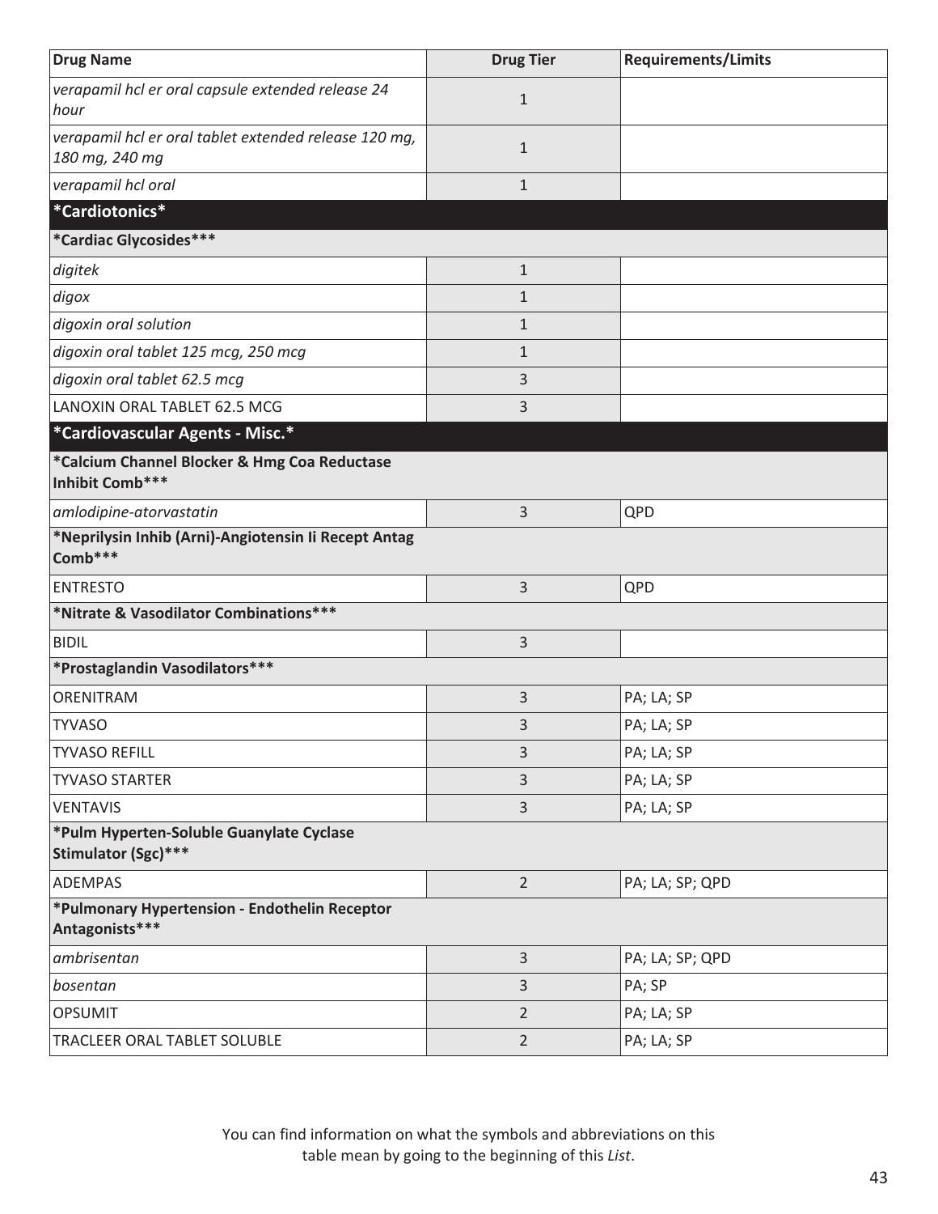| Drug Name | Drug Tier | Requirements/Limits |
|---|---|---|
| *verapamil hcl er oral capsule extended release 24 hour* | 1 | |
| *verapamil hcl er oral tablet extended release 120 mg, 180 mg, 240 mg* | 1 | |
| *verapamil hcl oral* | 1 | |
| **\*Cardiotonics\*** | | |
| **\*Cardiac Glycosides\*\*\*** | | |
| *digitek* | 1 | |
| *digox* | 1 | |
| *digoxin oral solution* | 1 | |
| *digoxin oral tablet 125 mcg, 250 mcg* | 1 | |
| *digoxin oral tablet 62.5 mcg* | 3 | |
| LANOXIN ORAL TABLET 62.5 MCG | 3 | |
| **\*Cardiovascular Agents - Misc.\*** | | |
| **\*Calcium Channel Blocker & Hmg Coa Reductase Inhibit Comb\*\*\*** | | |
| *amlodipine-atorvastatin* | 3 | QPD |
| **\*Neprilysin Inhib (Arni)-Angiotensin Ii Recept Antag Comb\*\*\*** | | |
| ENTRESTO | 3 | QPD |
| **\*Nitrate & Vasodilator Combinations\*\*\*** | | |
| BIDIL | 3 | |
| **\*Prostaglandin Vasodilators\*\*\*** | | |
| ORENITRAM | 3 | PA; LA; SP |
| TYVASO | 3 | PA; LA; SP |
| TYVASO REFILL | 3 | PA; LA; SP |
| TYVASO STARTER | 3 | PA; LA; SP |
| VENTAVIS | 3 | PA; LA; SP |
| **\*Pulm Hyperten-Soluble Guanylate Cyclase Stimulator (Sgc)\*\*\*** | | |
| ADEMPAS | 2 | PA; LA; SP; QPD |
| **\*Pulmonary Hypertension - Endothelin Receptor Antagonists\*\*\*** | | |
| *ambrisentan* | 3 | PA; LA; SP; QPD |
| *bosentan* | 3 | PA; SP |
| OPSUMIT | 2 | PA; LA; SP |
| TRACLEER ORAL TABLET SOLUBLE | 2 | PA; LA; SP |

You can find information on what the symbols and abbreviations on this table mean by going to the beginning of this *List*.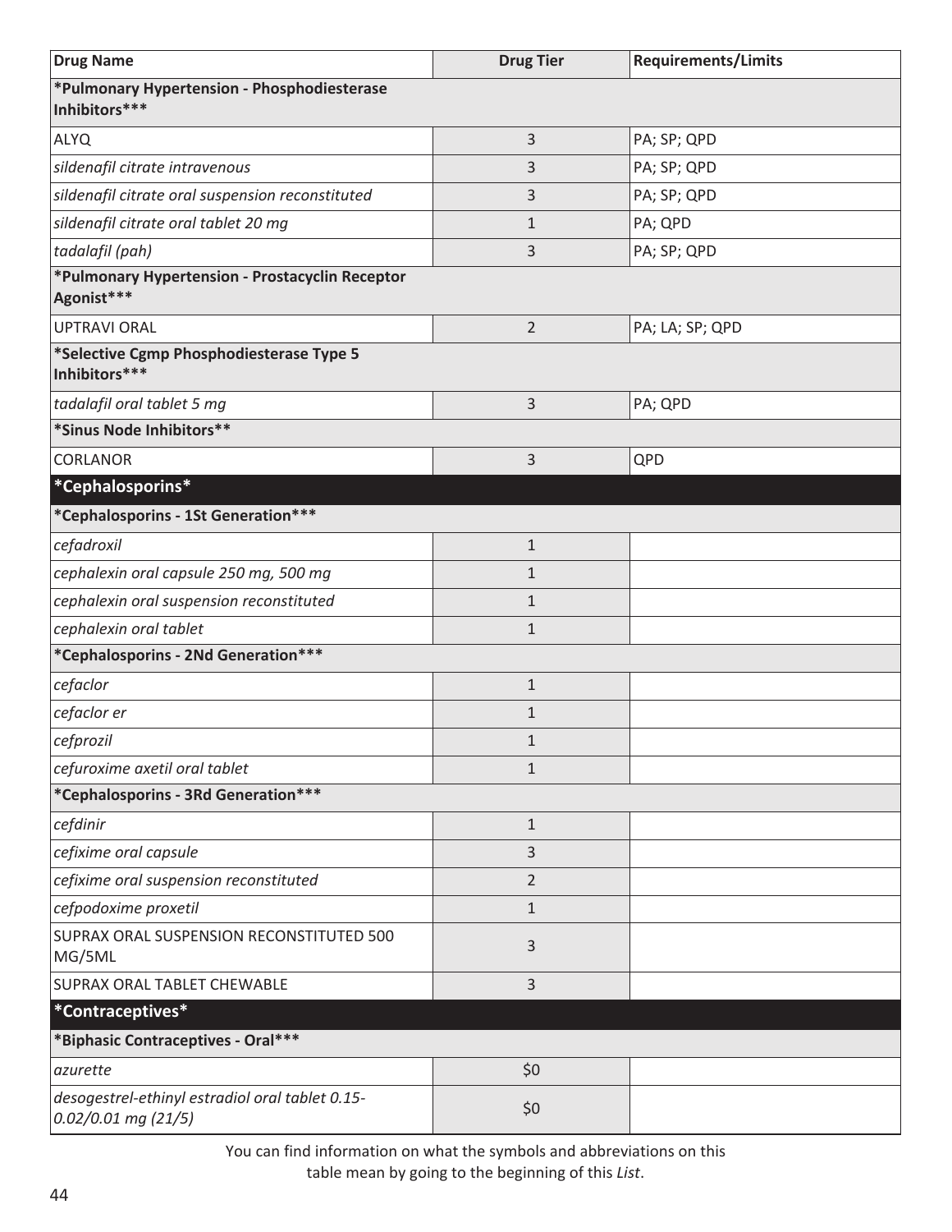| Drug Name | Drug Tier | Requirements/Limits |
|---|---|---|
| **\*Pulmonary Hypertension - Phosphodiesterase Inhibitors\*\*\*** | | |
| ALYQ | 3 | PA; SP; QPD |
| *sildenafil citrate intravenous* | 3 | PA; SP; QPD |
| *sildenafil citrate oral suspension reconstituted* | 3 | PA; SP; QPD |
| *sildenafil citrate oral tablet 20 mg* | 1 | PA; QPD |
| *tadalafil (pah)* | 3 | PA; SP; QPD |
| **\*Pulmonary Hypertension - Prostacyclin Receptor Agonist\*\*\*** | | |
| UPTRAVI ORAL | 2 | PA; LA; SP; QPD |
| **\*Selective Cgmp Phosphodiesterase Type 5 Inhibitors\*\*\*** | | |
| *tadalafil oral tablet 5 mg* | 3 | PA; QPD |
| **\*Sinus Node Inhibitors\*\*** | | |
| CORLANOR | 3 | QPD |
| **\*Cephalosporins\*** | | |
| **\*Cephalosporins - 1St Generation\*\*\*** | | |
| *cefadroxil* | 1 | |
| *cephalexin oral capsule 250 mg, 500 mg* | 1 | |
| *cephalexin oral suspension reconstituted* | 1 | |
| *cephalexin oral tablet* | 1 | |
| **\*Cephalosporins - 2Nd Generation\*\*\*** | | |
| *cefaclor* | 1 | |
| *cefaclor er* | 1 | |
| *cefprozil* | 1 | |
| *cefuroxime axetil oral tablet* | 1 | |
| **\*Cephalosporins - 3Rd Generation\*\*\*** | | |
| *cefdinir* | 1 | |
| *cefixime oral capsule* | 3 | |
| *cefixime oral suspension reconstituted* | 2 | |
| *cefpodoxime proxetil* | 1 | |
| SUPRAX ORAL SUSPENSION RECONSTITUTED 500 MG/5ML | 3 | |
| SUPRAX ORAL TABLET CHEWABLE | 3 | |
| **\*Contraceptives\*** | | |
| **\*Biphasic Contraceptives - Oral\*\*\*** | | |
| *azurette* | $0 | |
| *desogestrel-ethinyl estradiol oral tablet 0.15-0.02/0.01 mg (21/5)* | $0 | |

You can find information on what the symbols and abbreviations on this table mean by going to the beginning of this *List*.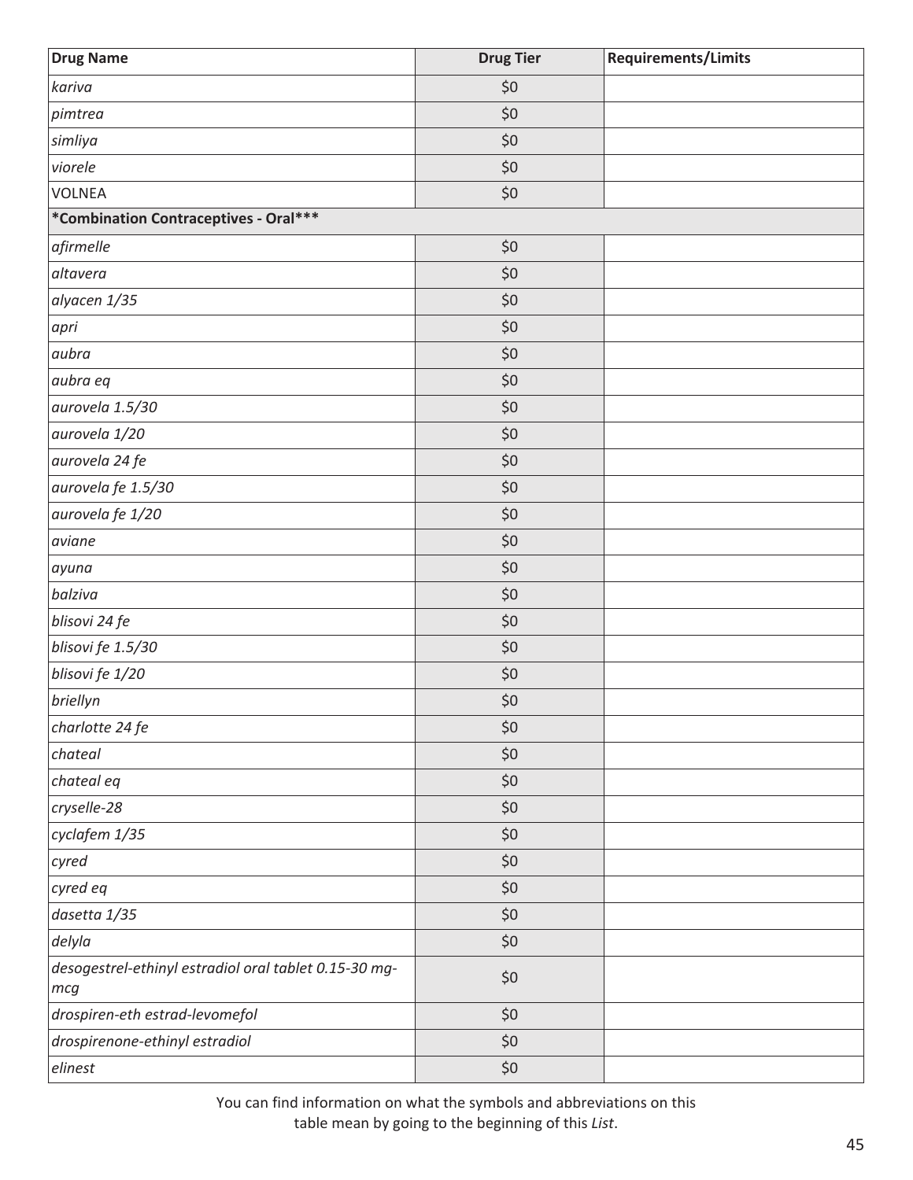| Drug Name | Drug Tier | Requirements/Limits |
|---|---|---|
| *kariva* | $0 | |
| *pimtrea* | $0 | |
| *simliya* | $0 | |
| *viorele* | $0 | |
| VOLNEA | $0 | |
| **\*Combination Contraceptives - Oral\*\*\*** | | |
| *afirmelle* | $0 | |
| *altavera* | $0 | |
| *alyacen 1/35* | $0 | |
| *apri* | $0 | |
| *aubra* | $0 | |
| *aubra eq* | $0 | |
| *aurovela 1.5/30* | $0 | |
| *aurovela 1/20* | $0 | |
| *aurovela 24 fe* | $0 | |
| *aurovela fe 1.5/30* | $0 | |
| *aurovela fe 1/20* | $0 | |
| *aviane* | $0 | |
| *ayuna* | $0 | |
| *balziva* | $0 | |
| *blisovi 24 fe* | $0 | |
| *blisovi fe 1.5/30* | $0 | |
| *blisovi fe 1/20* | $0 | |
| *briellyn* | $0 | |
| *charlotte 24 fe* | $0 | |
| *chateal* | $0 | |
| *chateal eq* | $0 | |
| *cryselle-28* | $0 | |
| *cyclafem 1/35* | $0 | |
| *cyred* | $0 | |
| *cyred eq* | $0 | |
| *dasetta 1/35* | $0 | |
| *delyla* | $0 | |
| *desogestrel-ethinyl estradiol oral tablet 0.15-30 mg-mcg* | $0 | |
| *drospiren-eth estrad-levomefol* | $0 | |
| *drospirenone-ethinyl estradiol* | $0 | |
| *elinest* | $0 | |

You can find information on what the symbols and abbreviations on this table mean by going to the beginning of this *List*.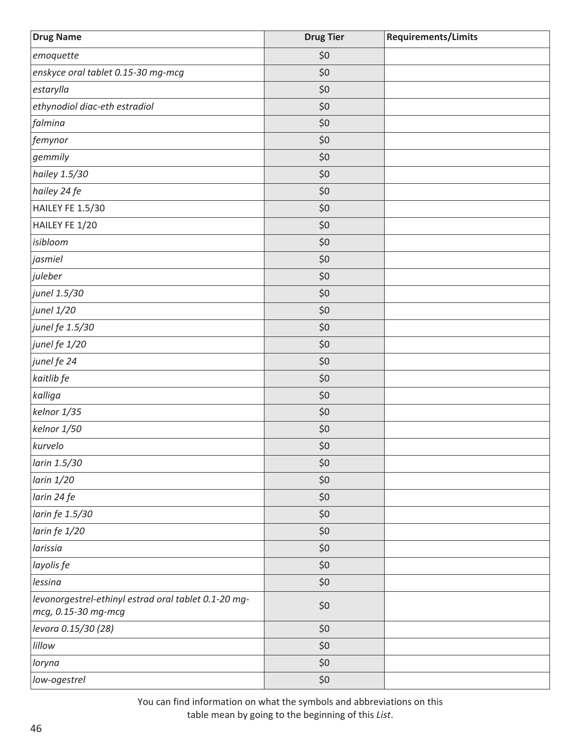| Drug Name | Drug Tier | Requirements/Limits |
|---|---|---|
| *emoquette* | $0 | |
| *enskyce oral tablet 0.15-30 mg-mcg* | $0 | |
| *estarylla* | $0 | |
| *ethynodiol diac-eth estradiol* | $0 | |
| *falmina* | $0 | |
| *femynor* | $0 | |
| *gemmily* | $0 | |
| *hailey 1.5/30* | $0 | |
| *hailey 24 fe* | $0 | |
| HAILEY FE 1.5/30 | $0 | |
| HAILEY FE 1/20 | $0 | |
| *isibloom* | $0 | |
| *jasmiel* | $0 | |
| *juleber* | $0 | |
| *junel 1.5/30* | $0 | |
| *junel 1/20* | $0 | |
| *junel fe 1.5/30* | $0 | |
| *junel fe 1/20* | $0 | |
| *junel fe 24* | $0 | |
| *kaitlib fe* | $0 | |
| *kalliga* | $0 | |
| *kelnor 1/35* | $0 | |
| *kelnor 1/50* | $0 | |
| *kurvelo* | $0 | |
| *larin 1.5/30* | $0 | |
| *larin 1/20* | $0 | |
| *larin 24 fe* | $0 | |
| *larin fe 1.5/30* | $0 | |
| *larin fe 1/20* | $0 | |
| *larissia* | $0 | |
| *layolis fe* | $0 | |
| *lessina* | $0 | |
| *levonorgestrel-ethinyl estrad oral tablet 0.1-20 mg-mcg, 0.15-30 mg-mcg* | $0 | |
| *levora 0.15/30 (28)* | $0 | |
| *lillow* | $0 | |
| *loryna* | $0 | |
| *low-ogestrel* | $0 | |

You can find information on what the symbols and abbreviations on this table mean by going to the beginning of this *List*.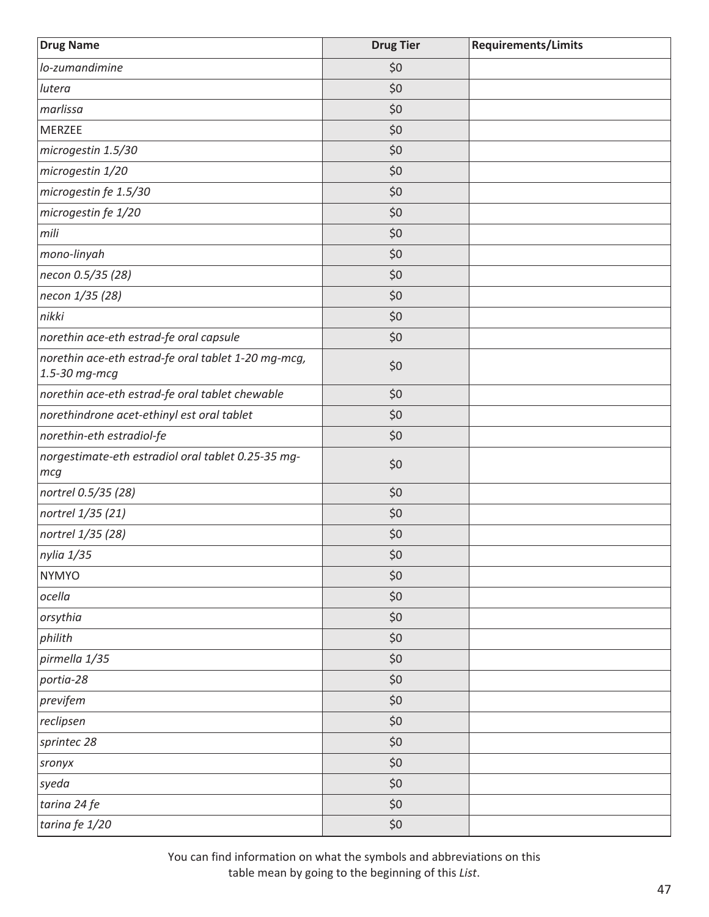| Drug Name | Drug Tier | Requirements/Limits |
|---|---|---|
| *lo-zumandimine* | $0 | |
| *lutera* | $0 | |
| *marlissa* | $0 | |
| MERZEE | $0 | |
| *microgestin 1.5/30* | $0 | |
| *microgestin 1/20* | $0 | |
| *microgestin fe 1.5/30* | $0 | |
| *microgestin fe 1/20* | $0 | |
| *mili* | $0 | |
| *mono-linyah* | $0 | |
| *necon 0.5/35 (28)* | $0 | |
| *necon 1/35 (28)* | $0 | |
| *nikki* | $0 | |
| *norethin ace-eth estrad-fe oral capsule* | $0 | |
| *norethin ace-eth estrad-fe oral tablet 1-20 mg-mcg, 1.5-30 mg-mcg* | $0 | |
| *norethin ace-eth estrad-fe oral tablet chewable* | $0 | |
| *norethindrone acet-ethinyl est oral tablet* | $0 | |
| *norethin-eth estradiol-fe* | $0 | |
| *norgestimate-eth estradiol oral tablet 0.25-35 mg-mcg* | $0 | |
| *nortrel 0.5/35 (28)* | $0 | |
| *nortrel 1/35 (21)* | $0 | |
| *nortrel 1/35 (28)* | $0 | |
| *nylia 1/35* | $0 | |
| NYMYO | $0 | |
| *ocella* | $0 | |
| *orsythia* | $0 | |
| *philith* | $0 | |
| *pirmella 1/35* | $0 | |
| *portia-28* | $0 | |
| *previfem* | $0 | |
| *reclipsen* | $0 | |
| *sprintec 28* | $0 | |
| *sronyx* | $0 | |
| *syeda* | $0 | |
| *tarina 24 fe* | $0 | |
| *tarina fe 1/20* | $0 | |

You can find information on what the symbols and abbreviations on this table mean by going to the beginning of this *List*.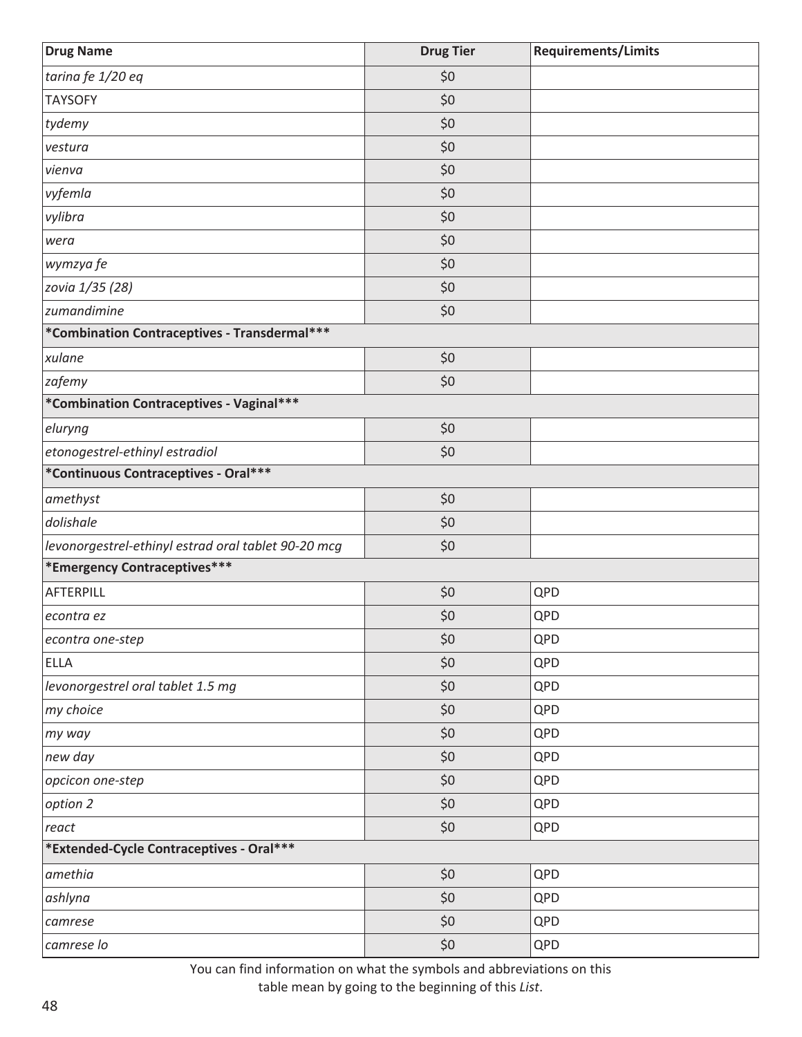| Drug Name | Drug Tier | Requirements/Limits |
| --- | --- | --- |
| *tarina fe 1/20 eq* | $0 | |
| TAYSOFY | $0 | |
| *tydemy* | $0 | |
| *vestura* | $0 | |
| *vienva* | $0 | |
| *vyfemla* | $0 | |
| *vylibra* | $0 | |
| *wera* | $0 | |
| *wymzya fe* | $0 | |
| *zovia 1/35 (28)* | $0 | |
| *zumandimine* | $0 | |
| **\*Combination Contraceptives - Transdermal\*\*\*** | | |
| *xulane* | $0 | |
| *zafemy* | $0 | |
| **\*Combination Contraceptives - Vaginal\*\*\*** | | |
| *eluryng* | $0 | |
| *etonogestrel-ethinyl estradiol* | $0 | |
| **\*Continuous Contraceptives - Oral\*\*\*** | | |
| *amethyst* | $0 | |
| *dolishale* | $0 | |
| *levonorgestrel-ethinyl estrad oral tablet 90-20 mcg* | $0 | |
| **\*Emergency Contraceptives\*\*\*** | | |
| AFTERPILL | $0 | QPD |
| *econtra ez* | $0 | QPD |
| *econtra one-step* | $0 | QPD |
| ELLA | $0 | QPD |
| *levonorgestrel oral tablet 1.5 mg* | $0 | QPD |
| *my choice* | $0 | QPD |
| *my way* | $0 | QPD |
| *new day* | $0 | QPD |
| *opcicon one-step* | $0 | QPD |
| *option 2* | $0 | QPD |
| *react* | $0 | QPD |
| **\*Extended-Cycle Contraceptives - Oral\*\*\*** | | |
| *amethia* | $0 | QPD |
| *ashlyna* | $0 | QPD |
| *camrese* | $0 | QPD |
| *camrese lo* | $0 | QPD |

You can find information on what the symbols and abbreviations on this table mean by going to the beginning of this *List*.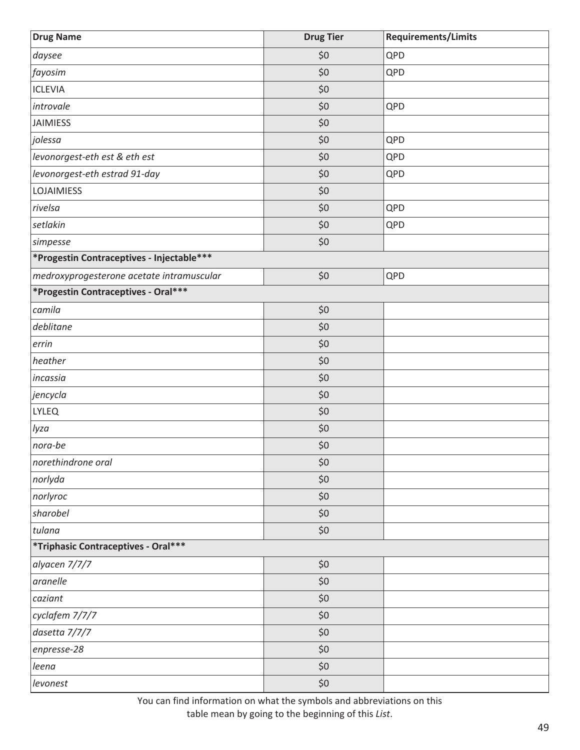| Drug Name | Drug Tier | Requirements/Limits |
|---|---|---|
| *daysee* | $0 | QPD |
| *fayosim* | $0 | QPD |
| ICLEVIA | $0 | |
| *introvale* | $0 | QPD |
| JAIMIESS | $0 | |
| *jolessa* | $0 | QPD |
| *levonorgest-eth est & eth est* | $0 | QPD |
| *levonorgest-eth estrad 91-day* | $0 | QPD |
| LOJAIMIESS | $0 | |
| *rivelsa* | $0 | QPD |
| *setlakin* | $0 | QPD |
| *simpesse* | $0 | |
| **\*Progestin Contraceptives - Injectable\*\*\*** | | |
| *medroxyprogesterone acetate intramuscular* | $0 | QPD |
| **\*Progestin Contraceptives - Oral\*\*\*** | | |
| *camila* | $0 | |
| *deblitane* | $0 | |
| *errin* | $0 | |
| *heather* | $0 | |
| *incassia* | $0 | |
| *jencycla* | $0 | |
| LYLEQ | $0 | |
| *lyza* | $0 | |
| *nora-be* | $0 | |
| *norethindrone oral* | $0 | |
| *norlyda* | $0 | |
| *norlyroc* | $0 | |
| *sharobel* | $0 | |
| *tulana* | $0 | |
| **\*Triphasic Contraceptives - Oral\*\*\*** | | |
| *alyacen 7/7/7* | $0 | |
| *aranelle* | $0 | |
| *caziant* | $0 | |
| *cyclafem 7/7/7* | $0 | |
| *dasetta 7/7/7* | $0 | |
| *enpresse-28* | $0 | |
| *leena* | $0 | |
| *levonest* | $0 | |

You can find information on what the symbols and abbreviations on this table mean by going to the beginning of this *List*.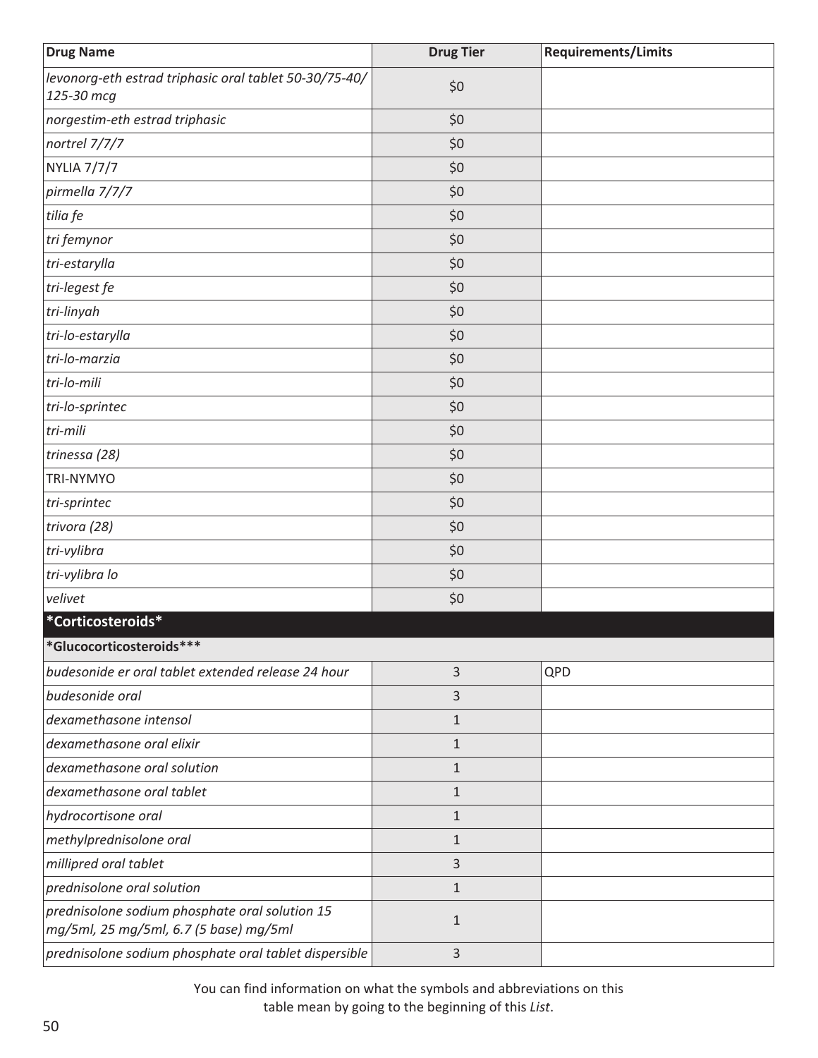| Drug Name | Drug Tier | Requirements/Limits |
|---|---|---|
| *levonorg-eth estrad triphasic oral tablet 50-30/75-40/ 125-30 mcg* | $0 | |
| *norgestim-eth estrad triphasic* | $0 | |
| *nortrel 7/7/7* | $0 | |
| NYLIA 7/7/7 | $0 | |
| *pirmella 7/7/7* | $0 | |
| *tilia fe* | $0 | |
| *tri femynor* | $0 | |
| *tri-estarylla* | $0 | |
| *tri-legest fe* | $0 | |
| *tri-linyah* | $0 | |
| *tri-lo-estarylla* | $0 | |
| *tri-lo-marzia* | $0 | |
| *tri-lo-mili* | $0 | |
| *tri-lo-sprintec* | $0 | |
| *tri-mili* | $0 | |
| *trinessa (28)* | $0 | |
| TRI-NYMYO | $0 | |
| *tri-sprintec* | $0 | |
| *trivora (28)* | $0 | |
| *tri-vylibra* | $0 | |
| *tri-vylibra lo* | $0 | |
| *velivet* | $0 | |
| **\*Corticosteroids\*** | | |
| **\*Glucocorticosteroids\*\*\*** | | |
| *budesonide er oral tablet extended release 24 hour* | 3 | QPD |
| *budesonide oral* | 3 | |
| *dexamethasone intensol* | 1 | |
| *dexamethasone oral elixir* | 1 | |
| *dexamethasone oral solution* | 1 | |
| *dexamethasone oral tablet* | 1 | |
| *hydrocortisone oral* | 1 | |
| *methylprednisolone oral* | 1 | |
| *millipred oral tablet* | 3 | |
| *prednisolone oral solution* | 1 | |
| *prednisolone sodium phosphate oral solution 15 mg/5ml, 25 mg/5ml, 6.7 (5 base) mg/5ml* | 1 | |
| *prednisolone sodium phosphate oral tablet dispersible* | 3 | |

You can find information on what the symbols and abbreviations on this table mean by going to the beginning of this *List*.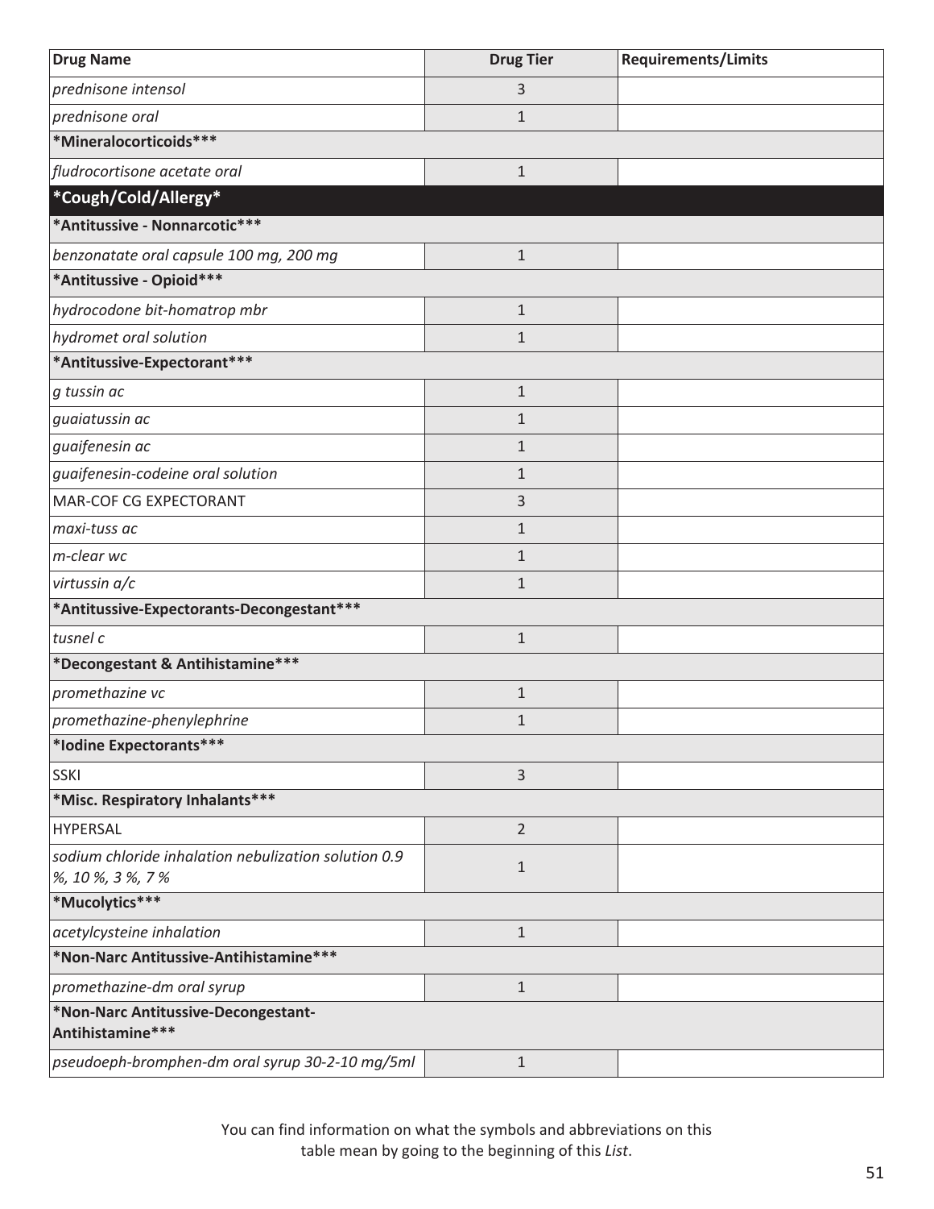| Drug Name | Drug Tier | Requirements/Limits |
|---|---|---|
| *prednisone intensol* | 3 | |
| *prednisone oral* | 1 | |
| **\*Mineralocorticoids\*\*\*** | | |
| *fludrocortisone acetate oral* | 1 | |
| **\*Cough/Cold/Allergy\*** | | |
| **\*Antitussive - Nonnarcotic\*\*\*** | | |
| *benzonatate oral capsule 100 mg, 200 mg* | 1 | |
| **\*Antitussive - Opioid\*\*\*** | | |
| *hydrocodone bit-homatrop mbr* | 1 | |
| *hydromet oral solution* | 1 | |
| **\*Antitussive-Expectorant\*\*\*** | | |
| *g tussin ac* | 1 | |
| *guaiatussin ac* | 1 | |
| *guaifenesin ac* | 1 | |
| *guaifenesin-codeine oral solution* | 1 | |
| MAR-COF CG EXPECTORANT | 3 | |
| *maxi-tuss ac* | 1 | |
| *m-clear wc* | 1 | |
| *virtussin a/c* | 1 | |
| **\*Antitussive-Expectorants-Decongestant\*\*\*** | | |
| *tusnel c* | 1 | |
| **\*Decongestant & Antihistamine\*\*\*** | | |
| *promethazine vc* | 1 | |
| *promethazine-phenylephrine* | 1 | |
| **\*Iodine Expectorants\*\*\*** | | |
| SSKI | 3 | |
| **\*Misc. Respiratory Inhalants\*\*\*** | | |
| HYPERSAL | 2 | |
| *sodium chloride inhalation nebulization solution 0.9 %, 10 %, 3 %, 7 %* | 1 | |
| **\*Mucolytics\*\*\*** | | |
| *acetylcysteine inhalation* | 1 | |
| **\*Non-Narc Antitussive-Antihistamine\*\*\*** | | |
| *promethazine-dm oral syrup* | 1 | |
| **\*Non-Narc Antitussive-Decongestant-Antihistamine\*\*\*** | | |
| *pseudoeph-bromphen-dm oral syrup 30-2-10 mg/5ml* | 1 | |

You can find information on what the symbols and abbreviations on this table mean by going to the beginning of this *List*.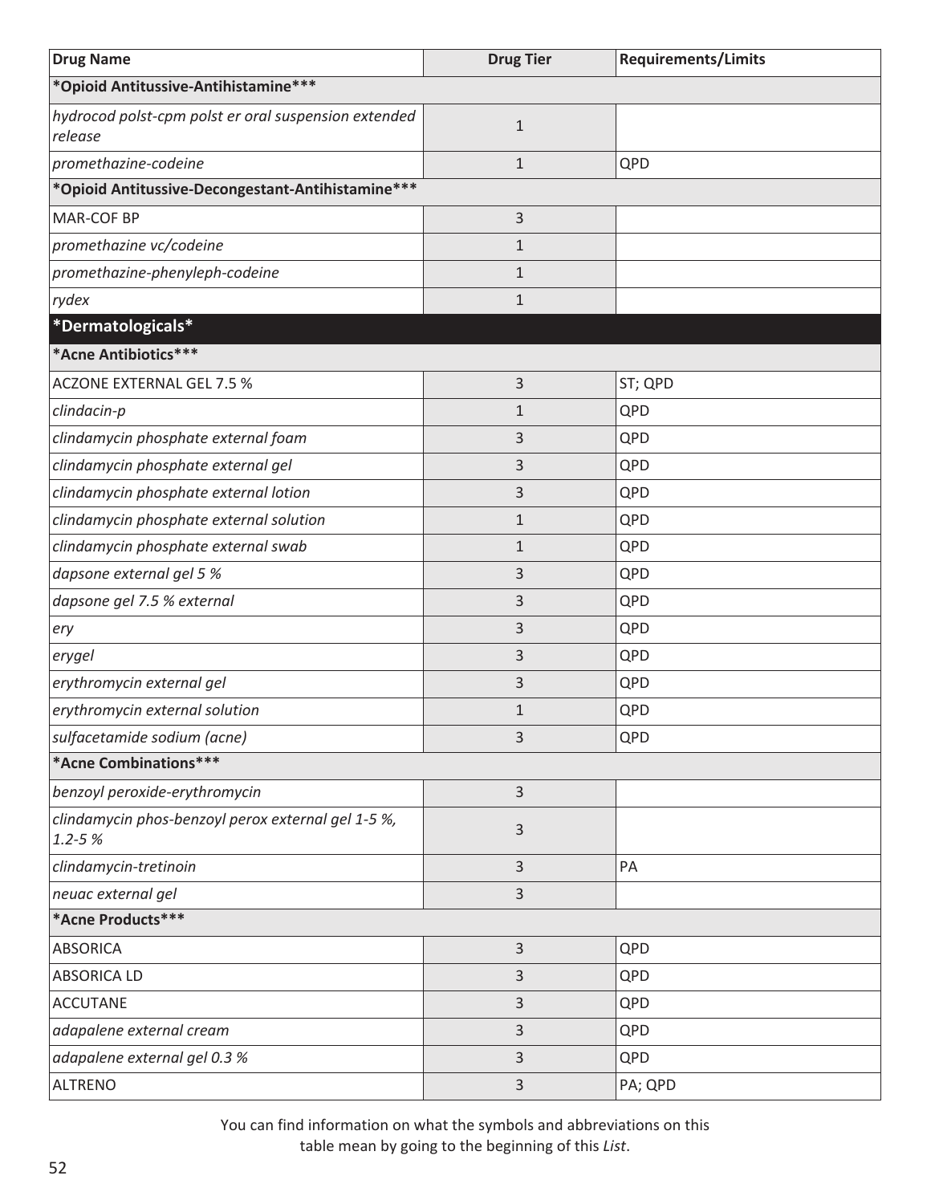| Drug Name | Drug Tier | Requirements/Limits |
|---|---|---|
| ***Opioid Antitussive-Antihistamine***** | | |
| *hydrocod polst-cpm polst er oral suspension extended release* | 1 | |
| *promethazine-codeine* | 1 | QPD |
| ***Opioid Antitussive-Decongestant-Antihistamine***** | | |
| MAR-COF BP | 3 | |
| *promethazine vc/codeine* | 1 | |
| *promethazine-phenyleph-codeine* | 1 | |
| *rydex* | 1 | |
| ***Dermatologicals*** | | |
| ***Acne Antibiotics***** | | |
| ACZONE EXTERNAL GEL 7.5 % | 3 | ST; QPD |
| *clindacin-p* | 1 | QPD |
| *clindamycin phosphate external foam* | 3 | QPD |
| *clindamycin phosphate external gel* | 3 | QPD |
| *clindamycin phosphate external lotion* | 3 | QPD |
| *clindamycin phosphate external solution* | 1 | QPD |
| *clindamycin phosphate external swab* | 1 | QPD |
| *dapsone external gel 5 %* | 3 | QPD |
| *dapsone gel 7.5 % external* | 3 | QPD |
| *ery* | 3 | QPD |
| *erygel* | 3 | QPD |
| *erythromycin external gel* | 3 | QPD |
| *erythromycin external solution* | 1 | QPD |
| *sulfacetamide sodium (acne)* | 3 | QPD |
| ***Acne Combinations***** | | |
| *benzoyl peroxide-erythromycin* | 3 | |
| *clindamycin phos-benzoyl perox external gel 1-5 %, 1.2-5 %* | 3 | |
| *clindamycin-tretinoin* | 3 | PA |
| *neuac external gel* | 3 | |
| ***Acne Products***** | | |
| ABSORICA | 3 | QPD |
| ABSORICA LD | 3 | QPD |
| ACCUTANE | 3 | QPD |
| *adapalene external cream* | 3 | QPD |
| *adapalene external gel 0.3 %* | 3 | QPD |
| ALTRENO | 3 | PA; QPD |

You can find information on what the symbols and abbreviations on this table mean by going to the beginning of this *List*.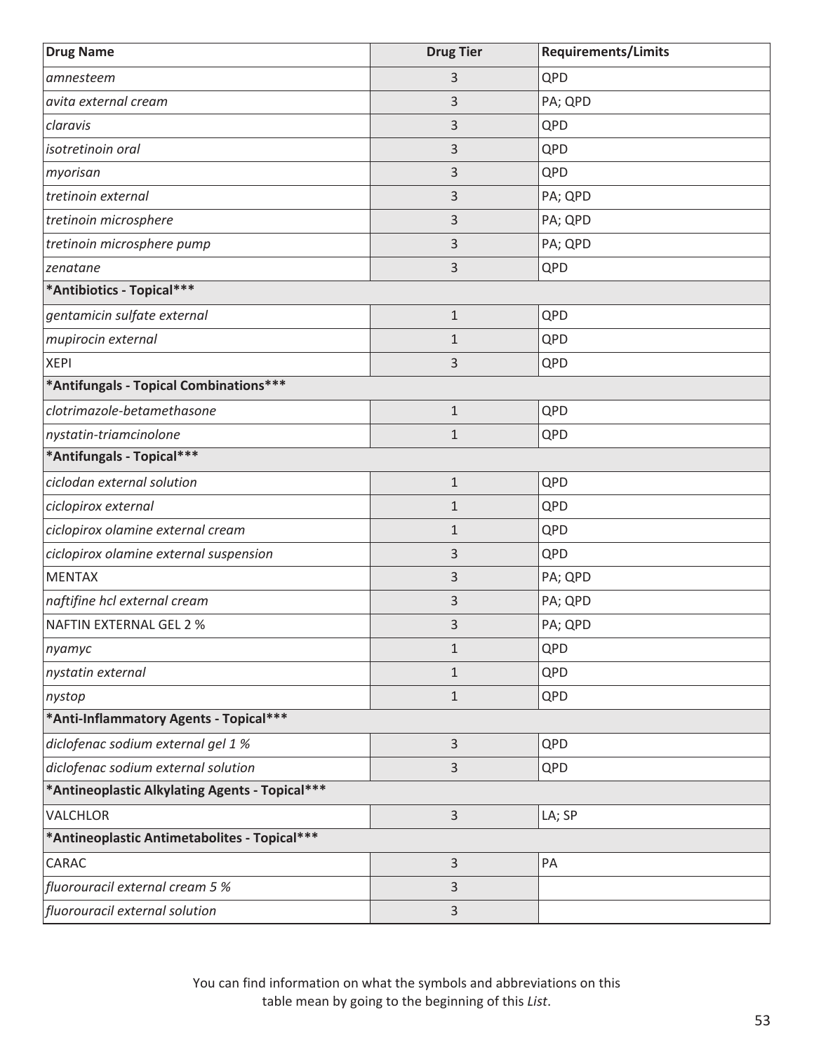| Drug Name | Drug Tier | Requirements/Limits |
|---|---|---|
| *amnesteem* | 3 | QPD |
| *avita external cream* | 3 | PA; QPD |
| *claravis* | 3 | QPD |
| *isotretinoin oral* | 3 | QPD |
| *myorisan* | 3 | QPD |
| *tretinoin external* | 3 | PA; QPD |
| *tretinoin microsphere* | 3 | PA; QPD |
| *tretinoin microsphere pump* | 3 | PA; QPD |
| *zenatane* | 3 | QPD |
| **\*Antibiotics - Topical\*\*\*** | | |
| *gentamicin sulfate external* | 1 | QPD |
| *mupirocin external* | 1 | QPD |
| XEPI | 3 | QPD |
| **\*Antifungals - Topical Combinations\*\*\*** | | |
| *clotrimazole-betamethasone* | 1 | QPD |
| *nystatin-triamcinolone* | 1 | QPD |
| **\*Antifungals - Topical\*\*\*** | | |
| *ciclodan external solution* | 1 | QPD |
| *ciclopirox external* | 1 | QPD |
| *ciclopirox olamine external cream* | 1 | QPD |
| *ciclopirox olamine external suspension* | 3 | QPD |
| MENTAX | 3 | PA; QPD |
| *naftifine hcl external cream* | 3 | PA; QPD |
| NAFTIN EXTERNAL GEL 2 % | 3 | PA; QPD |
| *nyamyc* | 1 | QPD |
| *nystatin external* | 1 | QPD |
| *nystop* | 1 | QPD |
| **\*Anti-Inflammatory Agents - Topical\*\*\*** | | |
| *diclofenac sodium external gel 1 %* | 3 | QPD |
| *diclofenac sodium external solution* | 3 | QPD |
| **\*Antineoplastic Alkylating Agents - Topical\*\*\*** | | |
| VALCHLOR | 3 | LA; SP |
| **\*Antineoplastic Antimetabolites - Topical\*\*\*** | | |
| CARAC | 3 | PA |
| *fluorouracil external cream 5 %* | 3 | |
| *fluorouracil external solution* | 3 | |

You can find information on what the symbols and abbreviations on this table mean by going to the beginning of this *List*.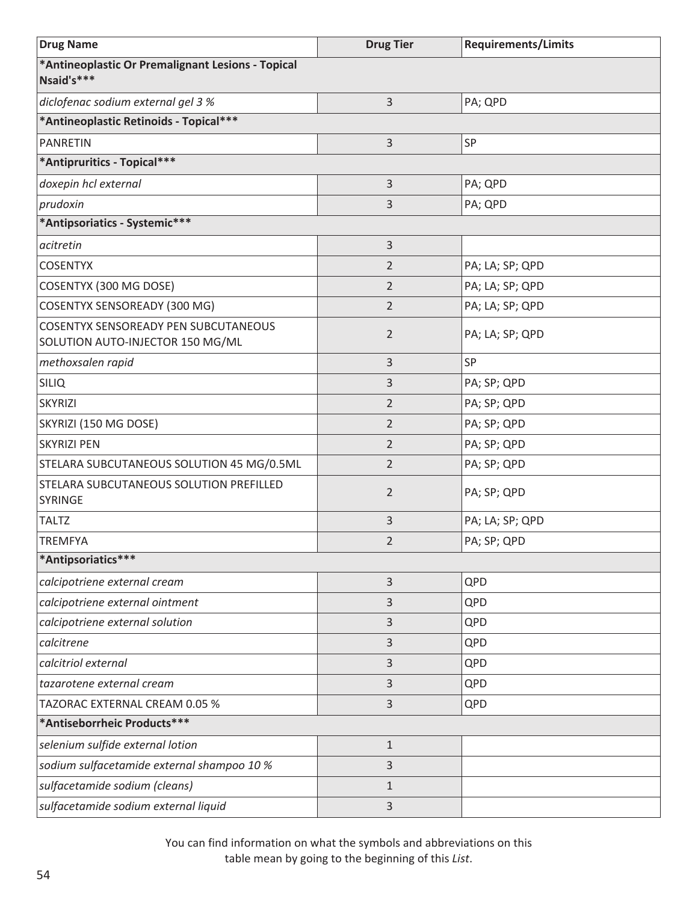| Drug Name | Drug Tier | Requirements/Limits |
| --- | --- | --- |
| **\*Antineoplastic Or Premalignant Lesions - Topical Nsaid's\*\*\*** | | |
| *diclofenac sodium external gel 3 %* | 3 | PA; QPD |
| **\*Antineoplastic Retinoids - Topical\*\*\*** | | |
| PANRETIN | 3 | SP |
| **\*Antipruritics - Topical\*\*\*** | | |
| *doxepin hcl external* | 3 | PA; QPD |
| *prudoxin* | 3 | PA; QPD |
| **\*Antipsoriatics - Systemic\*\*\*** | | |
| *acitretin* | 3 | |
| COSENTYX | 2 | PA; LA; SP; QPD |
| COSENTYX (300 MG DOSE) | 2 | PA; LA; SP; QPD |
| COSENTYX SENSOREADY (300 MG) | 2 | PA; LA; SP; QPD |
| COSENTYX SENSOREADY PEN SUBCUTANEOUS SOLUTION AUTO-INJECTOR 150 MG/ML | 2 | PA; LA; SP; QPD |
| *methoxsalen rapid* | 3 | SP |
| SILIQ | 3 | PA; SP; QPD |
| SKYRIZI | 2 | PA; SP; QPD |
| SKYRIZI (150 MG DOSE) | 2 | PA; SP; QPD |
| SKYRIZI PEN | 2 | PA; SP; QPD |
| STELARA SUBCUTANEOUS SOLUTION 45 MG/0.5ML | 2 | PA; SP; QPD |
| STELARA SUBCUTANEOUS SOLUTION PREFILLED SYRINGE | 2 | PA; SP; QPD |
| TALTZ | 3 | PA; LA; SP; QPD |
| TREMFYA | 2 | PA; SP; QPD |
| **\*Antipsoriatics\*\*\*** | | |
| *calcipotriene external cream* | 3 | QPD |
| *calcipotriene external ointment* | 3 | QPD |
| *calcipotriene external solution* | 3 | QPD |
| *calcitrene* | 3 | QPD |
| *calcitriol external* | 3 | QPD |
| *tazarotene external cream* | 3 | QPD |
| TAZORAC EXTERNAL CREAM 0.05 % | 3 | QPD |
| **\*Antiseborrheic Products\*\*\*** | | |
| *selenium sulfide external lotion* | 1 | |
| *sodium sulfacetamide external shampoo 10 %* | 3 | |
| *sulfacetamide sodium (cleans)* | 1 | |
| *sulfacetamide sodium external liquid* | 3 | |

You can find information on what the symbols and abbreviations on this table mean by going to the beginning of this *List*.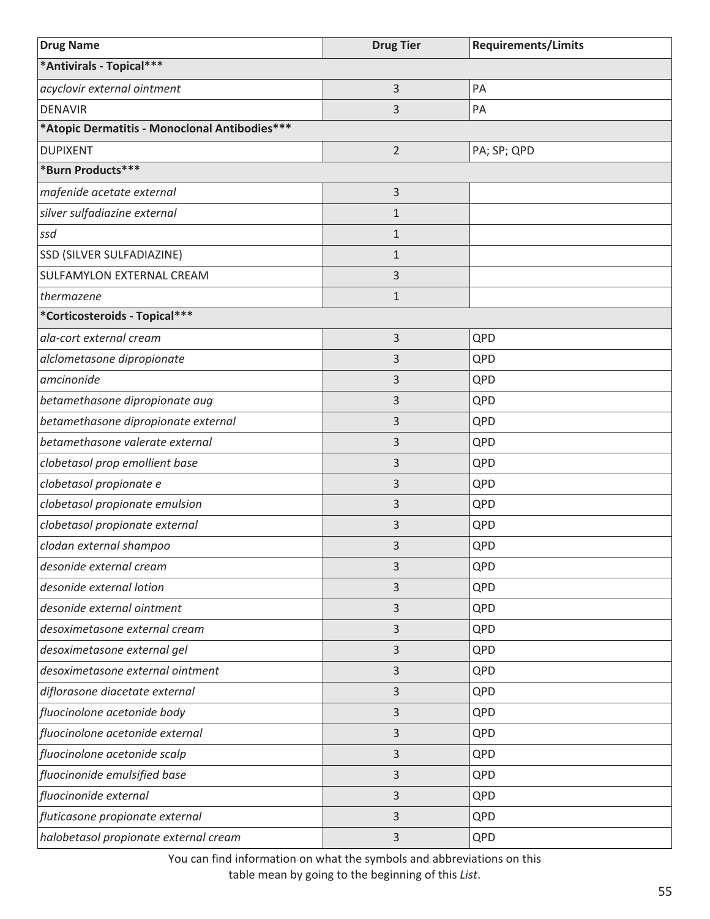| Drug Name | Drug Tier | Requirements/Limits |
|---|---|---|
| ***Antivirals - Topical***** | | |
| *acyclovir external ointment* | 3 | PA |
| DENAVIR | 3 | PA |
| ***Atopic Dermatitis - Monoclonal Antibodies***** | | |
| DUPIXENT | 2 | PA; SP; QPD |
| ***Burn Products***** | | |
| *mafenide acetate external* | 3 | |
| *silver sulfadiazine external* | 1 | |
| *ssd* | 1 | |
| SSD (SILVER SULFADIAZINE) | 1 | |
| SULFAMYLON EXTERNAL CREAM | 3 | |
| *thermazene* | 1 | |
| ***Corticosteroids - Topical***** | | |
| *ala-cort external cream* | 3 | QPD |
| *alclometasone dipropionate* | 3 | QPD |
| *amcinonide* | 3 | QPD |
| *betamethasone dipropionate aug* | 3 | QPD |
| *betamethasone dipropionate external* | 3 | QPD |
| *betamethasone valerate external* | 3 | QPD |
| *clobetasol prop emollient base* | 3 | QPD |
| *clobetasol propionate e* | 3 | QPD |
| *clobetasol propionate emulsion* | 3 | QPD |
| *clobetasol propionate external* | 3 | QPD |
| *clodan external shampoo* | 3 | QPD |
| *desonide external cream* | 3 | QPD |
| *desonide external lotion* | 3 | QPD |
| *desonide external ointment* | 3 | QPD |
| *desoximetasone external cream* | 3 | QPD |
| *desoximetasone external gel* | 3 | QPD |
| *desoximetasone external ointment* | 3 | QPD |
| *diflorasone diacetate external* | 3 | QPD |
| *fluocinolone acetonide body* | 3 | QPD |
| *fluocinolone acetonide external* | 3 | QPD |
| *fluocinolone acetonide scalp* | 3 | QPD |
| *fluocinonide emulsified base* | 3 | QPD |
| *fluocinonide external* | 3 | QPD |
| *fluticasone propionate external* | 3 | QPD |
| *halobetasol propionate external cream* | 3 | QPD |

You can find information on what the symbols and abbreviations on this table mean by going to the beginning of this *List*.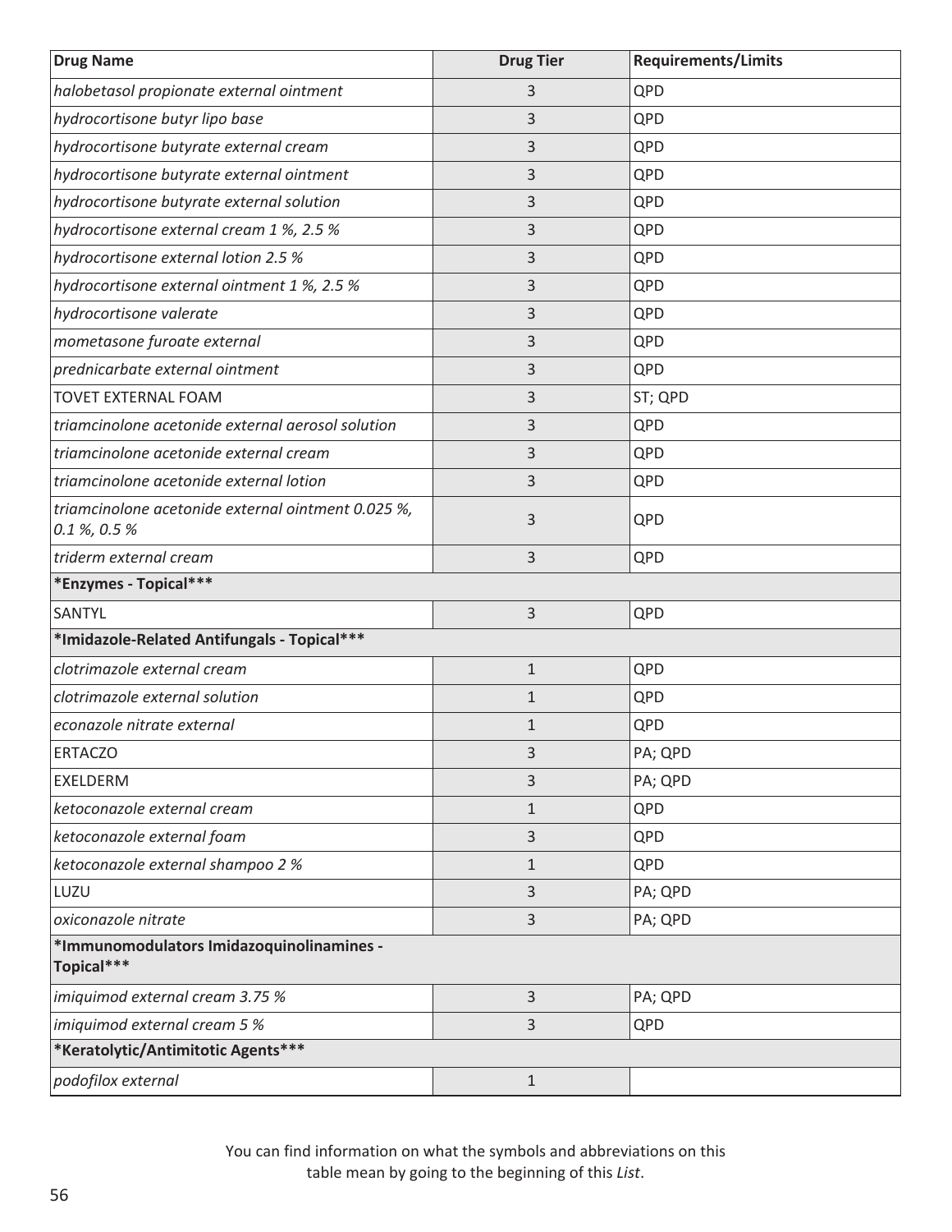| Drug Name | Drug Tier | Requirements/Limits |
|---|---|---|
| *halobetasol propionate external ointment* | 3 | QPD |
| *hydrocortisone butyr lipo base* | 3 | QPD |
| *hydrocortisone butyrate external cream* | 3 | QPD |
| *hydrocortisone butyrate external ointment* | 3 | QPD |
| *hydrocortisone butyrate external solution* | 3 | QPD |
| *hydrocortisone external cream 1 %, 2.5 %* | 3 | QPD |
| *hydrocortisone external lotion 2.5 %* | 3 | QPD |
| *hydrocortisone external ointment 1 %, 2.5 %* | 3 | QPD |
| *hydrocortisone valerate* | 3 | QPD |
| *mometasone furoate external* | 3 | QPD |
| *prednicarbate external ointment* | 3 | QPD |
| TOVET EXTERNAL FOAM | 3 | ST; QPD |
| *triamcinolone acetonide external aerosol solution* | 3 | QPD |
| *triamcinolone acetonide external cream* | 3 | QPD |
| *triamcinolone acetonide external lotion* | 3 | QPD |
| *triamcinolone acetonide external ointment 0.025 %, 0.1 %, 0.5 %* | 3 | QPD |
| *triderm external cream* | 3 | QPD |
| **\*Enzymes - Topical\*\*\*** | | |
| SANTYL | 3 | QPD |
| **\*Imidazole-Related Antifungals - Topical\*\*\*** | | |
| *clotrimazole external cream* | 1 | QPD |
| *clotrimazole external solution* | 1 | QPD |
| *econazole nitrate external* | 1 | QPD |
| ERTACZO | 3 | PA; QPD |
| EXELDERM | 3 | PA; QPD |
| *ketoconazole external cream* | 1 | QPD |
| *ketoconazole external foam* | 3 | QPD |
| *ketoconazole external shampoo 2 %* | 1 | QPD |
| LUZU | 3 | PA; QPD |
| *oxiconazole nitrate* | 3 | PA; QPD |
| **\*Immunomodulators Imidazoquinolinamines - Topical\*\*\*** | | |
| *imiquimod external cream 3.75 %* | 3 | PA; QPD |
| *imiquimod external cream 5 %* | 3 | QPD |
| **\*Keratolytic/Antimitotic Agents\*\*\*** | | |
| *podofilox external* | 1 | |

You can find information on what the symbols and abbreviations on this table mean by going to the beginning of this *List*.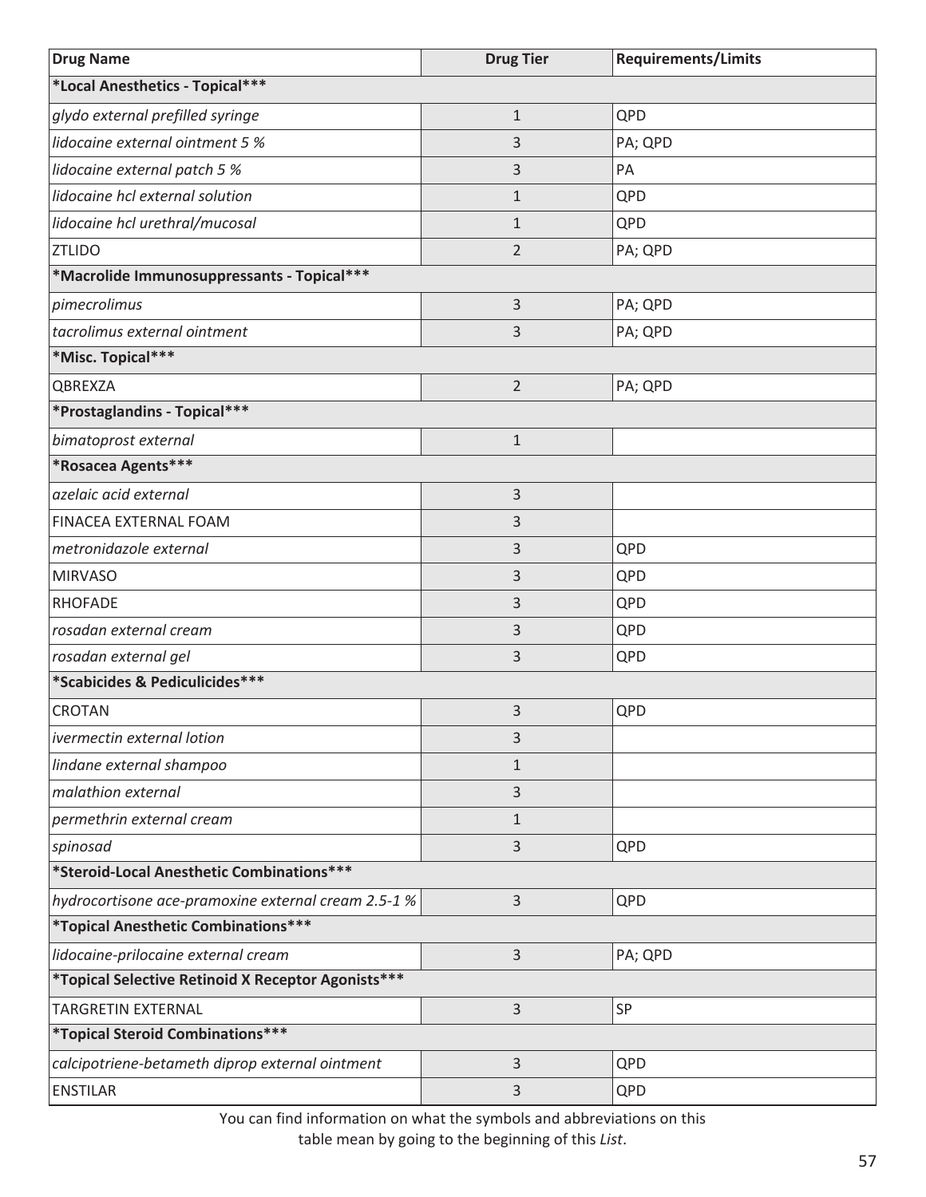| Drug Name | Drug Tier | Requirements/Limits |
|---|---|---|
| ***Local Anesthetics - Topical*** | | |
| *glydo external prefilled syringe* | 1 | QPD |
| *lidocaine external ointment 5 %* | 3 | PA; QPD |
| *lidocaine external patch 5 %* | 3 | PA |
| *lidocaine hcl external solution* | 1 | QPD |
| *lidocaine hcl urethral/mucosal* | 1 | QPD |
| ZTLIDO | 2 | PA; QPD |
| ***Macrolide Immunosuppressants - Topical*** | | |
| *pimecrolimus* | 3 | PA; QPD |
| *tacrolimus external ointment* | 3 | PA; QPD |
| ***Misc. Topical*** | | |
| QBREXZA | 2 | PA; QPD |
| ***Prostaglandins - Topical*** | | |
| *bimatoprost external* | 1 | |
| ***Rosacea Agents*** | | |
| *azelaic acid external* | 3 | |
| FINACEA EXTERNAL FOAM | 3 | |
| *metronidazole external* | 3 | QPD |
| MIRVASO | 3 | QPD |
| RHOFADE | 3 | QPD |
| *rosadan external cream* | 3 | QPD |
| *rosadan external gel* | 3 | QPD |
| ***Scabicides & Pediculicides*** | | |
| CROTAN | 3 | QPD |
| *ivermectin external lotion* | 3 | |
| *lindane external shampoo* | 1 | |
| *malathion external* | 3 | |
| *permethrin external cream* | 1 | |
| *spinosad* | 3 | QPD |
| ***Steroid-Local Anesthetic Combinations*** | | |
| *hydrocortisone ace-pramoxine external cream 2.5-1 %* | 3 | QPD |
| ***Topical Anesthetic Combinations*** | | |
| *lidocaine-prilocaine external cream* | 3 | PA; QPD |
| ***Topical Selective Retinoid X Receptor Agonists*** | | |
| TARGRETIN EXTERNAL | 3 | SP |
| ***Topical Steroid Combinations*** | | |
| *calcipotriene-betameth diprop external ointment* | 3 | QPD |
| ENSTILAR | 3 | QPD |

You can find information on what the symbols and abbreviations on this table mean by going to the beginning of this *List*.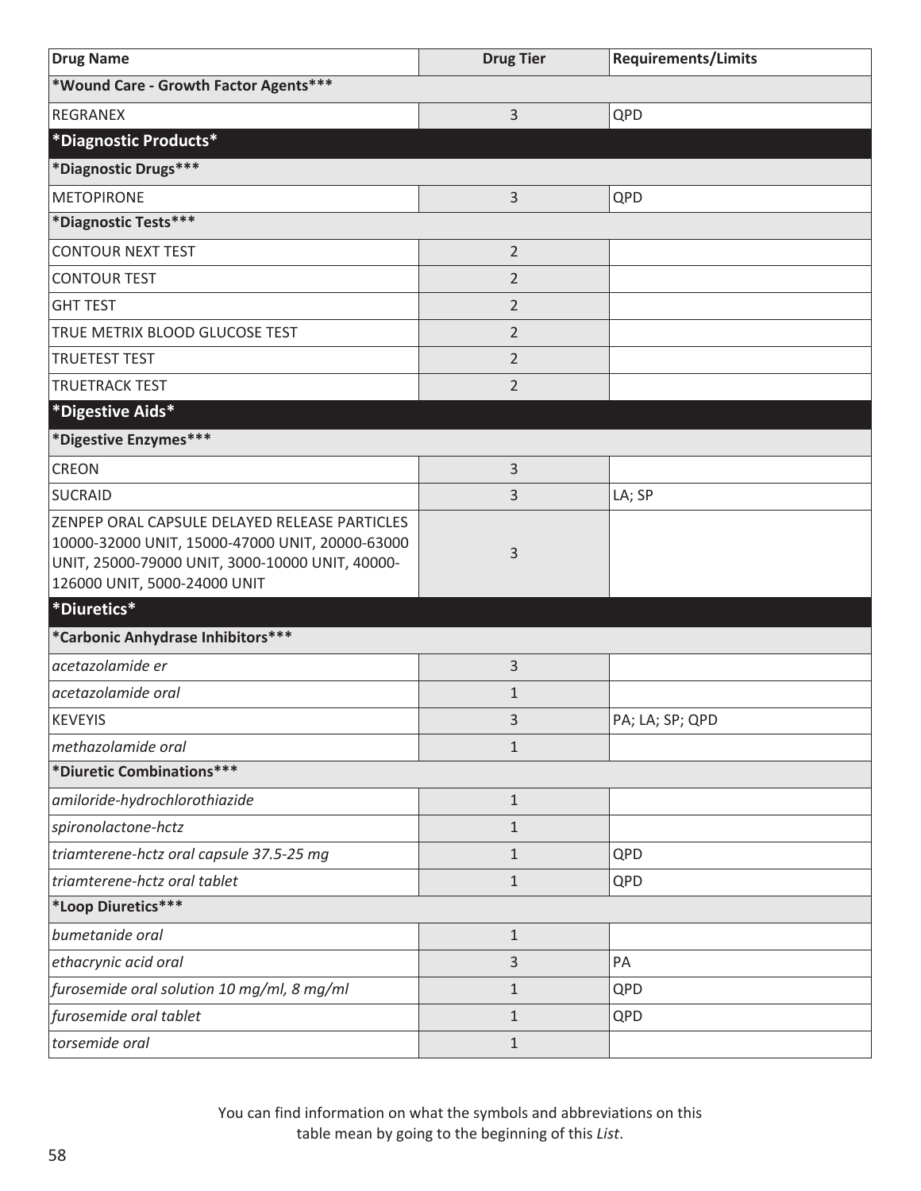| Drug Name | Drug Tier | Requirements/Limits |
|---|---|---|
| ***Wound Care - Growth Factor Agents*** | | |
| REGRANEX | 3 | QPD |
| ***Diagnostic Products*** | | |
| ***Diagnostic Drugs*** | | |
| METOPIRONE | 3 | QPD |
| ***Diagnostic Tests*** | | |
| CONTOUR NEXT TEST | 2 | |
| CONTOUR TEST | 2 | |
| GHT TEST | 2 | |
| TRUE METRIX BLOOD GLUCOSE TEST | 2 | |
| TRUETEST TEST | 2 | |
| TRUETRACK TEST | 2 | |
| ***Digestive Aids*** | | |
| ***Digestive Enzymes*** | | |
| CREON | 3 | |
| SUCRAID | 3 | LA; SP |
| ZENPEP ORAL CAPSULE DELAYED RELEASE PARTICLES 10000-32000 UNIT, 15000-47000 UNIT, 20000-63000 UNIT, 25000-79000 UNIT, 3000-10000 UNIT, 40000-126000 UNIT, 5000-24000 UNIT | 3 | |
| ***Diuretics*** | | |
| ***Carbonic Anhydrase Inhibitors*** | | |
| *acetazolamide er* | 3 | |
| *acetazolamide oral* | 1 | |
| KEVEYIS | 3 | PA; LA; SP; QPD |
| *methazolamide oral* | 1 | |
| ***Diuretic Combinations*** | | |
| *amiloride-hydrochlorothiazide* | 1 | |
| *spironolactone-hctz* | 1 | |
| *triamterene-hctz oral capsule 37.5-25 mg* | 1 | QPD |
| *triamterene-hctz oral tablet* | 1 | QPD |
| ***Loop Diuretics*** | | |
| *bumetanide oral* | 1 | |
| *ethacrynic acid oral* | 3 | PA |
| *furosemide oral solution 10 mg/ml, 8 mg/ml* | 1 | QPD |
| *furosemide oral tablet* | 1 | QPD |
| *torsemide oral* | 1 | |

You can find information on what the symbols and abbreviations on this table mean by going to the beginning of this *List*.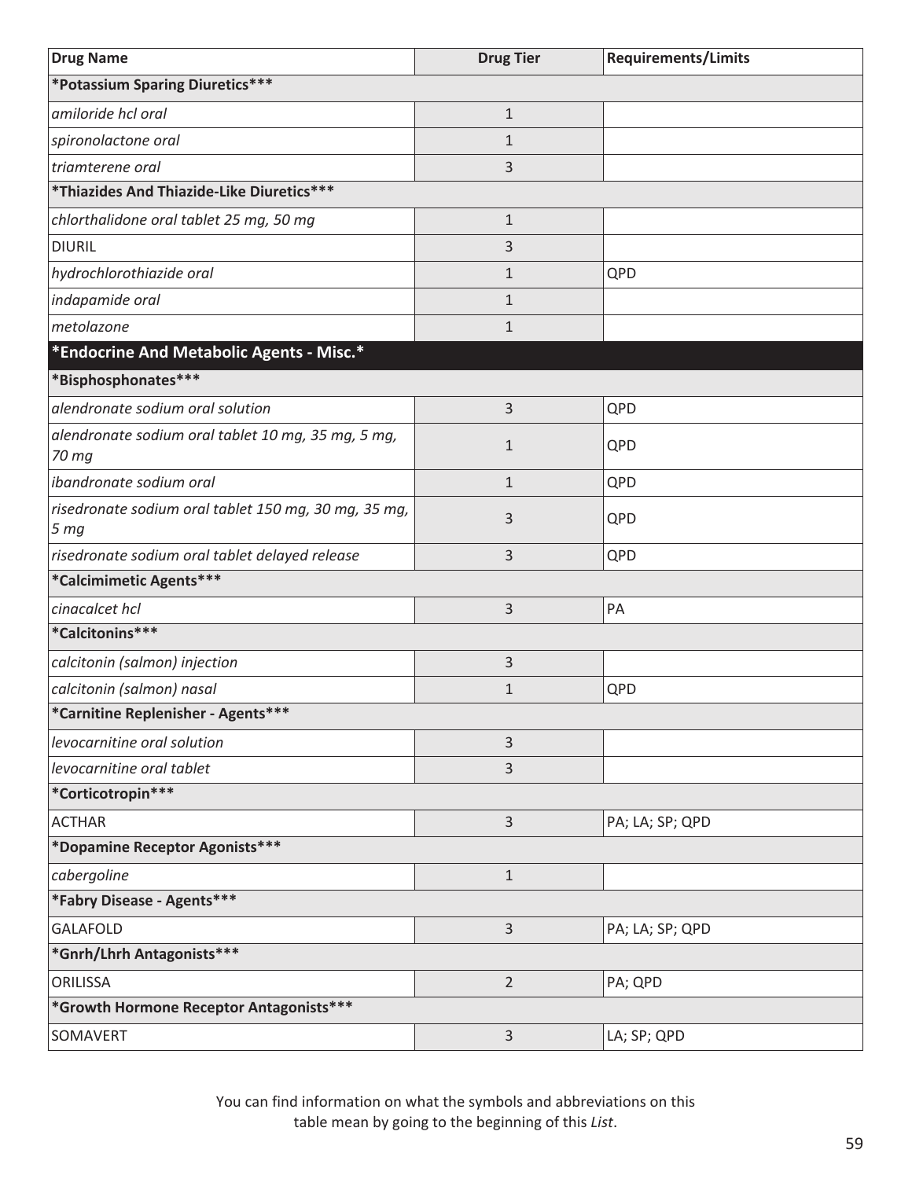| Drug Name | Drug Tier | Requirements/Limits |
|---|---|---|
| ***Potassium Sparing Diuretics*** | | |
| *amiloride hcl oral* | 1 | |
| *spironolactone oral* | 1 | |
| *triamterene oral* | 3 | |
| ***Thiazides And Thiazide-Like Diuretics*** | | |
| *chlorthalidone oral tablet 25 mg, 50 mg* | 1 | |
| DIURIL | 3 | |
| *hydrochlorothiazide oral* | 1 | QPD |
| *indapamide oral* | 1 | |
| *metolazone* | 1 | |
| ***Endocrine And Metabolic Agents - Misc.*** | | |
| ***Bisphosphonates*** | | |
| *alendronate sodium oral solution* | 3 | QPD |
| *alendronate sodium oral tablet 10 mg, 35 mg, 5 mg, 70 mg* | 1 | QPD |
| *ibandronate sodium oral* | 1 | QPD |
| *risedronate sodium oral tablet 150 mg, 30 mg, 35 mg, 5 mg* | 3 | QPD |
| *risedronate sodium oral tablet delayed release* | 3 | QPD |
| ***Calcimimetic Agents*** | | |
| *cinacalcet hcl* | 3 | PA |
| ***Calcitonins*** | | |
| *calcitonin (salmon) injection* | 3 | |
| *calcitonin (salmon) nasal* | 1 | QPD |
| ***Carnitine Replenisher - Agents*** | | |
| *levocarnitine oral solution* | 3 | |
| *levocarnitine oral tablet* | 3 | |
| ***Corticotropin*** | | |
| ACTHAR | 3 | PA; LA; SP; QPD |
| ***Dopamine Receptor Agonists*** | | |
| *cabergoline* | 1 | |
| ***Fabry Disease - Agents*** | | |
| GALAFOLD | 3 | PA; LA; SP; QPD |
| ***Gnrh/Lhrh Antagonists*** | | |
| ORILISSA | 2 | PA; QPD |
| ***Growth Hormone Receptor Antagonists*** | | |
| SOMAVERT | 3 | LA; SP; QPD |

You can find information on what the symbols and abbreviations on this table mean by going to the beginning of this *List*.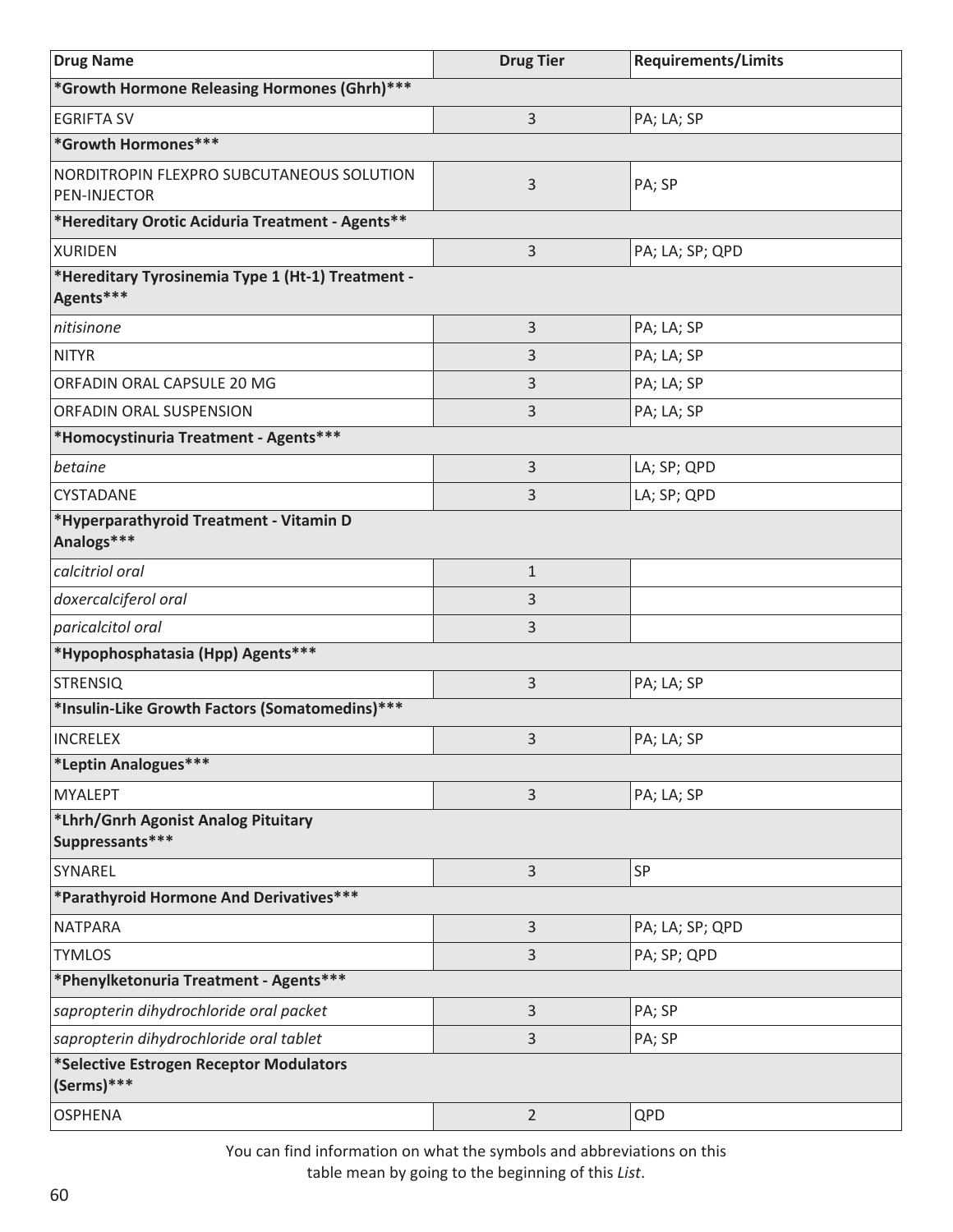| Drug Name | Drug Tier | Requirements/Limits |
|---|---|---|
| **\*Growth Hormone Releasing Hormones (Ghrh)\*\*\*** | | |
| EGRIFTA SV | 3 | PA; LA; SP |
| **\*Growth Hormones\*\*\*** | | |
| NORDITROPIN FLEXPRO SUBCUTANEOUS SOLUTION PEN-INJECTOR | 3 | PA; SP |
| **\*Hereditary Orotic Aciduria Treatment - Agents\*\*** | | |
| XURIDEN | 3 | PA; LA; SP; QPD |
| **\*Hereditary Tyrosinemia Type 1 (Ht-1) Treatment - Agents\*\*\*** | | |
| *nitisinone* | 3 | PA; LA; SP |
| NITYR | 3 | PA; LA; SP |
| ORFADIN ORAL CAPSULE 20 MG | 3 | PA; LA; SP |
| ORFADIN ORAL SUSPENSION | 3 | PA; LA; SP |
| **\*Homocystinuria Treatment - Agents\*\*\*** | | |
| *betaine* | 3 | LA; SP; QPD |
| CYSTADANE | 3 | LA; SP; QPD |
| **\*Hyperparathyroid Treatment - Vitamin D Analogs\*\*\*** | | |
| *calcitriol oral* | 1 | |
| *doxercalciferol oral* | 3 | |
| *paricalcitol oral* | 3 | |
| **\*Hypophosphatasia (Hpp) Agents\*\*\*** | | |
| STRENSIQ | 3 | PA; LA; SP |
| **\*Insulin-Like Growth Factors (Somatomedins)\*\*\*** | | |
| INCRELEX | 3 | PA; LA; SP |
| **\*Leptin Analogues\*\*\*** | | |
| MYALEPT | 3 | PA; LA; SP |
| **\*Lhrh/Gnrh Agonist Analog Pituitary Suppressants\*\*\*** | | |
| SYNAREL | 3 | SP |
| **\*Parathyroid Hormone And Derivatives\*\*\*** | | |
| NATPARA | 3 | PA; LA; SP; QPD |
| TYMLOS | 3 | PA; SP; QPD |
| **\*Phenylketonuria Treatment - Agents\*\*\*** | | |
| *sapropterin dihydrochloride oral packet* | 3 | PA; SP |
| *sapropterin dihydrochloride oral tablet* | 3 | PA; SP |
| **\*Selective Estrogen Receptor Modulators (Serms)\*\*\*** | | |
| OSPHENA | 2 | QPD |

You can find information on what the symbols and abbreviations on this table mean by going to the beginning of this *List*.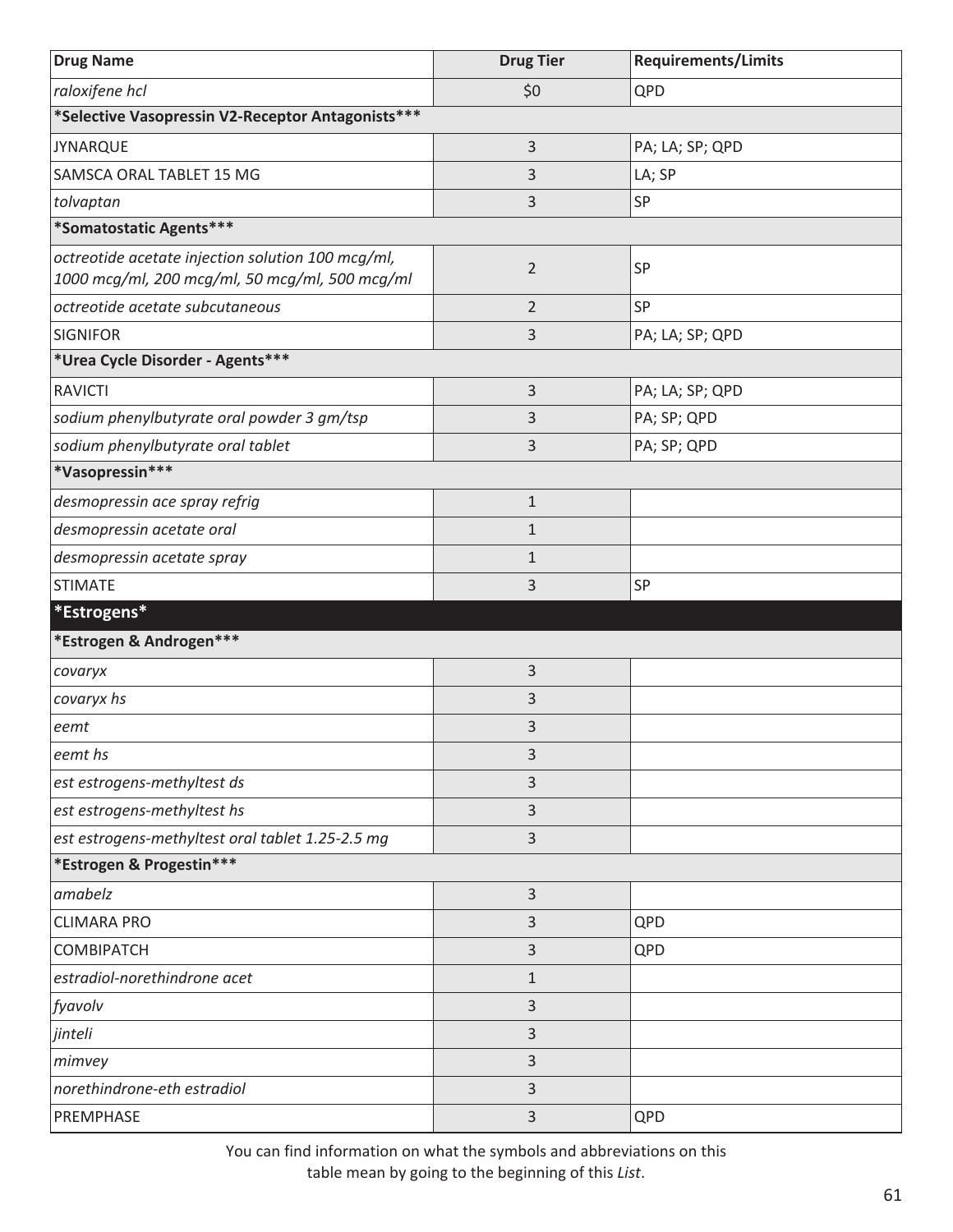| Drug Name | Drug Tier | Requirements/Limits |
|---|---|---|
| *raloxifene hcl* | $0 | QPD |
| **\*Selective Vasopressin V2-Receptor Antagonists\*\*\*** | | |
| JYNARQUE | 3 | PA; LA; SP; QPD |
| SAMSCA ORAL TABLET 15 MG | 3 | LA; SP |
| *tolvaptan* | 3 | SP |
| **\*Somatostatic Agents\*\*\*** | | |
| *octreotide acetate injection solution 100 mcg/ml, 1000 mcg/ml, 200 mcg/ml, 50 mcg/ml, 500 mcg/ml* | 2 | SP |
| *octreotide acetate subcutaneous* | 2 | SP |
| SIGNIFOR | 3 | PA; LA; SP; QPD |
| **\*Urea Cycle Disorder - Agents\*\*\*** | | |
| RAVICTI | 3 | PA; LA; SP; QPD |
| *sodium phenylbutyrate oral powder 3 gm/tsp* | 3 | PA; SP; QPD |
| *sodium phenylbutyrate oral tablet* | 3 | PA; SP; QPD |
| **\*Vasopressin\*\*\*** | | |
| *desmopressin ace spray refrig* | 1 | |
| *desmopressin acetate oral* | 1 | |
| *desmopressin acetate spray* | 1 | |
| STIMATE | 3 | SP |
| **\*Estrogens\*** | | |
| **\*Estrogen & Androgen\*\*\*** | | |
| *covaryx* | 3 | |
| *covaryx hs* | 3 | |
| *eemt* | 3 | |
| *eemt hs* | 3 | |
| *est estrogens-methyltest ds* | 3 | |
| *est estrogens-methyltest hs* | 3 | |
| *est estrogens-methyltest oral tablet 1.25-2.5 mg* | 3 | |
| **\*Estrogen & Progestin\*\*\*** | | |
| *amabelz* | 3 | |
| CLIMARA PRO | 3 | QPD |
| COMBIPATCH | 3 | QPD |
| *estradiol-norethindrone acet* | 1 | |
| *fyavolv* | 3 | |
| *jinteli* | 3 | |
| *mimvey* | 3 | |
| *norethindrone-eth estradiol* | 3 | |
| PREMPHASE | 3 | QPD |

You can find information on what the symbols and abbreviations on this table mean by going to the beginning of this *List*.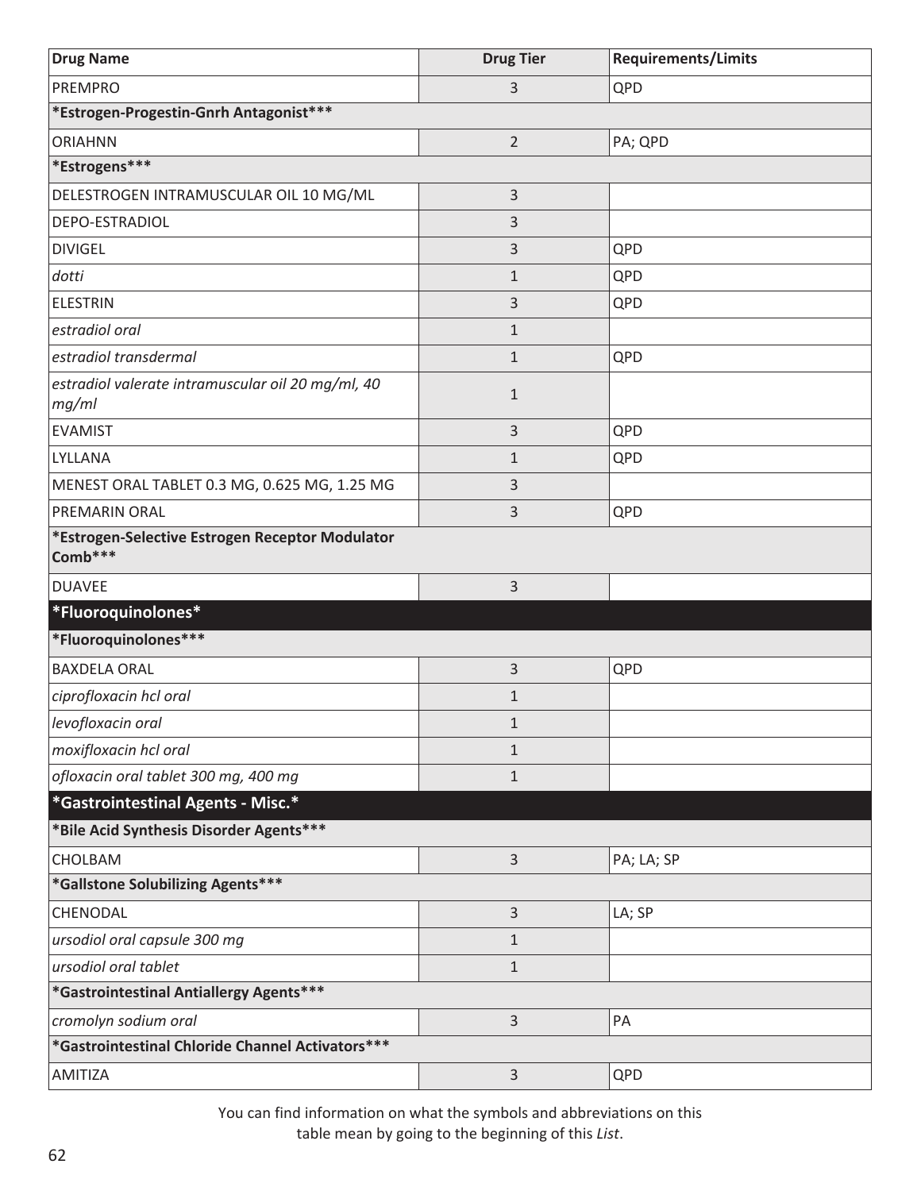| Drug Name | Drug Tier | Requirements/Limits |
|---|---|---|
| PREMPRO | 3 | QPD |
| ***Estrogen-Progestin-Gnrh Antagonist***** | | |
| ORIAHNN | 2 | PA; QPD |
| ***Estrogens***** | | |
| DELESTROGEN INTRAMUSCULAR OIL 10 MG/ML | 3 | |
| DEPO-ESTRADIOL | 3 | |
| DIVIGEL | 3 | QPD |
| *dotti* | 1 | QPD |
| ELESTRIN | 3 | QPD |
| *estradiol oral* | 1 | |
| *estradiol transdermal* | 1 | QPD |
| *estradiol valerate intramuscular oil 20 mg/ml, 40 mg/ml* | 1 | |
| EVAMIST | 3 | QPD |
| LYLLANA | 1 | QPD |
| MENEST ORAL TABLET 0.3 MG, 0.625 MG, 1.25 MG | 3 | |
| PREMARIN ORAL | 3 | QPD |
| ***Estrogen-Selective Estrogen Receptor Modulator Comb***** | | |
| DUAVEE | 3 | |
| ***Fluoroquinolones*** | | |
| ***Fluoroquinolones***** | | |
| BAXDELA ORAL | 3 | QPD |
| *ciprofloxacin hcl oral* | 1 | |
| *levofloxacin oral* | 1 | |
| *moxifloxacin hcl oral* | 1 | |
| *ofloxacin oral tablet 300 mg, 400 mg* | 1 | |
| ***Gastrointestinal Agents - Misc.*** | | |
| ***Bile Acid Synthesis Disorder Agents***** | | |
| CHOLBAM | 3 | PA; LA; SP |
| ***Gallstone Solubilizing Agents***** | | |
| CHENODAL | 3 | LA; SP |
| *ursodiol oral capsule 300 mg* | 1 | |
| *ursodiol oral tablet* | 1 | |
| ***Gastrointestinal Antiallergy Agents***** | | |
| *cromolyn sodium oral* | 3 | PA |
| ***Gastrointestinal Chloride Channel Activators***** | | |
| AMITIZA | 3 | QPD |

You can find information on what the symbols and abbreviations on this table mean by going to the beginning of this *List*.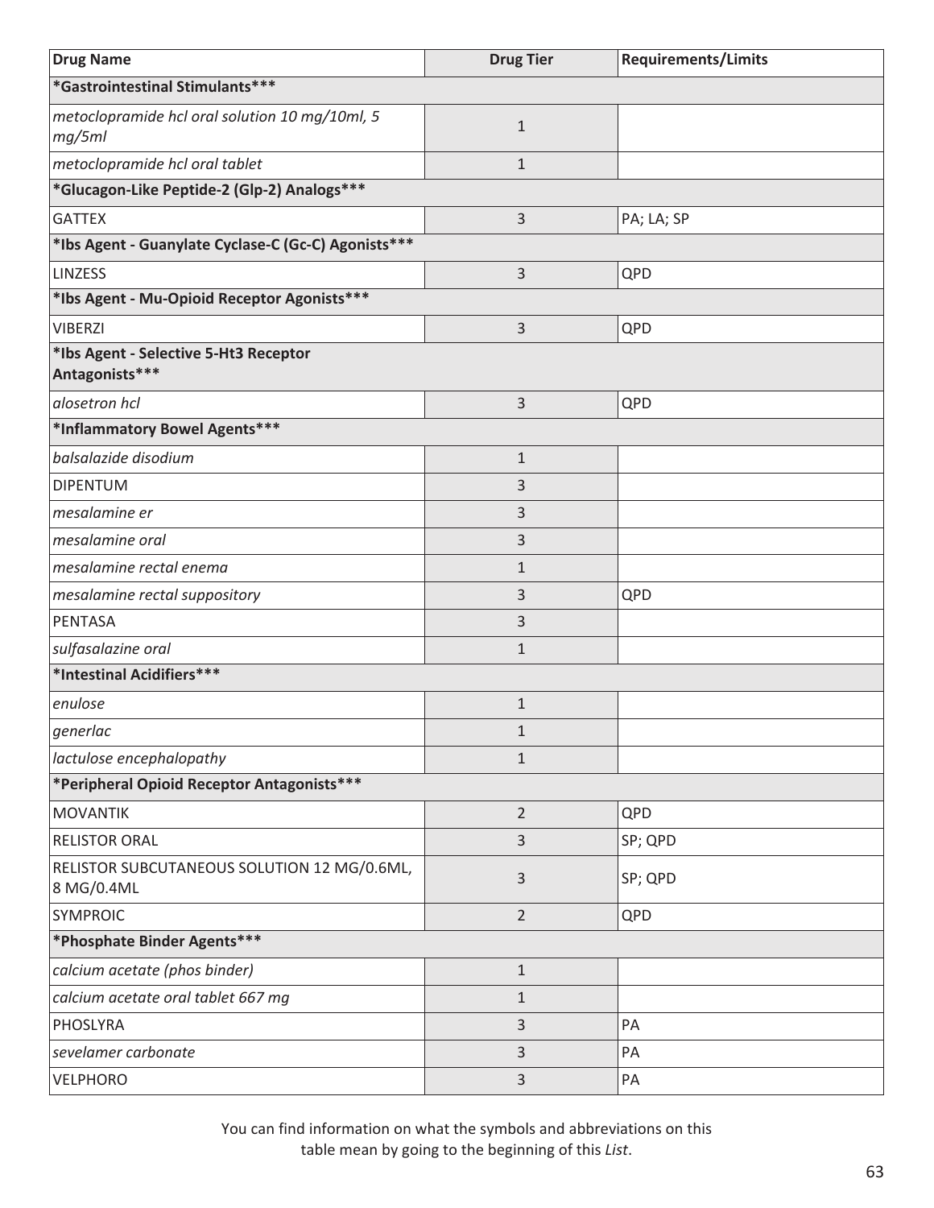| Drug Name | Drug Tier | Requirements/Limits |
|---|---|---|
| ***Gastrointestinal Stimulants*** | | |
| *metoclopramide hcl oral solution 10 mg/10ml, 5 mg/5ml* | 1 | |
| *metoclopramide hcl oral tablet* | 1 | |
| ***Glucagon-Like Peptide-2 (Glp-2) Analogs*** | | |
| GATTEX | 3 | PA; LA; SP |
| ***Ibs Agent - Guanylate Cyclase-C (Gc-C) Agonists*** | | |
| LINZESS | 3 | QPD |
| ***Ibs Agent - Mu-Opioid Receptor Agonists*** | | |
| VIBERZI | 3 | QPD |
| ***Ibs Agent - Selective 5-Ht3 Receptor Antagonists*** | | |
| *alosetron hcl* | 3 | QPD |
| ***Inflammatory Bowel Agents*** | | |
| *balsalazide disodium* | 1 | |
| DIPENTUM | 3 | |
| *mesalamine er* | 3 | |
| *mesalamine oral* | 3 | |
| *mesalamine rectal enema* | 1 | |
| *mesalamine rectal suppository* | 3 | QPD |
| PENTASA | 3 | |
| *sulfasalazine oral* | 1 | |
| ***Intestinal Acidifiers*** | | |
| *enulose* | 1 | |
| *generlac* | 1 | |
| *lactulose encephalopathy* | 1 | |
| ***Peripheral Opioid Receptor Antagonists*** | | |
| MOVANTIK | 2 | QPD |
| RELISTOR ORAL | 3 | SP; QPD |
| RELISTOR SUBCUTANEOUS SOLUTION 12 MG/0.6ML, 8 MG/0.4ML | 3 | SP; QPD |
| SYMPROIC | 2 | QPD |
| ***Phosphate Binder Agents*** | | |
| *calcium acetate (phos binder)* | 1 | |
| *calcium acetate oral tablet 667 mg* | 1 | |
| PHOSLYRA | 3 | PA |
| *sevelamer carbonate* | 3 | PA |
| VELPHORO | 3 | PA |

You can find information on what the symbols and abbreviations on this table mean by going to the beginning of this *List*.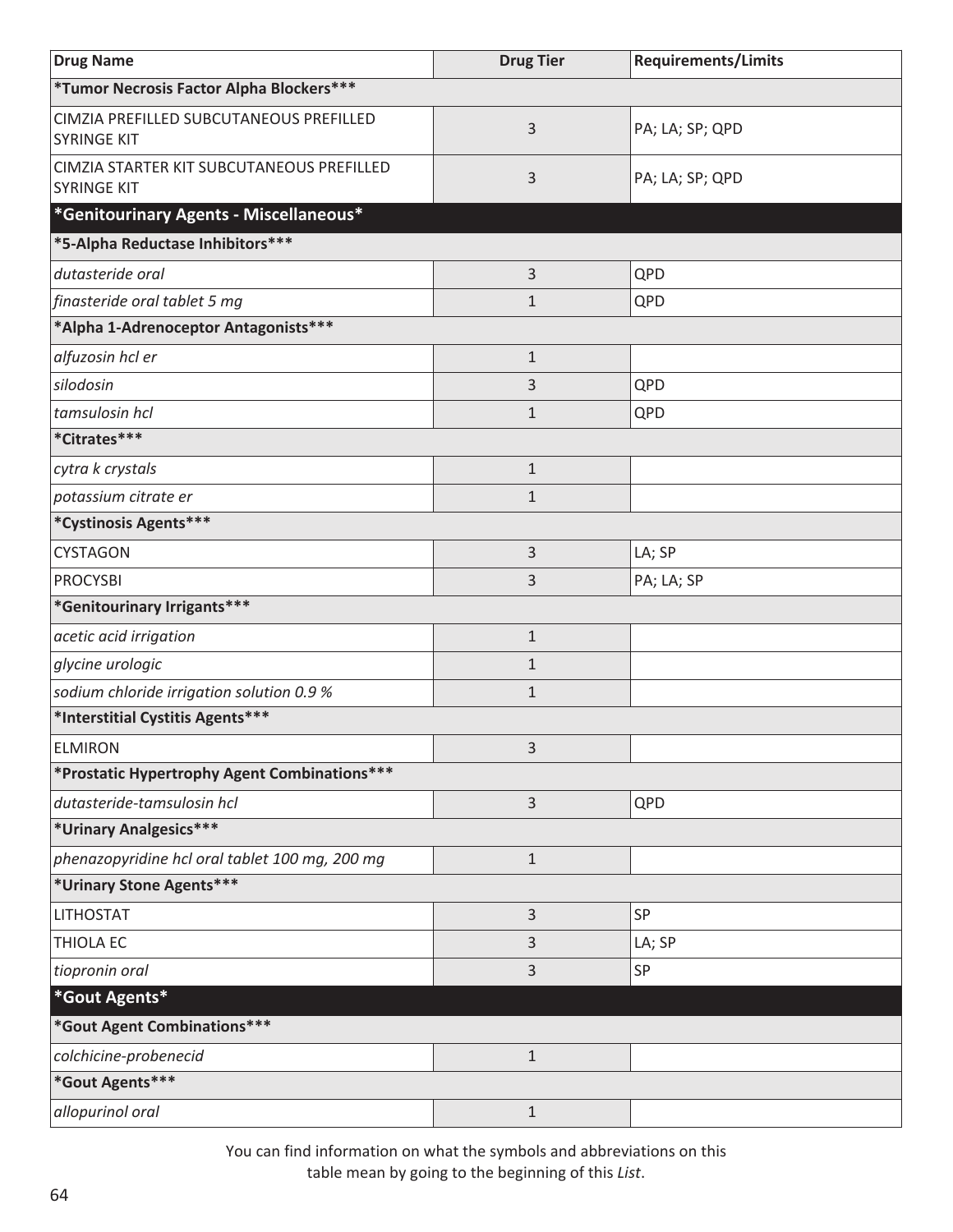| Drug Name | Drug Tier | Requirements/Limits |
| --- | --- | --- |
| ***Tumor Necrosis Factor Alpha Blockers***** | | |
| CIMZIA PREFILLED SUBCUTANEOUS PREFILLED SYRINGE KIT | 3 | PA; LA; SP; QPD |
| CIMZIA STARTER KIT SUBCUTANEOUS PREFILLED SYRINGE KIT | 3 | PA; LA; SP; QPD |
| ***Genitourinary Agents - Miscellaneous*** | | |
| ***5-Alpha Reductase Inhibitors***** | | |
| *dutasteride oral* | 3 | QPD |
| *finasteride oral tablet 5 mg* | 1 | QPD |
| ***Alpha 1-Adrenoceptor Antagonists***** | | |
| *alfuzosin hcl er* | 1 | |
| *silodosin* | 3 | QPD |
| *tamsulosin hcl* | 1 | QPD |
| ***Citrates***** | | |
| *cytra k crystals* | 1 | |
| *potassium citrate er* | 1 | |
| ***Cystinosis Agents***** | | |
| CYSTAGON | 3 | LA; SP |
| PROCYSBI | 3 | PA; LA; SP |
| ***Genitourinary Irrigants***** | | |
| *acetic acid irrigation* | 1 | |
| *glycine urologic* | 1 | |
| *sodium chloride irrigation solution 0.9 %* | 1 | |
| ***Interstitial Cystitis Agents***** | | |
| ELMIRON | 3 | |
| ***Prostatic Hypertrophy Agent Combinations***** | | |
| *dutasteride-tamsulosin hcl* | 3 | QPD |
| ***Urinary Analgesics***** | | |
| *phenazopyridine hcl oral tablet 100 mg, 200 mg* | 1 | |
| ***Urinary Stone Agents***** | | |
| LITHOSTAT | 3 | SP |
| THIOLA EC | 3 | LA; SP |
| *tiopronin oral* | 3 | SP |
| ***Gout Agents*** | | |
| ***Gout Agent Combinations***** | | |
| *colchicine-probenecid* | 1 | |
| ***Gout Agents***** | | |
| *allopurinol oral* | 1 | |

You can find information on what the symbols and abbreviations on this table mean by going to the beginning of this *List*.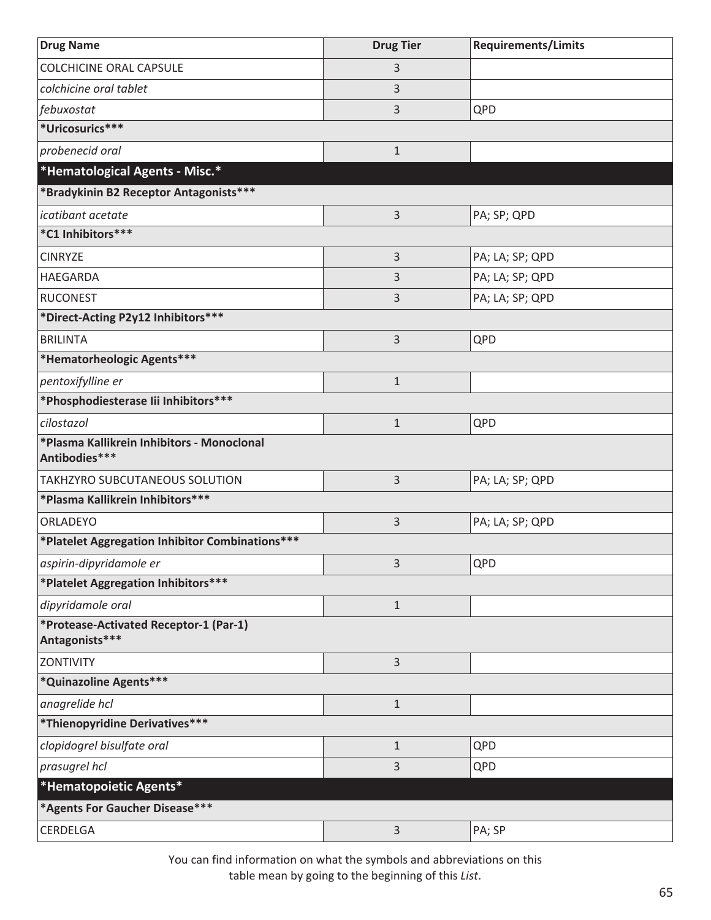| Drug Name | Drug Tier | Requirements/Limits |
| --- | --- | --- |
| COLCHICINE ORAL CAPSULE | 3 | |
| *colchicine oral tablet* | 3 | |
| *febuxostat* | 3 | QPD |
| **\*Uricosurics\*\*\*** | | |
| *probenecid oral* | 1 | |
| **\*Hematological Agents - Misc.\*** | | |
| **\*Bradykinin B2 Receptor Antagonists\*\*\*** | | |
| *icatibant acetate* | 3 | PA; SP; QPD |
| **\*C1 Inhibitors\*\*\*** | | |
| CINRYZE | 3 | PA; LA; SP; QPD |
| HAEGARDA | 3 | PA; LA; SP; QPD |
| RUCONEST | 3 | PA; LA; SP; QPD |
| **\*Direct-Acting P2y12 Inhibitors\*\*\*** | | |
| BRILINTA | 3 | QPD |
| **\*Hematorheologic Agents\*\*\*** | | |
| *pentoxifylline er* | 1 | |
| **\*Phosphodiesterase Iii Inhibitors\*\*\*** | | |
| *cilostazol* | 1 | QPD |
| **\*Plasma Kallikrein Inhibitors - Monoclonal Antibodies\*\*\*** | | |
| TAKHZYRO SUBCUTANEOUS SOLUTION | 3 | PA; LA; SP; QPD |
| **\*Plasma Kallikrein Inhibitors\*\*\*** | | |
| ORLADEYO | 3 | PA; LA; SP; QPD |
| **\*Platelet Aggregation Inhibitor Combinations\*\*\*** | | |
| *aspirin-dipyridamole er* | 3 | QPD |
| **\*Platelet Aggregation Inhibitors\*\*\*** | | |
| *dipyridamole oral* | 1 | |
| **\*Protease-Activated Receptor-1 (Par-1) Antagonists\*\*\*** | | |
| ZONTIVITY | 3 | |
| **\*Quinazoline Agents\*\*\*** | | |
| *anagrelide hcl* | 1 | |
| **\*Thienopyridine Derivatives\*\*\*** | | |
| *clopidogrel bisulfate oral* | 1 | QPD |
| *prasugrel hcl* | 3 | QPD |
| **\*Hematopoietic Agents\*** | | |
| **\*Agents For Gaucher Disease\*\*\*** | | |
| CERDELGA | 3 | PA; SP |

You can find information on what the symbols and abbreviations on this table mean by going to the beginning of this *List*.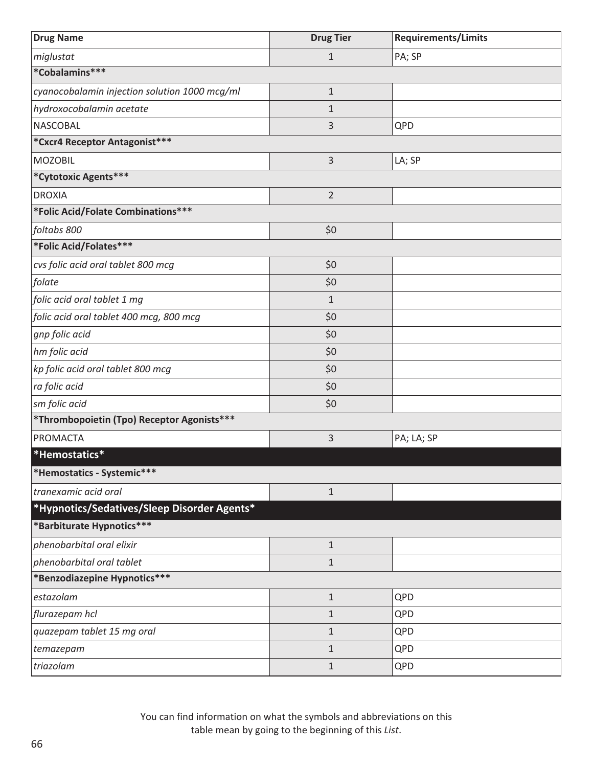| Drug Name | Drug Tier | Requirements/Limits |
| --- | --- | --- |
| *miglustat* | 1 | PA; SP |
| ***Cobalamins*** | | |
| *cyanocobalamin injection solution 1000 mcg/ml* | 1 | |
| *hydroxocobalamin acetate* | 1 | |
| NASCOBAL | 3 | QPD |
| ***Cxcr4 Receptor Antagonist*** | | |
| MOZOBIL | 3 | LA; SP |
| ***Cytotoxic Agents*** | | |
| DROXIA | 2 | |
| ***Folic Acid/Folate Combinations*** | | |
| *foltabs 800* | $0 | |
| ***Folic Acid/Folates*** | | |
| *cvs folic acid oral tablet 800 mcg* | $0 | |
| *folate* | $0 | |
| *folic acid oral tablet 1 mg* | 1 | |
| *folic acid oral tablet 400 mcg, 800 mcg* | $0 | |
| *gnp folic acid* | $0 | |
| *hm folic acid* | $0 | |
| *kp folic acid oral tablet 800 mcg* | $0 | |
| *ra folic acid* | $0 | |
| *sm folic acid* | $0 | |
| ***Thrombopoietin (Tpo) Receptor Agonists*** | | |
| PROMACTA | 3 | PA; LA; SP |
| ***Hemostatics*** | | |
| ***Hemostatics - Systemic*** | | |
| *tranexamic acid oral* | 1 | |
| ***Hypnotics/Sedatives/Sleep Disorder Agents*** | | |
| ***Barbiturate Hypnotics*** | | |
| *phenobarbital oral elixir* | 1 | |
| *phenobarbital oral tablet* | 1 | |
| ***Benzodiazepine Hypnotics*** | | |
| *estazolam* | 1 | QPD |
| *flurazepam hcl* | 1 | QPD |
| *quazepam tablet 15 mg oral* | 1 | QPD |
| *temazepam* | 1 | QPD |
| *triazolam* | 1 | QPD |

You can find information on what the symbols and abbreviations on this table mean by going to the beginning of this *List*.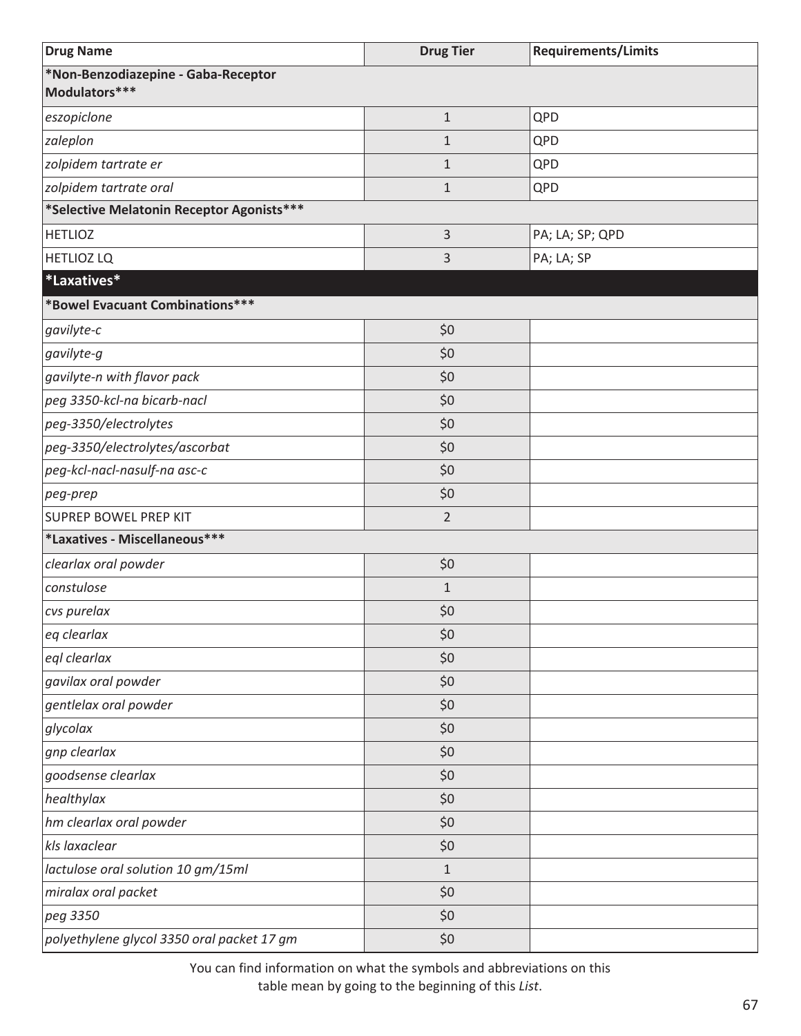| Drug Name | Drug Tier | Requirements/Limits |
|---|---|---|
| ***Non-Benzodiazepine - Gaba-Receptor Modulators***** | | |
| *eszopiclone* | 1 | QPD |
| *zaleplon* | 1 | QPD |
| *zolpidem tartrate er* | 1 | QPD |
| *zolpidem tartrate oral* | 1 | QPD |
| ***Selective Melatonin Receptor Agonists***** | | |
| HETLIOZ | 3 | PA; LA; SP; QPD |
| HETLIOZ LQ | 3 | PA; LA; SP |
| ***Laxatives*** | | |
| ***Bowel Evacuant Combinations***** | | |
| *gavilyte-c* | $0 | |
| *gavilyte-g* | $0 | |
| *gavilyte-n with flavor pack* | $0 | |
| *peg 3350-kcl-na bicarb-nacl* | $0 | |
| *peg-3350/electrolytes* | $0 | |
| *peg-3350/electrolytes/ascorbat* | $0 | |
| *peg-kcl-nacl-nasulf-na asc-c* | $0 | |
| *peg-prep* | $0 | |
| SUPREP BOWEL PREP KIT | 2 | |
| ***Laxatives - Miscellaneous***** | | |
| *clearlax oral powder* | $0 | |
| *constulose* | 1 | |
| *cvs purelax* | $0 | |
| *eq clearlax* | $0 | |
| *eql clearlax* | $0 | |
| *gavilax oral powder* | $0 | |
| *gentlelax oral powder* | $0 | |
| *glycolax* | $0 | |
| *gnp clearlax* | $0 | |
| *goodsense clearlax* | $0 | |
| *healthylax* | $0 | |
| *hm clearlax oral powder* | $0 | |
| *kls laxaclear* | $0 | |
| *lactulose oral solution 10 gm/15ml* | 1 | |
| *miralax oral packet* | $0 | |
| *peg 3350* | $0 | |
| *polyethylene glycol 3350 oral packet 17 gm* | $0 | |

You can find information on what the symbols and abbreviations on this table mean by going to the beginning of this *List*.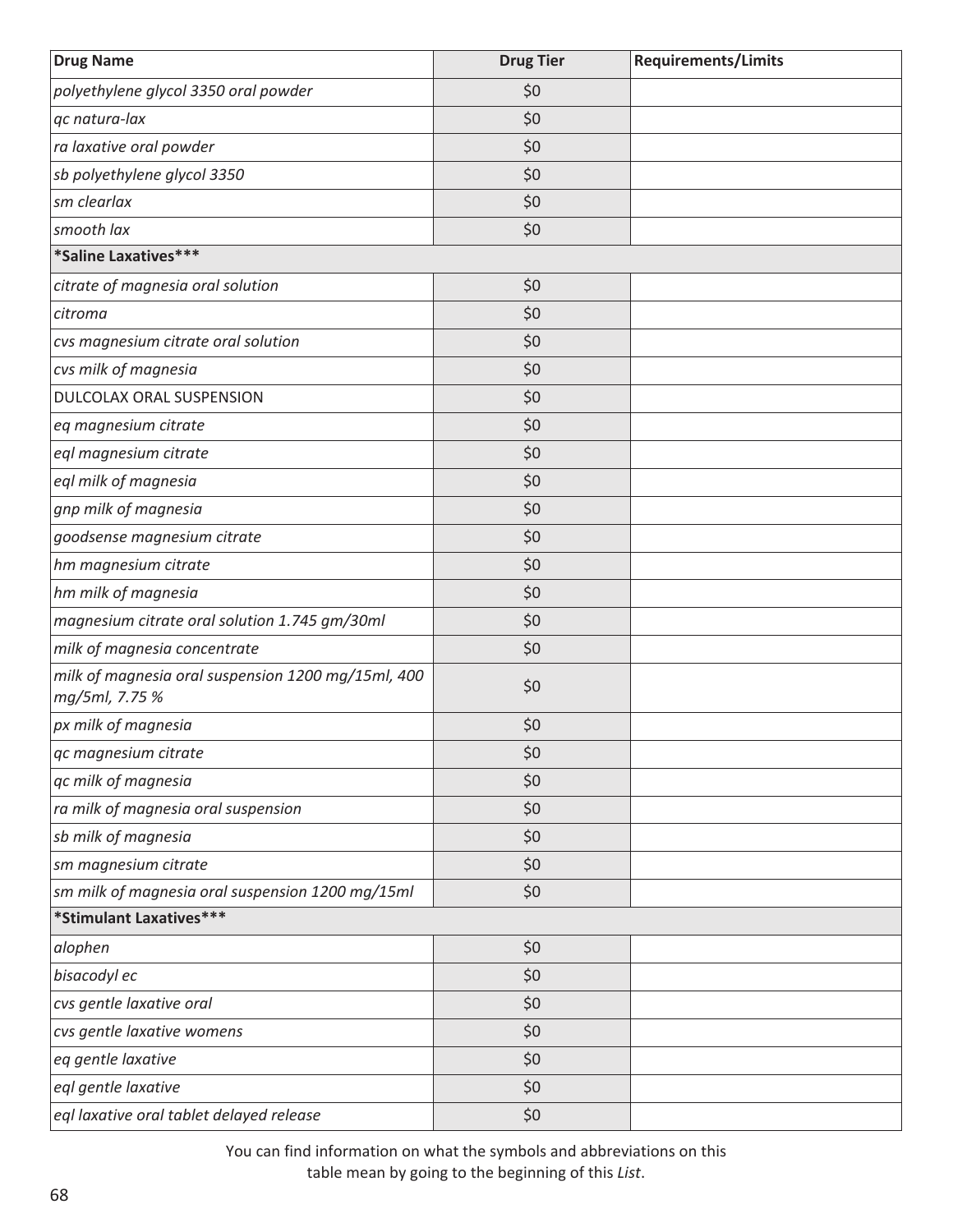| Drug Name | Drug Tier | Requirements/Limits |
|---|---|---|
| *polyethylene glycol 3350 oral powder* | $0 | |
| *qc natura-lax* | $0 | |
| *ra laxative oral powder* | $0 | |
| *sb polyethylene glycol 3350* | $0 | |
| *sm clearlax* | $0 | |
| *smooth lax* | $0 | |
| **\*Saline Laxatives\*\*\*** | | |
| *citrate of magnesia oral solution* | $0 | |
| *citroma* | $0 | |
| *cvs magnesium citrate oral solution* | $0 | |
| *cvs milk of magnesia* | $0 | |
| DULCOLAX ORAL SUSPENSION | $0 | |
| *eq magnesium citrate* | $0 | |
| *eql magnesium citrate* | $0 | |
| *eql milk of magnesia* | $0 | |
| *gnp milk of magnesia* | $0 | |
| *goodsense magnesium citrate* | $0 | |
| *hm magnesium citrate* | $0 | |
| *hm milk of magnesia* | $0 | |
| *magnesium citrate oral solution 1.745 gm/30ml* | $0 | |
| *milk of magnesia concentrate* | $0 | |
| *milk of magnesia oral suspension 1200 mg/15ml, 400 mg/5ml, 7.75 %* | $0 | |
| *px milk of magnesia* | $0 | |
| *qc magnesium citrate* | $0 | |
| *qc milk of magnesia* | $0 | |
| *ra milk of magnesia oral suspension* | $0 | |
| *sb milk of magnesia* | $0 | |
| *sm magnesium citrate* | $0 | |
| *sm milk of magnesia oral suspension 1200 mg/15ml* | $0 | |
| **\*Stimulant Laxatives\*\*\*** | | |
| *alophen* | $0 | |
| *bisacodyl ec* | $0 | |
| *cvs gentle laxative oral* | $0 | |
| *cvs gentle laxative womens* | $0 | |
| *eq gentle laxative* | $0 | |
| *eql gentle laxative* | $0 | |
| *eql laxative oral tablet delayed release* | $0 | |

You can find information on what the symbols and abbreviations on this table mean by going to the beginning of this *List*.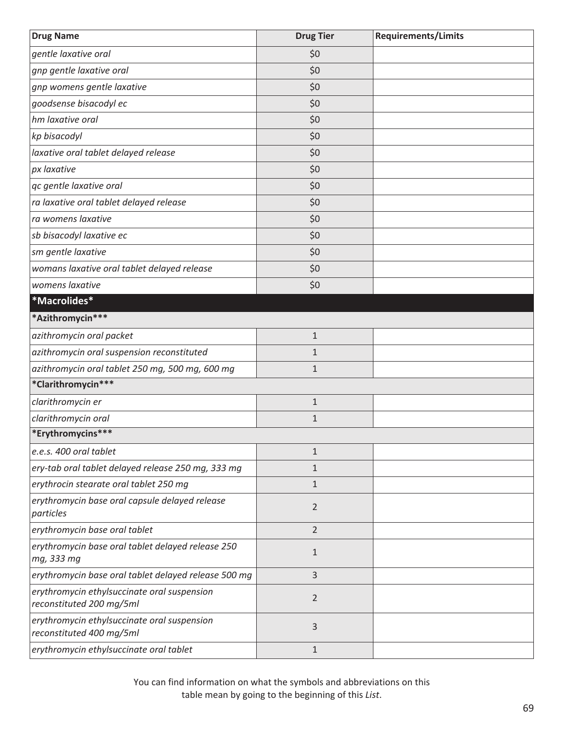| Drug Name | Drug Tier | Requirements/Limits |
|---|---|---|
| *gentle laxative oral* | $0 | |
| *gnp gentle laxative oral* | $0 | |
| *gnp womens gentle laxative* | $0 | |
| *goodsense bisacodyl ec* | $0 | |
| *hm laxative oral* | $0 | |
| *kp bisacodyl* | $0 | |
| *laxative oral tablet delayed release* | $0 | |
| *px laxative* | $0 | |
| *qc gentle laxative oral* | $0 | |
| *ra laxative oral tablet delayed release* | $0 | |
| *ra womens laxative* | $0 | |
| *sb bisacodyl laxative ec* | $0 | |
| *sm gentle laxative* | $0 | |
| *womans laxative oral tablet delayed release* | $0 | |
| *womens laxative* | $0 | |
| **\*Macrolides\*** | | |
| **\*Azithromycin\*\*\*** | | |
| *azithromycin oral packet* | 1 | |
| *azithromycin oral suspension reconstituted* | 1 | |
| *azithromycin oral tablet 250 mg, 500 mg, 600 mg* | 1 | |
| **\*Clarithromycin\*\*\*** | | |
| *clarithromycin er* | 1 | |
| *clarithromycin oral* | 1 | |
| **\*Erythromycins\*\*\*** | | |
| *e.e.s. 400 oral tablet* | 1 | |
| *ery-tab oral tablet delayed release 250 mg, 333 mg* | 1 | |
| *erythrocin stearate oral tablet 250 mg* | 1 | |
| *erythromycin base oral capsule delayed release particles* | 2 | |
| *erythromycin base oral tablet* | 2 | |
| *erythromycin base oral tablet delayed release 250 mg, 333 mg* | 1 | |
| *erythromycin base oral tablet delayed release 500 mg* | 3 | |
| *erythromycin ethylsuccinate oral suspension reconstituted 200 mg/5ml* | 2 | |
| *erythromycin ethylsuccinate oral suspension reconstituted 400 mg/5ml* | 3 | |
| *erythromycin ethylsuccinate oral tablet* | 1 | |

You can find information on what the symbols and abbreviations on this table mean by going to the beginning of this *List*.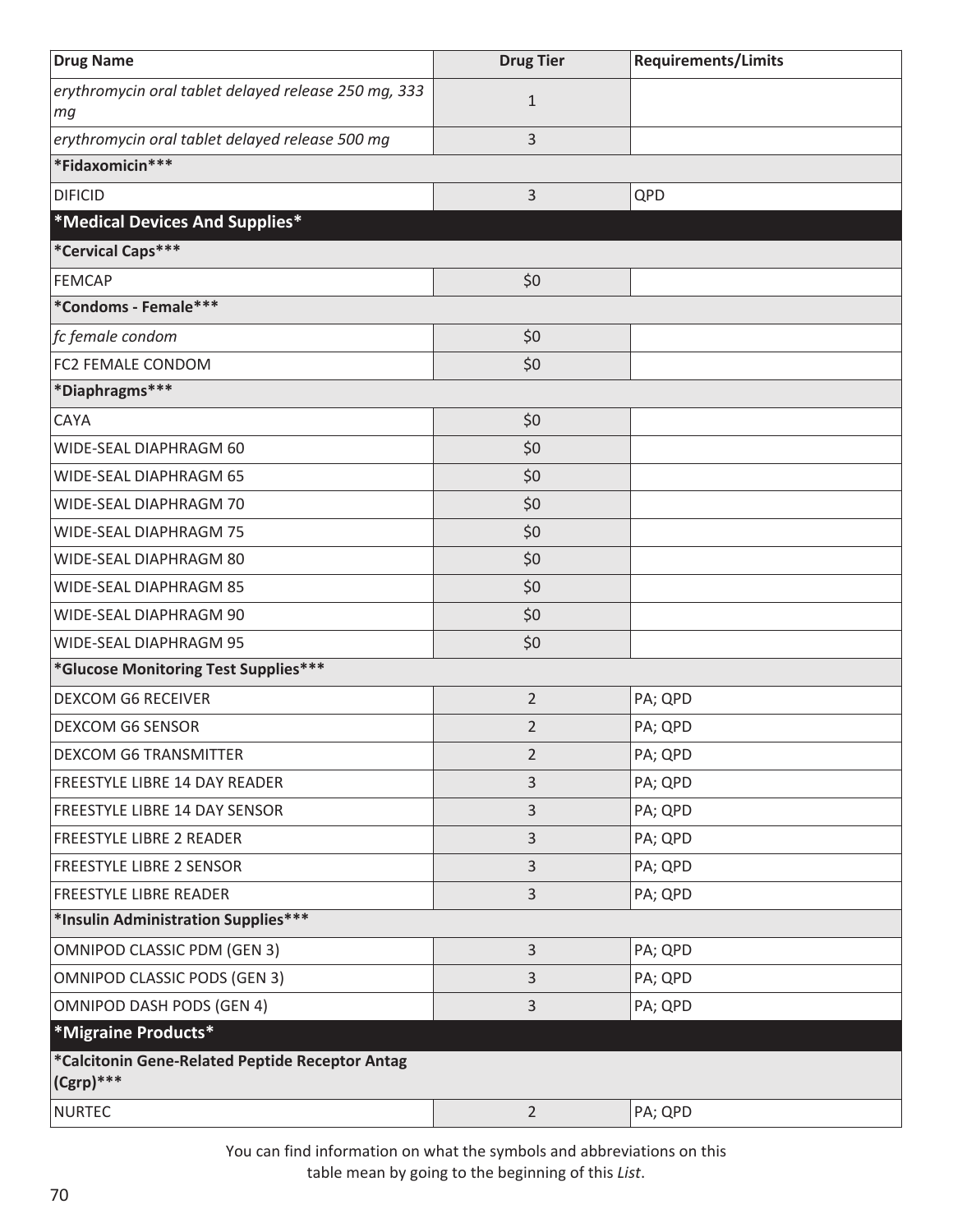| Drug Name | Drug Tier | Requirements/Limits |
|---|---|---|
| *erythromycin oral tablet delayed release 250 mg, 333 mg* | 1 | |
| *erythromycin oral tablet delayed release 500 mg* | 3 | |
| **\*Fidaxomicin\*\*\*** | | |
| DIFICID | 3 | QPD |
| **\*Medical Devices And Supplies\*** | | |
| **\*Cervical Caps\*\*\*** | | |
| FEMCAP | $0 | |
| **\*Condoms - Female\*\*\*** | | |
| *fc female condom* | $0 | |
| FC2 FEMALE CONDOM | $0 | |
| **\*Diaphragms\*\*\*** | | |
| CAYA | $0 | |
| WIDE-SEAL DIAPHRAGM 60 | $0 | |
| WIDE-SEAL DIAPHRAGM 65 | $0 | |
| WIDE-SEAL DIAPHRAGM 70 | $0 | |
| WIDE-SEAL DIAPHRAGM 75 | $0 | |
| WIDE-SEAL DIAPHRAGM 80 | $0 | |
| WIDE-SEAL DIAPHRAGM 85 | $0 | |
| WIDE-SEAL DIAPHRAGM 90 | $0 | |
| WIDE-SEAL DIAPHRAGM 95 | $0 | |
| **\*Glucose Monitoring Test Supplies\*\*\*** | | |
| DEXCOM G6 RECEIVER | 2 | PA; QPD |
| DEXCOM G6 SENSOR | 2 | PA; QPD |
| DEXCOM G6 TRANSMITTER | 2 | PA; QPD |
| FREESTYLE LIBRE 14 DAY READER | 3 | PA; QPD |
| FREESTYLE LIBRE 14 DAY SENSOR | 3 | PA; QPD |
| FREESTYLE LIBRE 2 READER | 3 | PA; QPD |
| FREESTYLE LIBRE 2 SENSOR | 3 | PA; QPD |
| FREESTYLE LIBRE READER | 3 | PA; QPD |
| **\*Insulin Administration Supplies\*\*\*** | | |
| OMNIPOD CLASSIC PDM (GEN 3) | 3 | PA; QPD |
| OMNIPOD CLASSIC PODS (GEN 3) | 3 | PA; QPD |
| OMNIPOD DASH PODS (GEN 4) | 3 | PA; QPD |
| **\*Migraine Products\*** | | |
| **\*Calcitonin Gene-Related Peptide Receptor Antag (Cgrp)\*\*\*** | | |
| NURTEC | 2 | PA; QPD |

You can find information on what the symbols and abbreviations on this table mean by going to the beginning of this *List*.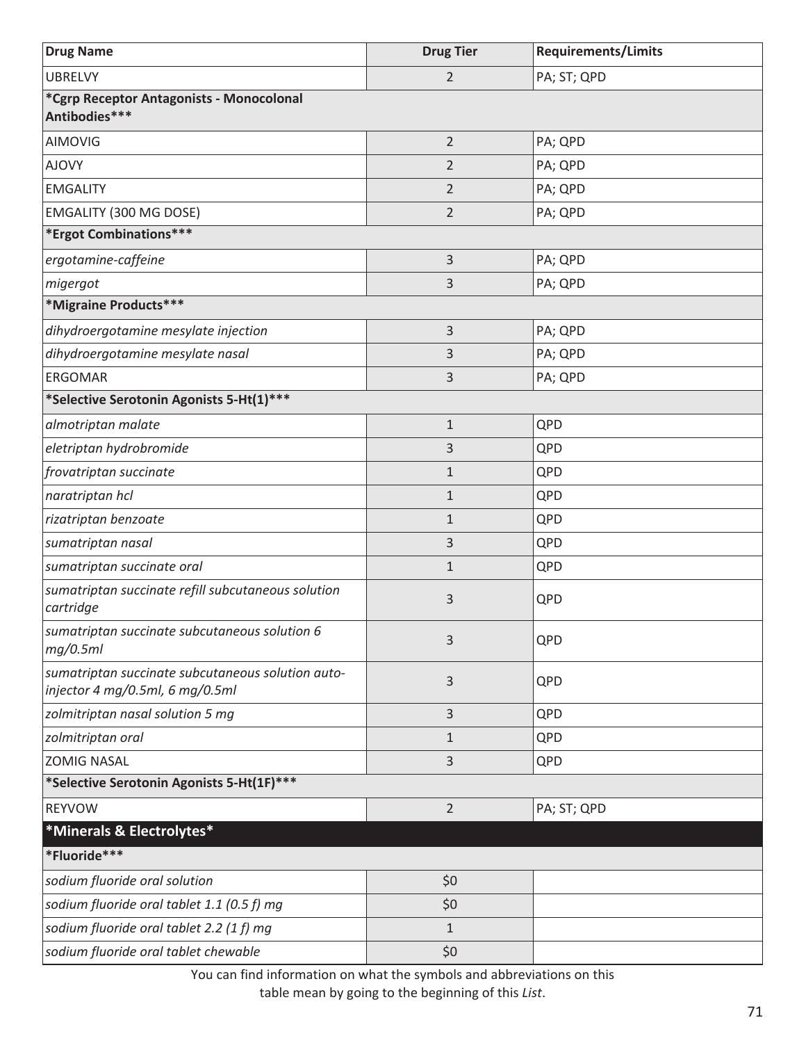| Drug Name | Drug Tier | Requirements/Limits |
|---|---|---|
| UBRELVY | 2 | PA; ST; QPD |
| ***Cgrp Receptor Antagonists - Monocolonal Antibodies***** | | |
| AIMOVIG | 2 | PA; QPD |
| AJOVY | 2 | PA; QPD |
| EMGALITY | 2 | PA; QPD |
| EMGALITY (300 MG DOSE) | 2 | PA; QPD |
| ***Ergot Combinations***** | | |
| *ergotamine-caffeine* | 3 | PA; QPD |
| *migergot* | 3 | PA; QPD |
| ***Migraine Products***** | | |
| *dihydroergotamine mesylate injection* | 3 | PA; QPD |
| *dihydroergotamine mesylate nasal* | 3 | PA; QPD |
| ERGOMAR | 3 | PA; QPD |
| ***Selective Serotonin Agonists 5-Ht(1)***** | | |
| *almotriptan malate* | 1 | QPD |
| *eletriptan hydrobromide* | 3 | QPD |
| *frovatriptan succinate* | 1 | QPD |
| *naratriptan hcl* | 1 | QPD |
| *rizatriptan benzoate* | 1 | QPD |
| *sumatriptan nasal* | 3 | QPD |
| *sumatriptan succinate oral* | 1 | QPD |
| *sumatriptan succinate refill subcutaneous solution cartridge* | 3 | QPD |
| *sumatriptan succinate subcutaneous solution 6 mg/0.5ml* | 3 | QPD |
| *sumatriptan succinate subcutaneous solution auto-injector 4 mg/0.5ml, 6 mg/0.5ml* | 3 | QPD |
| *zolmitriptan nasal solution 5 mg* | 3 | QPD |
| *zolmitriptan oral* | 1 | QPD |
| ZOMIG NASAL | 3 | QPD |
| ***Selective Serotonin Agonists 5-Ht(1F)***** | | |
| REYVOW | 2 | PA; ST; QPD |
| ***Minerals & Electrolytes*** | | |
| ***Fluoride***** | | |
| *sodium fluoride oral solution* | $0 | |
| *sodium fluoride oral tablet 1.1 (0.5 f) mg* | $0 | |
| *sodium fluoride oral tablet 2.2 (1 f) mg* | 1 | |
| *sodium fluoride oral tablet chewable* | $0 | |

You can find information on what the symbols and abbreviations on this table mean by going to the beginning of this *List*.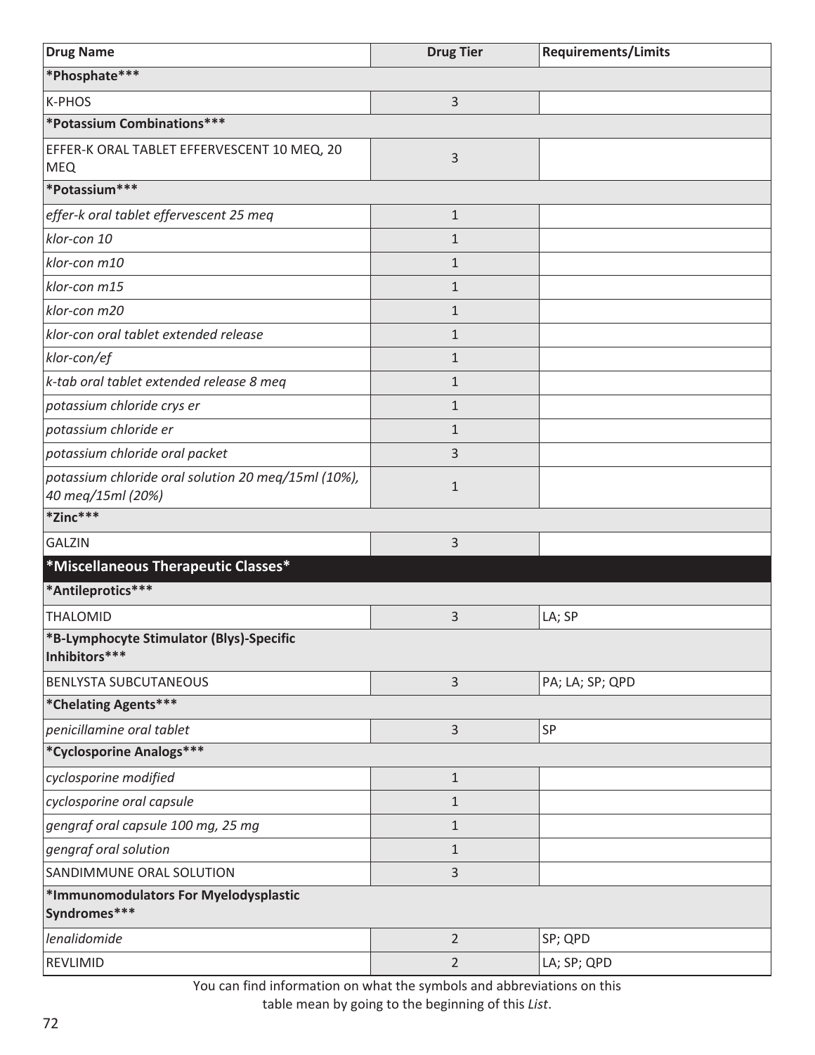| Drug Name | Drug Tier | Requirements/Limits |
|---|---|---|
| **\*Phosphate\*\*\*** | | |
| K-PHOS | 3 | |
| **\*Potassium Combinations\*\*\*** | | |
| EFFER-K ORAL TABLET EFFERVESCENT 10 MEQ, 20 MEQ | 3 | |
| **\*Potassium\*\*\*** | | |
| *effer-k oral tablet effervescent 25 meq* | 1 | |
| *klor-con 10* | 1 | |
| *klor-con m10* | 1 | |
| *klor-con m15* | 1 | |
| *klor-con m20* | 1 | |
| *klor-con oral tablet extended release* | 1 | |
| *klor-con/ef* | 1 | |
| *k-tab oral tablet extended release 8 meq* | 1 | |
| *potassium chloride crys er* | 1 | |
| *potassium chloride er* | 1 | |
| *potassium chloride oral packet* | 3 | |
| *potassium chloride oral solution 20 meq/15ml (10%), 40 meq/15ml (20%)* | 1 | |
| **\*Zinc\*\*\*** | | |
| GALZIN | 3 | |
| **\*Miscellaneous Therapeutic Classes\*** | | |
| **\*Antileprotics\*\*\*** | | |
| THALOMID | 3 | LA; SP |
| **\*B-Lymphocyte Stimulator (Blys)-Specific Inhibitors\*\*\*** | | |
| BENLYSTA SUBCUTANEOUS | 3 | PA; LA; SP; QPD |
| **\*Chelating Agents\*\*\*** | | |
| *penicillamine oral tablet* | 3 | SP |
| **\*Cyclosporine Analogs\*\*\*** | | |
| *cyclosporine modified* | 1 | |
| *cyclosporine oral capsule* | 1 | |
| *gengraf oral capsule 100 mg, 25 mg* | 1 | |
| *gengraf oral solution* | 1 | |
| SANDIMMUNE ORAL SOLUTION | 3 | |
| **\*Immunomodulators For Myelodysplastic Syndromes\*\*\*** | | |
| *lenalidomide* | 2 | SP; QPD |
| REVLIMID | 2 | LA; SP; QPD |

You can find information on what the symbols and abbreviations on this table mean by going to the beginning of this *List*.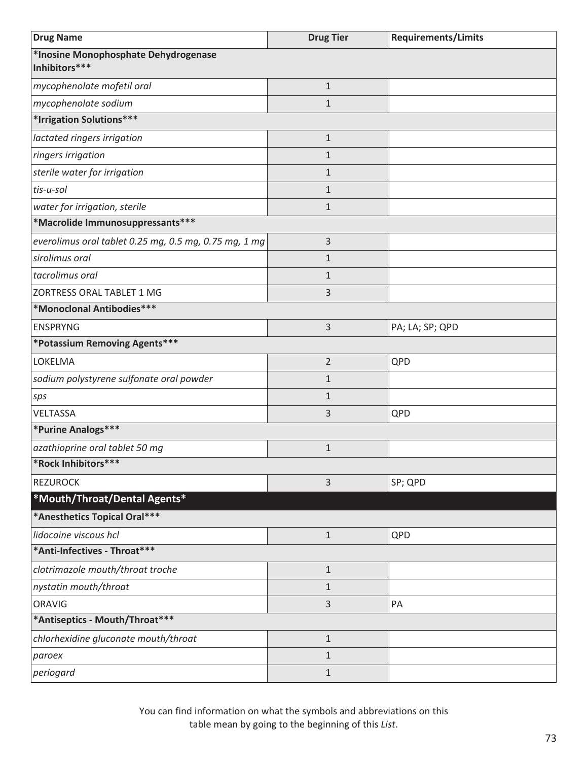| Drug Name | Drug Tier | Requirements/Limits |
|---|---|---|
| ***Inosine Monophosphate Dehydrogenase Inhibitors*** | | |
| *mycophenolate mofetil oral* | 1 | |
| *mycophenolate sodium* | 1 | |
| ***Irrigation Solutions*** | | |
| *lactated ringers irrigation* | 1 | |
| *ringers irrigation* | 1 | |
| *sterile water for irrigation* | 1 | |
| *tis-u-sol* | 1 | |
| *water for irrigation, sterile* | 1 | |
| ***Macrolide Immunosuppressants*** | | |
| *everolimus oral tablet 0.25 mg, 0.5 mg, 0.75 mg, 1 mg* | 3 | |
| *sirolimus oral* | 1 | |
| *tacrolimus oral* | 1 | |
| ZORTRESS ORAL TABLET 1 MG | 3 | |
| ***Monoclonal Antibodies*** | | |
| ENSPRYNG | 3 | PA; LA; SP; QPD |
| ***Potassium Removing Agents*** | | |
| LOKELMA | 2 | QPD |
| *sodium polystyrene sulfonate oral powder* | 1 | |
| *sps* | 1 | |
| VELTASSA | 3 | QPD |
| ***Purine Analogs*** | | |
| *azathioprine oral tablet 50 mg* | 1 | |
| ***Rock Inhibitors*** | | |
| REZUROCK | 3 | SP; QPD |
| ***Mouth/Throat/Dental Agents*** | | |
| ***Anesthetics Topical Oral*** | | |
| *lidocaine viscous hcl* | 1 | QPD |
| ***Anti-Infectives - Throat*** | | |
| *clotrimazole mouth/throat troche* | 1 | |
| *nystatin mouth/throat* | 1 | |
| ORAVIG | 3 | PA |
| ***Antiseptics - Mouth/Throat*** | | |
| *chlorhexidine gluconate mouth/throat* | 1 | |
| *paroex* | 1 | |
| *periogard* | 1 | |

You can find information on what the symbols and abbreviations on this table mean by going to the beginning of this *List*.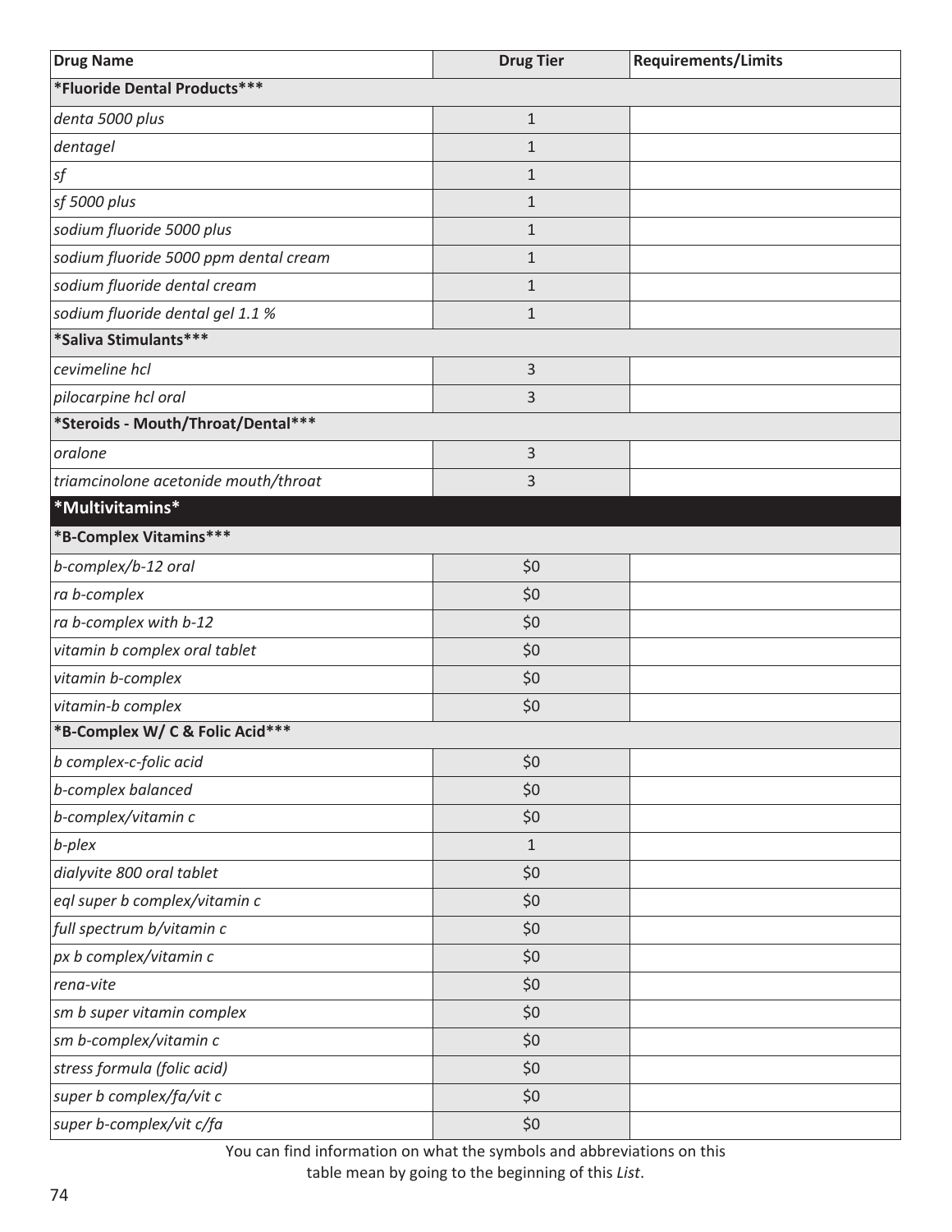| Drug Name | Drug Tier | Requirements/Limits |
|---|---|---|
| ***Fluoride Dental Products***** | | |
| *denta 5000 plus* | 1 | |
| *dentagel* | 1 | |
| *sf* | 1 | |
| *sf 5000 plus* | 1 | |
| *sodium fluoride 5000 plus* | 1 | |
| *sodium fluoride 5000 ppm dental cream* | 1 | |
| *sodium fluoride dental cream* | 1 | |
| *sodium fluoride dental gel 1.1 %* | 1 | |
| ***Saliva Stimulants***** | | |
| *cevimeline hcl* | 3 | |
| *pilocarpine hcl oral* | 3 | |
| ***Steroids - Mouth/Throat/Dental***** | | |
| *oralone* | 3 | |
| *triamcinolone acetonide mouth/throat* | 3 | |
| ***Multivitamins*** | | |
| ***B-Complex Vitamins***** | | |
| *b-complex/b-12 oral* | $0 | |
| *ra b-complex* | $0 | |
| *ra b-complex with b-12* | $0 | |
| *vitamin b complex oral tablet* | $0 | |
| *vitamin b-complex* | $0 | |
| *vitamin-b complex* | $0 | |
| ***B-Complex W/ C & Folic Acid***** | | |
| *b complex-c-folic acid* | $0 | |
| *b-complex balanced* | $0 | |
| *b-complex/vitamin c* | $0 | |
| *b-plex* | 1 | |
| *dialyvite 800 oral tablet* | $0 | |
| *eql super b complex/vitamin c* | $0 | |
| *full spectrum b/vitamin c* | $0 | |
| *px b complex/vitamin c* | $0 | |
| *rena-vite* | $0 | |
| *sm b super vitamin complex* | $0 | |
| *sm b-complex/vitamin c* | $0 | |
| *stress formula (folic acid)* | $0 | |
| *super b complex/fa/vit c* | $0 | |
| *super b-complex/vit c/fa* | $0 | |

You can find information on what the symbols and abbreviations on this table mean by going to the beginning of this *List*.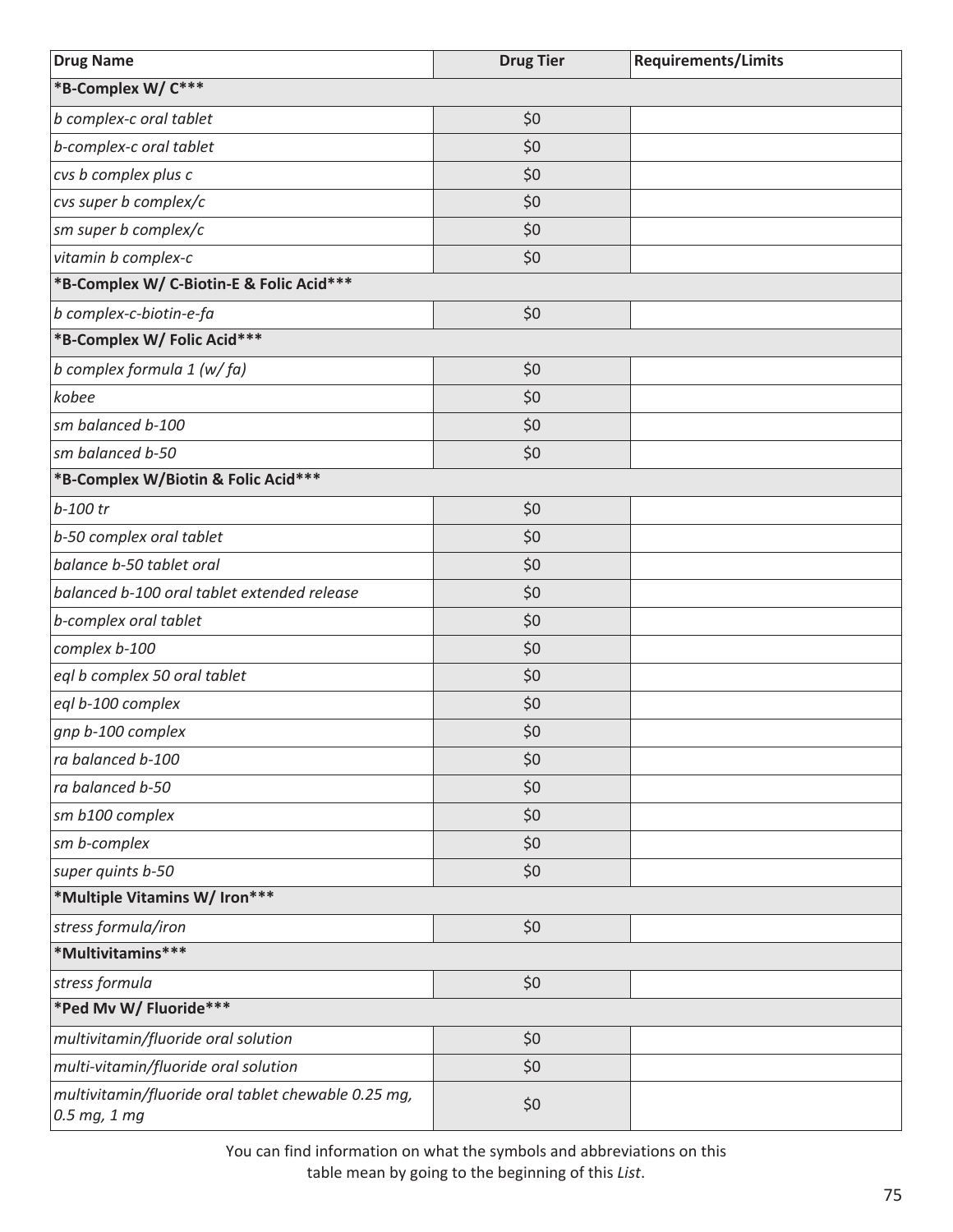| Drug Name | Drug Tier | Requirements/Limits |
|---|---|---|
| ***B-Complex W/ C***** | | |
| *b complex-c oral tablet* | $0 | |
| *b-complex-c oral tablet* | $0 | |
| *cvs b complex plus c* | $0 | |
| *cvs super b complex/c* | $0 | |
| *sm super b complex/c* | $0 | |
| *vitamin b complex-c* | $0 | |
| ***B-Complex W/ C-Biotin-E & Folic Acid***** | | |
| *b complex-c-biotin-e-fa* | $0 | |
| ***B-Complex W/ Folic Acid***** | | |
| *b complex formula 1 (w/ fa)* | $0 | |
| *kobee* | $0 | |
| *sm balanced b-100* | $0 | |
| *sm balanced b-50* | $0 | |
| ***B-Complex W/Biotin & Folic Acid***** | | |
| *b-100 tr* | $0 | |
| *b-50 complex oral tablet* | $0 | |
| *balance b-50 tablet oral* | $0 | |
| *balanced b-100 oral tablet extended release* | $0 | |
| *b-complex oral tablet* | $0 | |
| *complex b-100* | $0 | |
| *eql b complex 50 oral tablet* | $0 | |
| *eql b-100 complex* | $0 | |
| *gnp b-100 complex* | $0 | |
| *ra balanced b-100* | $0 | |
| *ra balanced b-50* | $0 | |
| *sm b100 complex* | $0 | |
| *sm b-complex* | $0 | |
| *super quints b-50* | $0 | |
| ***Multiple Vitamins W/ Iron***** | | |
| *stress formula/iron* | $0 | |
| ***Multivitamins***** | | |
| *stress formula* | $0 | |
| ***Ped Mv W/ Fluoride***** | | |
| *multivitamin/fluoride oral solution* | $0 | |
| *multi-vitamin/fluoride oral solution* | $0 | |
| *multivitamin/fluoride oral tablet chewable 0.25 mg, 0.5 mg, 1 mg* | $0 | |

You can find information on what the symbols and abbreviations on this table mean by going to the beginning of this *List*.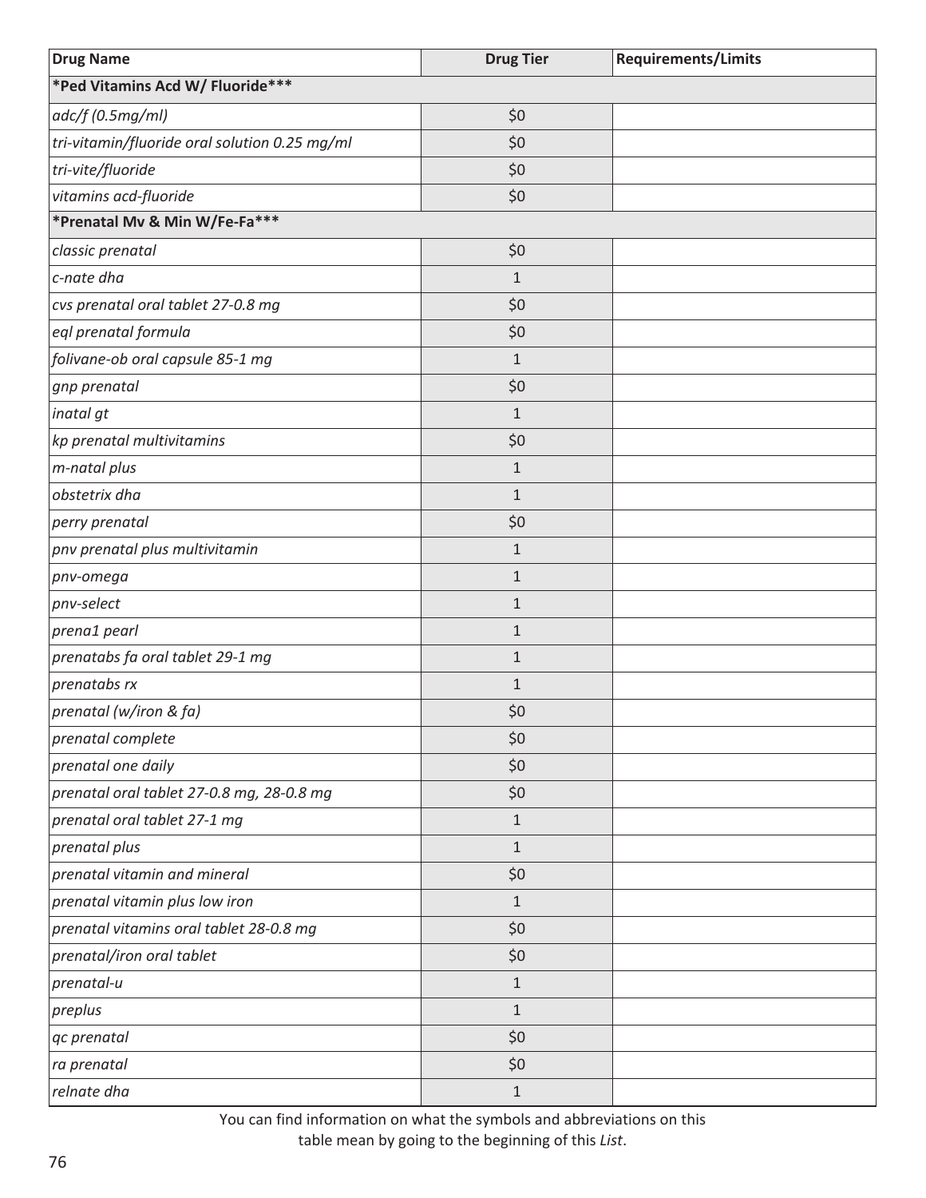| Drug Name | Drug Tier | Requirements/Limits |
|---|---|---|
| ***Ped Vitamins Acd W/ Fluoride*** | | |
| *adc/f (0.5mg/ml)* | $0 | |
| *tri-vitamin/fluoride oral solution 0.25 mg/ml* | $0 | |
| *tri-vite/fluoride* | $0 | |
| *vitamins acd-fluoride* | $0 | |
| ***Prenatal Mv & Min W/Fe-Fa*** | | |
| *classic prenatal* | $0 | |
| *c-nate dha* | 1 | |
| *cvs prenatal oral tablet 27-0.8 mg* | $0 | |
| *eql prenatal formula* | $0 | |
| *folivane-ob oral capsule 85-1 mg* | 1 | |
| *gnp prenatal* | $0 | |
| *inatal gt* | 1 | |
| *kp prenatal multivitamins* | $0 | |
| *m-natal plus* | 1 | |
| *obstetrix dha* | 1 | |
| *perry prenatal* | $0 | |
| *pnv prenatal plus multivitamin* | 1 | |
| *pnv-omega* | 1 | |
| *pnv-select* | 1 | |
| *prena1 pearl* | 1 | |
| *prenatabs fa oral tablet 29-1 mg* | 1 | |
| *prenatabs rx* | 1 | |
| *prenatal (w/iron & fa)* | $0 | |
| *prenatal complete* | $0 | |
| *prenatal one daily* | $0 | |
| *prenatal oral tablet 27-0.8 mg, 28-0.8 mg* | $0 | |
| *prenatal oral tablet 27-1 mg* | 1 | |
| *prenatal plus* | 1 | |
| *prenatal vitamin and mineral* | $0 | |
| *prenatal vitamin plus low iron* | 1 | |
| *prenatal vitamins oral tablet 28-0.8 mg* | $0 | |
| *prenatal/iron oral tablet* | $0 | |
| *prenatal-u* | 1 | |
| *preplus* | 1 | |
| *qc prenatal* | $0 | |
| *ra prenatal* | $0 | |
| *relnate dha* | 1 | |

You can find information on what the symbols and abbreviations on this table mean by going to the beginning of this *List*.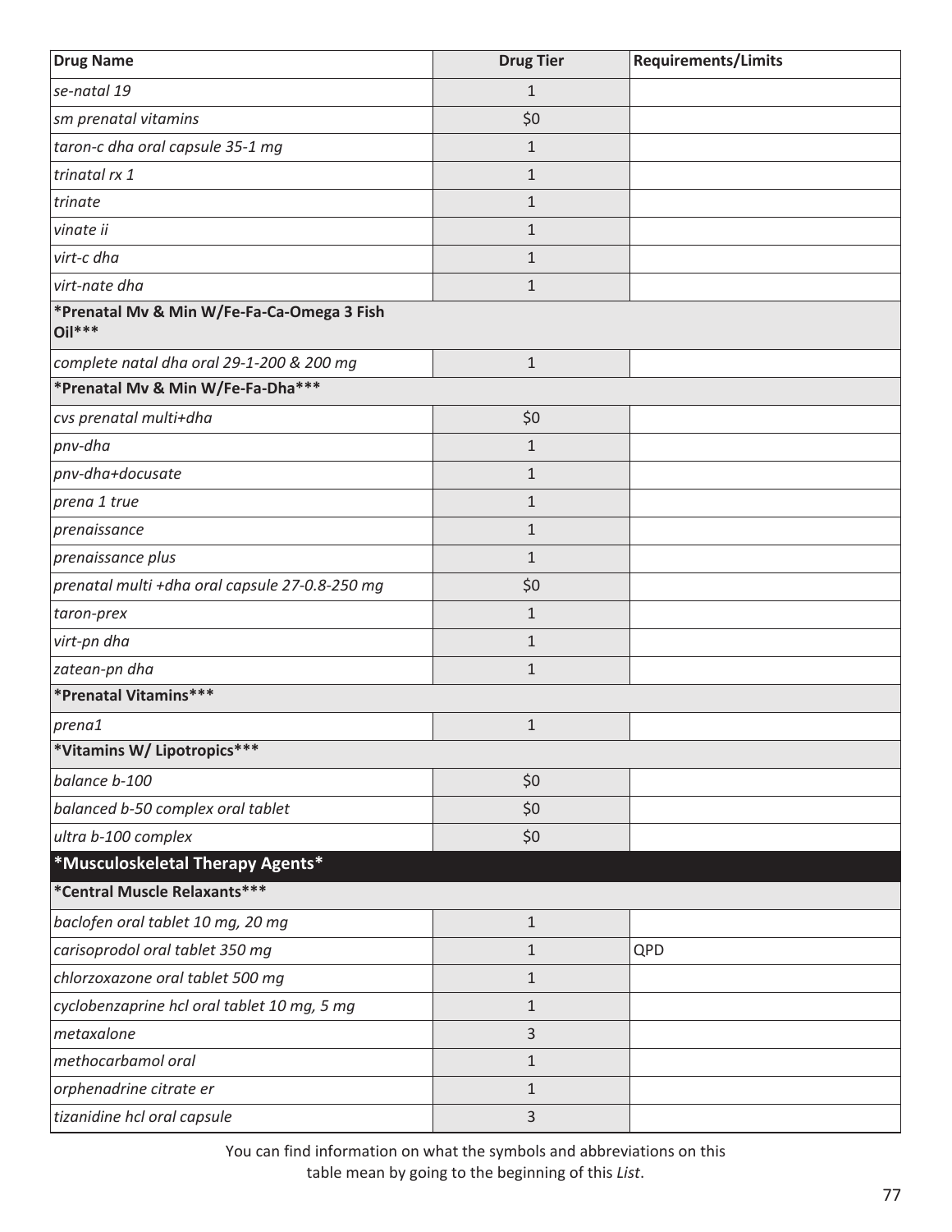| Drug Name | Drug Tier | Requirements/Limits |
|---|---|---|
| *se-natal 19* | 1 | |
| *sm prenatal vitamins* | $0 | |
| *taron-c dha oral capsule 35-1 mg* | 1 | |
| *trinatal rx 1* | 1 | |
| *trinate* | 1 | |
| *vinate ii* | 1 | |
| *virt-c dha* | 1 | |
| *virt-nate dha* | 1 | |
| **\*Prenatal Mv & Min W/Fe-Fa-Ca-Omega 3 Fish Oil\*\*\*** | | |
| *complete natal dha oral 29-1-200 & 200 mg* | 1 | |
| **\*Prenatal Mv & Min W/Fe-Fa-Dha\*\*\*** | | |
| *cvs prenatal multi+dha* | $0 | |
| *pnv-dha* | 1 | |
| *pnv-dha+docusate* | 1 | |
| *prena 1 true* | 1 | |
| *prenaissance* | 1 | |
| *prenaissance plus* | 1 | |
| *prenatal multi +dha oral capsule 27-0.8-250 mg* | $0 | |
| *taron-prex* | 1 | |
| *virt-pn dha* | 1 | |
| *zatean-pn dha* | 1 | |
| **\*Prenatal Vitamins\*\*\*** | | |
| *prena1* | 1 | |
| **\*Vitamins W/ Lipotropics\*\*\*** | | |
| *balance b-100* | $0 | |
| *balanced b-50 complex oral tablet* | $0 | |
| *ultra b-100 complex* | $0 | |
| **\*Musculoskeletal Therapy Agents\*** | | |
| **\*Central Muscle Relaxants\*\*\*** | | |
| *baclofen oral tablet 10 mg, 20 mg* | 1 | |
| *carisoprodol oral tablet 350 mg* | 1 | QPD |
| *chlorzoxazone oral tablet 500 mg* | 1 | |
| *cyclobenzaprine hcl oral tablet 10 mg, 5 mg* | 1 | |
| *metaxalone* | 3 | |
| *methocarbamol oral* | 1 | |
| *orphenadrine citrate er* | 1 | |
| *tizanidine hcl oral capsule* | 3 | |

You can find information on what the symbols and abbreviations on this table mean by going to the beginning of this *List*.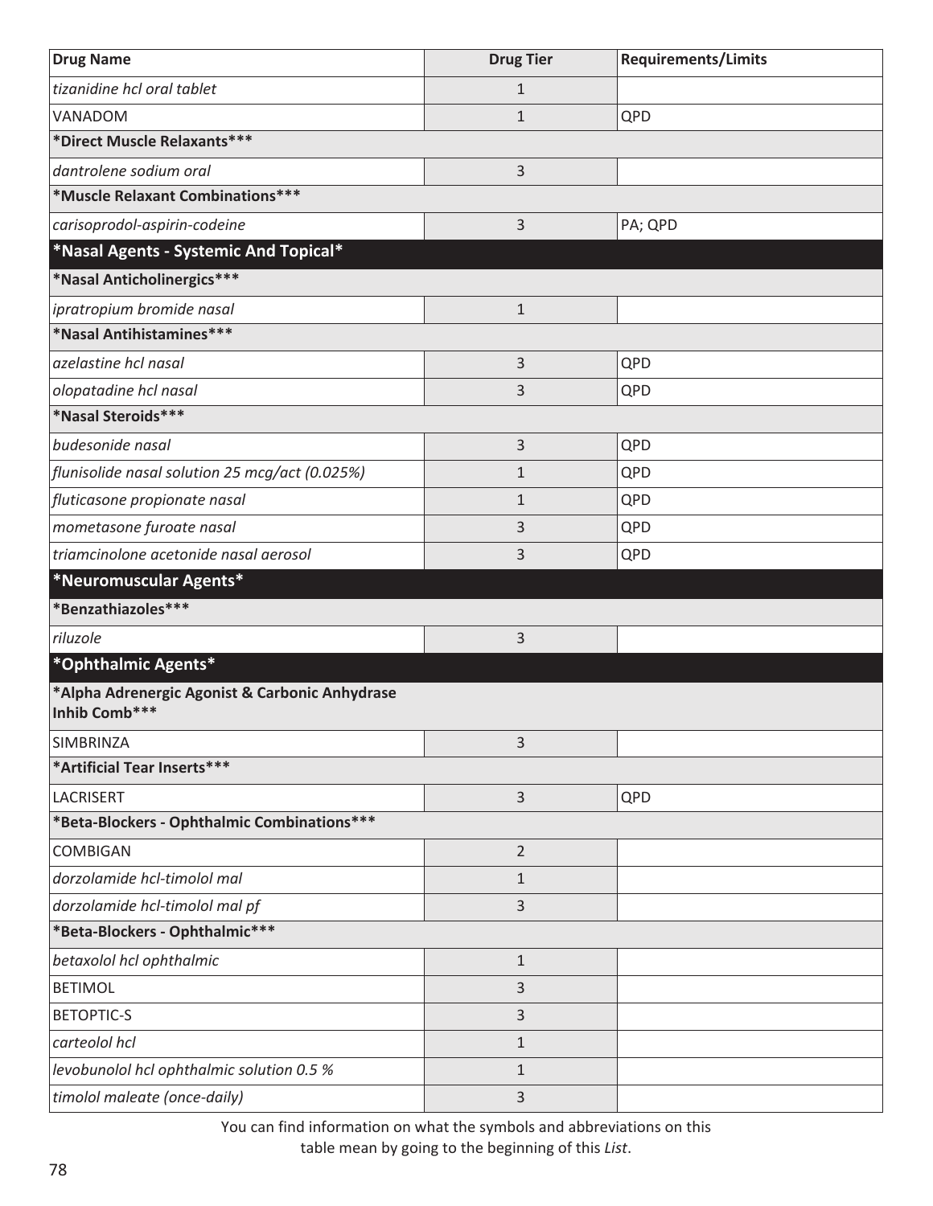| Drug Name | Drug Tier | Requirements/Limits |
|---|---|---|
| *tizanidine hcl oral tablet* | 1 | |
| VANADOM | 1 | QPD |
| **\*Direct Muscle Relaxants\*\*\*** | | |
| *dantrolene sodium oral* | 3 | |
| **\*Muscle Relaxant Combinations\*\*\*** | | |
| *carisoprodol-aspirin-codeine* | 3 | PA; QPD |
| **\*Nasal Agents - Systemic And Topical\*** | | |
| **\*Nasal Anticholinergics\*\*\*** | | |
| *ipratropium bromide nasal* | 1 | |
| **\*Nasal Antihistamines\*\*\*** | | |
| *azelastine hcl nasal* | 3 | QPD |
| *olopatadine hcl nasal* | 3 | QPD |
| **\*Nasal Steroids\*\*\*** | | |
| *budesonide nasal* | 3 | QPD |
| *flunisolide nasal solution 25 mcg/act (0.025%)* | 1 | QPD |
| *fluticasone propionate nasal* | 1 | QPD |
| *mometasone furoate nasal* | 3 | QPD |
| *triamcinolone acetonide nasal aerosol* | 3 | QPD |
| **\*Neuromuscular Agents\*** | | |
| **\*Benzathiazoles\*\*\*** | | |
| *riluzole* | 3 | |
| **\*Ophthalmic Agents\*** | | |
| **\*Alpha Adrenergic Agonist & Carbonic Anhydrase Inhib Comb\*\*\*** | | |
| SIMBRINZA | 3 | |
| **\*Artificial Tear Inserts\*\*\*** | | |
| LACRISERT | 3 | QPD |
| **\*Beta-Blockers - Ophthalmic Combinations\*\*\*** | | |
| COMBIGAN | 2 | |
| *dorzolamide hcl-timolol mal* | 1 | |
| *dorzolamide hcl-timolol mal pf* | 3 | |
| **\*Beta-Blockers - Ophthalmic\*\*\*** | | |
| *betaxolol hcl ophthalmic* | 1 | |
| BETIMOL | 3 | |
| BETOPTIC-S | 3 | |
| *carteolol hcl* | 1 | |
| *levobunolol hcl ophthalmic solution 0.5 %* | 1 | |
| *timolol maleate (once-daily)* | 3 | |

You can find information on what the symbols and abbreviations on this table mean by going to the beginning of this *List*.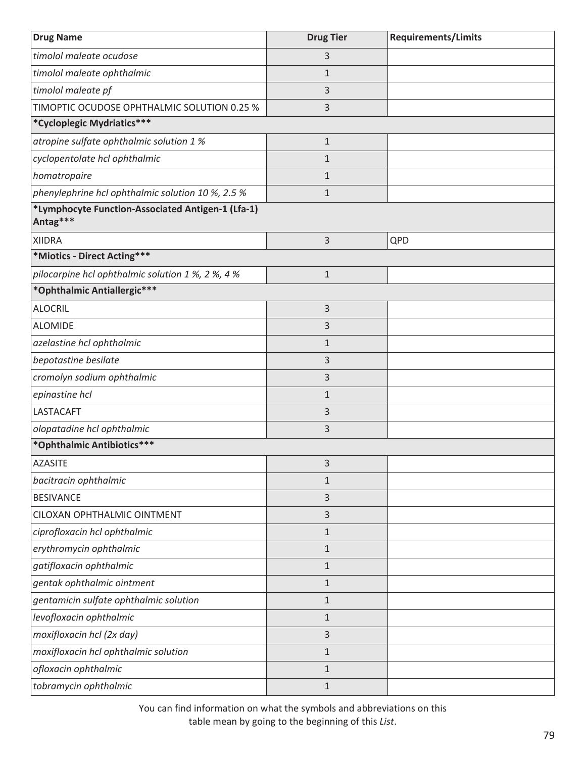| Drug Name | Drug Tier | Requirements/Limits |
|---|---|---|
| *timolol maleate ocudose* | 3 | |
| *timolol maleate ophthalmic* | 1 | |
| *timolol maleate pf* | 3 | |
| TIMOPTIC OCUDOSE OPHTHALMIC SOLUTION 0.25 % | 3 | |
| **\*Cycloplegic Mydriatics\*\*\*** | | |
| *atropine sulfate ophthalmic solution 1 %* | 1 | |
| *cyclopentolate hcl ophthalmic* | 1 | |
| *homatropaire* | 1 | |
| *phenylephrine hcl ophthalmic solution 10 %, 2.5 %* | 1 | |
| **\*Lymphocyte Function-Associated Antigen-1 (Lfa-1) Antag\*\*\*** | | |
| XIIDRA | 3 | QPD |
| **\*Miotics - Direct Acting\*\*\*** | | |
| *pilocarpine hcl ophthalmic solution 1 %, 2 %, 4 %* | 1 | |
| **\*Ophthalmic Antiallergic\*\*\*** | | |
| ALOCRIL | 3 | |
| ALOMIDE | 3 | |
| *azelastine hcl ophthalmic* | 1 | |
| *bepotastine besilate* | 3 | |
| *cromolyn sodium ophthalmic* | 3 | |
| *epinastine hcl* | 1 | |
| LASTACAFT | 3 | |
| *olopatadine hcl ophthalmic* | 3 | |
| **\*Ophthalmic Antibiotics\*\*\*** | | |
| AZASITE | 3 | |
| *bacitracin ophthalmic* | 1 | |
| BESIVANCE | 3 | |
| CILOXAN OPHTHALMIC OINTMENT | 3 | |
| *ciprofloxacin hcl ophthalmic* | 1 | |
| *erythromycin ophthalmic* | 1 | |
| *gatifloxacin ophthalmic* | 1 | |
| *gentak ophthalmic ointment* | 1 | |
| *gentamicin sulfate ophthalmic solution* | 1 | |
| *levofloxacin ophthalmic* | 1 | |
| *moxifloxacin hcl (2x day)* | 3 | |
| *moxifloxacin hcl ophthalmic solution* | 1 | |
| *ofloxacin ophthalmic* | 1 | |
| *tobramycin ophthalmic* | 1 | |

You can find information on what the symbols and abbreviations on this table mean by going to the beginning of this *List*.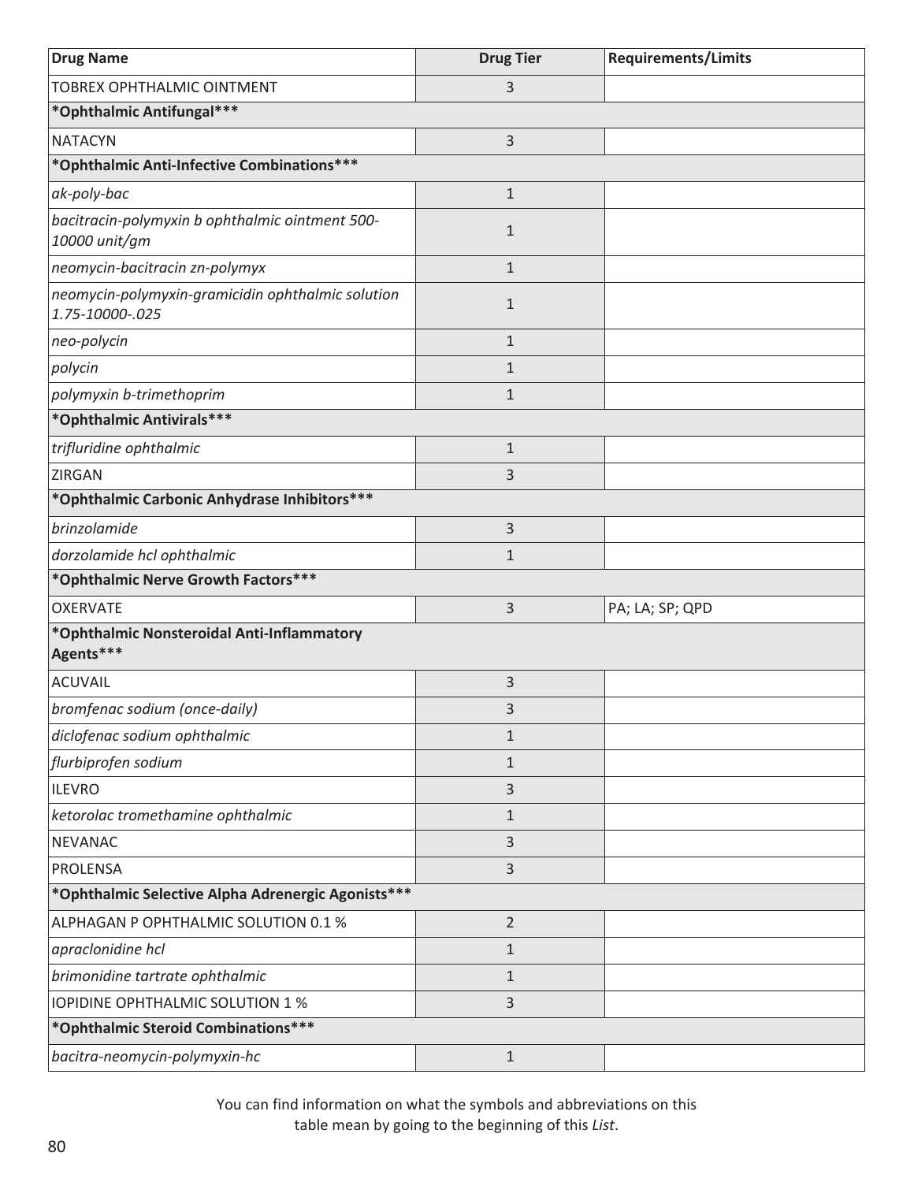| Drug Name | Drug Tier | Requirements/Limits |
|---|---|---|
| TOBREX OPHTHALMIC OINTMENT | 3 | |
| ***Ophthalmic Antifungal*** | | |
| NATACYN | 3 | |
| ***Ophthalmic Anti-Infective Combinations*** | | |
| *ak-poly-bac* | 1 | |
| *bacitracin-polymyxin b ophthalmic ointment 500-10000 unit/gm* | 1 | |
| *neomycin-bacitracin zn-polymyx* | 1 | |
| *neomycin-polymyxin-gramicidin ophthalmic solution 1.75-10000-.025* | 1 | |
| *neo-polycin* | 1 | |
| *polycin* | 1 | |
| *polymyxin b-trimethoprim* | 1 | |
| ***Ophthalmic Antivirals*** | | |
| *trifluridine ophthalmic* | 1 | |
| ZIRGAN | 3 | |
| ***Ophthalmic Carbonic Anhydrase Inhibitors*** | | |
| *brinzolamide* | 3 | |
| *dorzolamide hcl ophthalmic* | 1 | |
| ***Ophthalmic Nerve Growth Factors*** | | |
| OXERVATE | 3 | PA; LA; SP; QPD |
| ***Ophthalmic Nonsteroidal Anti-Inflammatory Agents*** | | |
| ACUVAIL | 3 | |
| *bromfenac sodium (once-daily)* | 3 | |
| *diclofenac sodium ophthalmic* | 1 | |
| *flurbiprofen sodium* | 1 | |
| ILEVRO | 3 | |
| *ketorolac tromethamine ophthalmic* | 1 | |
| NEVANAC | 3 | |
| PROLENSA | 3 | |
| ***Ophthalmic Selective Alpha Adrenergic Agonists*** | | |
| ALPHAGAN P OPHTHALMIC SOLUTION 0.1 % | 2 | |
| *apraclonidine hcl* | 1 | |
| *brimonidine tartrate ophthalmic* | 1 | |
| IOPIDINE OPHTHALMIC SOLUTION 1 % | 3 | |
| ***Ophthalmic Steroid Combinations*** | | |
| *bacitra-neomycin-polymyxin-hc* | 1 | |

You can find information on what the symbols and abbreviations on this table mean by going to the beginning of this *List*.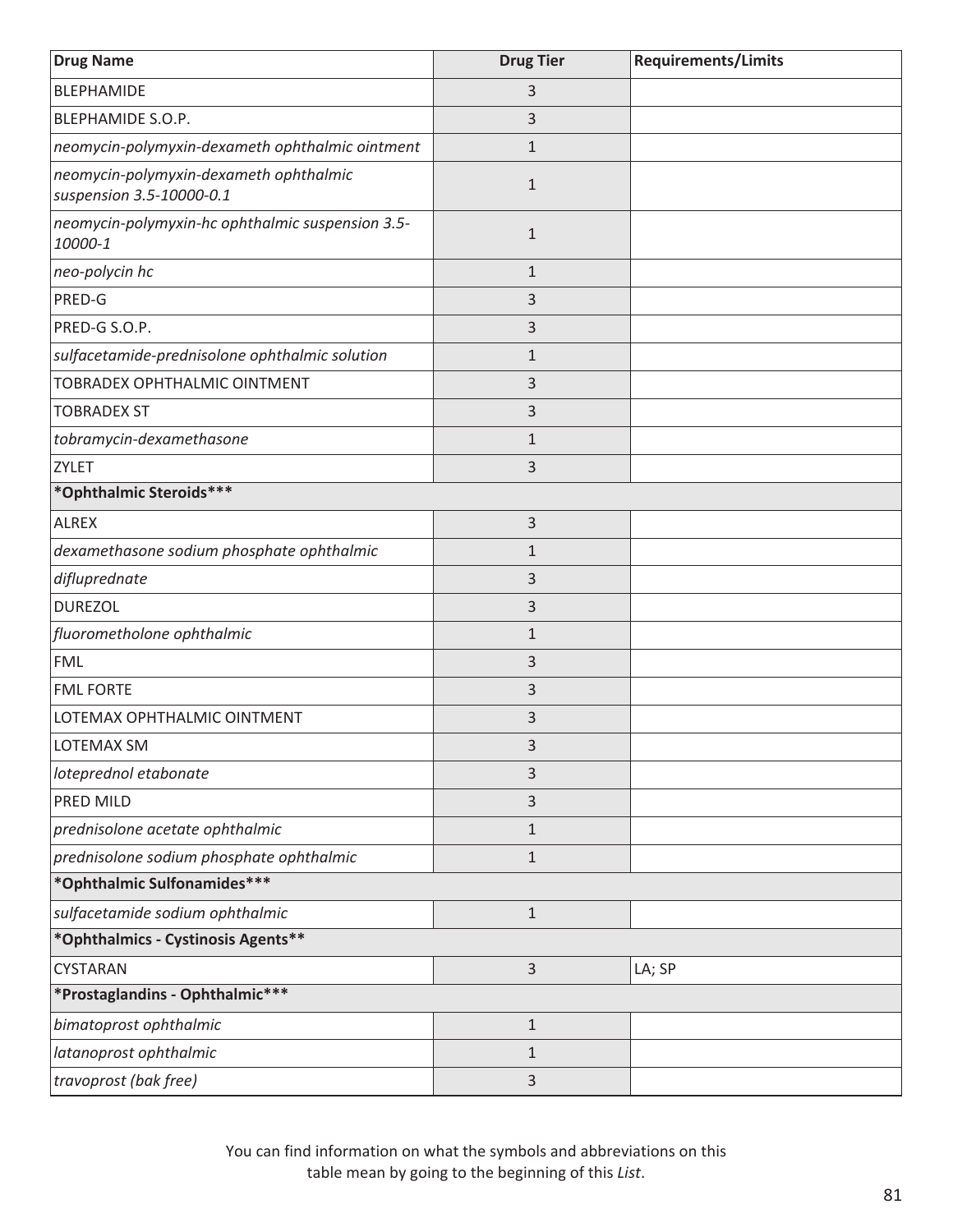| Drug Name | Drug Tier | Requirements/Limits |
|---|---|---|
| BLEPHAMIDE | 3 | |
| BLEPHAMIDE S.O.P. | 3 | |
| *neomycin-polymyxin-dexameth ophthalmic ointment* | 1 | |
| *neomycin-polymyxin-dexameth ophthalmic suspension 3.5-10000-0.1* | 1 | |
| *neomycin-polymyxin-hc ophthalmic suspension 3.5-10000-1* | 1 | |
| *neo-polycin hc* | 1 | |
| PRED-G | 3 | |
| PRED-G S.O.P. | 3 | |
| *sulfacetamide-prednisolone ophthalmic solution* | 1 | |
| TOBRADEX OPHTHALMIC OINTMENT | 3 | |
| TOBRADEX ST | 3 | |
| *tobramycin-dexamethasone* | 1 | |
| ZYLET | 3 | |
| **\*Ophthalmic Steroids\*\*\*** | | |
| ALREX | 3 | |
| *dexamethasone sodium phosphate ophthalmic* | 1 | |
| *difluprednate* | 3 | |
| DUREZOL | 3 | |
| *fluorometholone ophthalmic* | 1 | |
| FML | 3 | |
| FML FORTE | 3 | |
| LOTEMAX OPHTHALMIC OINTMENT | 3 | |
| LOTEMAX SM | 3 | |
| *loteprednol etabonate* | 3 | |
| PRED MILD | 3 | |
| *prednisolone acetate ophthalmic* | 1 | |
| *prednisolone sodium phosphate ophthalmic* | 1 | |
| **\*Ophthalmic Sulfonamides\*\*\*** | | |
| *sulfacetamide sodium ophthalmic* | 1 | |
| **\*Ophthalmics - Cystinosis Agents\*\*** | | |
| CYSTARAN | 3 | LA; SP |
| **\*Prostaglandins - Ophthalmic\*\*\*** | | |
| *bimatoprost ophthalmic* | 1 | |
| *latanoprost ophthalmic* | 1 | |
| *travoprost (bak free)* | 3 | |

You can find information on what the symbols and abbreviations on this table mean by going to the beginning of this *List*.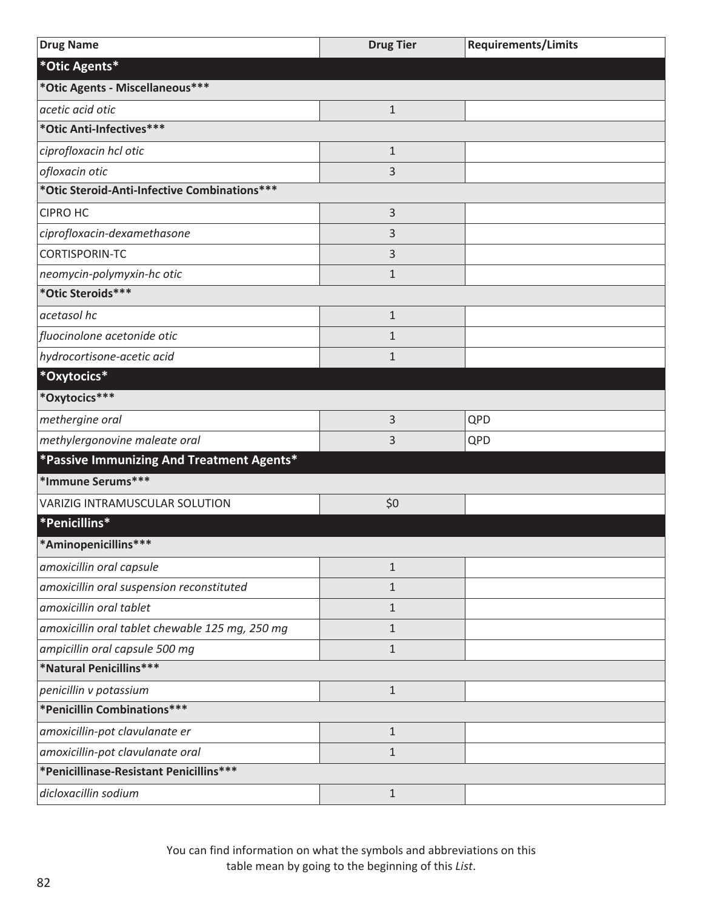| Drug Name | Drug Tier | Requirements/Limits |
|---|---|---|
| ***Otic Agents*** | | |
| ***Otic Agents - Miscellaneous***** | | |
| *acetic acid otic* | 1 | |
| ***Otic Anti-Infectives***** | | |
| *ciprofloxacin hcl otic* | 1 | |
| *ofloxacin otic* | 3 | |
| ***Otic Steroid-Anti-Infective Combinations***** | | |
| CIPRO HC | 3 | |
| *ciprofloxacin-dexamethasone* | 3 | |
| CORTISPORIN-TC | 3 | |
| *neomycin-polymyxin-hc otic* | 1 | |
| ***Otic Steroids***** | | |
| *acetasol hc* | 1 | |
| *fluocinolone acetonide otic* | 1 | |
| *hydrocortisone-acetic acid* | 1 | |
| ***Oxytocics*** | | |
| ***Oxytocics***** | | |
| *methergine oral* | 3 | QPD |
| *methylergonovine maleate oral* | 3 | QPD |
| ***Passive Immunizing And Treatment Agents*** | | |
| ***Immune Serums***** | | |
| VARIZIG INTRAMUSCULAR SOLUTION | $0 | |
| ***Penicillins*** | | |
| ***Aminopenicillins***** | | |
| *amoxicillin oral capsule* | 1 | |
| *amoxicillin oral suspension reconstituted* | 1 | |
| *amoxicillin oral tablet* | 1 | |
| *amoxicillin oral tablet chewable 125 mg, 250 mg* | 1 | |
| *ampicillin oral capsule 500 mg* | 1 | |
| ***Natural Penicillins***** | | |
| *penicillin v potassium* | 1 | |
| ***Penicillin Combinations***** | | |
| *amoxicillin-pot clavulanate er* | 1 | |
| *amoxicillin-pot clavulanate oral* | 1 | |
| ***Penicillinase-Resistant Penicillins***** | | |
| *dicloxacillin sodium* | 1 | |

You can find information on what the symbols and abbreviations on this table mean by going to the beginning of this *List*.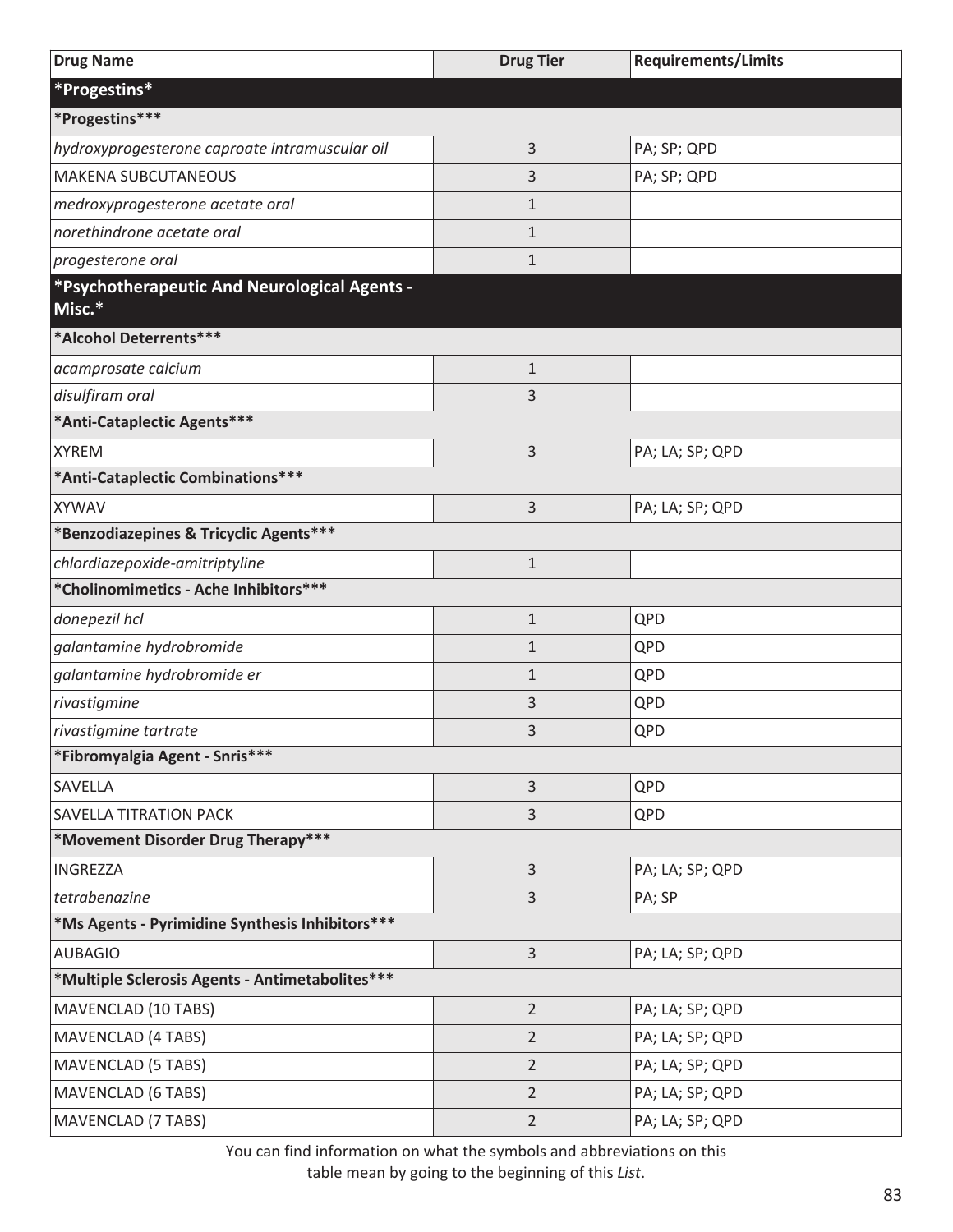| Drug Name | Drug Tier | Requirements/Limits |
|---|---|---|
| **\*Progestins\*** | | |
| **\*Progestins\*\*\*** | | |
| *hydroxyprogesterone caproate intramuscular oil* | 3 | PA; SP; QPD |
| MAKENA SUBCUTANEOUS | 3 | PA; SP; QPD |
| *medroxyprogesterone acetate oral* | 1 | |
| *norethindrone acetate oral* | 1 | |
| *progesterone oral* | 1 | |
| **\*Psychotherapeutic And Neurological Agents - Misc.\*** | | |
| **\*Alcohol Deterrents\*\*\*** | | |
| *acamprosate calcium* | 1 | |
| *disulfiram oral* | 3 | |
| **\*Anti-Cataplectic Agents\*\*\*** | | |
| XYREM | 3 | PA; LA; SP; QPD |
| **\*Anti-Cataplectic Combinations\*\*\*** | | |
| XYWAV | 3 | PA; LA; SP; QPD |
| **\*Benzodiazepines & Tricyclic Agents\*\*\*** | | |
| *chlordiazepoxide-amitriptyline* | 1 | |
| **\*Cholinomimetics - Ache Inhibitors\*\*\*** | | |
| *donepezil hcl* | 1 | QPD |
| *galantamine hydrobromide* | 1 | QPD |
| *galantamine hydrobromide er* | 1 | QPD |
| *rivastigmine* | 3 | QPD |
| *rivastigmine tartrate* | 3 | QPD |
| **\*Fibromyalgia Agent - Snris\*\*\*** | | |
| SAVELLA | 3 | QPD |
| SAVELLA TITRATION PACK | 3 | QPD |
| **\*Movement Disorder Drug Therapy\*\*\*** | | |
| INGREZZA | 3 | PA; LA; SP; QPD |
| *tetrabenazine* | 3 | PA; SP |
| **\*Ms Agents - Pyrimidine Synthesis Inhibitors\*\*\*** | | |
| AUBAGIO | 3 | PA; LA; SP; QPD |
| **\*Multiple Sclerosis Agents - Antimetabolites\*\*\*** | | |
| MAVENCLAD (10 TABS) | 2 | PA; LA; SP; QPD |
| MAVENCLAD (4 TABS) | 2 | PA; LA; SP; QPD |
| MAVENCLAD (5 TABS) | 2 | PA; LA; SP; QPD |
| MAVENCLAD (6 TABS) | 2 | PA; LA; SP; QPD |
| MAVENCLAD (7 TABS) | 2 | PA; LA; SP; QPD |

You can find information on what the symbols and abbreviations on this table mean by going to the beginning of this *List*.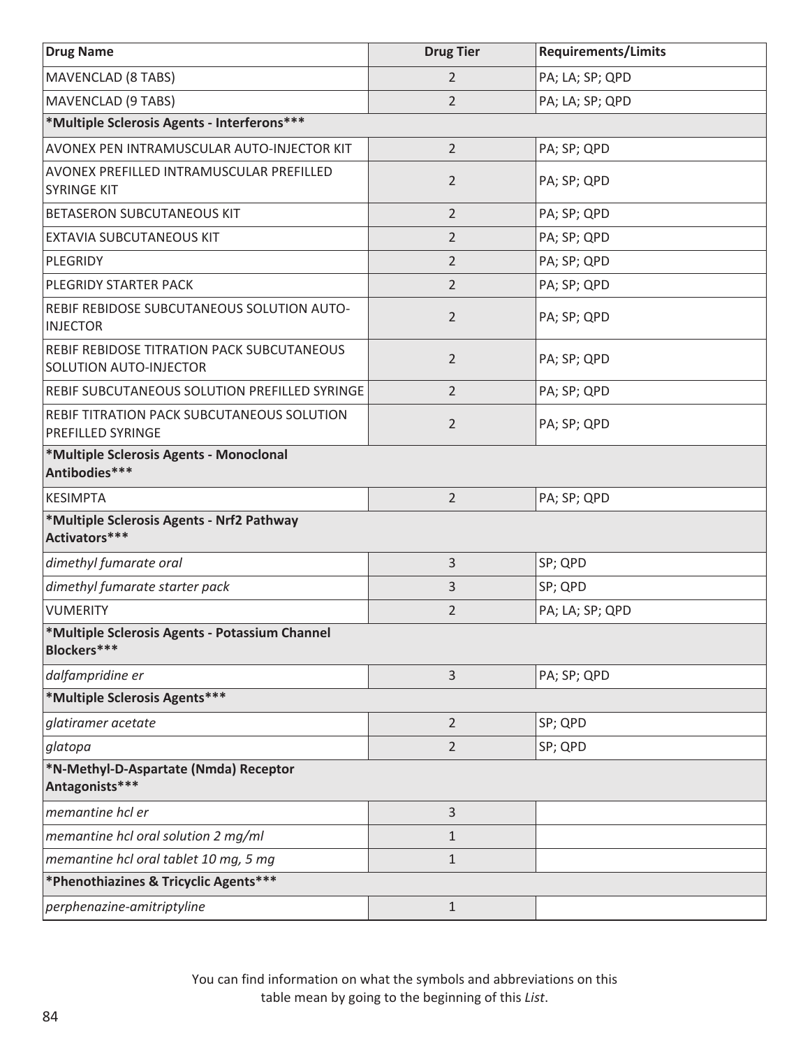| Drug Name | Drug Tier | Requirements/Limits |
|---|---|---|
| MAVENCLAD (8 TABS) | 2 | PA; LA; SP; QPD |
| MAVENCLAD (9 TABS) | 2 | PA; LA; SP; QPD |
| ***Multiple Sclerosis Agents - Interferons***** | | |
| AVONEX PEN INTRAMUSCULAR AUTO-INJECTOR KIT | 2 | PA; SP; QPD |
| AVONEX PREFILLED INTRAMUSCULAR PREFILLED SYRINGE KIT | 2 | PA; SP; QPD |
| BETASERON SUBCUTANEOUS KIT | 2 | PA; SP; QPD |
| EXTAVIA SUBCUTANEOUS KIT | 2 | PA; SP; QPD |
| PLEGRIDY | 2 | PA; SP; QPD |
| PLEGRIDY STARTER PACK | 2 | PA; SP; QPD |
| REBIF REBIDOSE SUBCUTANEOUS SOLUTION AUTO-INJECTOR | 2 | PA; SP; QPD |
| REBIF REBIDOSE TITRATION PACK SUBCUTANEOUS SOLUTION AUTO-INJECTOR | 2 | PA; SP; QPD |
| REBIF SUBCUTANEOUS SOLUTION PREFILLED SYRINGE | 2 | PA; SP; QPD |
| REBIF TITRATION PACK SUBCUTANEOUS SOLUTION PREFILLED SYRINGE | 2 | PA; SP; QPD |
| ***Multiple Sclerosis Agents - Monoclonal Antibodies***** | | |
| KESIMPTA | 2 | PA; SP; QPD |
| ***Multiple Sclerosis Agents - Nrf2 Pathway Activators***** | | |
| *dimethyl fumarate oral* | 3 | SP; QPD |
| *dimethyl fumarate starter pack* | 3 | SP; QPD |
| VUMERITY | 2 | PA; LA; SP; QPD |
| ***Multiple Sclerosis Agents - Potassium Channel Blockers***** | | |
| *dalfampridine er* | 3 | PA; SP; QPD |
| ***Multiple Sclerosis Agents***** | | |
| *glatiramer acetate* | 2 | SP; QPD |
| *glatopa* | 2 | SP; QPD |
| ***N-Methyl-D-Aspartate (Nmda) Receptor Antagonists***** | | |
| *memantine hcl er* | 3 | |
| *memantine hcl oral solution 2 mg/ml* | 1 | |
| *memantine hcl oral tablet 10 mg, 5 mg* | 1 | |
| ***Phenothiazines & Tricyclic Agents***** | | |
| *perphenazine-amitriptyline* | 1 | |

You can find information on what the symbols and abbreviations on this table mean by going to the beginning of this *List*.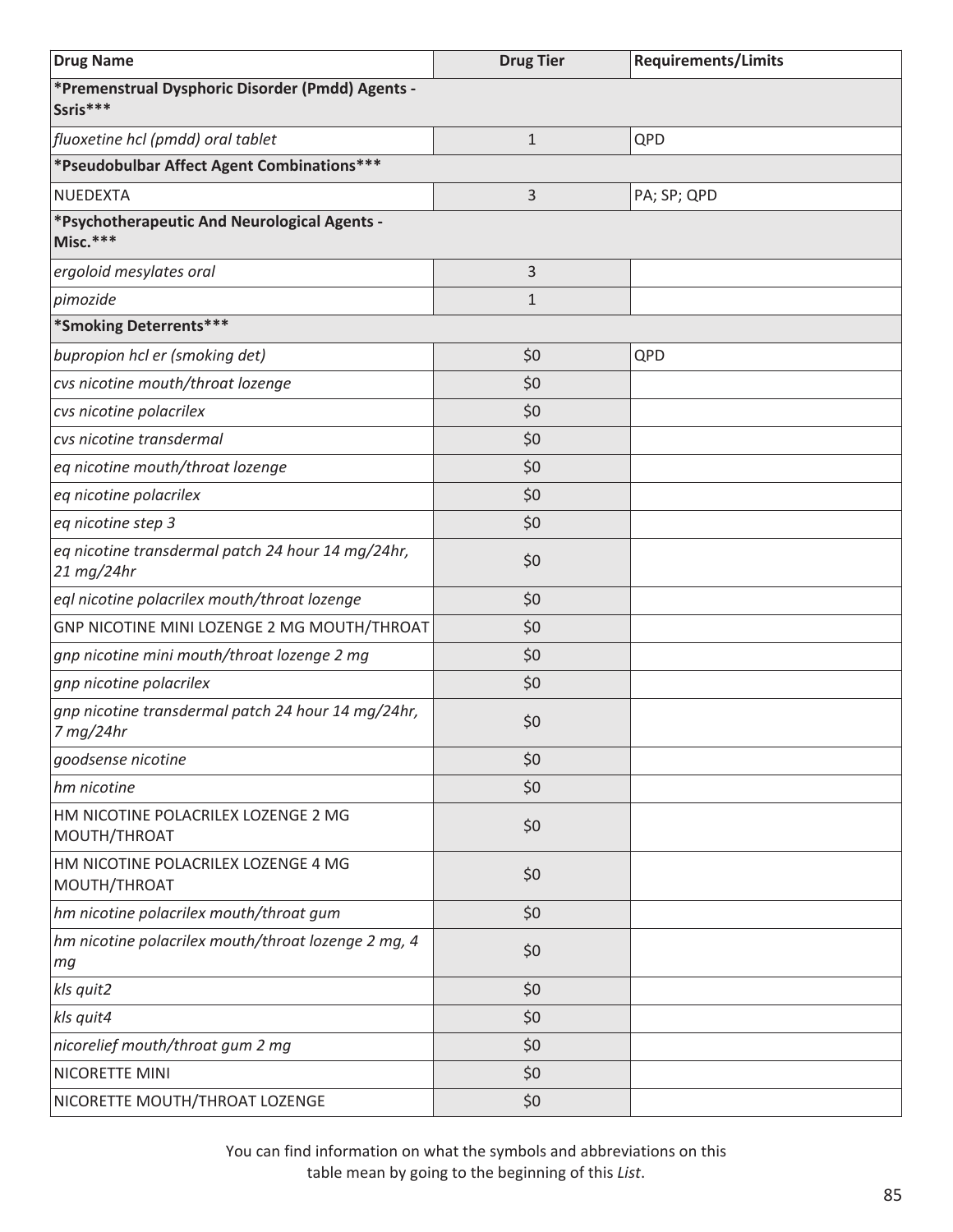| Drug Name | Drug Tier | Requirements/Limits |
|---|---|---|
| ***Premenstrual Dysphoric Disorder (Pmdd) Agents - Ssris***** | | |
| *fluoxetine hcl (pmdd) oral tablet* | 1 | QPD |
| ***Pseudobulbar Affect Agent Combinations***** | | |
| NUEDEXTA | 3 | PA; SP; QPD |
| ***Psychotherapeutic And Neurological Agents - Misc.***** | | |
| *ergoloid mesylates oral* | 3 | |
| *pimozide* | 1 | |
| ***Smoking Deterrents***** | | |
| *bupropion hcl er (smoking det)* | $0 | QPD |
| *cvs nicotine mouth/throat lozenge* | $0 | |
| *cvs nicotine polacrilex* | $0 | |
| *cvs nicotine transdermal* | $0 | |
| *eq nicotine mouth/throat lozenge* | $0 | |
| *eq nicotine polacrilex* | $0 | |
| *eq nicotine step 3* | $0 | |
| *eq nicotine transdermal patch 24 hour 14 mg/24hr, 21 mg/24hr* | $0 | |
| *eql nicotine polacrilex mouth/throat lozenge* | $0 | |
| GNP NICOTINE MINI LOZENGE 2 MG MOUTH/THROAT | $0 | |
| *gnp nicotine mini mouth/throat lozenge 2 mg* | $0 | |
| *gnp nicotine polacrilex* | $0 | |
| *gnp nicotine transdermal patch 24 hour 14 mg/24hr, 7 mg/24hr* | $0 | |
| *goodsense nicotine* | $0 | |
| *hm nicotine* | $0 | |
| HM NICOTINE POLACRILEX LOZENGE 2 MG MOUTH/THROAT | $0 | |
| HM NICOTINE POLACRILEX LOZENGE 4 MG MOUTH/THROAT | $0 | |
| *hm nicotine polacrilex mouth/throat gum* | $0 | |
| *hm nicotine polacrilex mouth/throat lozenge 2 mg, 4 mg* | $0 | |
| *kls quit2* | $0 | |
| *kls quit4* | $0 | |
| *nicorelief mouth/throat gum 2 mg* | $0 | |
| NICORETTE MINI | $0 | |
| NICORETTE MOUTH/THROAT LOZENGE | $0 | |

You can find information on what the symbols and abbreviations on this table mean by going to the beginning of this *List*.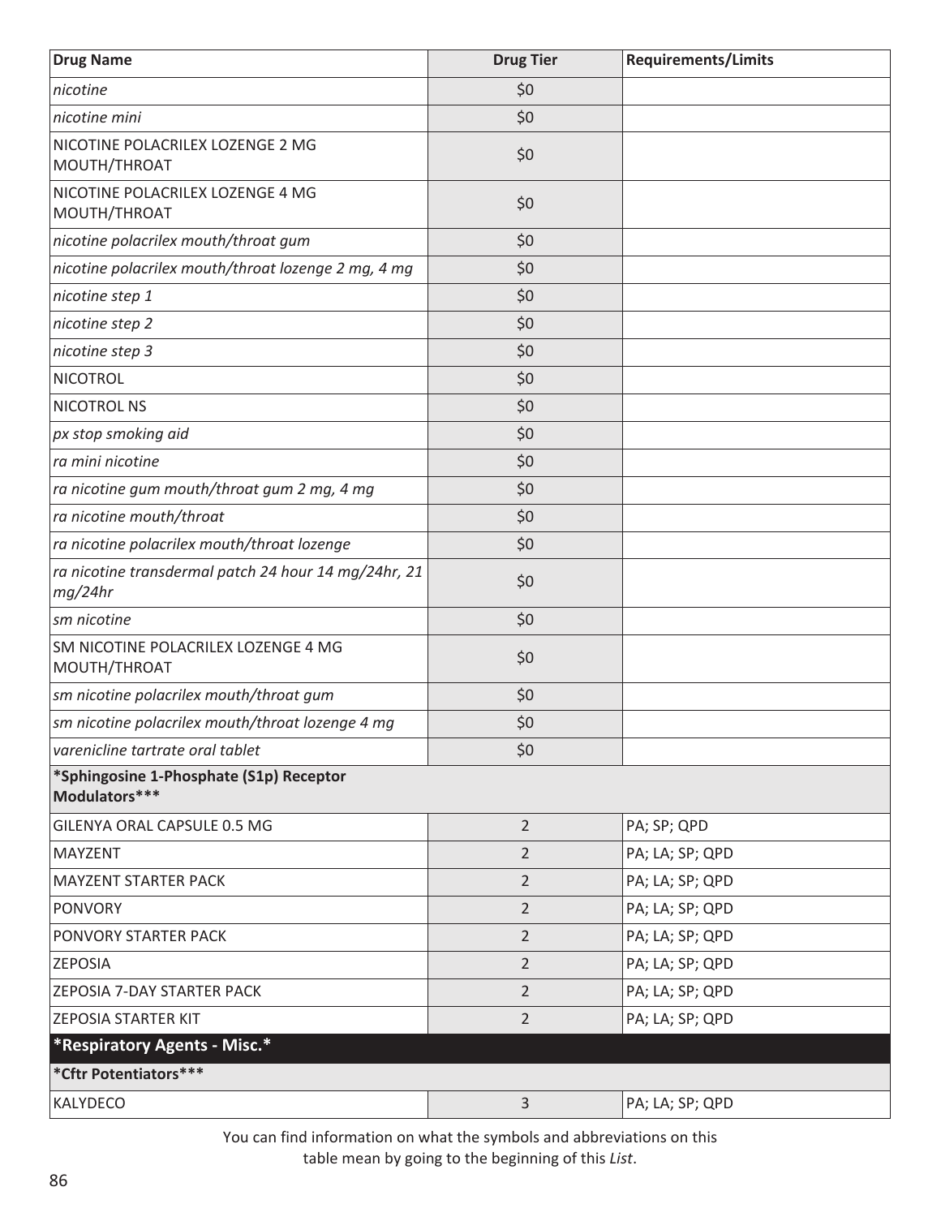| Drug Name | Drug Tier | Requirements/Limits |
|---|---|---|
| *nicotine* | $0 | |
| *nicotine mini* | $0 | |
| NICOTINE POLACRILEX LOZENGE 2 MG MOUTH/THROAT | $0 | |
| NICOTINE POLACRILEX LOZENGE 4 MG MOUTH/THROAT | $0 | |
| *nicotine polacrilex mouth/throat gum* | $0 | |
| *nicotine polacrilex mouth/throat lozenge 2 mg, 4 mg* | $0 | |
| *nicotine step 1* | $0 | |
| *nicotine step 2* | $0 | |
| *nicotine step 3* | $0 | |
| NICOTROL | $0 | |
| NICOTROL NS | $0 | |
| *px stop smoking aid* | $0 | |
| *ra mini nicotine* | $0 | |
| *ra nicotine gum mouth/throat gum 2 mg, 4 mg* | $0 | |
| *ra nicotine mouth/throat* | $0 | |
| *ra nicotine polacrilex mouth/throat lozenge* | $0 | |
| *ra nicotine transdermal patch 24 hour 14 mg/24hr, 21 mg/24hr* | $0 | |
| *sm nicotine* | $0 | |
| SM NICOTINE POLACRILEX LOZENGE 4 MG MOUTH/THROAT | $0 | |
| *sm nicotine polacrilex mouth/throat gum* | $0 | |
| *sm nicotine polacrilex mouth/throat lozenge 4 mg* | $0 | |
| *varenicline tartrate oral tablet* | $0 | |
| **\*Sphingosine 1-Phosphate (S1p) Receptor Modulators\*\*\*** | | |
| GILENYA ORAL CAPSULE 0.5 MG | 2 | PA; SP; QPD |
| MAYZENT | 2 | PA; LA; SP; QPD |
| MAYZENT STARTER PACK | 2 | PA; LA; SP; QPD |
| PONVORY | 2 | PA; LA; SP; QPD |
| PONVORY STARTER PACK | 2 | PA; LA; SP; QPD |
| ZEPOSIA | 2 | PA; LA; SP; QPD |
| ZEPOSIA 7-DAY STARTER PACK | 2 | PA; LA; SP; QPD |
| ZEPOSIA STARTER KIT | 2 | PA; LA; SP; QPD |
| **\*Respiratory Agents - Misc.\*** | | |
| **\*Cftr Potentiators\*\*\*** | | |
| KALYDECO | 3 | PA; LA; SP; QPD |

You can find information on what the symbols and abbreviations on this table mean by going to the beginning of this *List*.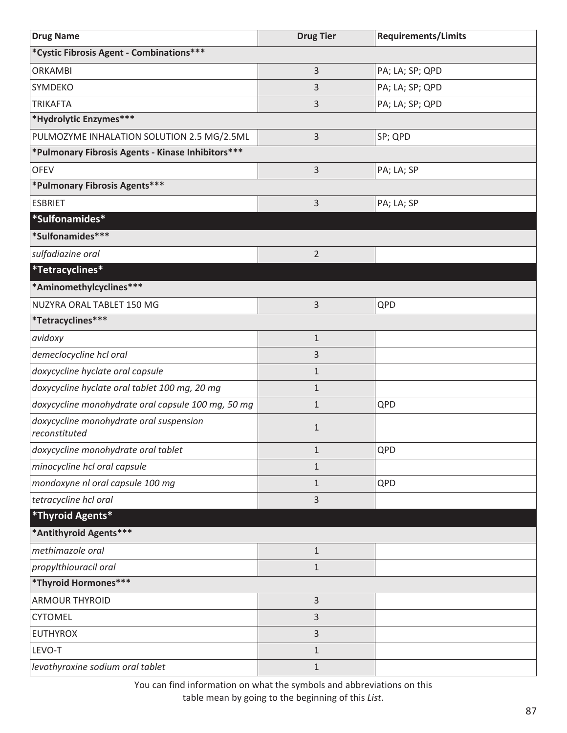| Drug Name | Drug Tier | Requirements/Limits |
|---|---|---|
| ***Cystic Fibrosis Agent - Combinations***** | | |
| ORKAMBI | 3 | PA; LA; SP; QPD |
| SYMDEKO | 3 | PA; LA; SP; QPD |
| TRIKAFTA | 3 | PA; LA; SP; QPD |
| ***Hydrolytic Enzymes***** | | |
| PULMOZYME INHALATION SOLUTION 2.5 MG/2.5ML | 3 | SP; QPD |
| ***Pulmonary Fibrosis Agents - Kinase Inhibitors***** | | |
| OFEV | 3 | PA; LA; SP |
| ***Pulmonary Fibrosis Agents***** | | |
| ESBRIET | 3 | PA; LA; SP |
| ***Sulfonamides*** | | |
| ***Sulfonamides***** | | |
| *sulfadiazine oral* | 2 | |
| ***Tetracyclines*** | | |
| ***Aminomethylcyclines***** | | |
| NUZYRA ORAL TABLET 150 MG | 3 | QPD |
| ***Tetracyclines***** | | |
| *avidoxy* | 1 | |
| *demeclocycline hcl oral* | 3 | |
| *doxycycline hyclate oral capsule* | 1 | |
| *doxycycline hyclate oral tablet 100 mg, 20 mg* | 1 | |
| *doxycycline monohydrate oral capsule 100 mg, 50 mg* | 1 | QPD |
| *doxycycline monohydrate oral suspension reconstituted* | 1 | |
| *doxycycline monohydrate oral tablet* | 1 | QPD |
| *minocycline hcl oral capsule* | 1 | |
| *mondoxyne nl oral capsule 100 mg* | 1 | QPD |
| *tetracycline hcl oral* | 3 | |
| ***Thyroid Agents*** | | |
| ***Antithyroid Agents***** | | |
| *methimazole oral* | 1 | |
| *propylthiouracil oral* | 1 | |
| ***Thyroid Hormones***** | | |
| ARMOUR THYROID | 3 | |
| CYTOMEL | 3 | |
| EUTHYROX | 3 | |
| LEVO-T | 1 | |
| *levothyroxine sodium oral tablet* | 1 | |

You can find information on what the symbols and abbreviations on this table mean by going to the beginning of this *List*.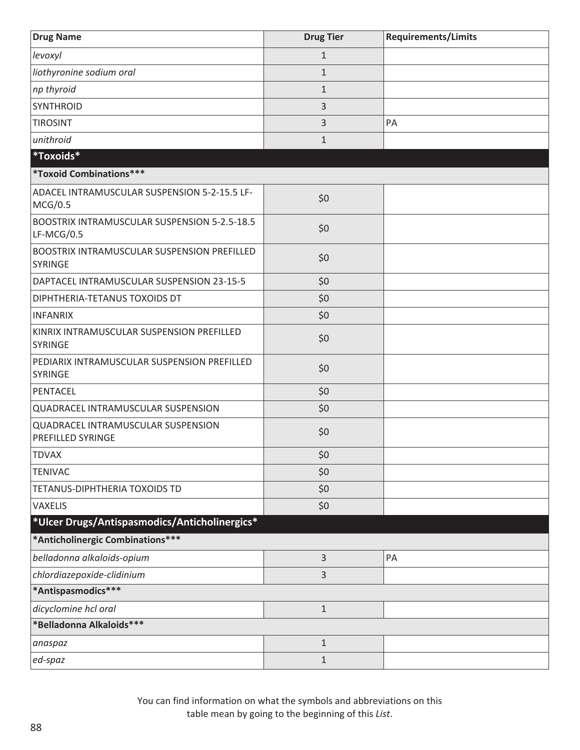| Drug Name | Drug Tier | Requirements/Limits |
|---|---|---|
| *levoxyl* | 1 | |
| *liothyronine sodium oral* | 1 | |
| *np thyroid* | 1 | |
| SYNTHROID | 3 | |
| TIROSINT | 3 | PA |
| *unithroid* | 1 | |
| ***Toxoids*** | | |
| ***Toxoid Combinations***** | | |
| ADACEL INTRAMUSCULAR SUSPENSION 5-2-15.5 LF-MCG/0.5 | $0 | |
| BOOSTRIX INTRAMUSCULAR SUSPENSION 5-2.5-18.5 LF-MCG/0.5 | $0 | |
| BOOSTRIX INTRAMUSCULAR SUSPENSION PREFILLED SYRINGE | $0 | |
| DAPTACEL INTRAMUSCULAR SUSPENSION 23-15-5 | $0 | |
| DIPHTHERIA-TETANUS TOXOIDS DT | $0 | |
| INFANRIX | $0 | |
| KINRIX INTRAMUSCULAR SUSPENSION PREFILLED SYRINGE | $0 | |
| PEDIARIX INTRAMUSCULAR SUSPENSION PREFILLED SYRINGE | $0 | |
| PENTACEL | $0 | |
| QUADRACEL INTRAMUSCULAR SUSPENSION | $0 | |
| QUADRACEL INTRAMUSCULAR SUSPENSION PREFILLED SYRINGE | $0 | |
| TDVAX | $0 | |
| TENIVAC | $0 | |
| TETANUS-DIPHTHERIA TOXOIDS TD | $0 | |
| VAXELIS | $0 | |
| ***Ulcer Drugs/Antispasmodics/Anticholinergics*** | | |
| ***Anticholinergic Combinations***** | | |
| *belladonna alkaloids-opium* | 3 | PA |
| *chlordiazepoxide-clidinium* | 3 | |
| ***Antispasmodics***** | | |
| *dicyclomine hcl oral* | 1 | |
| ***Belladonna Alkaloids***** | | |
| *anaspaz* | 1 | |
| *ed-spaz* | 1 | |

You can find information on what the symbols and abbreviations on this table mean by going to the beginning of this *List*.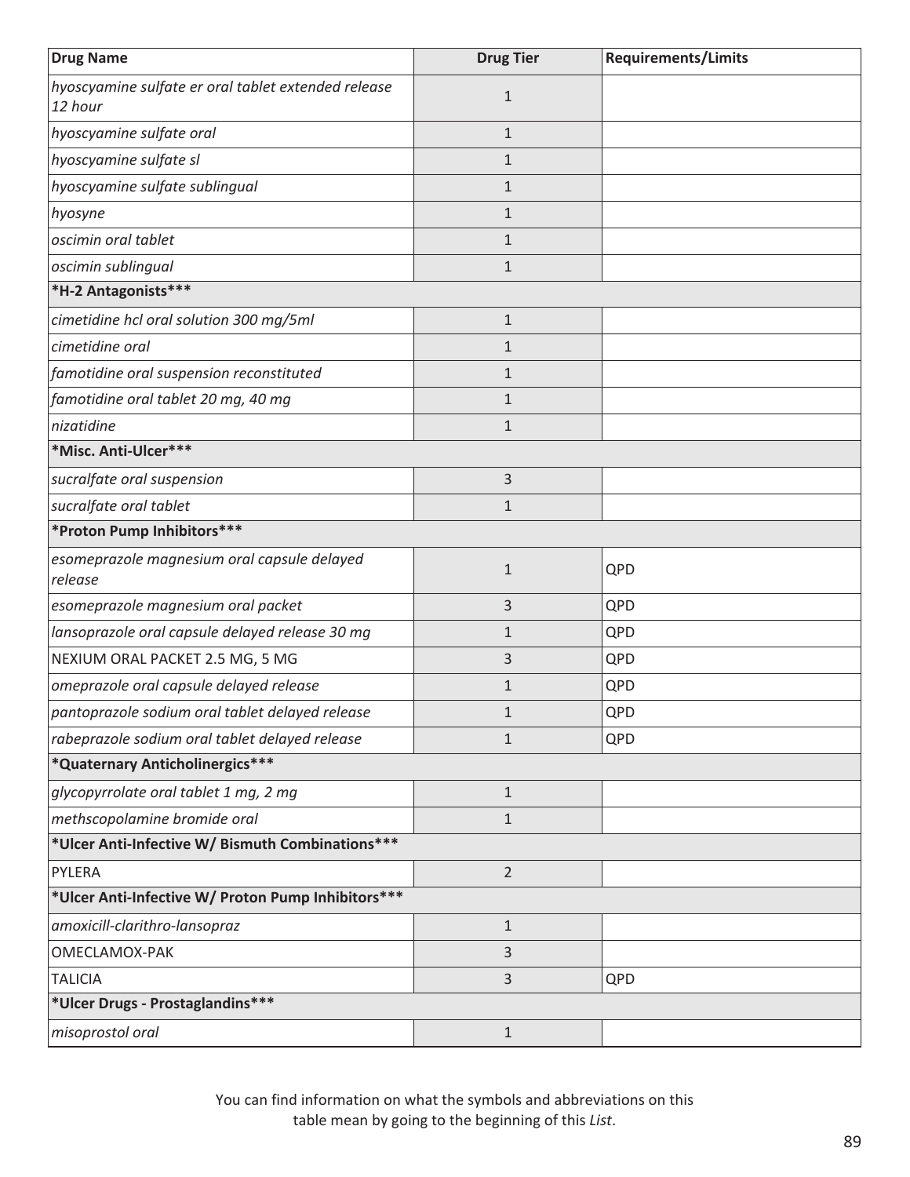| Drug Name | Drug Tier | Requirements/Limits |
|---|---|---|
| *hyoscyamine sulfate er oral tablet extended release 12 hour* | 1 | |
| *hyoscyamine sulfate oral* | 1 | |
| *hyoscyamine sulfate sl* | 1 | |
| *hyoscyamine sulfate sublingual* | 1 | |
| *hyosyne* | 1 | |
| *oscimin oral tablet* | 1 | |
| *oscimin sublingual* | 1 | |
| **\*H-2 Antagonists\*\*\*** | | |
| *cimetidine hcl oral solution 300 mg/5ml* | 1 | |
| *cimetidine oral* | 1 | |
| *famotidine oral suspension reconstituted* | 1 | |
| *famotidine oral tablet 20 mg, 40 mg* | 1 | |
| *nizatidine* | 1 | |
| **\*Misc. Anti-Ulcer\*\*\*** | | |
| *sucralfate oral suspension* | 3 | |
| *sucralfate oral tablet* | 1 | |
| **\*Proton Pump Inhibitors\*\*\*** | | |
| *esomeprazole magnesium oral capsule delayed release* | 1 | QPD |
| *esomeprazole magnesium oral packet* | 3 | QPD |
| *lansoprazole oral capsule delayed release 30 mg* | 1 | QPD |
| NEXIUM ORAL PACKET 2.5 MG, 5 MG | 3 | QPD |
| *omeprazole oral capsule delayed release* | 1 | QPD |
| *pantoprazole sodium oral tablet delayed release* | 1 | QPD |
| *rabeprazole sodium oral tablet delayed release* | 1 | QPD |
| **\*Quaternary Anticholinergics\*\*\*** | | |
| *glycopyrrolate oral tablet 1 mg, 2 mg* | 1 | |
| *methscopolamine bromide oral* | 1 | |
| **\*Ulcer Anti-Infective W/ Bismuth Combinations\*\*\*** | | |
| PYLERA | 2 | |
| **\*Ulcer Anti-Infective W/ Proton Pump Inhibitors\*\*\*** | | |
| *amoxicill-clarithro-lansopraz* | 1 | |
| OMECLAMOX-PAK | 3 | |
| TALICIA | 3 | QPD |
| **\*Ulcer Drugs - Prostaglandins\*\*\*** | | |
| *misoprostol oral* | 1 | |

You can find information on what the symbols and abbreviations on this table mean by going to the beginning of this *List*.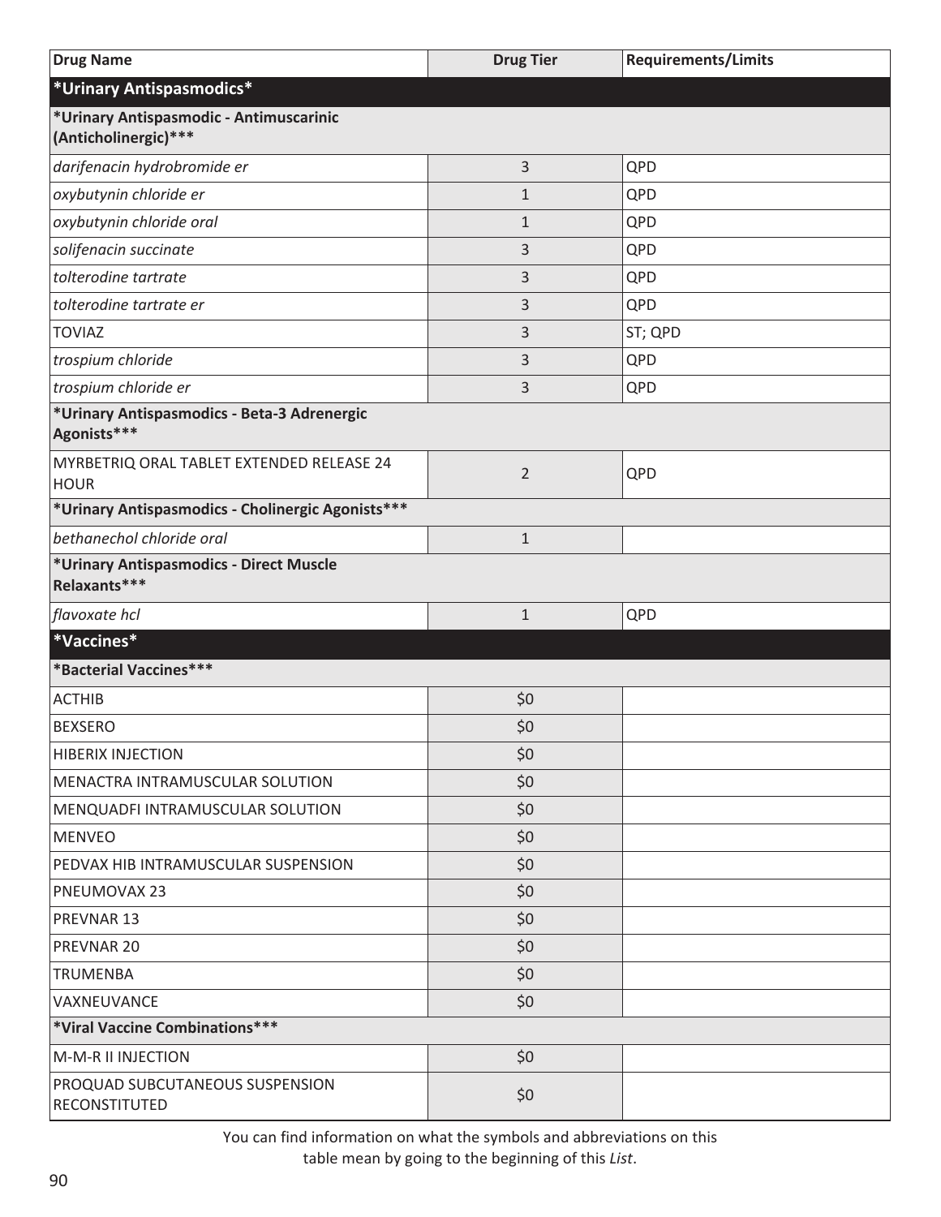| Drug Name | Drug Tier | Requirements/Limits |
|---|---|---|
| **\*Urinary Antispasmodics\*** | | |
| **\*Urinary Antispasmodic - Antimuscarinic (Anticholinergic)\*\*\*** | | |
| *darifenacin hydrobromide er* | 3 | QPD |
| *oxybutynin chloride er* | 1 | QPD |
| *oxybutynin chloride oral* | 1 | QPD |
| *solifenacin succinate* | 3 | QPD |
| *tolterodine tartrate* | 3 | QPD |
| *tolterodine tartrate er* | 3 | QPD |
| TOVIAZ | 3 | ST; QPD |
| *trospium chloride* | 3 | QPD |
| *trospium chloride er* | 3 | QPD |
| **\*Urinary Antispasmodics - Beta-3 Adrenergic Agonists\*\*\*** | | |
| MYRBETRIQ ORAL TABLET EXTENDED RELEASE 24 HOUR | 2 | QPD |
| **\*Urinary Antispasmodics - Cholinergic Agonists\*\*\*** | | |
| *bethanechol chloride oral* | 1 | |
| **\*Urinary Antispasmodics - Direct Muscle Relaxants\*\*\*** | | |
| *flavoxate hcl* | 1 | QPD |
| **\*Vaccines\*** | | |
| **\*Bacterial Vaccines\*\*\*** | | |
| ACTHIB | $0 | |
| BEXSERO | $0 | |
| HIBERIX INJECTION | $0 | |
| MENACTRA INTRAMUSCULAR SOLUTION | $0 | |
| MENQUADFI INTRAMUSCULAR SOLUTION | $0 | |
| MENVEO | $0 | |
| PEDVAX HIB INTRAMUSCULAR SUSPENSION | $0 | |
| PNEUMOVAX 23 | $0 | |
| PREVNAR 13 | $0 | |
| PREVNAR 20 | $0 | |
| TRUMENBA | $0 | |
| VAXNEUVANCE | $0 | |
| **\*Viral Vaccine Combinations\*\*\*** | | |
| M-M-R II INJECTION | $0 | |
| PROQUAD SUBCUTANEOUS SUSPENSION RECONSTITUTED | $0 | |

You can find information on what the symbols and abbreviations on this table mean by going to the beginning of this *List*.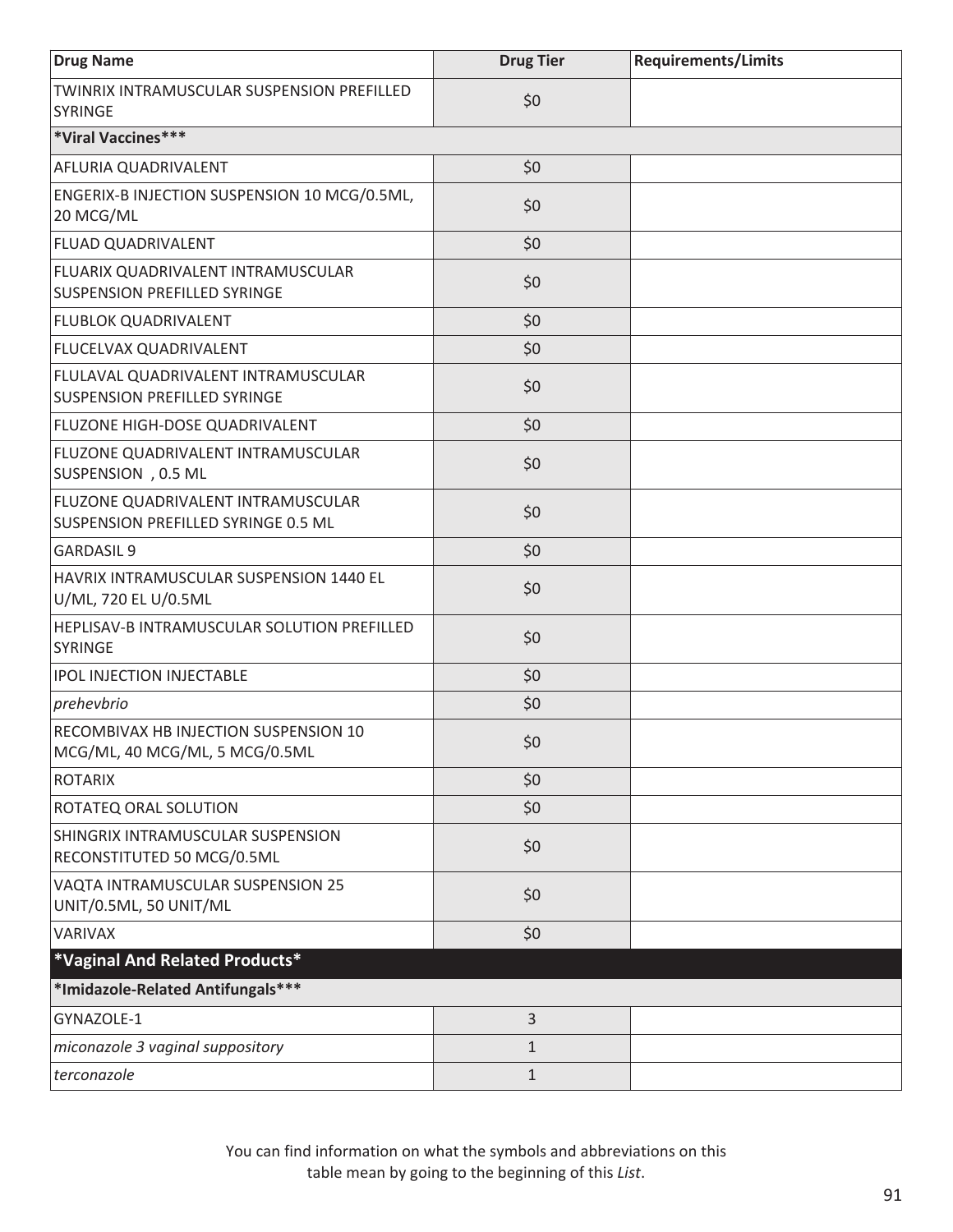| Drug Name | Drug Tier | Requirements/Limits |
|---|---|---|
| TWINRIX INTRAMUSCULAR SUSPENSION PREFILLED SYRINGE | $0 | |
| ***Viral Vaccines*** | | |
| AFLURIA QUADRIVALENT | $0 | |
| ENGERIX-B INJECTION SUSPENSION 10 MCG/0.5ML, 20 MCG/ML | $0 | |
| FLUAD QUADRIVALENT | $0 | |
| FLUARIX QUADRIVALENT INTRAMUSCULAR SUSPENSION PREFILLED SYRINGE | $0 | |
| FLUBLOK QUADRIVALENT | $0 | |
| FLUCELVAX QUADRIVALENT | $0 | |
| FLULAVAL QUADRIVALENT INTRAMUSCULAR SUSPENSION PREFILLED SYRINGE | $0 | |
| FLUZONE HIGH-DOSE QUADRIVALENT | $0 | |
| FLUZONE QUADRIVALENT INTRAMUSCULAR SUSPENSION , 0.5 ML | $0 | |
| FLUZONE QUADRIVALENT INTRAMUSCULAR SUSPENSION PREFILLED SYRINGE 0.5 ML | $0 | |
| GARDASIL 9 | $0 | |
| HAVRIX INTRAMUSCULAR SUSPENSION 1440 EL U/ML, 720 EL U/0.5ML | $0 | |
| HEPLISAV-B INTRAMUSCULAR SOLUTION PREFILLED SYRINGE | $0 | |
| IPOL INJECTION INJECTABLE | $0 | |
| *prehevbrio* | $0 | |
| RECOMBIVAX HB INJECTION SUSPENSION 10 MCG/ML, 40 MCG/ML, 5 MCG/0.5ML | $0 | |
| ROTARIX | $0 | |
| ROTATEQ ORAL SOLUTION | $0 | |
| SHINGRIX INTRAMUSCULAR SUSPENSION RECONSTITUTED 50 MCG/0.5ML | $0 | |
| VAQTA INTRAMUSCULAR SUSPENSION 25 UNIT/0.5ML, 50 UNIT/ML | $0 | |
| VARIVAX | $0 | |
| ***Vaginal And Related Products*** | | |
| ***Imidazole-Related Antifungals*** | | |
| GYNAZOLE-1 | 3 | |
| *miconazole 3 vaginal suppository* | 1 | |
| *terconazole* | 1 | |

You can find information on what the symbols and abbreviations on this table mean by going to the beginning of this *List*.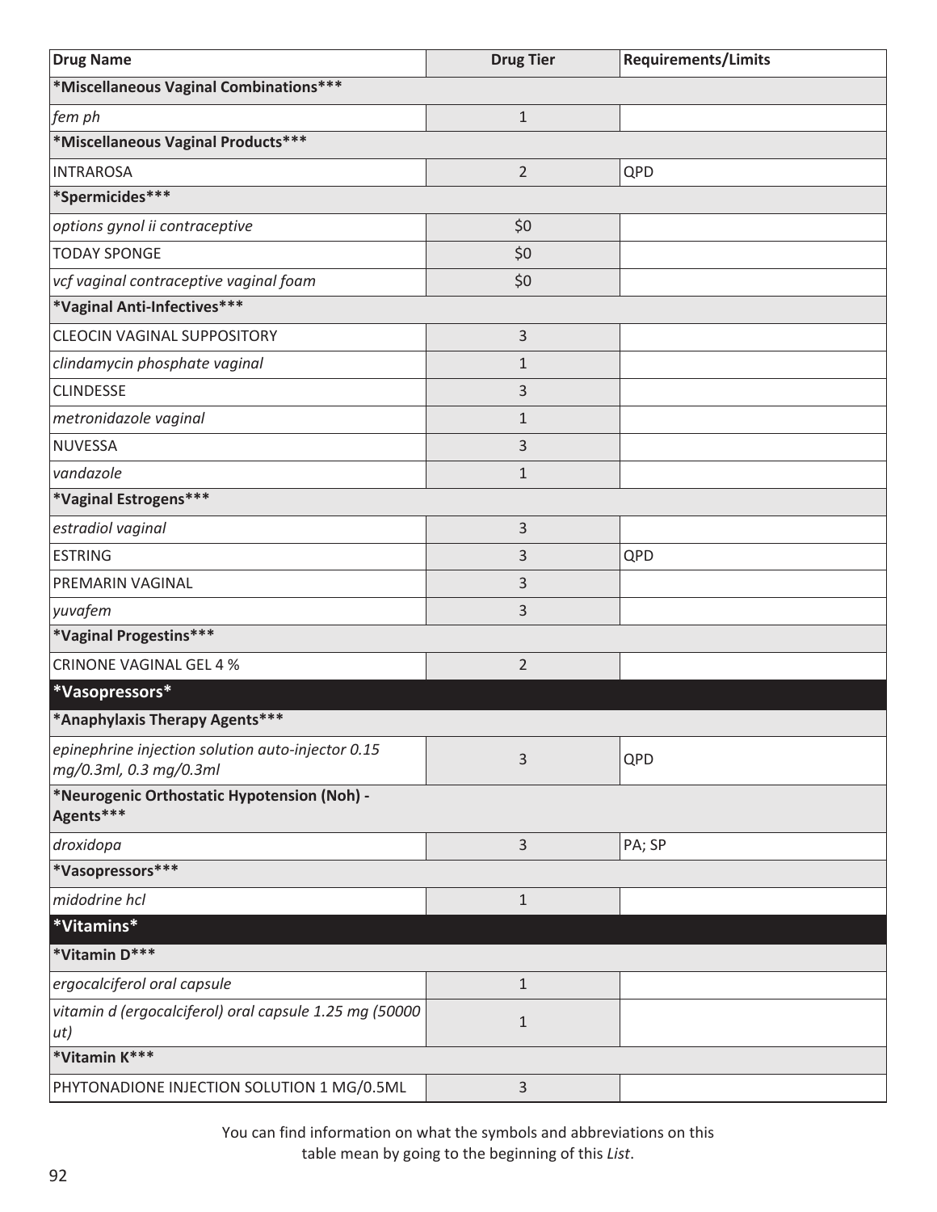| Drug Name | Drug Tier | Requirements/Limits |
|---|---|---|
| **\*Miscellaneous Vaginal Combinations\*\*\*** | | |
| *fem ph* | 1 | |
| **\*Miscellaneous Vaginal Products\*\*\*** | | |
| INTRAROSA | 2 | QPD |
| **\*Spermicides\*\*\*** | | |
| *options gynol ii contraceptive* | $0 | |
| TODAY SPONGE | $0 | |
| *vcf vaginal contraceptive vaginal foam* | $0 | |
| **\*Vaginal Anti-Infectives\*\*\*** | | |
| CLEOCIN VAGINAL SUPPOSITORY | 3 | |
| *clindamycin phosphate vaginal* | 1 | |
| CLINDESSE | 3 | |
| *metronidazole vaginal* | 1 | |
| NUVESSA | 3 | |
| *vandazole* | 1 | |
| **\*Vaginal Estrogens\*\*\*** | | |
| *estradiol vaginal* | 3 | |
| ESTRING | 3 | QPD |
| PREMARIN VAGINAL | 3 | |
| *yuvafem* | 3 | |
| **\*Vaginal Progestins\*\*\*** | | |
| CRINONE VAGINAL GEL 4 % | 2 | |
| **\*Vasopressors\*** | | |
| **\*Anaphylaxis Therapy Agents\*\*\*** | | |
| *epinephrine injection solution auto-injector 0.15 mg/0.3ml, 0.3 mg/0.3ml* | 3 | QPD |
| **\*Neurogenic Orthostatic Hypotension (Noh) - Agents\*\*\*** | | |
| *droxidopa* | 3 | PA; SP |
| **\*Vasopressors\*\*\*** | | |
| *midodrine hcl* | 1 | |
| **\*Vitamins\*** | | |
| **\*Vitamin D\*\*\*** | | |
| *ergocalciferol oral capsule* | 1 | |
| *vitamin d (ergocalciferol) oral capsule 1.25 mg (50000 ut)* | 1 | |
| **\*Vitamin K\*\*\*** | | |
| PHYTONADIONE INJECTION SOLUTION 1 MG/0.5ML | 3 | |

You can find information on what the symbols and abbreviations on this table mean by going to the beginning of this *List*.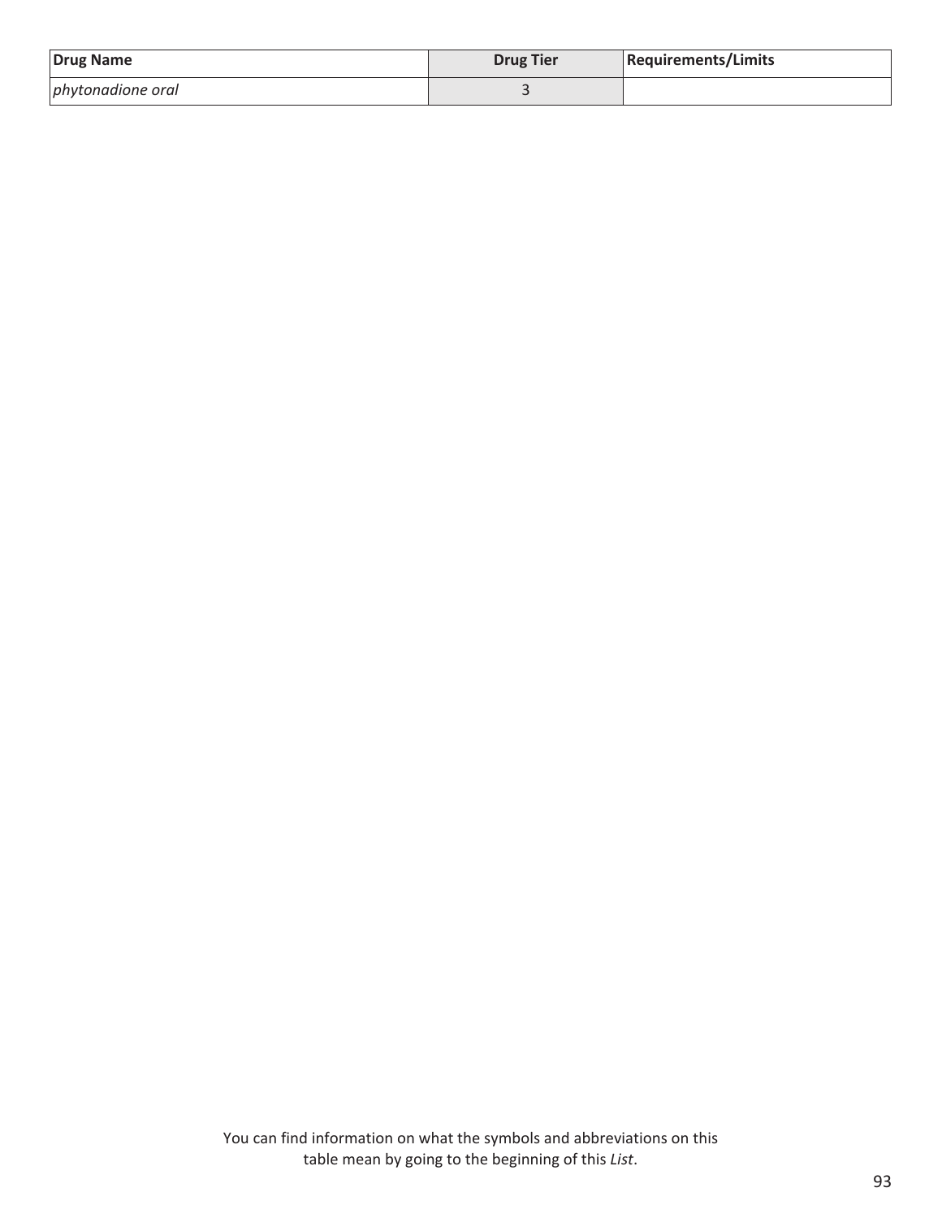| Drug Name | Drug Tier | Requirements/Limits |
|---|---|---|
| *phytonadione oral* | 3 | |

You can find information on what the symbols and abbreviations on this table mean by going to the beginning of this *List*.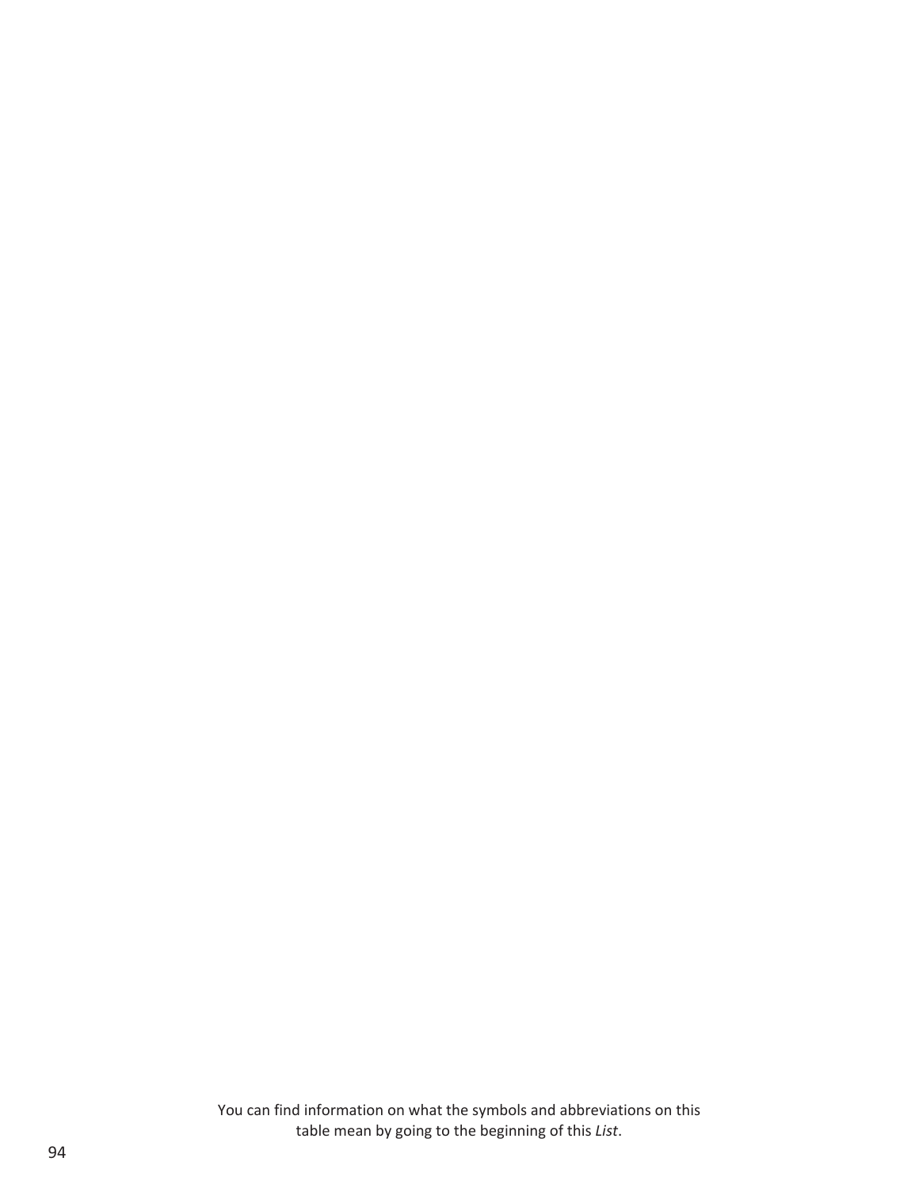You can find information on what the symbols and abbreviations on this table mean by going to the beginning of this *List*.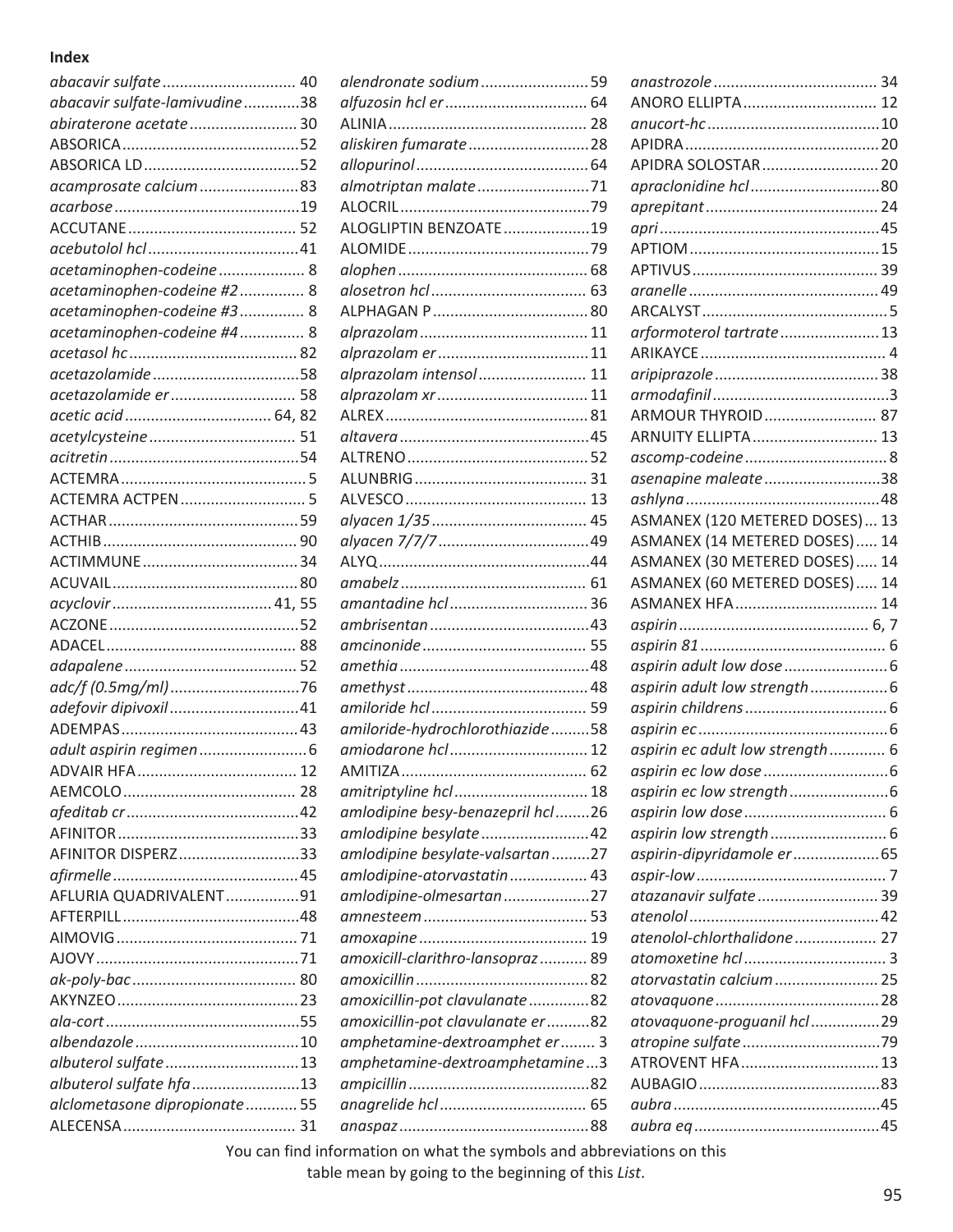**Index**

*abacavir sulfate* ............................... 40
*abacavir sulfate-lamivudine* ............. 38
*abiraterone acetate* ......................... 30
ABSORICA .......................................... 52
ABSORICA LD ..................................... 52
*acamprosate calcium* ....................... 83
*acarbose* ........................................... 19
ACCUTANE ........................................ 52
*acebutolol hcl* ................................... 41
*acetaminophen-codeine* .................... 8
*acetaminophen-codeine #2* ............... 8
*acetaminophen-codeine #3* ............... 8
*acetaminophen-codeine #4* ............... 8
*acetasol hc* ....................................... 82
*acetazolamide* .................................. 58
*acetazolamide er* ............................. 58
*acetic acid* .................................. 64, 82
*acetylcysteine* .................................. 51
*acitretin* ............................................ 54
ACTEMRA ............................................ 5
ACTEMRA ACTPEN ............................. 5
ACTHAR ............................................. 59
ACTHIB .............................................. 90
ACTIMMUNE ..................................... 34
ACUVAIL ............................................ 80
*acyclovir* ..................................... 41, 55
ACZONE ............................................. 52
ADACEL ............................................. 88
*adapalene* ........................................ 52
*adc/f (0.5mg/ml)* .............................. 76
*adefovir dipivoxil* ............................. 41
ADEMPAS .......................................... 43
*adult aspirin regimen* ......................... 6
ADVAIR HFA ...................................... 12
AEMCOLO ......................................... 28
*afeditab cr* ........................................ 42
AFINITOR ........................................... 33
AFINITOR DISPERZ ............................ 33
*afirmelle* ........................................... 45
AFLURIA QUADRIVALENT ................. 91
AFTERPILL .......................................... 48
AIMOVIG ........................................... 71
AJOVY ................................................ 71
*ak-poly-bac* ....................................... 80
AKYNZEO ........................................... 23
*ala-cort* ............................................. 55
*albendazole* ...................................... 10
*albuterol sulfate* ............................... 13
*albuterol sulfate hfa* ......................... 13
*alclometasone dipropionate* ............ 55
ALECENSA ......................................... 31
*alendronate sodium* ......................... 59
*alfuzosin hcl er* ................................. 64
ALINIA ............................................... 28
*aliskiren fumarate* ............................ 28
*allopurinol* ........................................ 64
*almotriptan malate* .......................... 71
ALOCRIL ............................................ 79
ALOGLIPTIN BENZOATE .................... 19
ALOMIDE ........................................... 79
*alophen* ............................................ 68
*alosetron hcl* .................................... 63
ALPHAGAN P ..................................... 80
*alprazolam* ....................................... 11
*alprazolam er* ................................... 11
*alprazolam intensol* ......................... 11
*alprazolam xr* ................................... 11
ALREX ................................................ 81
*altavera* ............................................ 45
ALTRENO ........................................... 52
ALUNBRIG ......................................... 31
ALVESCO ........................................... 13
*alyacen 1/35* .................................... 45
*alyacen 7/7/7* ................................... 49
ALYQ .................................................. 44
*amabelz* ........................................... 61
*amantadine hcl* ................................ 36
*ambrisentan* ..................................... 43
*amcinonide* ...................................... 55
*amethia* ............................................ 48
*amethyst* .......................................... 48
*amiloride hcl* .................................... 59
*amiloride-hydrochlorothiazide* ......... 58
*amiodarone hcl* ................................ 12
AMITIZA ............................................ 62
*amitriptyline hcl* ............................... 18
*amlodipine besy-benazepril hcl* ........ 26
*amlodipine besylate* ......................... 42
*amlodipine besylate-valsartan* ......... 27
*amlodipine-atorvastatin* .................. 43
*amlodipine-olmesartan* .................... 27
*amnesteem* ...................................... 53
*amoxapine* ....................................... 19
*amoxicill-clarithro-lansopraz* ........... 89
*amoxicillin* ........................................ 82
*amoxicillin-pot clavulanate* .............. 82
*amoxicillin-pot clavulanate er* .......... 82
*amphetamine-dextroamphet er* ........ 3
*amphetamine-dextroamphetamine* ... 3
*ampicillin* .......................................... 82
*anagrelide hcl* .................................. 65
*anaspaz* ............................................ 88
*anastrozole* ...................................... 34
ANORO ELLIPTA ................................ 12
*anucort-hc* ........................................ 10
APIDRA .............................................. 20
APIDRA SOLOSTAR ........................... 20
*apraclonidine hcl* .............................. 80
*aprepitant* ........................................ 24
*apri* ................................................... 45
APTIOM ............................................. 15
APTIVUS ............................................ 39
*aranelle* ............................................ 49
ARCALYST ............................................ 5
*arformoterol tartrate* ....................... 13
ARIKAYCE ............................................ 4
*aripiprazole* ...................................... 38
*armodafinil* ......................................... 3
ARMOUR THYROID .......................... 87
ARNUITY ELLIPTA ............................. 13
*ascomp-codeine* ................................. 8
*asenapine maleate* ........................... 38
*ashlyna* ............................................. 48
ASMANEX (120 METERED DOSES) ... 13
ASMANEX (14 METERED DOSES) ..... 14
ASMANEX (30 METERED DOSES) ..... 14
ASMANEX (60 METERED DOSES) ..... 14
ASMANEX HFA .................................. 14
*aspirin* ............................................ 6, 7
*aspirin 81* ........................................... 6
*aspirin adult low dose* ........................ 6
*aspirin adult low strength* .................. 6
*aspirin childrens* ................................. 6
*aspirin ec* ............................................ 6
*aspirin ec adult low strength* ............. 6
*aspirin ec low dose* ............................. 6
*aspirin ec low strength* ....................... 6
*aspirin low dose* ................................. 6
*aspirin low strength* ........................... 6
*aspirin-dipyridamole er* .................... 65
*aspir-low* ............................................ 7
*atazanavir sulfate* ............................ 39
*atenolol* ............................................ 42
*atenolol-chlorthalidone* ................... 27
*atomoxetine hcl* ................................. 3
*atorvastatin calcium* ........................ 25
*atovaquone* ...................................... 28
*atovaquone-proguanil hcl* ................ 29
*atropine sulfate* ................................ 79
ATROVENT HFA ................................ 13
AUBAGIO ........................................... 83
*aubra* ................................................ 45
*aubra eq* ........................................... 45

You can find information on what the symbols and abbreviations on this table mean by going to the beginning of this *List*.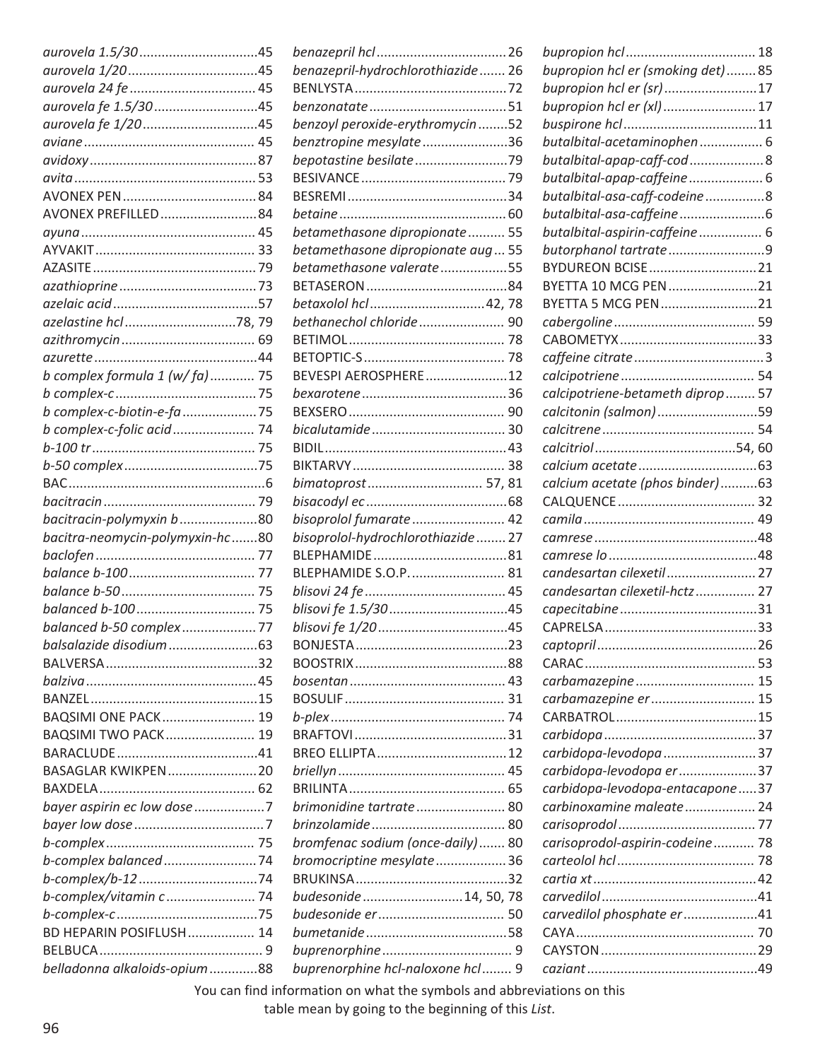*aurovela 1.5/30*......45
*aurovela 1/20*......45
*aurovela 24 fe*......45
*aurovela fe 1.5/30*......45
*aurovela fe 1/20*......45
*aviane*......45
*avidoxy*......87
*avita*......53
AVONEX PEN......84
AVONEX PREFILLED......84
*ayuna*......45
AYVAKIT......33
AZASITE......79
*azathioprine*......73
*azelaic acid*......57
*azelastine hcl*......78, 79
*azithromycin*......69
*azurette*......44
*b complex formula 1 (w/ fa)*......75
*b complex-c*......75
*b complex-c-biotin-e-fa*......75
*b complex-c-folic acid*......74
*b-100 tr*......75
*b-50 complex*......75
BAC......6
*bacitracin*......79
*bacitracin-polymyxin b*......80
*bacitra-neomycin-polymyxin-hc*......80
*baclofen*......77
*balance b-100*......77
*balance b-50*......75
*balanced b-100*......75
*balanced b-50 complex*......77
*balsalazide disodium*......63
BALVERSA......32
*balziva*......45
BANZEL......15
BAQSIMI ONE PACK......19
BAQSIMI TWO PACK......19
BARACLUDE......41
BASAGLAR KWIKPEN......20
BAXDELA......62
*bayer aspirin ec low dose*......7
*bayer low dose*......7
*b-complex*......75
*b-complex balanced*......74
*b-complex/b-12*......74
*b-complex/vitamin c*......74
*b-complex-c*......75
BD HEPARIN POSIFLUSH......14
BELBUCA......9
*belladonna alkaloids-opium*......88
*benazepril hcl*......26
*benazepril-hydrochlorothiazide*......26
BENLYSTA......72
*benzonatate*......51
*benzoyl peroxide-erythromycin*......52
*benztropine mesylate*......36
*bepotastine besilate*......79
BESIVANCE......79
BESREMI......34
*betaine*......60
*betamethasone dipropionate*......55
*betamethasone dipropionate aug*......55
*betamethasone valerate*......55
BETASERON......84
*betaxolol hcl*......42, 78
*bethanechol chloride*......90
BETIMOL......78
BETOPTIC-S......78
BEVESPI AEROSPHERE......12
*bexarotene*......36
BEXSERO......90
*bicalutamide*......30
BIDIL......43
BIKTARVY......38
*bimatoprost*......57, 81
*bisacodyl ec*......68
*bisoprolol fumarate*......42
*bisoprolol-hydrochlorothiazide*......27
BLEPHAMIDE......81
BLEPHAMIDE S.O.P.......81
*blisovi 24 fe*......45
*blisovi fe 1.5/30*......45
*blisovi fe 1/20*......45
BONJESTA......23
BOOSTRIX......88
*bosentan*......43
BOSULIF......31
*b-plex*......74
BRAFTOVI......31
BREO ELLIPTA......12
*briellyn*......45
BRILINTA......65
*brimonidine tartrate*......80
*brinzolamide*......80
*bromfenac sodium (once-daily)*......80
*bromocriptine mesylate*......36
BRUKINSA......32
*budesonide*......14, 50, 78
*budesonide er*......50
*bumetanide*......58
*buprenorphine*......9
*buprenorphine hcl-naloxone hcl*......9
*bupropion hcl*......18
*bupropion hcl er (smoking det)*......85
*bupropion hcl er (sr)*......17
*bupropion hcl er (xl)*......17
*buspirone hcl*......11
*butalbital-acetaminophen*......6
*butalbital-apap-caff-cod*......8
*butalbital-apap-caffeine*......6
*butalbital-asa-caff-codeine*......8
*butalbital-asa-caffeine*......6
*butalbital-aspirin-caffeine*......6
*butorphanol tartrate*......9
BYDUREON BCISE......21
BYETTA 10 MCG PEN......21
BYETTA 5 MCG PEN......21
*cabergoline*......59
CABOMETYX......33
*caffeine citrate*......3
*calcipotriene*......54
*calcipotriene-betameth diprop*......57
*calcitonin (salmon)*......59
*calcitrene*......54
*calcitriol*......54, 60
*calcium acetate*......63
*calcium acetate (phos binder)*......63
CALQUENCE......32
*camila*......49
*camrese*......48
*camrese lo*......48
*candesartan cilexetil*......27
*candesartan cilexetil-hctz*......27
*capecitabine*......31
CAPRELSA......33
*captopril*......26
CARAC......53
*carbamazepine*......15
*carbamazepine er*......15
CARBATROL......15
*carbidopa*......37
*carbidopa-levodopa*......37
*carbidopa-levodopa er*......37
*carbidopa-levodopa-entacapone*......37
*carbinoxamine maleate*......24
*carisoprodol*......77
*carisoprodol-aspirin-codeine*......78
*carteolol hcl*......78
*cartia xt*......42
*carvedilol*......41
*carvedilol phosphate er*......41
CAYA......70
CAYSTON......29
*caziant*......49

You can find information on what the symbols and abbreviations on this table mean by going to the beginning of this *List*.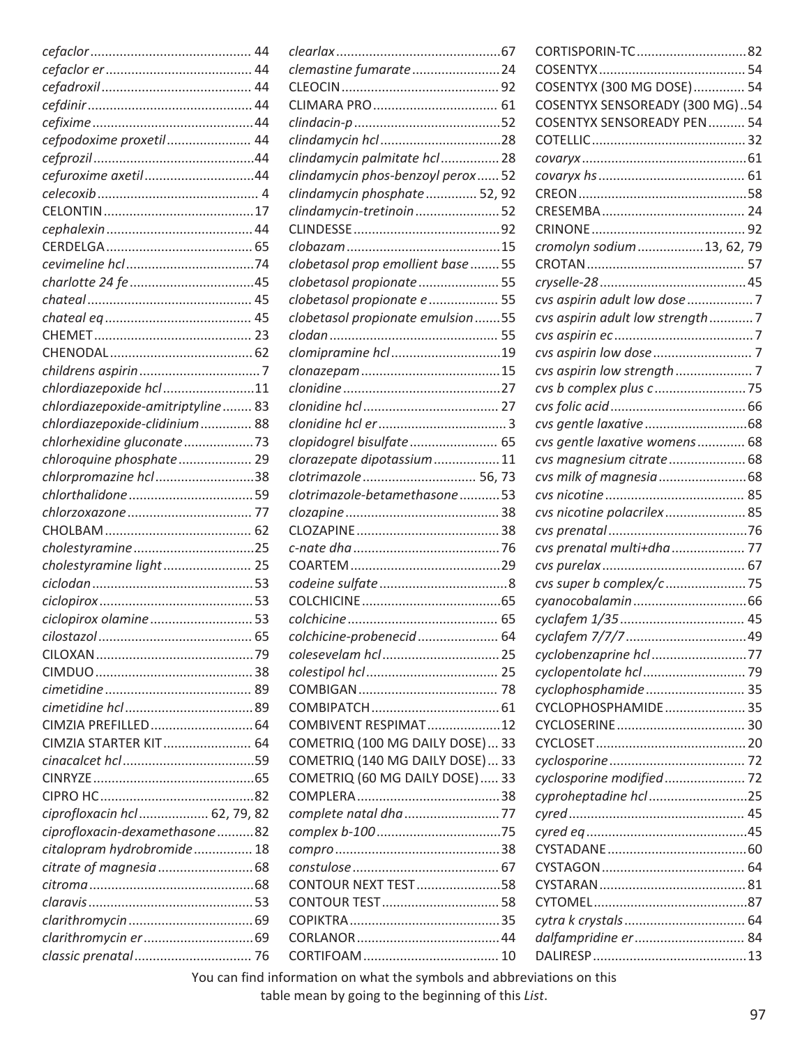*cefaclor* ........ 44
*cefaclor er* ........ 44
*cefadroxil* ........ 44
*cefdinir* ........ 44
*cefixime* ........ 44
*cefpodoxime proxetil* ........ 44
*cefprozil* ........ 44
*cefuroxime axetil* ........ 44
*celecoxib* ........ 4
CELONTIN ........ 17
*cephalexin* ........ 44
CERDELGA ........ 65
*cevimeline hcl* ........ 74
*charlotte 24 fe* ........ 45
*chateal* ........ 45
*chateal eq* ........ 45
CHEMET ........ 23
CHENODAL ........ 62
*childrens aspirin* ........ 7
*chlordiazepoxide hcl* ........ 11
*chlordiazepoxide-amitriptyline* ........ 83
*chlordiazepoxide-clidinium* ........ 88
*chlorhexidine gluconate* ........ 73
*chloroquine phosphate* ........ 29
*chlorpromazine hcl* ........ 38
*chlorthalidone* ........ 59
*chlorzoxazone* ........ 77
CHOLBAM ........ 62
*cholestyramine* ........ 25
*cholestyramine light* ........ 25
*ciclodan* ........ 53
*ciclopirox* ........ 53
*ciclopirox olamine* ........ 53
*cilostazol* ........ 65
CILOXAN ........ 79
CIMDUO ........ 38
*cimetidine* ........ 89
*cimetidine hcl* ........ 89
CIMZIA PREFILLED ........ 64
CIMZIA STARTER KIT ........ 64
*cinacalcet hcl* ........ 59
CINRYZE ........ 65
CIPRO HC ........ 82
*ciprofloxacin hcl* ........ 62, 79, 82
*ciprofloxacin-dexamethasone* ........ 82
*citalopram hydrobromide* ........ 18
*citrate of magnesia* ........ 68
*citroma* ........ 68
*claravis* ........ 53
*clarithromycin* ........ 69
*clarithromycin er* ........ 69
*classic prenatal* ........ 76
*clearlax* ........ 67
*clemastine fumarate* ........ 24
CLEOCIN ........ 92
CLIMARA PRO ........ 61
*clindacin-p* ........ 52
*clindamycin hcl* ........ 28
*clindamycin palmitate hcl* ........ 28
*clindamycin phos-benzoyl perox* ........ 52
*clindamycin phosphate* ........ 52, 92
*clindamycin-tretinoin* ........ 52
CLINDESSE ........ 92
*clobazam* ........ 15
*clobetasol prop emollient base* ........ 55
*clobetasol propionate* ........ 55
*clobetasol propionate e* ........ 55
*clobetasol propionate emulsion* ........ 55
*clodan* ........ 55
*clomipramine hcl* ........ 19
*clonazepam* ........ 15
*clonidine* ........ 27
*clonidine hcl* ........ 27
*clonidine hcl er* ........ 3
*clopidogrel bisulfate* ........ 65
*clorazepate dipotassium* ........ 11
*clotrimazole* ........ 56, 73
*clotrimazole-betamethasone* ........ 53
*clozapine* ........ 38
CLOZAPINE ........ 38
*c-nate dha* ........ 76
COARTEM ........ 29
*codeine sulfate* ........ 8
COLCHICINE ........ 65
*colchicine* ........ 65
*colchicine-probenecid* ........ 64
*colesevelam hcl* ........ 25
*colestipol hcl* ........ 25
COMBIGAN ........ 78
COMBIPATCH ........ 61
COMBIVENT RESPIMAT ........ 12
COMETRIQ (100 MG DAILY DOSE) ........ 33
COMETRIQ (140 MG DAILY DOSE) ........ 33
COMETRIQ (60 MG DAILY DOSE) ........ 33
COMPLERA ........ 38
*complete natal dha* ........ 77
*complex b-100* ........ 75
*compro* ........ 38
*constulose* ........ 67
CONTOUR NEXT TEST ........ 58
CONTOUR TEST ........ 58
COPIKTRA ........ 35
CORLANOR ........ 44
CORTIFOAM ........ 10
CORTISPORIN-TC ........ 82
COSENTYX ........ 54
COSENTYX (300 MG DOSE) ........ 54
COSENTYX SENSOREADY (300 MG) ........ 54
COSENTYX SENSOREADY PEN ........ 54
COTELLIC ........ 32
*covaryx* ........ 61
*covaryx hs* ........ 61
CREON ........ 58
CRESEMBA ........ 24
CRINONE ........ 92
*cromolyn sodium* ........ 13, 62, 79
CROTAN ........ 57
*cryselle-28* ........ 45
*cvs aspirin adult low dose* ........ 7
*cvs aspirin adult low strength* ........ 7
*cvs aspirin ec* ........ 7
*cvs aspirin low dose* ........ 7
*cvs aspirin low strength* ........ 7
*cvs b complex plus c* ........ 75
*cvs folic acid* ........ 66
*cvs gentle laxative* ........ 68
*cvs gentle laxative womens* ........ 68
*cvs magnesium citrate* ........ 68
*cvs milk of magnesia* ........ 68
*cvs nicotine* ........ 85
*cvs nicotine polacrilex* ........ 85
*cvs prenatal* ........ 76
*cvs prenatal multi+dha* ........ 77
*cvs purelax* ........ 67
*cvs super b complex/c* ........ 75
*cyanocobalamin* ........ 66
*cyclafem 1/35* ........ 45
*cyclafem 7/7/7* ........ 49
*cyclobenzaprine hcl* ........ 77
*cyclopentolate hcl* ........ 79
*cyclophosphamide* ........ 35
CYCLOPHOSPHAMIDE ........ 35
CYCLOSERINE ........ 30
CYCLOSET ........ 20
*cyclosporine* ........ 72
*cyclosporine modified* ........ 72
*cyproheptadine hcl* ........ 25
*cyred* ........ 45
*cyred eq* ........ 45
CYSTADANE ........ 60
CYSTAGON ........ 64
CYSTARAN ........ 81
CYTOMEL ........ 87
*cytra k crystals* ........ 64
*dalfampridine er* ........ 84
DALIRESP ........ 13

You can find information on what the symbols and abbreviations on this table mean by going to the beginning of this *List*.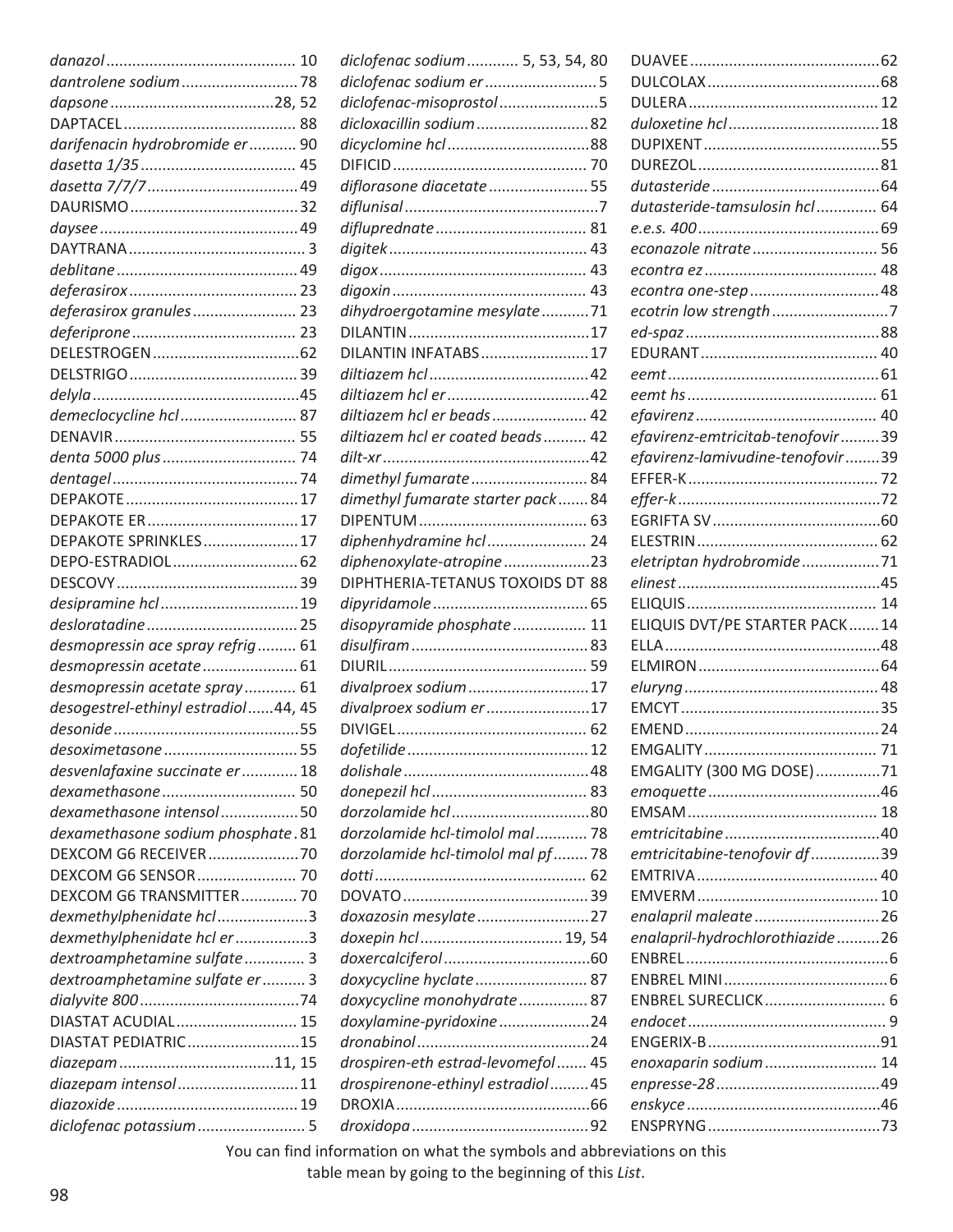*danazol* ........................................ 10
*dantrolene sodium* ........................... 78
*dapsone* ...................................... 28, 52
DAPTACEL ........................................ 88
*darifenacin hydrobromide er* ........... 90
*dasetta 1/35* .................................... 45
*dasetta 7/7/7* ................................... 49
DAURISMO ....................................... 32
*daysee* ............................................. 49
DAYTRANA ......................................... 3
*deblitane* .......................................... 49
*deferasirox* ....................................... 23
*deferasirox granules* ........................ 23
*deferiprone* ...................................... 23
DELESTROGEN .................................. 62
DELSTRIGO ....................................... 39
*delyla* ................................................ 45
*demeclocycline hcl* ........................... 87
DENAVIR .......................................... 55
*denta 5000 plus* ............................... 74
*dentagel* ........................................... 74
DEPAKOTE ........................................ 17
DEPAKOTE ER ................................... 17
DEPAKOTE SPRINKLES ...................... 17
DEPO-ESTRADIOL ............................. 62
DESCOVY .......................................... 39
*desipramine hcl* ................................ 19
*desloratadine* ................................... 25
*desmopressin ace spray refrig* ......... 61
*desmopressin acetate* ...................... 61
*desmopressin acetate spray* ............ 61
*desogestrel-ethinyl estradiol* ...... 44, 45
*desonide* ........................................... 55
*desoximetasone* ............................... 55
*desvenlafaxine succinate er* ............. 18
*dexamethasone* ............................... 50
*dexamethasone intensol* .................. 50
*dexamethasone sodium phosphate* . 81
DEXCOM G6 RECEIVER ..................... 70
DEXCOM G6 SENSOR ....................... 70
DEXCOM G6 TRANSMITTER ............. 70
*dexmethylphenidate hcl* ..................... 3
*dexmethylphenidate hcl er* ................. 3
*dextroamphetamine sulfate* .............. 3
*dextroamphetamine sulfate er* .......... 3
*dialyvite 800* ..................................... 74
DIASTAT ACUDIAL ............................ 15
DIASTAT PEDIATRIC .......................... 15
*diazepam* .................................... 11, 15
*diazepam intensol* ............................ 11
*diazoxide* .......................................... 19
*diclofenac potassium* ......................... 5
*diclofenac sodium* ............ 5, 53, 54, 80
*diclofenac sodium er* .......................... 5
*diclofenac-misoprostol* ....................... 5
*dicloxacillin sodium* .......................... 82
*dicyclomine hcl* ................................. 88
DIFICID ............................................. 70
*diflorasone diacetate* ....................... 55
*diflunisal* ............................................. 7
*difluprednate* ................................... 81
*digitek* .............................................. 43
*digox* ................................................ 43
*digoxin* ............................................. 43
*dihydroergotamine mesylate* ........... 71
DILANTIN .......................................... 17
DILANTIN INFATABS ......................... 17
*diltiazem hcl* ..................................... 42
*diltiazem hcl er* ................................. 42
*diltiazem hcl er beads* ...................... 42
*diltiazem hcl er coated beads* .......... 42
*dilt-xr* ................................................ 42
*dimethyl fumarate* ........................... 84
*dimethyl fumarate starter pack* ....... 84
DIPENTUM ....................................... 63
*diphenhydramine hcl* ....................... 24
*diphenoxylate-atropine* .................... 23
DIPHTHERIA-TETANUS TOXOIDS DT 88
*dipyridamole* .................................... 65
*disopyramide phosphate* ................. 11
*disulfiram* ......................................... 83
DIURIL .............................................. 59
*divalproex sodium* ............................ 17
*divalproex sodium er* ........................ 17
DIVIGEL ............................................ 62
*dofetilide* .......................................... 12
*dolishale* ........................................... 48
*donepezil hcl* .................................... 83
*dorzolamide hcl* ................................ 80
*dorzolamide hcl-timolol mal* ............ 78
*dorzolamide hcl-timolol mal pf* ........ 78
*dotti* ................................................. 62
DOVATO ........................................... 39
*doxazosin mesylate* .......................... 27
*doxepin hcl* ................................ 19, 54
*doxercalciferol* .................................. 60
*doxycycline hyclate* .......................... 87
*doxycycline monohydrate* ................ 87
*doxylamine-pyridoxine* ..................... 24
*dronabinol* ........................................ 24
*drospiren-eth estrad-levomefol* ....... 45
*drospirenone-ethinyl estradiol* ......... 45
DROXIA ............................................. 66
*droxidopa* ......................................... 92
DUAVEE ............................................ 62
DULCOLAX ........................................ 68
DULERA ............................................ 12
*duloxetine hcl* ................................... 18
DUPIXENT ......................................... 55
DUREZOL .......................................... 81
*dutasteride* ....................................... 64
*dutasteride-tamsulosin hcl* .............. 64
*e.e.s. 400* .......................................... 69
*econazole nitrate* ............................. 56
*econtra ez* ........................................ 48
*econtra one-step* .............................. 48
*ecotrin low strength* ........................... 7
*ed-spaz* ............................................ 88
EDURANT ......................................... 40
*eemt* ................................................. 61
*eemt hs* ............................................ 61
*efavirenz* .......................................... 40
*efavirenz-emtricitab-tenofovir* ......... 39
*efavirenz-lamivudine-tenofovir* ........ 39
EFFER-K ............................................ 72
*effer-k* .............................................. 72
EGRIFTA SV ....................................... 60
ELESTRIN .......................................... 62
*eletriptan hydrobromide* .................. 71
*elinest* .............................................. 45
ELIQUIS ............................................ 14
ELIQUIS DVT/PE STARTER PACK ....... 14
ELLA .................................................. 48
ELMIRON .......................................... 64
*eluryng* ............................................. 48
EMCYT .............................................. 35
EMEND ............................................. 24
EMGALITY ........................................ 71
EMGALITY (300 MG DOSE) ............... 71
*emoquette* ........................................ 46
EMSAM ............................................ 18
*emtricitabine* .................................... 40
*emtricitabine-tenofovir df* ................ 39
EMTRIVA .......................................... 40
EMVERM .......................................... 10
*enalapril maleate* ............................. 26
*enalapril-hydrochlorothiazide* .......... 26
ENBREL ............................................... 6
ENBREL MINI ...................................... 6
ENBREL SURECLICK ............................ 6
*endocet* .............................................. 9
ENGERIX-B ........................................ 91
*enoxaparin sodium* .......................... 14
*enpresse-28* ...................................... 49
*enskyce* ............................................ 46
ENSPRYNG ........................................ 73

You can find information on what the symbols and abbreviations on this table mean by going to the beginning of this *List*.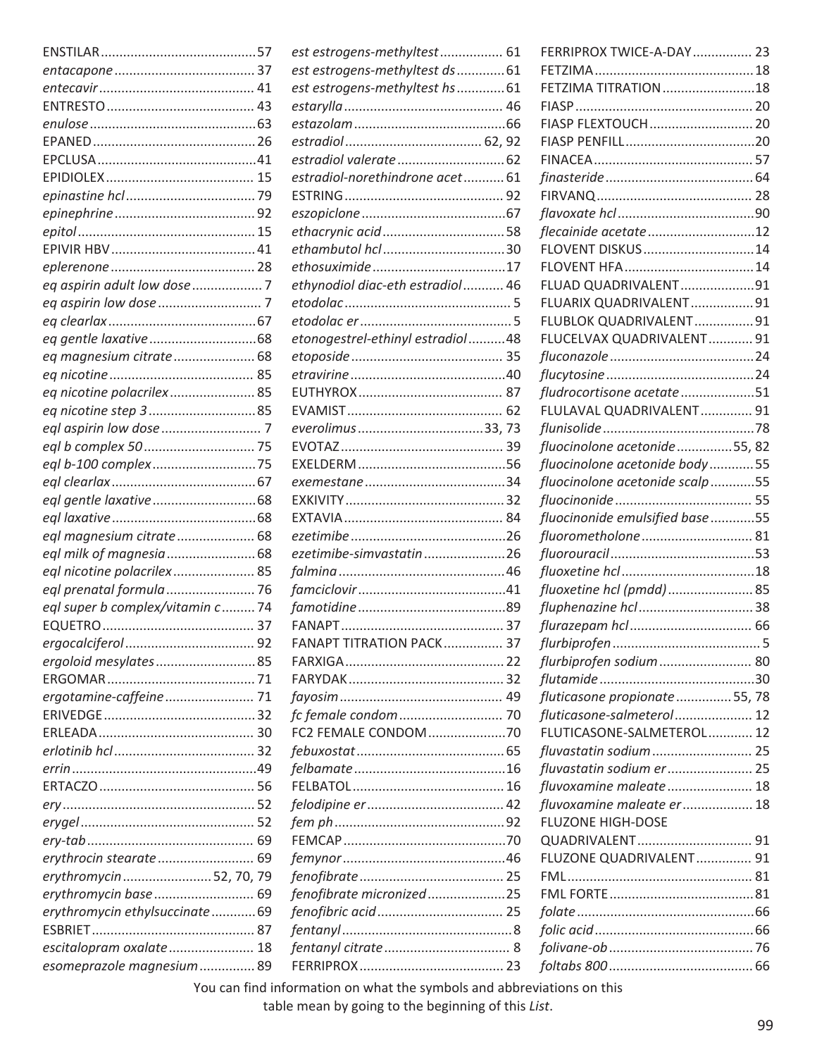ENSTILAR....57
*entacapone*....37
*entecavir*....41
ENTRESTO....43
*enulose*....63
EPANED....26
EPCLUSA....41
EPIDIOLEX....15
*epinastine hcl*....79
*epinephrine*....92
*epitol*....15
EPIVIR HBV....41
*eplerenone*....28
*eq aspirin adult low dose*....7
*eq aspirin low dose*....7
*eq clearlax*....67
*eq gentle laxative*....68
*eq magnesium citrate*....68
*eq nicotine*....85
*eq nicotine polacrilex*....85
*eq nicotine step 3*....85
*eql aspirin low dose*....7
*eql b complex 50*....75
*eql b-100 complex*....75
*eql clearlax*....67
*eql gentle laxative*....68
*eql laxative*....68
*eql magnesium citrate*....68
*eql milk of magnesia*....68
*eql nicotine polacrilex*....85
*eql prenatal formula*....76
*eql super b complex/vitamin c*....74
EQUETRO....37
*ergocalciferol*....92
*ergoloid mesylates*....85
ERGOMAR....71
*ergotamine-caffeine*....71
ERIVEDGE....32
ERLEADA....30
*erlotinib hcl*....32
*errin*....49
ERTACZO....56
*ery*....52
*erygel*....52
*ery-tab*....69
*erythrocin stearate*....69
*erythromycin*....52, 70, 79
*erythromycin base*....69
*erythromycin ethylsuccinate*....69
ESBRIET....87
*escitalopram oxalate*....18
*esomeprazole magnesium*....89
*est estrogens-methyltest*....61
*est estrogens-methyltest ds*....61
*est estrogens-methyltest hs*....61
*estarylla*....46
*estazolam*....66
*estradiol*....62, 92
*estradiol valerate*....62
*estradiol-norethindrone acet*....61
ESTRING....92
*eszopiclone*....67
*ethacrynic acid*....58
*ethambutol hcl*....30
*ethosuximide*....17
*ethynodiol diac-eth estradiol*....46
*etodolac*....5
*etodolac er*....5
*etonogestrel-ethinyl estradiol*....48
*etoposide*....35
*etravirine*....40
EUTHYROX....87
EVAMIST....62
*everolimus*....33, 73
EVOTAZ....39
EXELDERM....56
*exemestane*....34
EXKIVITY....32
EXTAVIA....84
*ezetimibe*....26
*ezetimibe-simvastatin*....26
*falmina*....46
*famciclovir*....41
*famotidine*....89
FANAPT....37
FANAPT TITRATION PACK....37
FARXIGA....22
FARYDAK....32
*fayosim*....49
*fc female condom*....70
FC2 FEMALE CONDOM....70
*febuxostat*....65
*felbamate*....16
FELBATOL....16
*felodipine er*....42
*fem ph*....92
FEMCAP....70
*femynor*....46
*fenofibrate*....25
*fenofibrate micronized*....25
*fenofibric acid*....25
*fentanyl*....8
*fentanyl citrate*....8
FERRIPROX....23
FERRIPROX TWICE-A-DAY....23
FETZIMA....18
FETZIMA TITRATION....18
FIASP....20
FIASP FLEXTOUCH....20
FIASP PENFILL....20
FINACEA....57
*finasteride*....64
FIRVANQ....28
*flavoxate hcl*....90
*flecainide acetate*....12
FLOVENT DISKUS....14
FLOVENT HFA....14
FLUAD QUADRIVALENT....91
FLUARIX QUADRIVALENT....91
FLUBLOK QUADRIVALENT....91
FLUCELVAX QUADRIVALENT....91
*fluconazole*....24
*flucytosine*....24
*fludrocortisone acetate*....51
FLULAVAL QUADRIVALENT....91
*flunisolide*....78
*fluocinolone acetonide*....55, 82
*fluocinolone acetonide body*....55
*fluocinolone acetonide scalp*....55
*fluocinonide*....55
*fluocinonide emulsified base*....55
*fluorometholone*....81
*fluorouracil*....53
*fluoxetine hcl*....18
*fluoxetine hcl (pmdd)*....85
*fluphenazine hcl*....38
*flurazepam hcl*....66
*flurbiprofen*....5
*flurbiprofen sodium*....80
*flutamide*....30
*fluticasone propionate*....55, 78
*fluticasone-salmeterol*....12
FLUTICASONE-SALMETEROL....12
*fluvastatin sodium*....25
*fluvastatin sodium er*....25
*fluvoxamine maleate*....18
*fluvoxamine maleate er*....18
FLUZONE HIGH-DOSE QUADRIVALENT....91
FLUZONE QUADRIVALENT....91
FML....81
FML FORTE....81
*folate*....66
*folic acid*....66
*folivane-ob*....76
*foltabs 800*....66

You can find information on what the symbols and abbreviations on this table mean by going to the beginning of this *List*.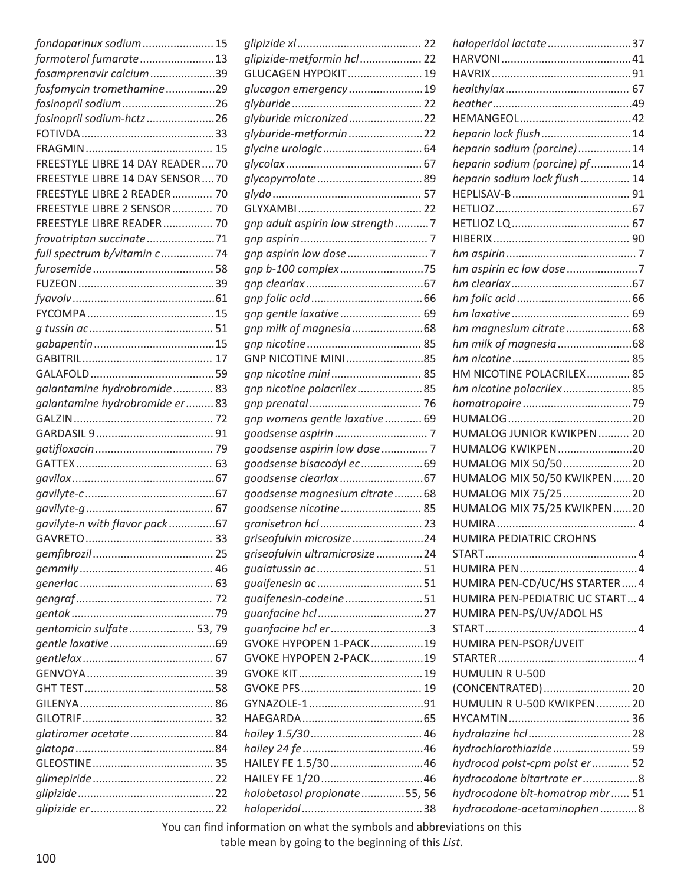*fondaparinux sodium* ....................... 15
*formoterol fumarate* ........................ 13
*fosamprenavir calcium* ..................... 39
*fosfomycin tromethamine* ................ 29
*fosinopril sodium* .............................. 26
*fosinopril sodium-hctz* ...................... 26
FOTIVDA ........................................... 33
FRAGMIN ......................................... 15
FREESTYLE LIBRE 14 DAY READER .... 70
FREESTYLE LIBRE 14 DAY SENSOR .... 70
FREESTYLE LIBRE 2 READER ............. 70
FREESTYLE LIBRE 2 SENSOR ............. 70
FREESTYLE LIBRE READER ................ 70
*frovatriptan succinate* ...................... 71
*full spectrum b/vitamin c* ................. 74
*furosemide* ....................................... 58
FUZEON ............................................ 39
*fyavolv* .............................................. 61
FYCOMPA ......................................... 15
*g tussin ac* ........................................ 51
*gabapentin* ....................................... 15
GABITRIL .......................................... 17
GALAFOLD ........................................ 59
*galantamine hydrobromide* ............. 83
*galantamine hydrobromide er* ......... 83
GALZIN ............................................. 72
GARDASIL 9 ...................................... 91
*gatifloxacin* ...................................... 79
GATTEX ............................................ 63
*gavilax* .............................................. 67
*gavilyte-c* .......................................... 67
*gavilyte-g* ......................................... 67
*gavilyte-n with flavor pack* ............... 67
GAVRETO ......................................... 33
*gemfibrozil* ....................................... 25
*gemmily* ........................................... 46
*generlac* ........................................... 63
*gengraf* ............................................ 72
*gentak* ............................................. 79
*gentamicin sulfate* ..................... 53, 79
*gentle laxative* .................................. 69
*gentlelax* .......................................... 67
GENVOYA ......................................... 39
GHT TEST .......................................... 58
GILENYA ........................................... 86
GILOTRIF .......................................... 32
*glatiramer acetate* ........................... 84
*glatopa* ............................................. 84
GLEOSTINE ....................................... 35
*glimepiride* ....................................... 22
*glipizide* ............................................ 22
*glipizide er* ........................................ 22
*glipizide xl* ........................................ 22
*glipizide-metformin hcl* .................... 22
GLUCAGEN HYPOKIT ........................ 19
*glucagon emergency* ........................ 19
*glyburide* .......................................... 22
*glyburide micronized* ........................ 22
*glyburide-metformin* ........................ 22
*glycine urologic* ................................ 64
*glycolax* ............................................ 67
*glycopyrrolate* .................................. 89
*glydo* ................................................ 57
GLYXAMBI ........................................ 22
*gnp adult aspirin low strength* ........... 7
*gnp aspirin* ......................................... 7
*gnp aspirin low dose* .......................... 7
*gnp b-100 complex* ........................... 75
*gnp clearlax* ...................................... 67
*gnp folic acid* .................................... 66
*gnp gentle laxative* ........................... 69
*gnp milk of magnesia* ....................... 68
*gnp nicotine* ..................................... 85
GNP NICOTINE MINI ......................... 85
*gnp nicotine mini* ............................. 85
*gnp nicotine polacrilex* ..................... 85
*gnp prenatal* .................................... 76
*gnp womens gentle laxative* ............ 69
*goodsense aspirin* .............................. 7
*goodsense aspirin low dose* ............... 7
*goodsense bisacodyl ec* .................... 69
*goodsense clearlax* ........................... 67
*goodsense magnesium citrate* ......... 68
*goodsense nicotine* .......................... 85
*granisetron hcl* ................................. 23
*griseofulvin microsize* ....................... 24
*griseofulvin ultramicrosize* ............... 24
*guaiatussin ac* .................................. 51
*guaifenesin ac* .................................. 51
*guaifenesin-codeine* ......................... 51
*guanfacine hcl* .................................. 27
*guanfacine hcl er* ................................ 3
GVOKE HYPOPEN 1-PACK ................. 19
GVOKE HYPOPEN 2-PACK ................. 19
GVOKE KIT ........................................ 19
GVOKE PFS ....................................... 19
GYNAZOLE-1 ..................................... 91
HAEGARDA ....................................... 65
*hailey 1.5/30* .................................... 46
*hailey 24 fe* ....................................... 46
HAILEY FE 1.5/30 .............................. 46
HAILEY FE 1/20 ................................. 46
*halobetasol propionate* ............. 55, 56
*haloperidol* ....................................... 38
*haloperidol lactate* ........................... 37
HARVONI .......................................... 41
HAVRIX ............................................. 91
*healthylax* ........................................ 67
*heather* ............................................ 49
HEMANGEOL .................................... 42
*heparin lock flush* ............................. 14
*heparin sodium (porcine)* ................. 14
*heparin sodium (porcine) pf* ............. 14
*heparin sodium lock flush* ................ 14
HEPLISAV-B ...................................... 91
HETLIOZ ............................................ 67
HETLIOZ LQ ...................................... 67
HIBERIX ............................................ 90
*hm aspirin* .......................................... 7
*hm aspirin ec low dose* ....................... 7
*hm clearlax* ....................................... 67
*hm folic acid* ..................................... 66
*hm laxative* ....................................... 69
*hm magnesium citrate* ..................... 68
*hm milk of magnesia* ........................ 68
*hm nicotine* ...................................... 85
HM NICOTINE POLACRILEX .............. 85
*hm nicotine polacrilex* ...................... 85
*homatropaire* ................................... 79
HUMALOG ........................................ 20
HUMALOG JUNIOR KWIKPEN .......... 20
HUMALOG KWIKPEN ........................ 20
HUMALOG MIX 50/50 ...................... 20
HUMALOG MIX 50/50 KWIKPEN ...... 20
HUMALOG MIX 75/25 ...................... 20
HUMALOG MIX 75/25 KWIKPEN ...... 20
HUMIRA ............................................. 4
HUMIRA PEDIATRIC CROHNS START ................................................. 4
HUMIRA PEN ...................................... 4
HUMIRA PEN-CD/UC/HS STARTER ..... 4
HUMIRA PEN-PEDIATRIC UC START ... 4
HUMIRA PEN-PS/UV/ADOL HS START ................................................. 4
HUMIRA PEN-PSOR/UVEIT STARTER ............................................ 4
HUMULIN R U-500 (CONCENTRATED) ............................ 20
HUMULIN R U-500 KWIKPEN ........... 20
HYCAMTIN ....................................... 36
*hydralazine hcl* ................................. 28
*hydrochlorothiazide* ......................... 59
*hydrocod polst-cpm polst er* ............ 52
*hydrocodone bitartrate er* .................. 8
*hydrocodone bit-homatrop mbr* ...... 51
*hydrocodone-acetaminophen* ............ 8

You can find information on what the symbols and abbreviations on this table mean by going to the beginning of this *List*.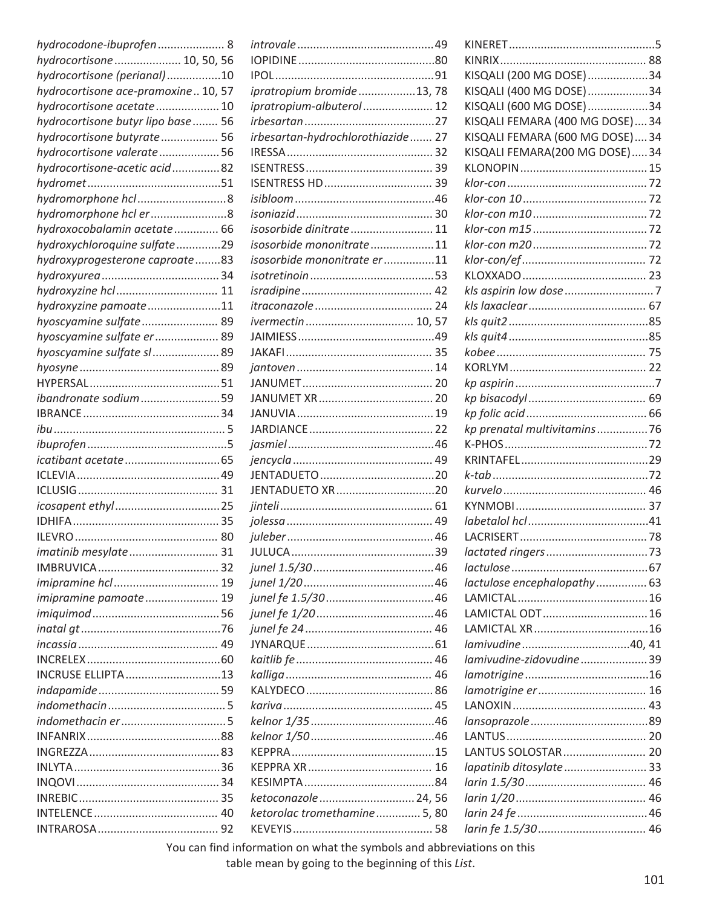*hydrocodone-ibuprofen* .................... 8
*hydrocortisone* .................... 10, 50, 56
*hydrocortisone (perianal)* .................10
*hydrocortisone ace-pramoxine* .. 10, 57
*hydrocortisone acetate* .................... 10
*hydrocortisone butyr lipo base* ........ 56
*hydrocortisone butyrate* .................. 56
*hydrocortisone valerate* ...................56
*hydrocortisone-acetic acid* ...............82
*hydromet* ..........................................51
*hydromorphone hcl* ...........................8
*hydromorphone hcl er* .......................8
*hydroxocobalamin acetate* .............. 66
*hydroxychloroquine sulfate* ..............29
*hydroxyprogesterone caproate* ........83
*hydroxyurea* ..................................... 34
*hydroxyzine hcl* ................................ 11
*hydroxyzine pamoate* .......................11
*hyoscyamine sulfate* ........................ 89
*hyoscyamine sulfate er* .................... 89
*hyoscyamine sulfate sl* ..................... 89
*hyosyne* ............................................ 89
HYPERSAL .........................................51
*ibandronate sodium* .........................59
IBRANCE ........................................... 34
*ibu* ...................................................... 5
*ibuprofen* ............................................5
*icatibant acetate* ..............................65
ICLEVIA .............................................49
ICLUSIG ............................................ 31
*icosapent ethyl* .................................25
IDHIFA .............................................. 35
ILEVRO ............................................. 80
*imatinib mesylate* ............................ 31
IMBRUVICA ...................................... 32
*imipramine hcl* ................................. 19
*imipramine pamoate* ....................... 19
*imiquimod* ........................................56
*inatal gt* ............................................76
*incassia* ............................................ 49
INCRELEX ..........................................60
INCRUSE ELLIPTA ..............................13
*indapamide* ...................................... 59
*indomethacin* ..................................... 5
*indomethacin er* .................................5
INFANRIX ..........................................88
INGREZZA .........................................83
INLYTA ..............................................36
INQOVI ............................................. 34
INREBIC ............................................ 35
INTELENCE ....................................... 40
INTRAROSA ...................................... 92
*introvale* ...........................................49
IOPIDINE ...........................................80
IPOL ..................................................91
*ipratropium bromide* ..................13, 78
*ipratropium-albuterol* ...................... 12
*irbesartan* .........................................27
*irbesartan-hydrochlorothiazide* ....... 27
IRESSA .............................................. 32
ISENTRESS ........................................ 39
ISENTRESS HD .................................. 39
*isibloom* ............................................46
*isoniazid* ........................................... 30
*isosorbide dinitrate* .......................... 11
*isosorbide mononitrate* ....................11
*isosorbide mononitrate er* ................11
*isotretinoin* .......................................53
*isradipine* ......................................... 42
*itraconazole* ..................................... 24
*ivermectin* ................................. 10, 57
JAIMIESS ...........................................49
JAKAFI .............................................. 35
*jantoven* ........................................... 14
JANUMET ......................................... 20
JANUMET XR .................................... 20
JANUVIA ........................................... 19
JARDIANCE ....................................... 22
*jasmiel* ..............................................46
*jencycla* ............................................ 49
JENTADUETO ....................................20
JENTADUETO XR ...............................20
*jinteli* ................................................ 61
*jolessa* .............................................. 49
*juleber* .............................................. 46
JULUCA .............................................39
*junel 1.5/30* ......................................46
*junel 1/20* .........................................46
*junel fe 1.5/30* ..................................46
*junel fe 1/20* .....................................46
*junel fe 24* ........................................ 46
JYNARQUE ........................................61
*kaitlib fe* ........................................... 46
*kalliga* .............................................. 46
KALYDECO ........................................ 86
*kariva* ............................................... 45
*kelnor 1/35* .......................................46
*kelnor 1/50* .......................................46
KEPPRA .............................................15
KEPPRA XR ....................................... 16
KESIMPTA .........................................84
*ketoconazole* ............................. 24, 56
*ketorolac tromethamine* ............. 5, 80
KEVEYIS ............................................ 58
KINERET .............................................5
KINRIX .............................................. 88
KISQALI (200 MG DOSE) ...................34
KISQALI (400 MG DOSE) ...................34
KISQALI (600 MG DOSE) ...................34
KISQALI FEMARA (400 MG DOSE) ....34
KISQALI FEMARA (600 MG DOSE) ....34
KISQALI FEMARA(200 MG DOSE) .....34
KLONOPIN ........................................ 15
*klor-con* ............................................ 72
*klor-con 10* ........................................ 72
*klor-con m10* ..................................... 72
*klor-con m15* ..................................... 72
*klor-con m20* ..................................... 72
*klor-con/ef* ........................................ 72
KLOXXADO ....................................... 23
*kls aspirin low dose* ............................7
*kls laxaclear* ..................................... 67
*kls quit2* ............................................85
*kls quit4* ............................................85
*kobee* ............................................... 75
KORLYM ........................................... 22
*kp aspirin* ............................................7
*kp bisacodyl* ..................................... 69
*kp folic acid* ...................................... 66
*kp prenatal multivitamins* ................76
K-PHOS .............................................72
KRINTAFEL ........................................29
*k-tab* .................................................72
*kurvelo* ............................................. 46
KYNMOBI ......................................... 37
*labetalol hcl* ......................................41
LACRISERT ........................................78
*lactated ringers* ................................73
*lactulose* ...........................................67
*lactulose encephalopathy* ................ 63
LAMICTAL .........................................16
LAMICTAL ODT .................................16
LAMICTAL XR ....................................16
*lamivudine* ..................................40, 41
*lamivudine-zidovudine* .................... 39
*lamotrigine* .......................................16
*lamotrigine er* .................................. 16
LANOXIN .......................................... 43
*lansoprazole* .....................................89
LANTUS ............................................ 20
LANTUS SOLOSTAR .......................... 20
*lapatinib ditosylate* .......................... 33
*larin 1.5/30* ...................................... 46
*larin 1/20* ......................................... 46
*larin 24 fe* ......................................... 46
*larin fe 1.5/30* .................................. 46

You can find information on what the symbols and abbreviations on this table mean by going to the beginning of this *List*.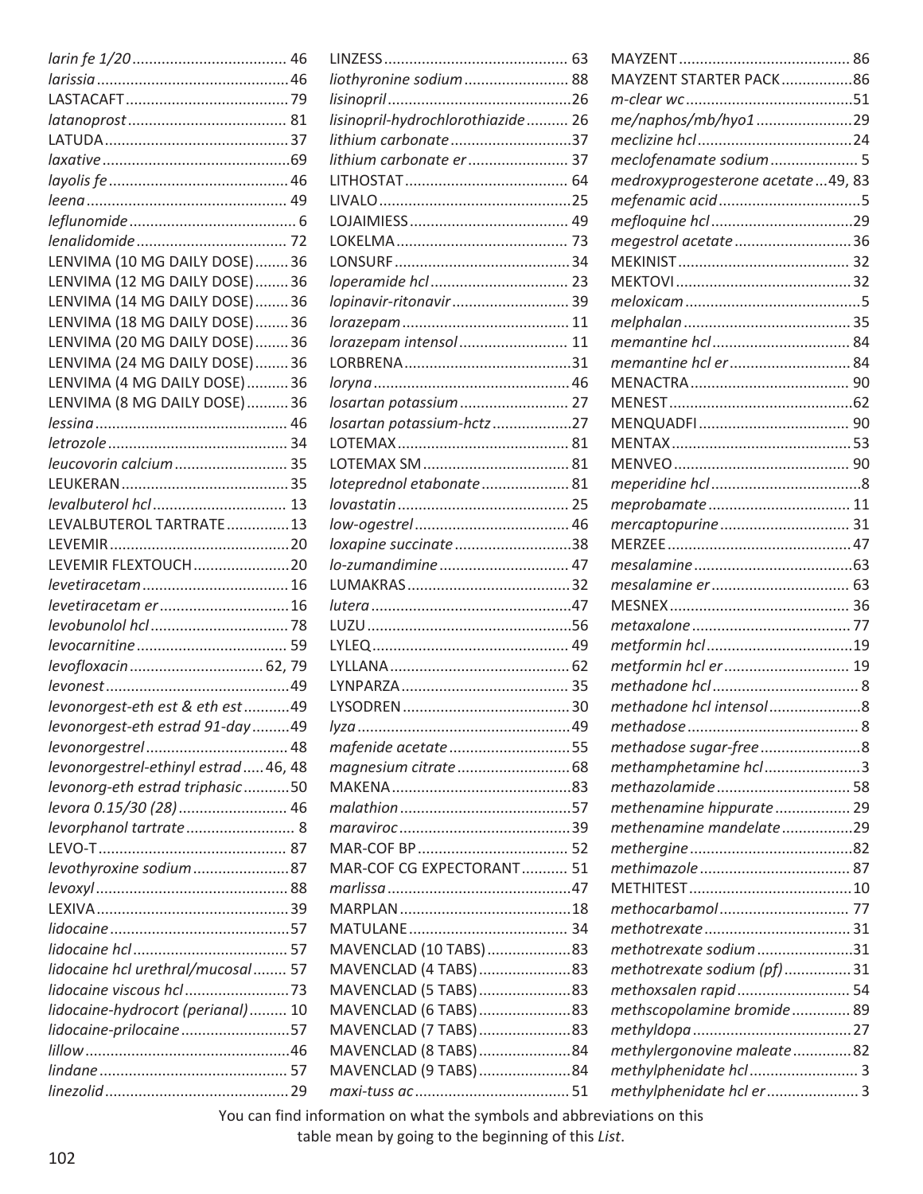*larin fe 1/20* ..................................... 46
*larissia* ..................................... 46
LASTACAFT ..................................... 79
*latanoprost* ..................................... 81
LATUDA ..................................... 37
*laxative* ..................................... 69
*layolis fe* ..................................... 46
*leena* ..................................... 49
*leflunomide* ..................................... 6
*lenalidomide* ..................................... 72
LENVIMA (10 MG DAILY DOSE) ........ 36
LENVIMA (12 MG DAILY DOSE) ........ 36
LENVIMA (14 MG DAILY DOSE) ........ 36
LENVIMA (18 MG DAILY DOSE) ........ 36
LENVIMA (20 MG DAILY DOSE) ........ 36
LENVIMA (24 MG DAILY DOSE) ........ 36
LENVIMA (4 MG DAILY DOSE) .......... 36
LENVIMA (8 MG DAILY DOSE) .......... 36
*lessina* ..................................... 46
*letrozole* ..................................... 34
*leucovorin calcium* ..................................... 35
LEUKERAN ..................................... 35
*levalbuterol hcl* ..................................... 13
LEVALBUTEROL TARTRATE ............... 13
LEVEMIR ..................................... 20
LEVEMIR FLEXTOUCH ..................................... 20
*levetiracetam* ..................................... 16
*levetiracetam er* ..................................... 16
*levobunolol hcl* ..................................... 78
*levocarnitine* ..................................... 59
*levofloxacin* ..................................... 62, 79
*levonest* ..................................... 49
*levonorgest-eth est & eth est* ........... 49
*levonorgest-eth estrad 91-day* ......... 49
*levonorgestrel* ..................................... 48
*levonorgestrel-ethinyl estrad* ..... 46, 48
*levonorg-eth estrad triphasic* ........... 50
*levora 0.15/30 (28)* ..................................... 46
*levorphanol tartrate* ..................................... 8
LEVO-T ..................................... 87
*levothyroxine sodium* ..................................... 87
*levoxyl* ..................................... 88
LEXIVA ..................................... 39
*lidocaine* ..................................... 57
*lidocaine hcl* ..................................... 57
*lidocaine hcl urethral/mucosal* ........ 57
*lidocaine viscous hcl* ..................................... 73
*lidocaine-hydrocort (perianal)* ......... 10
*lidocaine-prilocaine* ..................................... 57
*lillow* ..................................... 46
*lindane* ..................................... 57
*linezolid* ..................................... 29
LINZESS ..................................... 63
*liothyronine sodium* ..................................... 88
*lisinopril* ..................................... 26
*lisinopril-hydrochlorothiazide* .......... 26
*lithium carbonate* ..................................... 37
*lithium carbonate er* ..................................... 37
LITHOSTAT ..................................... 64
LIVALO ..................................... 25
LOJAIMIESS ..................................... 49
LOKELMA ..................................... 73
LONSURF ..................................... 34
*loperamide hcl* ..................................... 23
*lopinavir-ritonavir* ..................................... 39
*lorazepam* ..................................... 11
*lorazepam intensol* ..................................... 11
LORBRENA ..................................... 31
*loryna* ..................................... 46
*losartan potassium* ..................................... 27
*losartan potassium-hctz* ..................................... 27
LOTEMAX ..................................... 81
LOTEMAX SM ..................................... 81
*loteprednol etabonate* ..................................... 81
*lovastatin* ..................................... 25
*low-ogestrel* ..................................... 46
*loxapine succinate* ..................................... 38
*lo-zumandimine* ..................................... 47
LUMAKRAS ..................................... 32
*lutera* ..................................... 47
LUZU ..................................... 56
LYLEQ ..................................... 49
LYLLANA ..................................... 62
LYNPARZA ..................................... 35
LYSODREN ..................................... 30
*lyza* ..................................... 49
*mafenide acetate* ..................................... 55
*magnesium citrate* ..................................... 68
MAKENA ..................................... 83
*malathion* ..................................... 57
*maraviroc* ..................................... 39
MAR-COF BP ..................................... 52
MAR-COF CG EXPECTORANT ........... 51
*marlissa* ..................................... 47
MARPLAN ..................................... 18
MATULANE ..................................... 34
MAVENCLAD (10 TABS) ..................... 83
MAVENCLAD (4 TABS) ..................... 83
MAVENCLAD (5 TABS) ..................... 83
MAVENCLAD (6 TABS) ..................... 83
MAVENCLAD (7 TABS) ..................... 83
MAVENCLAD (8 TABS) ..................... 84
MAVENCLAD (9 TABS) ..................... 84
*maxi-tuss ac* ..................................... 51
MAYZENT ..................................... 86
MAYZENT STARTER PACK ................. 86
*m-clear wc* ..................................... 51
*me/naphos/mb/hyo1* ..................................... 29
*meclizine hcl* ..................................... 24
*meclofenamate sodium* ..................................... 5
*medroxyprogesterone acetate* ... 49, 83
*mefenamic acid* ..................................... 5
*mefloquine hcl* ..................................... 29
*megestrol acetate* ..................................... 36
MEKINIST ..................................... 32
MEKTOVI ..................................... 32
*meloxicam* ..................................... 5
*melphalan* ..................................... 35
*memantine hcl* ..................................... 84
*memantine hcl er* ..................................... 84
MENACTRA ..................................... 90
MENEST ..................................... 62
MENQUADFI ..................................... 90
MENTAX ..................................... 53
MENVEO ..................................... 90
*meperidine hcl* ..................................... 8
*meprobamate* ..................................... 11
*mercaptopurine* ..................................... 31
MERZEE ..................................... 47
*mesalamine* ..................................... 63
*mesalamine er* ..................................... 63
MESNEX ..................................... 36
*metaxalone* ..................................... 77
*metformin hcl* ..................................... 19
*metformin hcl er* ..................................... 19
*methadone hcl* ..................................... 8
*methadone hcl intensol* ..................................... 8
*methadose* ..................................... 8
*methadose sugar-free* ..................................... 8
*methamphetamine hcl* ..................................... 3
*methazolamide* ..................................... 58
*methenamine hippurate* ..................................... 29
*methenamine mandelate* ..................................... 29
*methergine* ..................................... 82
*methimazole* ..................................... 87
METHITEST ..................................... 10
*methocarbamol* ..................................... 77
*methotrexate* ..................................... 31
*methotrexate sodium* ..................................... 31
*methotrexate sodium (pf)* ..................................... 31
*methoxsalen rapid* ..................................... 54
*methscopolamine bromide* ..................................... 89
*methyldopa* ..................................... 27
*methylergonovine maleate* ..................................... 82
*methylphenidate hcl* ..................................... 3
*methylphenidate hcl er* ..................................... 3

You can find information on what the symbols and abbreviations on this table mean by going to the beginning of this *List*.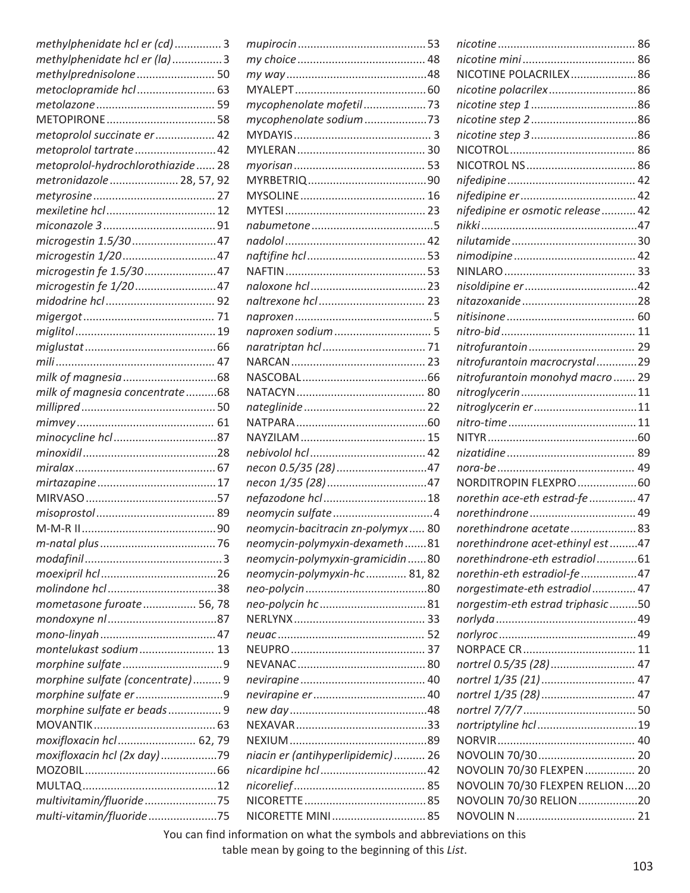*methylphenidate hcl er (cd)* ............... 3
*methylphenidate hcl er (la)* ................ 3
*methylprednisolone* ......................... 50
*metoclopramide hcl* ......................... 63
*metolazone* ...................................... 59
METOPIRONE ................................... 58
*metoprolol succinate er* ................... 42
*metoprolol tartrate* .......................... 42
*metoprolol-hydrochlorothiazide* ...... 28
*metronidazole* ...................... 28, 57, 92
*metyrosine* ....................................... 27
*mexiletine hcl* ................................... 12
*miconazole 3* .................................... 91
*microgestin 1.5/30* ........................... 47
*microgestin 1/20* .............................. 47
*microgestin fe 1.5/30* ....................... 47
*microgestin fe 1/20* .......................... 47
*midodrine hcl* ................................... 92
*migergot* .......................................... 71
*miglitol* ............................................. 19
*miglustat* .......................................... 66
*mili* ................................................... 47
*milk of magnesia* .............................. 68
*milk of magnesia concentrate* .......... 68
*millipred* ........................................... 50
*mimvey* ............................................ 61
*minocycline hcl* ................................. 87
*minoxidil* ........................................... 28
*miralax* ............................................. 67
*mirtazapine* ...................................... 17
MIRVASO ........................................... 57
*misoprostol* ...................................... 89
M-M-R II ............................................ 90
*m-natal plus* ..................................... 76
*modafinil* ............................................ 3
*moexipril hcl* ..................................... 26
*molindone hcl* ................................... 38
*mometasone furoate* ................. 56, 78
*mondoxyne nl* ................................... 87
*mono-linyah* ..................................... 47
*montelukast sodium* ........................ 13
*morphine sulfate* ................................ 9
*morphine sulfate (concentrate)* ......... 9
*morphine sulfate er* ............................ 9
*morphine sulfate er beads* ................. 9
MOVANTIK ....................................... 63
*moxifloxacin hcl* ......................... 62, 79
*moxifloxacin hcl (2x day)* .................. 79
MOZOBIL ........................................... 66
MULTAQ ............................................ 12
*multivitamin/fluoride* ....................... 75
*multi-vitamin/fluoride* ...................... 75
*mupirocin* ......................................... 53
*my choice* ......................................... 48
*my way* ............................................. 48
MYALEPT ........................................... 60
*mycophenolate mofetil* .................... 73
*mycophenolate sodium* .................... 73
MYDAYIS .............................................. 3
MYLERAN .......................................... 30
*myorisan* ........................................... 53
MYRBETRIQ ....................................... 90
MYSOLINE ......................................... 16
MYTESI .............................................. 23
*nabumetone* ....................................... 5
*nadolol* ............................................. 42
*naftifine hcl* ...................................... 53
NAFTIN .............................................. 53
*naloxone hcl* ..................................... 23
*naltrexone hcl* .................................. 23
*naproxen* ............................................ 5
*naproxen sodium* ............................... 5
*naratriptan hcl* ................................. 71
NARCAN ............................................ 23
NASCOBAL ......................................... 66
NATACYN .......................................... 80
*nateglinide* ....................................... 22
NATPARA ........................................... 60
NAYZILAM ......................................... 15
*nebivolol hcl* ..................................... 42
*necon 0.5/35 (28)* ............................. 47
*necon 1/35 (28)* ................................ 47
*nefazodone hcl* ................................. 18
*neomycin sulfate* ................................ 4
*neomycin-bacitracin zn-polymyx* ..... 80
*neomycin-polymyxin-dexameth* ....... 81
*neomycin-polymyxin-gramicidin* ...... 80
*neomycin-polymyxin-hc* ............. 81, 82
*neo-polycin* ....................................... 80
*neo-polycin hc* .................................. 81
NERLYNX ........................................... 33
*neuac* ................................................ 52
NEUPRO ............................................ 37
NEVANAC .......................................... 80
*nevirapine* ........................................ 40
*nevirapine er* .................................... 40
*new day* ............................................ 48
NEXAVAR ........................................... 33
NEXIUM ............................................. 89
*niacin er (antihyperlipidemic)* .......... 26
*nicardipine hcl* .................................. 42
*nicorelief* ........................................... 85
NICORETTE ........................................ 85
NICORETTE MINI ............................... 85
*nicotine* ............................................ 86
*nicotine mini* ..................................... 86
NICOTINE POLACRILEX ..................... 86
*nicotine polacrilex* ............................ 86
*nicotine step 1* .................................. 86
*nicotine step 2* .................................. 86
*nicotine step 3* .................................. 86
NICOTROL ......................................... 86
NICOTROL NS .................................... 86
*nifedipine* ......................................... 42
*nifedipine er* ..................................... 42
*nifedipine er osmotic release* ........... 42
*nikki* .................................................. 47
*nilutamide* ........................................ 30
*nimodipine* ....................................... 42
NINLARO ........................................... 33
*nisoldipine er* .................................... 42
*nitazoxanide* ..................................... 28
*nitisinone* .......................................... 60
*nitro-bid* ........................................... 11
*nitrofurantoin* ................................... 29
*nitrofurantoin macrocrystal* ............. 29
*nitrofurantoin monohyd macro* ....... 29
*nitroglycerin* ..................................... 11
*nitroglycerin er* ................................. 11
*nitro-time* ......................................... 11
NITYR ................................................. 60
*nizatidine* .......................................... 89
*nora-be* ............................................. 49
NORDITROPIN FLEXPRO ................... 60
*norethin ace-eth estrad-fe* ............... 47
*norethindrone* .................................. 49
*norethindrone acetate* ..................... 83
*norethindrone acet-ethinyl est* ......... 47
*norethindrone-eth estradiol* ............. 61
*norethin-eth estradiol-fe* .................. 47
*norgestimate-eth estradiol* .............. 47
*norgestim-eth estrad triphasic* ......... 50
*norlyda* ............................................. 49
*norlyroc* ............................................ 49
NORPACE CR ..................................... 11
*nortrel 0.5/35 (28)* ........................... 47
*nortrel 1/35 (21)* .............................. 47
*nortrel 1/35 (28)* .............................. 47
*nortrel 7/7/7* ..................................... 50
*nortriptyline hcl* ................................ 19
NORVIR ............................................. 40
NOVOLIN 70/30 ................................ 20
NOVOLIN 70/30 FLEXPEN ................. 20
NOVOLIN 70/30 FLEXPEN RELION .... 20
NOVOLIN 70/30 RELION ................... 20
NOVOLIN N ....................................... 21

You can find information on what the symbols and abbreviations on this table mean by going to the beginning of this *List*.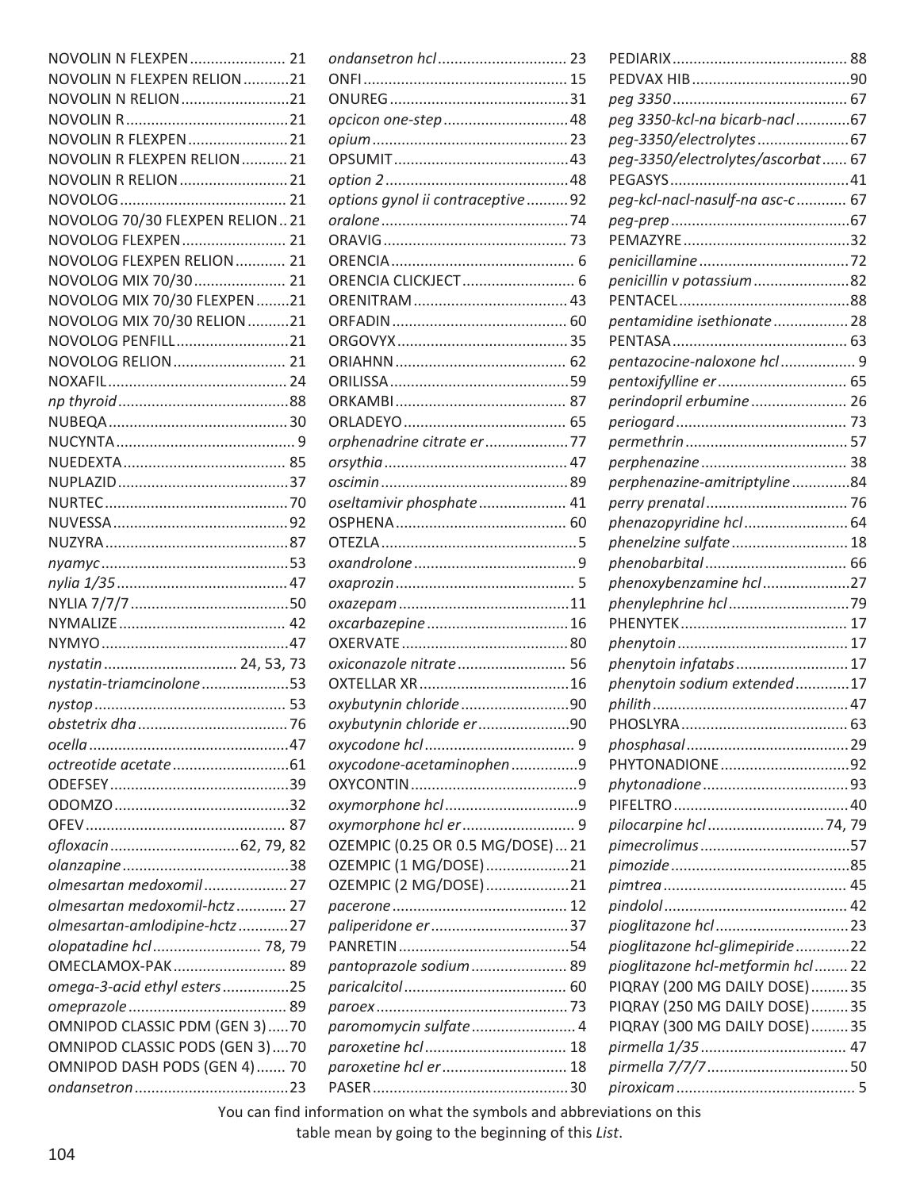NOVOLIN N FLEXPEN ....................... 21
NOVOLIN N FLEXPEN RELION ...........21
NOVOLIN N RELION ..........................21
NOVOLIN R .......................................21
NOVOLIN R FLEXPEN ........................21
NOVOLIN R FLEXPEN RELION ........... 21
NOVOLIN R RELION .......................... 21
NOVOLOG ........................................ 21
NOVOLOG 70/30 FLEXPEN RELION .. 21
NOVOLOG FLEXPEN ......................... 21
NOVOLOG FLEXPEN RELION ............ 21
NOVOLOG MIX 70/30 ...................... 21
NOVOLOG MIX 70/30 FLEXPEN ........21
NOVOLOG MIX 70/30 RELION ..........21
NOVOLOG PENFILL ...........................21
NOVOLOG RELION ........................... 21
NOXAFIL ........................................... 24
*np thyroid* .........................................88
NUBEQA ...........................................30
NUCYNTA ........................................... 9
NUEDEXTA ....................................... 85
NUPLAZID .........................................37
NURTEC ............................................70
NUVESSA ..........................................92
NUZYRA ............................................87
*nyamyc* .............................................53
*nylia 1/35* .........................................47
NYLIA 7/7/7 ......................................50
NYMALIZE ........................................ 42
NYMYO .............................................47
*nystatin* ............................... 24, 53, 73
*nystatin-triamcinolone* .....................53
*nystop* .............................................. 53
*obstetrix dha* ....................................76
*ocella* ................................................47
*octreotide acetate* ............................61
ODEFSEY ...........................................39
ODOMZO ..........................................32
OFEV ................................................ 87
*ofloxacin* ...............................62, 79, 82
*olanzapine* ........................................38
*olmesartan medoxomil* .................... 27
*olmesartan medoxomil-hctz* ............ 27
*olmesartan-amlodipine-hctz* ............27
*olopatadine hcl* .......................... 78, 79
OMECLAMOX-PAK ........................... 89
*omega-3-acid ethyl esters* ................25
*omeprazole* ...................................... 89
OMNIPOD CLASSIC PDM (GEN 3) .....70
OMNIPOD CLASSIC PODS (GEN 3) ....70
OMNIPOD DASH PODS (GEN 4) ....... 70
*ondansetron* .....................................23
*ondansetron hcl* ............................... 23
ONFI ................................................. 15
ONUREG ...........................................31
*opcicon one-step* ..............................48
*opium* ............................................... 23
OPSUMIT ..........................................43
*option 2* ............................................48
*options gynol ii contraceptive* ..........92
*oralone* .............................................74
ORAVIG ............................................ 73
ORENCIA ............................................ 6
ORENCIA CLICKJECT ........................... 6
ORENITRAM ..................................... 43
ORFADIN .......................................... 60
ORGOVYX .........................................35
ORIAHNN ......................................... 62
ORILISSA ...........................................59
ORKAMBI ......................................... 87
ORLADEYO ....................................... 65
*orphenadrine citrate er* ....................77
*orsythia* ............................................ 47
*oscimin* .............................................89
*oseltamivir phosphate* ..................... 41
OSPHENA .........................................60
OTEZLA ...............................................5
*oxandrolone* .......................................9
*oxaprozin* ........................................... 5
*oxazepam* .........................................11
*oxcarbazepine* ..................................16
OXERVATE ........................................80
*oxiconazole nitrate* .......................... 56
OXTELLAR XR ....................................16
*oxybutynin chloride* ..........................90
*oxybutynin chloride er* ......................90
*oxycodone hcl* .................................... 9
*oxycodone-acetaminophen* ................9
OXYCONTIN ........................................9
*oxymorphone hcl* ................................9
*oxymorphone hcl er* ........................... 9
OZEMPIC (0.25 OR 0.5 MG/DOSE) ... 21
OZEMPIC (1 MG/DOSE) ....................21
OZEMPIC (2 MG/DOSE) ....................21
*pacerone* .......................................... 12
*paliperidone er* .................................37
PANRETIN .........................................54
*pantoprazole sodium* ....................... 89
*paricalcitol* ....................................... 60
*paroex* ..............................................73
*paromomycin sulfate* ......................... 4
*paroxetine hcl* .................................. 18
*paroxetine hcl er* .............................. 18
PASER ...............................................30
PEDIARIX .......................................... 88
PEDVAX HIB ......................................90
*peg 3350* .......................................... 67
*peg 3350-kcl-na bicarb-nacl* .............67
*peg-3350/electrolytes* ......................67
*peg-3350/electrolytes/ascorbat* ...... 67
PEGASYS ...........................................41
*peg-kcl-nacl-nasulf-na asc-c* ............ 67
*peg-prep* ...........................................67
PEMAZYRE ........................................32
*penicillamine* ....................................72
*penicillin v potassium* .......................82
PENTACEL .........................................88
*pentamidine isethionate* ..................28
PENTASA .......................................... 63
*pentazocine-naloxone hcl* .................. 9
*pentoxifylline er* ............................... 65
*perindopril erbumine* ....................... 26
*periogard* ......................................... 73
*permethrin* .......................................57
*perphenazine* ................................... 38
*perphenazine-amitriptyline* ..............84
*perry prenatal* .................................. 76
*phenazopyridine hcl* ......................... 64
*phenelzine sulfate* ............................ 18
*phenobarbital* .................................. 66
*phenoxybenzamine hcl* .....................27
*phenylephrine hcl* .............................79
PHENYTEK ........................................ 17
*phenytoin* ......................................... 17
*phenytoin infatabs* ........................... 17
*phenytoin sodium extended* .............17
*philith* ...............................................47
PHOSLYRA ........................................ 63
*phosphasal* .......................................29
PHYTONADIONE ...............................92
*phytonadione* ...................................93
PIFELTRO ..........................................40
*pilocarpine hcl* ............................74, 79
*pimecrolimus* ....................................57
*pimozide* ...........................................85
*pimtrea* ............................................ 45
*pindolol* ............................................42
*pioglitazone hcl* ................................23
*pioglitazone hcl-glimepiride* .............22
*pioglitazone hcl-metformin hcl* ........ 22
PIQRAY (200 MG DAILY DOSE) .........35
PIQRAY (250 MG DAILY DOSE) .........35
PIQRAY (300 MG DAILY DOSE) .........35
*pirmella 1/35* ................................... 47
*pirmella 7/7/7* ..................................50
*piroxicam* ........................................... 5

You can find information on what the symbols and abbreviations on this table mean by going to the beginning of this *List*.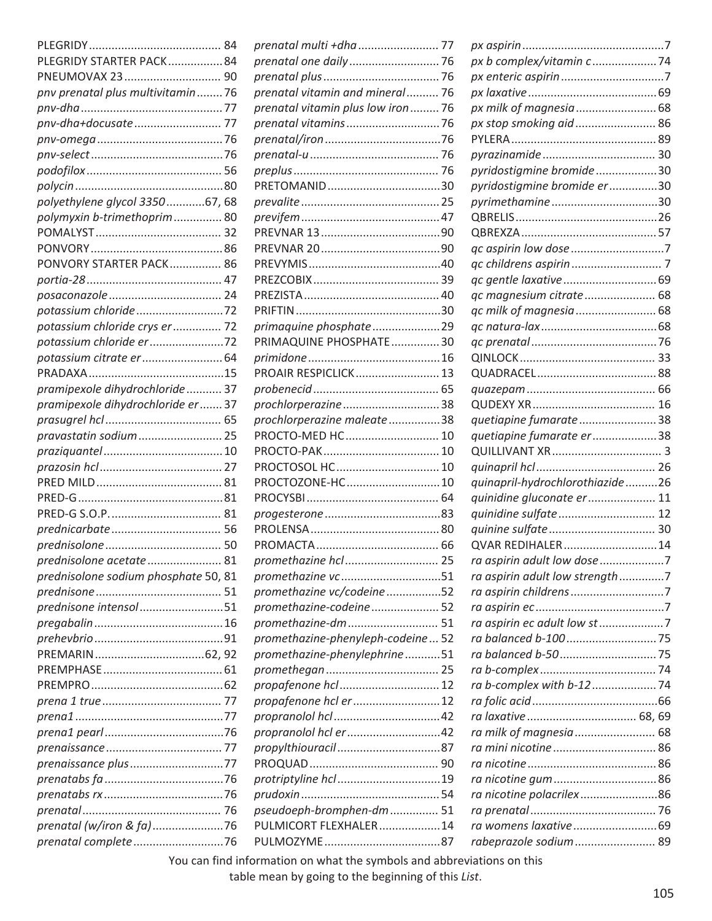PLEGRIDY ......................................... 84
PLEGRIDY STARTER PACK ................. 84
PNEUMOVAX 23 .............................. 90
*pnv prenatal plus multivitamin* ........ 76
*pnv-dha* ............................................ 77
*pnv-dha+docusate* ........................... 77
*pnv-omega* ....................................... 76
*pnv-select* ......................................... 76
*podofilox* .......................................... 56
*polycin* .............................................. 80
*polyethylene glycol 3350* ............ 67, 68
*polymyxin b-trimethoprim* ............... 80
POMALYST ....................................... 32
PONVORY ......................................... 86
PONVORY STARTER PACK ................ 86
*portia-28* .......................................... 47
*posaconazole* ................................... 24
*potassium chloride* ........................... 72
*potassium chloride crys er* ............... 72
*potassium chloride er* ....................... 72
*potassium citrate er* ......................... 64
PRADAXA .......................................... 15
*pramipexole dihydrochloride* ........... 37
*pramipexole dihydrochloride er* ....... 37
*prasugrel hcl* .................................... 65
*pravastatin sodium* .......................... 25
*praziquantel* ..................................... 10
*prazosin hcl* ...................................... 27
PRED MILD ....................................... 81
PRED-G ............................................. 81
PRED-G S.O.P. .................................. 81
*prednicarbate* .................................. 56
*prednisolone* .................................... 50
*prednisolone acetate* ....................... 81
*prednisolone sodium phosphate* 50, 81
*prednisone* ....................................... 51
*prednisone intensol* .......................... 51
*pregabalin* ........................................ 16
*prehevbrio* ........................................ 91
PREMARIN .................................. 62, 92
PREMPHASE ..................................... 61
PREMPRO ......................................... 62
*prena 1 true* ..................................... 77
*prena1* .............................................. 77
*prena1 pearl* ..................................... 76
*prenaissance* .................................... 77
*prenaissance plus* ............................. 77
*prenatabs fa* ..................................... 76
*prenatabs rx* ..................................... 76
*prenatal* ........................................... 76
*prenatal (w/iron & fa)* ...................... 76
*prenatal complete* ............................ 76
*prenatal multi +dha* ......................... 77
*prenatal one daily* ............................ 76
*prenatal plus* .................................... 76
*prenatal vitamin and mineral* .......... 76
*prenatal vitamin plus low iron* ......... 76
*prenatal vitamins* ............................. 76
*prenatal/iron* .................................... 76
*prenatal-u* ........................................ 76
*preplus* ............................................. 76
PRETOMANID ................................... 30
*prevalite* ........................................... 25
*previfem* ........................................... 47
PREVNAR 13 ..................................... 90
PREVNAR 20 ..................................... 90
PREVYMIS ......................................... 40
PREZCOBIX ....................................... 39
PREZISTA .......................................... 40
PRIFTIN ............................................. 30
*primaquine phosphate* ..................... 29
PRIMAQUINE PHOSPHATE .............. 30
*primidone* ......................................... 16
PROAIR RESPICLICK .......................... 13
*probenecid* ....................................... 65
*prochlorperazine* .............................. 38
*prochlorperazine maleate* ................ 38
PROCTO-MED HC ............................. 10
PROCTO-PAK .................................... 10
PROCTOSOL HC ................................ 10
PROCTOZONE-HC ............................. 10
PROCYSBI ......................................... 64
*progesterone* .................................... 83
PROLENSA ........................................ 80
PROMACTA ...................................... 66
*promethazine hcl* ............................. 25
*promethazine vc* ............................... 51
*promethazine vc/codeine* ................. 52
*promethazine-codeine* ..................... 52
*promethazine-dm* ............................ 51
*promethazine-phenyleph-codeine* ... 52
*promethazine-phenylephrine* ........... 51
*promethegan* .................................... 25
*propafenone hcl* ............................... 12
*propafenone hcl er* ........................... 12
*propranolol hcl* ................................. 42
*propranolol hcl er* ............................. 42
*propylthiouracil* ................................ 87
PROQUAD ........................................ 90
*protriptyline hcl* ................................ 19
*prudoxin* ........................................... 54
*pseudoeph-bromphen-dm* ............... 51
PULMICORT FLEXHALER ................... 14
PULMOZYME .................................... 87
*px aspirin* ........................................... 7
*px b complex/vitamin c* .................... 74
*px enteric aspirin* ................................ 7
*px laxative* ........................................ 69
*px milk of magnesia* ......................... 68
*px stop smoking aid* ......................... 86
PYLERA ............................................. 89
*pyrazinamide* ................................... 30
*pyridostigmine bromide* ................... 30
*pyridostigmine bromide er* ............... 30
*pyrimethamine* ................................. 30
QBRELIS ............................................ 26
QBREXZA .......................................... 57
*qc aspirin low dose* ............................. 7
*qc childrens aspirin* ............................ 7
*qc gentle laxative* ............................. 69
*qc magnesium citrate* ....................... 68
*qc milk of magnesia* ......................... 68
*qc natura-lax* .................................... 68
*qc prenatal* ....................................... 76
QINLOCK .......................................... 33
QUADRACEL ..................................... 88
*quazepam* ........................................ 66
QUDEXY XR ...................................... 16
*quetiapine fumarate* ........................ 38
*quetiapine fumarate er* .................... 38
QUILLIVANT XR .................................. 3
*quinapril hcl* ..................................... 26
*quinapril-hydrochlorothiazide* .......... 26
*quinidine gluconate er* ..................... 11
*quinidine sulfate* .............................. 12
*quinine sulfate* ................................. 30
QVAR REDIHALER ............................. 14
*ra aspirin adult low dose* .................... 7
*ra aspirin adult low strength* .............. 7
*ra aspirin childrens* ............................. 7
*ra aspirin ec* ........................................ 7
*ra aspirin ec adult low st* .................... 7
*ra balanced b-100* ............................ 75
*ra balanced b-50* .............................. 75
*ra b-complex* .................................... 74
*ra b-complex with b-12* .................... 74
*ra folic acid* ....................................... 66
*ra laxative* .................................. 68, 69
*ra milk of magnesia* ......................... 68
*ra mini nicotine* ................................ 86
*ra nicotine* ........................................ 86
*ra nicotine gum* ................................ 86
*ra nicotine polacrilex* ........................ 86
*ra prenatal* ....................................... 76
*ra womens laxative* .......................... 69
*rabeprazole sodium* ......................... 89

You can find information on what the symbols and abbreviations on this table mean by going to the beginning of this *List*.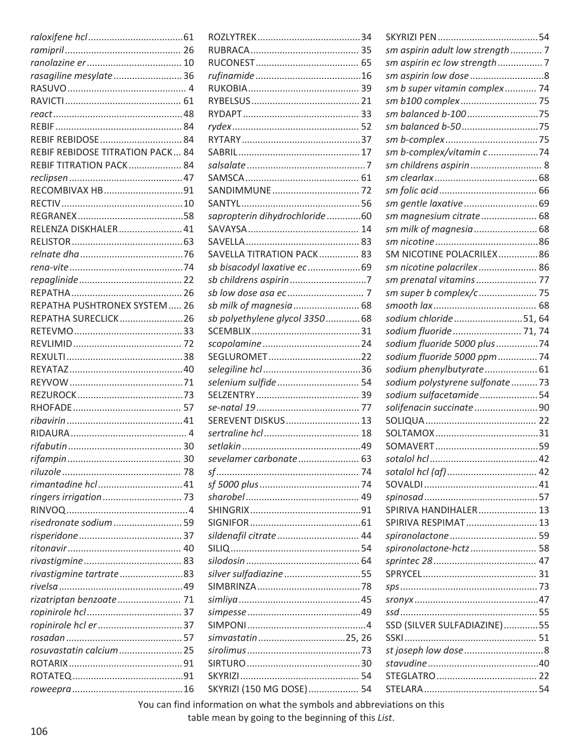*raloxifene hcl* ..... 61
*ramipril* ..... 26
*ranolazine er* ..... 10
*rasagiline mesylate* ..... 36
RASUVO ..... 4
RAVICTI ..... 61
*react* ..... 48
REBIF ..... 84
REBIF REBIDOSE ..... 84
REBIF REBIDOSE TITRATION PACK ..... 84
REBIF TITRATION PACK ..... 84
*reclipsen* ..... 47
RECOMBIVAX HB ..... 91
RECTIV ..... 10
REGRANEX ..... 58
RELENZA DISKHALER ..... 41
RELISTOR ..... 63
*relnate dha* ..... 76
*rena-vite* ..... 74
*repaglinide* ..... 22
REPATHA ..... 26
REPATHA PUSHTRONEX SYSTEM ..... 26
REPATHA SURECLICK ..... 26
RETEVMO ..... 33
REVLIMID ..... 72
REXULTI ..... 38
REYATAZ ..... 40
REYVOW ..... 71
REZUROCK ..... 73
RHOFADE ..... 57
*ribavirin* ..... 41
RIDAURA ..... 4
*rifabutin* ..... 30
*rifampin* ..... 30
*riluzole* ..... 78
*rimantadine hcl* ..... 41
*ringers irrigation* ..... 73
RINVOQ ..... 4
*risedronate sodium* ..... 59
*risperidone* ..... 37
*ritonavir* ..... 40
*rivastigmine* ..... 83
*rivastigmine tartrate* ..... 83
*rivelsa* ..... 49
*rizatriptan benzoate* ..... 71
*ropinirole hcl* ..... 37
*ropinirole hcl er* ..... 37
*rosadan* ..... 57
*rosuvastatin calcium* ..... 25
ROTARIX ..... 91
ROTATEQ ..... 91
*roweepra* ..... 16
ROZLYTREK ..... 34
RUBRACA ..... 35
RUCONEST ..... 65
*rufinamide* ..... 16
RUKOBIA ..... 39
RYBELSUS ..... 21
RYDAPT ..... 33
*rydex* ..... 52
RYTARY ..... 37
SABRIL ..... 17
*salsalate* ..... 7
SAMSCA ..... 61
SANDIMMUNE ..... 72
SANTYL ..... 56
*sapropterin dihydrochloride* ..... 60
SAVAYSA ..... 14
SAVELLA ..... 83
SAVELLA TITRATION PACK ..... 83
*sb bisacodyl laxative ec* ..... 69
*sb childrens aspirin* ..... 7
*sb low dose asa ec* ..... 7
*sb milk of magnesia* ..... 68
*sb polyethylene glycol 3350* ..... 68
SCEMBLIX ..... 31
*scopolamine* ..... 24
SEGLUROMET ..... 22
*selegiline hcl* ..... 36
*selenium sulfide* ..... 54
SELZENTRY ..... 39
*se-natal 19* ..... 77
SEREVENT DISKUS ..... 13
*sertraline hcl* ..... 18
*setlakin* ..... 49
*sevelamer carbonate* ..... 63
*sf* ..... 74
*sf 5000 plus* ..... 74
*sharobel* ..... 49
SHINGRIX ..... 91
SIGNIFOR ..... 61
*sildenafil citrate* ..... 44
SILIQ ..... 54
*silodosin* ..... 64
*silver sulfadiazine* ..... 55
SIMBRINZA ..... 78
*simliya* ..... 45
*simpesse* ..... 49
SIMPONI ..... 4
*simvastatin* ..... 25, 26
*sirolimus* ..... 73
SIRTURO ..... 30
SKYRIZI ..... 54
SKYRIZI (150 MG DOSE) ..... 54
SKYRIZI PEN ..... 54
*sm aspirin adult low strength* ..... 7
*sm aspirin ec low strength* ..... 7
*sm aspirin low dose* ..... 8
*sm b super vitamin complex* ..... 74
*sm b100 complex* ..... 75
*sm balanced b-100* ..... 75
*sm balanced b-50* ..... 75
*sm b-complex* ..... 75
*sm b-complex/vitamin c* ..... 74
*sm childrens aspirin* ..... 8
*sm clearlax* ..... 68
*sm folic acid* ..... 66
*sm gentle laxative* ..... 69
*sm magnesium citrate* ..... 68
*sm milk of magnesia* ..... 68
*sm nicotine* ..... 86
SM NICOTINE POLACRILEX ..... 86
*sm nicotine polacrilex* ..... 86
*sm prenatal vitamins* ..... 77
*sm super b complex/c* ..... 75
*smooth lax* ..... 68
*sodium chloride* ..... 51, 64
*sodium fluoride* ..... 71, 74
*sodium fluoride 5000 plus* ..... 74
*sodium fluoride 5000 ppm* ..... 74
*sodium phenylbutyrate* ..... 61
*sodium polystyrene sulfonate* ..... 73
*sodium sulfacetamide* ..... 54
*solifenacin succinate* ..... 90
SOLIQUA ..... 22
SOLTAMOX ..... 31
SOMAVERT ..... 59
*sotalol hcl* ..... 42
*sotalol hcl (af)* ..... 42
SOVALDI ..... 41
*spinosad* ..... 57
SPIRIVA HANDIHALER ..... 13
SPIRIVA RESPIMAT ..... 13
*spironolactone* ..... 59
*spironolactone-hctz* ..... 58
*sprintec 28* ..... 47
SPRYCEL ..... 31
*sps* ..... 73
*sronyx* ..... 47
*ssd* ..... 55
SSD (SILVER SULFADIAZINE) ..... 55
SSKI ..... 51
*st joseph low dose* ..... 8
*stavudine* ..... 40
STEGLATRO ..... 22
STELARA ..... 54

You can find information on what the symbols and abbreviations on this table mean by going to the beginning of this *List*.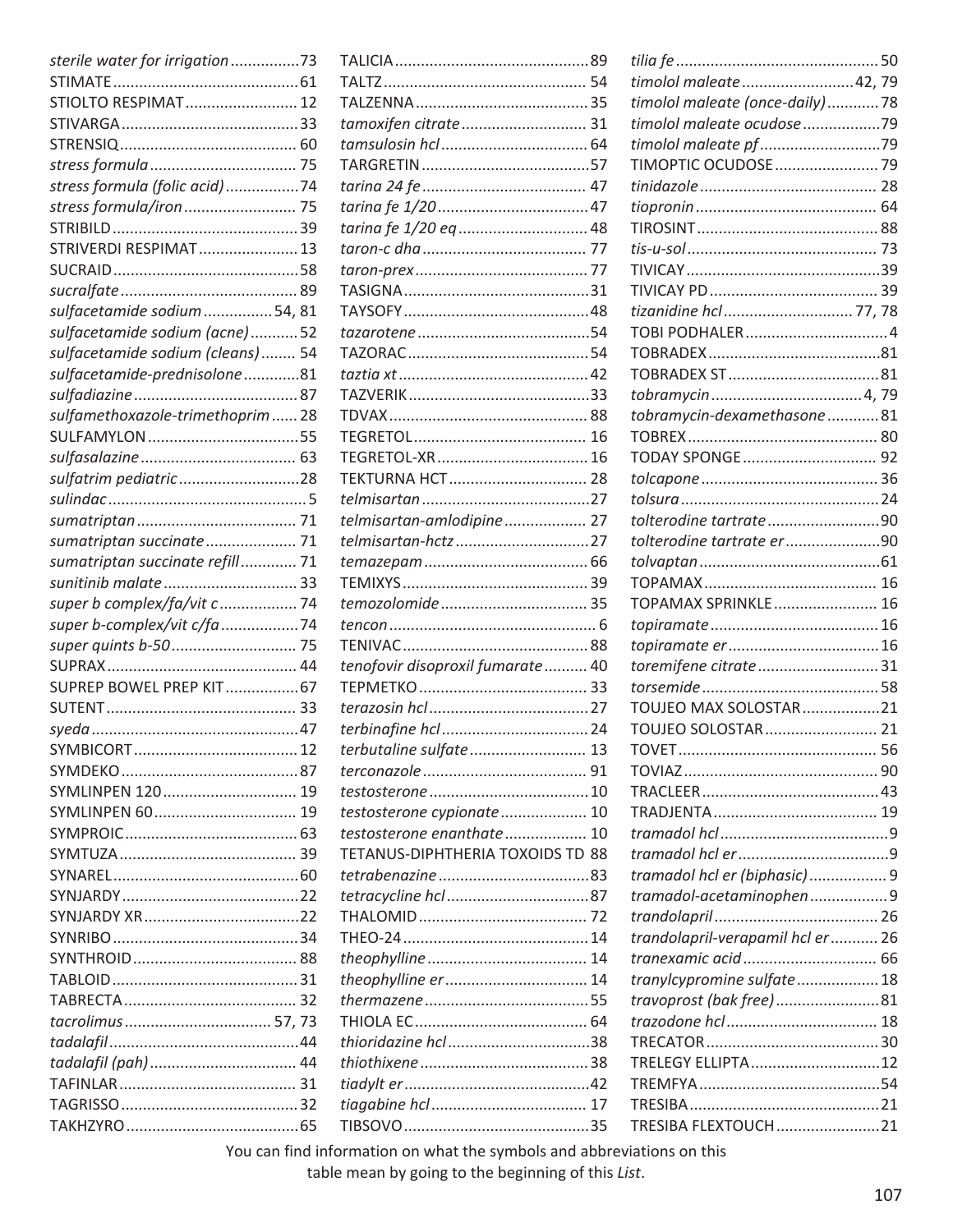*sterile water for irrigation* ................73
STIMATE ..........................................61
STIOLTO RESPIMAT ......................... 12
STIVARGA .........................................33
STRENSIQ ......................................... 60
*stress formula* .................................. 75
*stress formula (folic acid)* .................74
*stress formula/iron* .......................... 75
STRIBILD ...........................................39
STRIVERDI RESPIMAT ....................... 13
SUCRAID ...........................................58
*sucralfate* ......................................... 89
*sulfacetamide sodium* ................ 54, 81
*sulfacetamide sodium (acne)* ........... 52
*sulfacetamide sodium (cleans)* ........ 54
*sulfacetamide-prednisolone* .............81
*sulfadiazine* ...................................... 87
*sulfamethoxazole-trimethoprim* ...... 28
SULFAMYLON ...................................55
*sulfasalazine* .................................... 63
*sulfatrim pediatric* ............................28
*sulindac* ..............................................5
*sumatriptan* ..................................... 71
*sumatriptan succinate* ..................... 71
*sumatriptan succinate refill* ............. 71
*sunitinib malate* ............................... 33
*super b complex/fa/vit c* .................. 74
*super b-complex/vit c/fa* ..................74
*super quints b-50* ............................. 75
SUPRAX ............................................ 44
SUPREP BOWEL PREP KIT .................67
SUTENT ............................................ 33
*syeda* ................................................47
SYMBICORT ...................................... 12
SYMDEKO .........................................87
SYMLINPEN 120 ............................... 19
SYMLINPEN 60 ................................. 19
SYMPROIC ........................................ 63
SYMTUZA ......................................... 39
SYNAREL ...........................................60
SYNJARDY .........................................22
SYNJARDY XR ....................................22
SYNRIBO ...........................................34
SYNTHROID ...................................... 88
TABLOID ...........................................31
TABRECTA ........................................ 32
*tacrolimus* .................................. 57, 73
*tadalafil* ............................................44
*tadalafil (pah)* .................................. 44
TAFINLAR ......................................... 31
TAGRISSO .........................................32
TAKHZYRO ........................................65
TALICIA .............................................89
TALTZ ............................................... 54
TALZENNA ........................................35
*tamoxifen citrate* ............................. 31
*tamsulosin hcl* .................................. 64
TARGRETIN .......................................57
*tarina 24 fe* ...................................... 47
*tarina fe 1/20* ...................................47
*tarina fe 1/20 eq* .............................. 48
*taron-c dha* ...................................... 77
*taron-prex* ........................................ 77
TASIGNA ...........................................31
TAYSOFY ...........................................48
*tazarotene* ........................................54
TAZORAC ..........................................54
*taztia xt* ............................................ 42
TAZVERIK ..........................................33
TDVAX .............................................. 88
TEGRETOL ........................................ 16
TEGRETOL-XR ................................... 16
TEKTURNA HCT ................................ 28
*telmisartan* .......................................27
*telmisartan-amlodipine* ................... 27
*telmisartan-hctz* ...............................27
*temazepam* ...................................... 66
TEMIXYS ........................................... 39
*temozolomide* .................................. 35
*tencon* ................................................ 6
TENIVAC ........................................... 88
*tenofovir disoproxil fumarate* .......... 40
TEPMETKO ....................................... 33
*terazosin hcl* ..................................... 27
*terbinafine hcl* .................................. 24
*terbutaline sulfate* ........................... 13
*terconazole* ...................................... 91
*testosterone* ..................................... 10
*testosterone cypionate* .................... 10
*testosterone enanthate* ................... 10
TETANUS-DIPHTHERIA TOXOIDS TD 88
*tetrabenazine* ...................................83
*tetracycline hcl* .................................87
THALOMID ....................................... 72
THEO-24 ........................................... 14
*theophylline* ..................................... 14
*theophylline er* ................................. 14
*thermazene* ......................................55
THIOLA EC ........................................ 64
*thioridazine hcl* .................................38
*thiothixene* .......................................38
*tiadylt er* ...........................................42
*tiagabine hcl* .................................... 17
TIBSOVO ...........................................35
*tilia fe* ............................................... 50
*timolol maleate* ..........................42, 79
*timolol maleate (once-daily)* ............ 78
*timolol maleate ocudose* ..................79
*timolol maleate pf* ............................79
TIMOPTIC OCUDOSE ........................ 79
*tinidazole* ......................................... 28
*tiopronin* .......................................... 64
TIROSINT .......................................... 88
*tis-u-sol* ............................................ 73
TIVICAY .............................................39
TIVICAY PD ....................................... 39
*tizanidine hcl* .............................. 77, 78
TOBI PODHALER .................................4
TOBRADEX ........................................81
TOBRADEX ST ...................................81
*tobramycin* ...................................4, 79
*tobramycin-dexamethasone* ............ 81
TOBREX ............................................ 80
TODAY SPONGE ............................... 92
*tolcapone* ......................................... 36
*tolsura* ..............................................24
*tolterodine tartrate* ..........................90
*tolterodine tartrate er* ......................90
*tolvaptan* ..........................................61
TOPAMAX ........................................ 16
TOPAMAX SPRINKLE ........................ 16
*topiramate* ....................................... 16
*topiramate er* ................................... 16
*toremifene citrate* ............................ 31
*torsemide* .........................................58
TOUJEO MAX SOLOSTAR ..................21
TOUJEO SOLOSTAR .......................... 21
TOVET .............................................. 56
TOVIAZ .............................................90
TRACLEER .........................................43
TRADJENTA ...................................... 19
*tramadol hcl* .......................................9
*tramadol hcl er* ...................................9
*tramadol hcl er (biphasic)* .................. 9
*tramadol-acetaminophen* ..................9
*trandolapril* ...................................... 26
*trandolapril-verapamil hcl er* ........... 26
*tranexamic acid* ............................... 66
*tranylcypromine sulfate* ................... 18
*travoprost (bak free)* ........................81
*trazodone hcl* ................................... 18
TRECATOR ........................................30
TRELEGY ELLIPTA ..............................12
TREMFYA ..........................................54
TRESIBA ............................................21
TRESIBA FLEXTOUCH ........................21

You can find information on what the symbols and abbreviations on this table mean by going to the beginning of this *List*.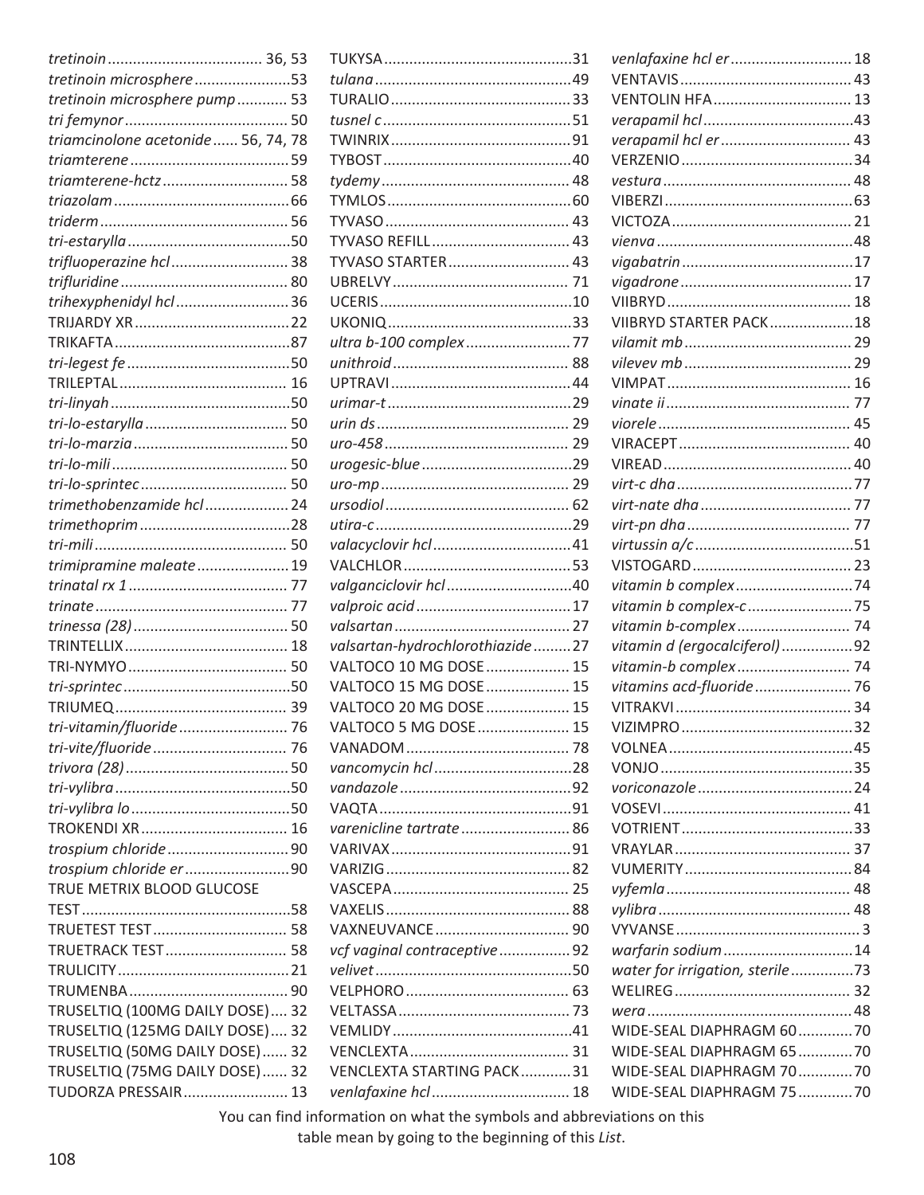*tretinoin* ..................................... 36, 53
*tretinoin microsphere* .......................53
*tretinoin microsphere pump* ............ 53
*tri femynor* ....................................... 50
*triamcinolone acetonide* ...... 56, 74, 78
*triamterene* ...................................... 59
*triamterene-hctz* .............................. 58
*triazolam* .......................................... 66
*triderm* ............................................. 56
*tri-estarylla* .......................................50
*trifluoperazine hcl* ............................ 38
*trifluridine* ........................................ 80
*trihexyphenidyl hcl* ........................... 36
TRIJARDY XR ..................................... 22
TRIKAFTA ..........................................87
*tri-legest fe* .......................................50
TRILEPTAL ........................................ 16
*tri-linyah* ...........................................50
*tri-lo-estarylla* .................................. 50
*tri-lo-marzia* ..................................... 50
*tri-lo-mili* .......................................... 50
*tri-lo-sprintec* ................................... 50
*trimethobenzamide hcl* .................... 24
*trimethoprim* ....................................28
*tri-mili* .............................................. 50
*trimipramine maleate* ...................... 19
*trinatal rx 1* ...................................... 77
*trinate* .............................................. 77
*trinessa (28)* ..................................... 50
TRINTELLIX ....................................... 18
TRI-NYMYO ...................................... 50
*tri-sprintec* ........................................50
TRIUMEQ ........................................... 39
*tri-vitamin/fluoride* .......................... 76
*tri-vite/fluoride* ................................ 76
*trivora (28)* .......................................50
*tri-vylibra* ..........................................50
*tri-vylibra lo* ......................................50
TROKENDI XR .................................... 16
*trospium chloride* ............................. 90
*trospium chloride er* .........................90
TRUE METRIX BLOOD GLUCOSE TEST ..................................................58
TRUETEST TEST ................................ 58
TRUETRACK TEST ............................. 58
TRULICITY .........................................21
TRUMENBA ...................................... 90
TRUSELTIQ (100MG DAILY DOSE) .... 32
TRUSELTIQ (125MG DAILY DOSE) .... 32
TRUSELTIQ (50MG DAILY DOSE) ...... 32
TRUSELTIQ (75MG DAILY DOSE) ...... 32
TUDORZA PRESSAIR ......................... 13
TUKYSA .............................................31
*tulana* ...............................................49
TURALIO ........................................... 33
*tusnel c* .............................................51
TWINRIX ........................................... 91
TYBOST ..............................................40
*tydemy* ............................................. 48
TYMLOS .............................................60
TYVASO ............................................. 43
TYVASO REFILL ................................. 43
TYVASO STARTER ............................. 43
UBRELVY ........................................... 71
UCERIS ...............................................10
UKONIQ .............................................33
*ultra b-100 complex* .......................... 77
*unithroid* .......................................... 88
UPTRAVI ............................................ 44
*urimar-t* ............................................29
*urin ds* .............................................. 29
*uro-458* ............................................ 29
*urogesic-blue* ....................................29
*uro-mp* ............................................. 29
*ursodiol* ............................................ 62
*utira-c* ...............................................29
*valacyclovir hcl* .................................41
VALCHLOR .........................................53
*valganciclovir hcl* ..............................40
*valproic acid* .....................................17
*valsartan* .......................................... 27
*valsartan-hydrochlorothiazide* .........27
VALTOCO 10 MG DOSE .................... 15
VALTOCO 15 MG DOSE .................... 15
VALTOCO 20 MG DOSE .................... 15
VALTOCO 5 MG DOSE ...................... 15
VANADOM ....................................... 78
*vancomycin hcl* .................................28
*vandazole* .........................................92
VAQTA ...............................................91
*varenicline tartrate* .......................... 86
VARIVAX ........................................... 91
VARIZIG ............................................ 82
VASCEPA ........................................... 25
VAXELIS ............................................ 88
VAXNEUVANCE ................................ 90
*vcf vaginal contraceptive* ................. 92
*velivet* ...............................................50
VELPHORO ....................................... 63
VELTASSA .......................................... 73
VEMLIDY ............................................41
VENCLEXTA ...................................... 31
VENCLEXTA STARTING PACK ............31
*venlafaxine hcl* ................................. 18
*venlafaxine hcl er* ............................. 18
VENTAVIS .......................................... 43
VENTOLIN HFA ................................. 13
*verapamil hcl* ....................................43
*verapamil hcl er* ............................... 43
VERZENIO ..........................................34
*vestura* ............................................. 48
VIBERZI ..............................................63
VICTOZA ........................................... 21
*vienva* ...............................................48
*vigabatrin* .........................................17
*vigadrone* ......................................... 17
VIIBRYD ............................................. 18
VIIBRYD STARTER PACK ....................18
*vilamit mb* ........................................ 29
*vilevev mb* ........................................ 29
VIMPAT ............................................. 16
*vinate ii* ............................................ 77
*viorele* .............................................. 45
VIRACEPT .......................................... 40
VIREAD .............................................. 40
*virt-c dha* ..........................................77
*virt-nate dha* .................................... 77
*virt-pn dha* ....................................... 77
*virtussin a/c* ......................................51
VISTOGARD ....................................... 23
*vitamin b complex* ............................74
*vitamin b complex-c* .........................75
*vitamin b-complex* ............................ 74
*vitamin d (ergocalciferol)* .................92
*vitamin-b complex* ........................... 74
*vitamins acd-fluoride* ....................... 76
VITRAKVI ........................................... 34
VIZIMPRO ..........................................32
VOLNEA .............................................45
VONJO ...............................................35
*voriconazole* .....................................24
VOSEVI .............................................. 41
VOTRIENT ..........................................33
VRAYLAR ........................................... 37
VUMERITY ......................................... 84
*vyfemla* ............................................ 48
*vylibra* .............................................. 48
VYVANSE ............................................. 3
*warfarin sodium* ...............................14
*water for irrigation, sterile* ...............73
WELIREG ........................................... 32
*wera* ................................................. 48
WIDE-SEAL DIAPHRAGM 60 .............70
WIDE-SEAL DIAPHRAGM 65 .............70
WIDE-SEAL DIAPHRAGM 70 .............70
WIDE-SEAL DIAPHRAGM 75 .............70

You can find information on what the symbols and abbreviations on this table mean by going to the beginning of this *List*.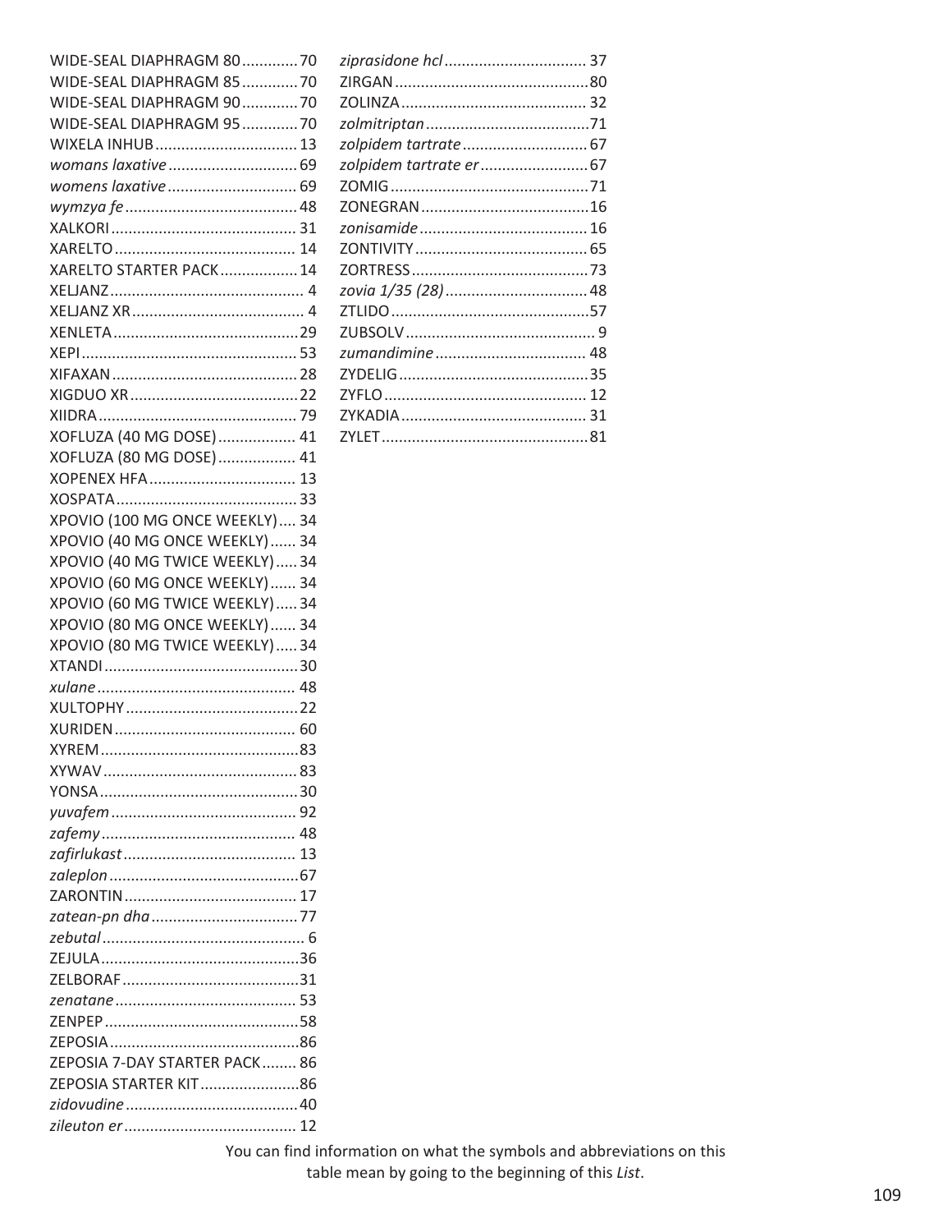WIDE-SEAL DIAPHRAGM 80 ............. 70
WIDE-SEAL DIAPHRAGM 85 ............. 70
WIDE-SEAL DIAPHRAGM 90 ............. 70
WIDE-SEAL DIAPHRAGM 95 ............. 70
WIXELA INHUB ................................. 13
*womans laxative* .............................. 69
*womens laxative* .............................. 69
*wymzya fe* ........................................ 48
XALKORI ........................................... 31
XARELTO .......................................... 14
XARELTO STARTER PACK .................. 14
XELJANZ ............................................. 4
XELJANZ XR ........................................ 4
XENLETA ........................................... 29
XEPI .................................................. 53
XIFAXAN ........................................... 28
XIGDUO XR ....................................... 22
XIIDRA .............................................. 79
XOFLUZA (40 MG DOSE) .................. 41
XOFLUZA (80 MG DOSE) .................. 41
XOPENEX HFA .................................. 13
XOSPATA .......................................... 33
XPOVIO (100 MG ONCE WEEKLY) .... 34
XPOVIO (40 MG ONCE WEEKLY) ...... 34
XPOVIO (40 MG TWICE WEEKLY) ..... 34
XPOVIO (60 MG ONCE WEEKLY) ...... 34
XPOVIO (60 MG TWICE WEEKLY) ..... 34
XPOVIO (80 MG ONCE WEEKLY) ...... 34
XPOVIO (80 MG TWICE WEEKLY) ..... 34
XTANDI ............................................. 30
*xulane* .............................................. 48
XULTOPHY ........................................ 22
XURIDEN .......................................... 60
XYREM .............................................. 83
XYWAV ............................................. 83
YONSA .............................................. 30
*yuvafem* ........................................... 92
*zafemy* ............................................. 48
*zafirlukast* ........................................ 13
*zaleplon* ............................................ 67
ZARONTIN ........................................ 17
*zatean-pn dha* .................................. 77
*zebutal* ............................................... 6
ZEJULA .............................................. 36
ZELBORAF ......................................... 31
*zenatane* .......................................... 53
ZENPEP ............................................. 58
ZEPOSIA ............................................ 86
ZEPOSIA 7-DAY STARTER PACK ........ 86
ZEPOSIA STARTER KIT ....................... 86
*zidovudine* ........................................ 40
*zileuton er* ........................................ 12
*ziprasidone hcl* ................................. 37
ZIRGAN ............................................. 80
ZOLINZA ........................................... 32
*zolmitriptan* ...................................... 71
*zolpidem tartrate* ............................. 67
*zolpidem tartrate er* ......................... 67
ZOMIG .............................................. 71
ZONEGRAN ....................................... 16
*zonisamide* ....................................... 16
ZONTIVITY ........................................ 65
ZORTRESS ......................................... 73
*zovia 1/35 (28)* ................................. 48
ZTLIDO .............................................. 57
ZUBSOLV ............................................ 9
*zumandimine* ................................... 48
ZYDELIG ............................................ 35
ZYFLO ............................................... 12
ZYKADIA ........................................... 31
ZYLET ................................................ 81

You can find information on what the symbols and abbreviations on this table mean by going to the beginning of this *List*.